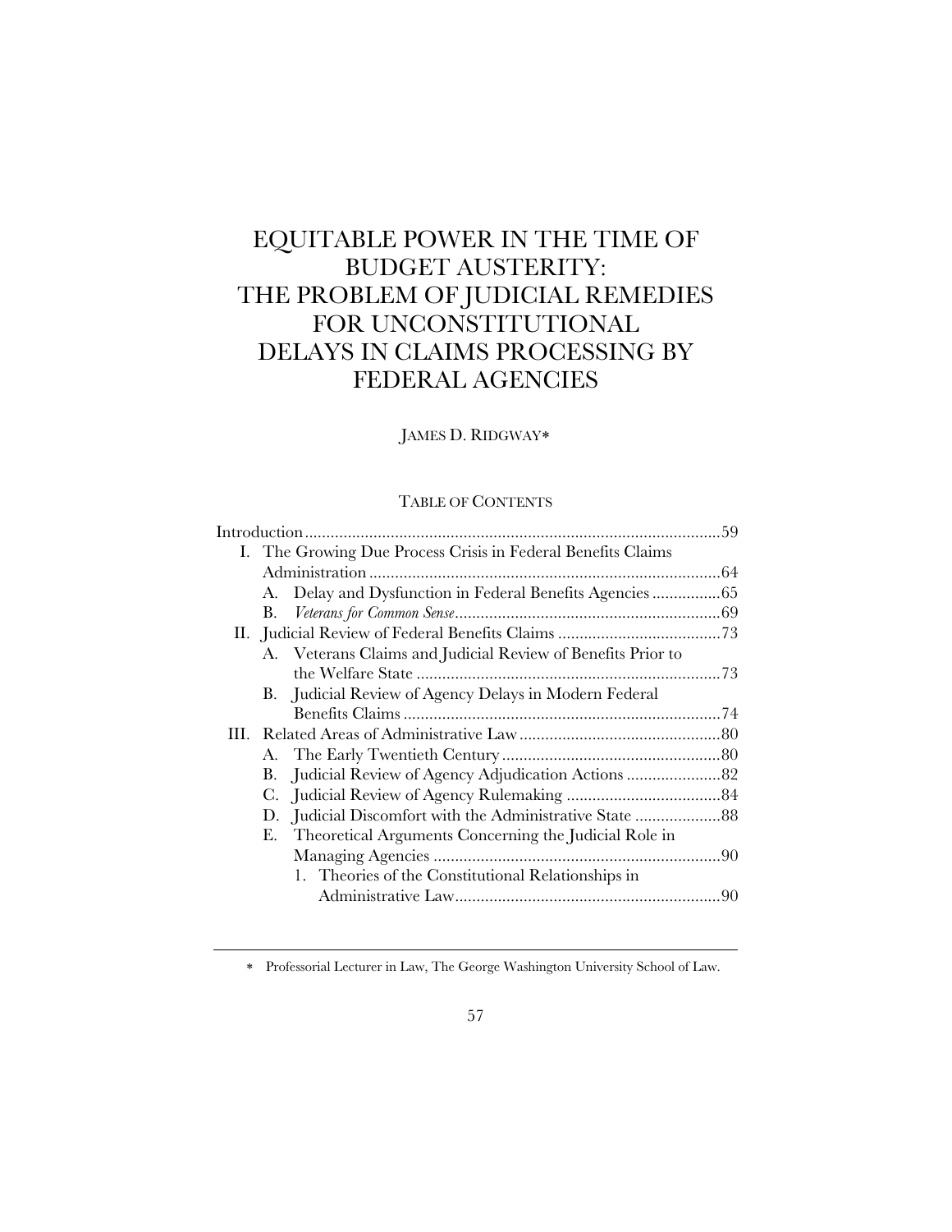# EQUITABLE POWER IN THE TIME OF BUDGET AUSTERITY: THE PROBLEM OF JUDICIAL REMEDIES FOR UNCONSTITUTIONAL DELAYS IN CLAIMS PROCESSING BY FEDERAL AGENCIES

JAMES D. RIDGWAY*

TABLE OF CONTENTS

Introduction ................................................................................................59

I. The Growing Due Process Crisis in Federal Benefits Claims Administration ..................................................................................64

   A. Delay and Dysfunction in Federal Benefits Agencies ................65

   B. *Veterans for Common Sense* ..............................................................69

II. Judicial Review of Federal Benefits Claims ......................................73

   A. Veterans Claims and Judicial Review of Benefits Prior to the Welfare State .......................................................................73

   B. Judicial Review of Agency Delays in Modern Federal Benefits Claims ..........................................................................74

III. Related Areas of Administrative Law ...............................................80

   A. The Early Twentieth Century ...................................................80

   B. Judicial Review of Agency Adjudication Actions ......................82

   C. Judicial Review of Agency Rulemaking ....................................84

   D. Judicial Discomfort with the Administrative State ....................88

   E. Theoretical Arguments Concerning the Judicial Role in Managing Agencies ...................................................................90

      1. Theories of the Constitutional Relationships in Administrative Law ..............................................................90

---

\* Professorial Lecturer in Law, The George Washington University School of Law.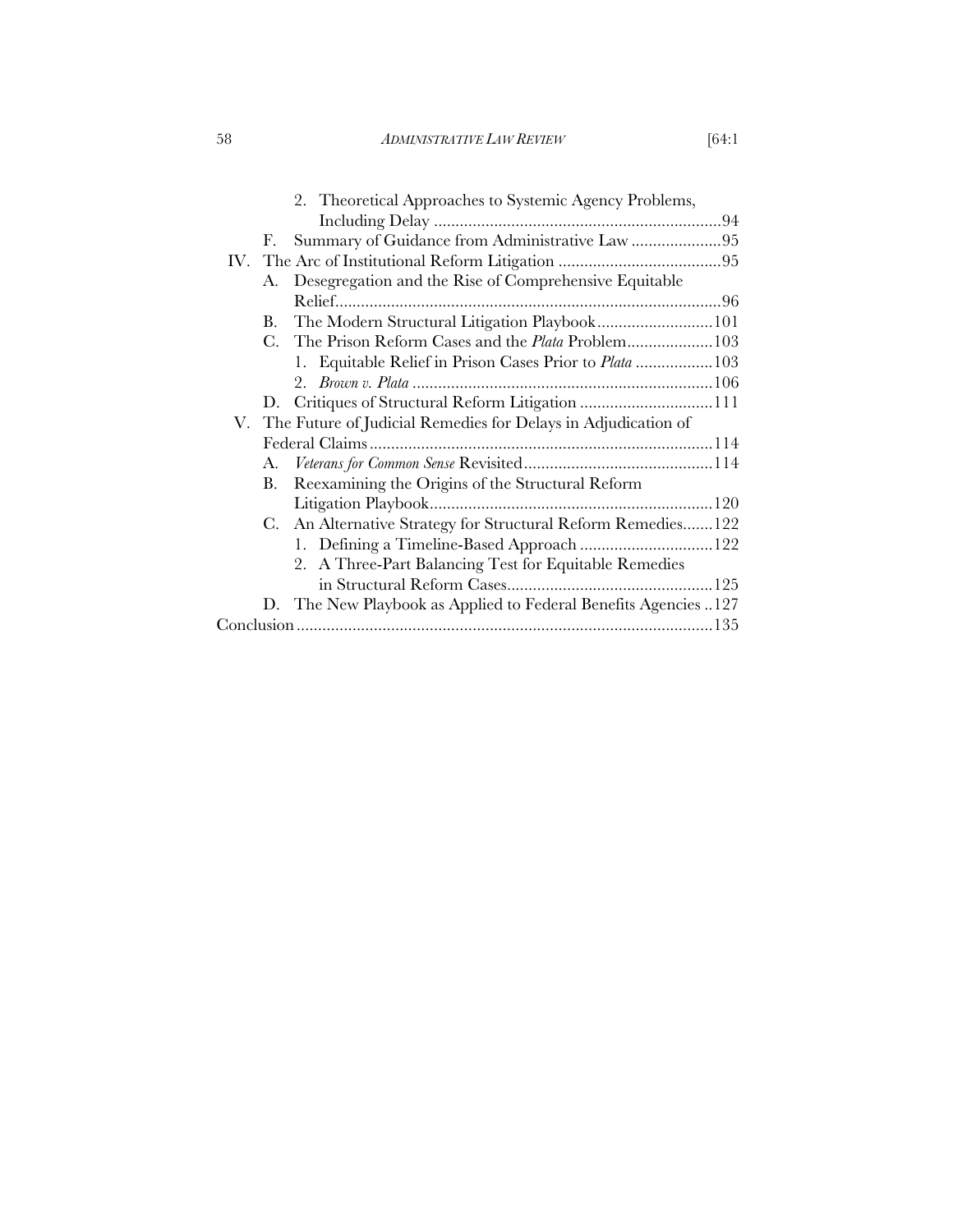2. Theoretical Approaches to Systemic Agency Problems, Including Delay ..........94

F. Summary of Guidance from Administrative Law ..........95

IV. The Arc of Institutional Reform Litigation ..........95

A. Desegregation and the Rise of Comprehensive Equitable Relief ..........96

B. The Modern Structural Litigation Playbook ..........101

C. The Prison Reform Cases and the *Plata* Problem ..........103

1. Equitable Relief in Prison Cases Prior to *Plata* ..........103

2. *Brown v. Plata* ..........106

D. Critiques of Structural Reform Litigation ..........111

V. The Future of Judicial Remedies for Delays in Adjudication of Federal Claims ..........114

A. *Veterans for Common Sense* Revisited ..........114

B. Reexamining the Origins of the Structural Reform Litigation Playbook ..........120

C. An Alternative Strategy for Structural Reform Remedies ..........122

1. Defining a Timeline-Based Approach ..........122

2. A Three-Part Balancing Test for Equitable Remedies in Structural Reform Cases ..........125

D. The New Playbook as Applied to Federal Benefits Agencies ..........127

Conclusion ..........135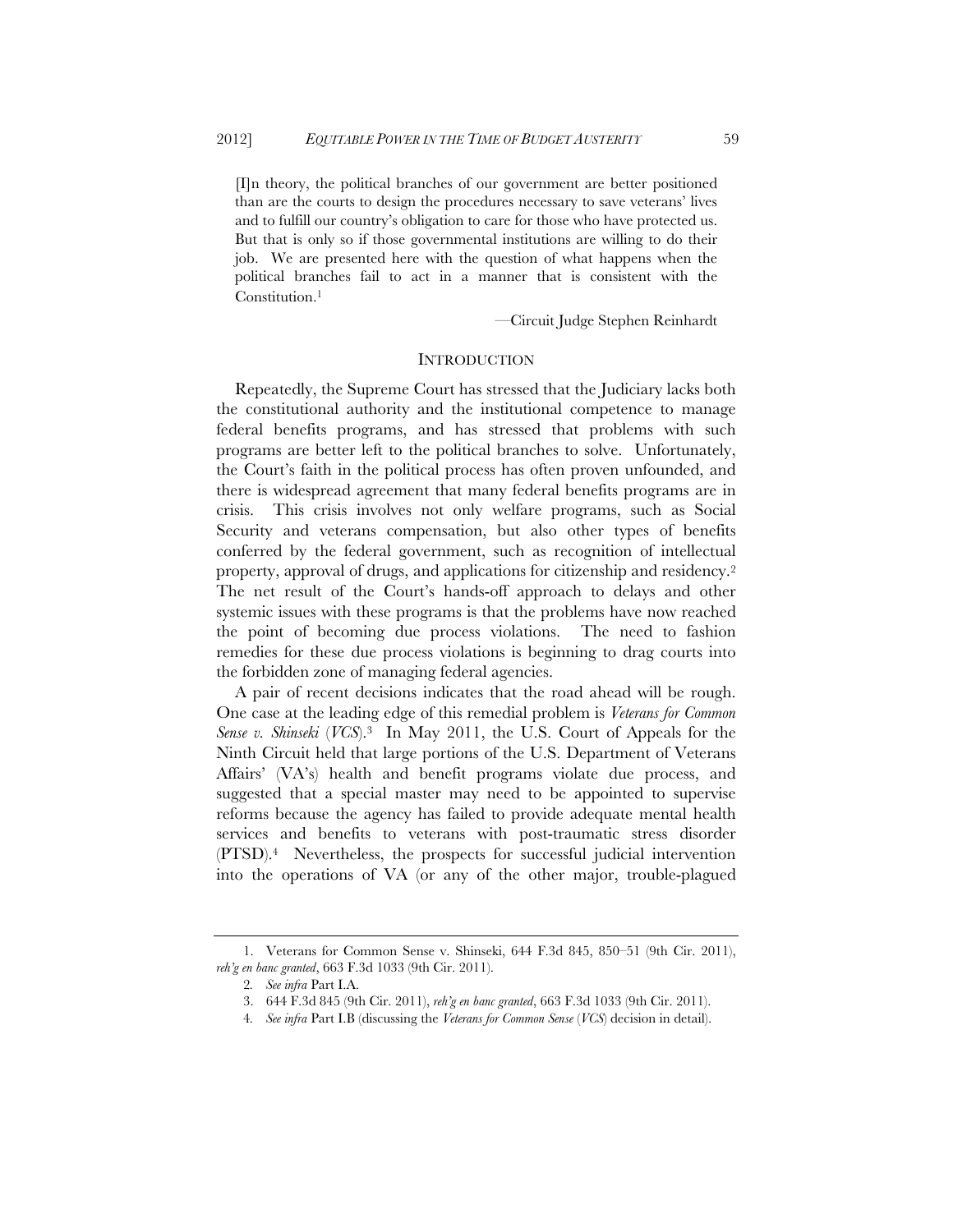> [I]n theory, the political branches of our government are better positioned than are the courts to design the procedures necessary to save veterans' lives and to fulfill our country's obligation to care for those who have protected us. But that is only so if those governmental institutions are willing to do their job. We are presented here with the question of what happens when the political branches fail to act in a manner that is consistent with the Constitution.[1]
>
> —Circuit Judge Stephen Reinhardt

## INTRODUCTION

Repeatedly, the Supreme Court has stressed that the Judiciary lacks both the constitutional authority and the institutional competence to manage federal benefits programs, and has stressed that problems with such programs are better left to the political branches to solve. Unfortunately, the Court's faith in the political process has often proven unfounded, and there is widespread agreement that many federal benefits programs are in crisis. This crisis involves not only welfare programs, such as Social Security and veterans compensation, but also other types of benefits conferred by the federal government, such as recognition of intellectual property, approval of drugs, and applications for citizenship and residency.[2] The net result of the Court's hands-off approach to delays and other systemic issues with these programs is that the problems have now reached the point of becoming due process violations. The need to fashion remedies for these due process violations is beginning to drag courts into the forbidden zone of managing federal agencies.

A pair of recent decisions indicates that the road ahead will be rough. One case at the leading edge of this remedial problem is *Veterans for Common Sense v. Shinseki* (*VCS*).[3] In May 2011, the U.S. Court of Appeals for the Ninth Circuit held that large portions of the U.S. Department of Veterans Affairs' (VA's) health and benefit programs violate due process, and suggested that a special master may need to be appointed to supervise reforms because the agency has failed to provide adequate mental health services and benefits to veterans with post-traumatic stress disorder (PTSD).[4] Nevertheless, the prospects for successful judicial intervention into the operations of VA (or any of the other major, trouble-plagued

---

1. Veterans for Common Sense v. Shinseki, 644 F.3d 845, 850–51 (9th Cir. 2011), *reh'g en banc granted*, 663 F.3d 1033 (9th Cir. 2011).

2. *See infra* Part I.A.

3. 644 F.3d 845 (9th Cir. 2011), *reh'g en banc granted*, 663 F.3d 1033 (9th Cir. 2011).

4. *See infra* Part I.B (discussing the *Veterans for Common Sense* (*VCS*) decision in detail).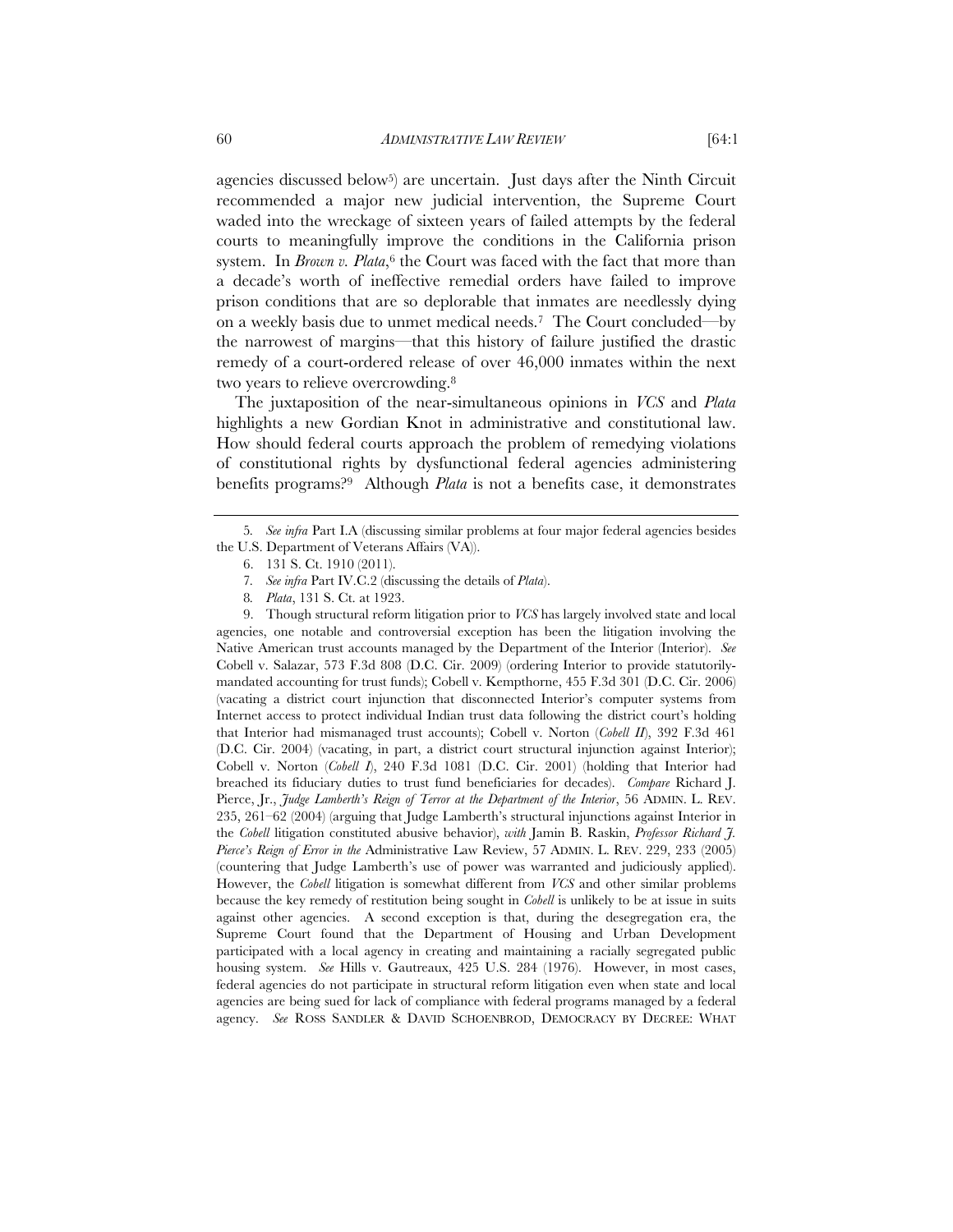agencies discussed below[5]) are uncertain. Just days after the Ninth Circuit recommended a major new judicial intervention, the Supreme Court waded into the wreckage of sixteen years of failed attempts by the federal courts to meaningfully improve the conditions in the California prison system. In *Brown v. Plata*,[6] the Court was faced with the fact that more than a decade's worth of ineffective remedial orders have failed to improve prison conditions that are so deplorable that inmates are needlessly dying on a weekly basis due to unmet medical needs.[7] The Court concluded—by the narrowest of margins—that this history of failure justified the drastic remedy of a court-ordered release of over 46,000 inmates within the next two years to relieve overcrowding.[8]

The juxtaposition of the near-simultaneous opinions in *VCS* and *Plata* highlights a new Gordian Knot in administrative and constitutional law. How should federal courts approach the problem of remedying violations of constitutional rights by dysfunctional federal agencies administering benefits programs?[9] Although *Plata* is not a benefits case, it demonstrates

---

5. *See infra* Part I.A (discussing similar problems at four major federal agencies besides the U.S. Department of Veterans Affairs (VA)).

6. 131 S. Ct. 1910 (2011).

7. *See infra* Part IV.C.2 (discussing the details of *Plata*).

8. *Plata*, 131 S. Ct. at 1923.

9. Though structural reform litigation prior to *VCS* has largely involved state and local agencies, one notable and controversial exception has been the litigation involving the Native American trust accounts managed by the Department of the Interior (Interior). *See* Cobell v. Salazar, 573 F.3d 808 (D.C. Cir. 2009) (ordering Interior to provide statutorily-mandated accounting for trust funds); Cobell v. Kempthorne, 455 F.3d 301 (D.C. Cir. 2006) (vacating a district court injunction that disconnected Interior's computer systems from Internet access to protect individual Indian trust data following the district court's holding that Interior had mismanaged trust accounts); Cobell v. Norton (*Cobell II*), 392 F.3d 461 (D.C. Cir. 2004) (vacating, in part, a district court structural injunction against Interior); Cobell v. Norton (*Cobell I*), 240 F.3d 1081 (D.C. Cir. 2001) (holding that Interior had breached its fiduciary duties to trust fund beneficiaries for decades). *Compare* Richard J. Pierce, Jr., *Judge Lamberth's Reign of Terror at the Department of the Interior*, 56 ADMIN. L. REV. 235, 261–62 (2004) (arguing that Judge Lamberth's structural injunctions against Interior in the *Cobell* litigation constituted abusive behavior), *with* Jamin B. Raskin, *Professor Richard J. Pierce's Reign of Error in the* Administrative Law Review, 57 ADMIN. L. REV. 229, 233 (2005) (countering that Judge Lamberth's use of power was warranted and judiciously applied). However, the *Cobell* litigation is somewhat different from *VCS* and other similar problems because the key remedy of restitution being sought in *Cobell* is unlikely to be at issue in suits against other agencies. A second exception is that, during the desegregation era, the Supreme Court found that the Department of Housing and Urban Development participated with a local agency in creating and maintaining a racially segregated public housing system. *See* Hills v. Gautreaux, 425 U.S. 284 (1976). However, in most cases, federal agencies do not participate in structural reform litigation even when state and local agencies are being sued for lack of compliance with federal programs managed by a federal agency. *See* ROSS SANDLER & DAVID SCHOENBROD, DEMOCRACY BY DECREE: WHAT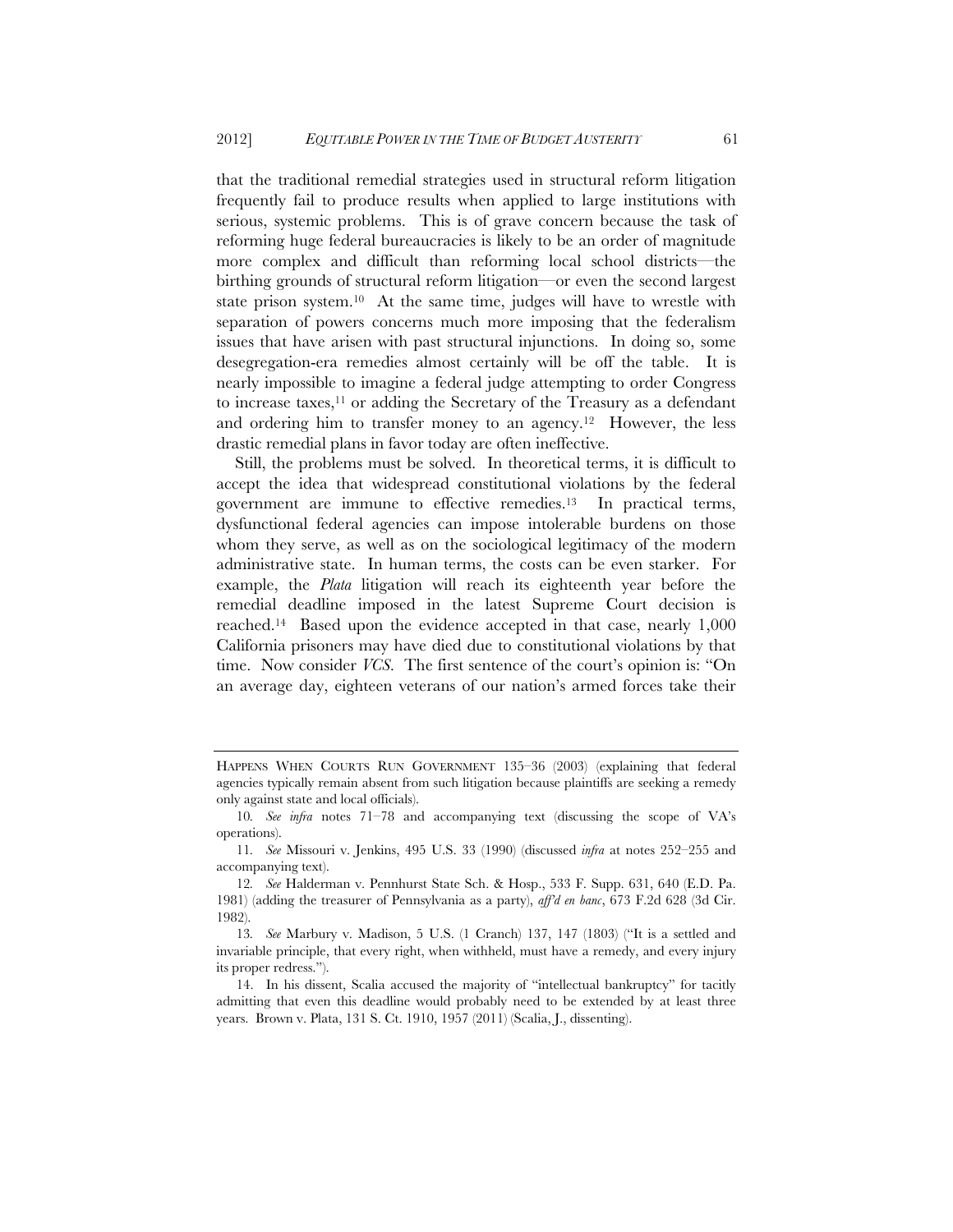that the traditional remedial strategies used in structural reform litigation frequently fail to produce results when applied to large institutions with serious, systemic problems. This is of grave concern because the task of reforming huge federal bureaucracies is likely to be an order of magnitude more complex and difficult than reforming local school districts—the birthing grounds of structural reform litigation—or even the second largest state prison system.[10] At the same time, judges will have to wrestle with separation of powers concerns much more imposing that the federalism issues that have arisen with past structural injunctions. In doing so, some desegregation-era remedies almost certainly will be off the table. It is nearly impossible to imagine a federal judge attempting to order Congress to increase taxes,[11] or adding the Secretary of the Treasury as a defendant and ordering him to transfer money to an agency.[12] However, the less drastic remedial plans in favor today are often ineffective.

Still, the problems must be solved. In theoretical terms, it is difficult to accept the idea that widespread constitutional violations by the federal government are immune to effective remedies.[13] In practical terms, dysfunctional federal agencies can impose intolerable burdens on those whom they serve, as well as on the sociological legitimacy of the modern administrative state. In human terms, the costs can be even starker. For example, the *Plata* litigation will reach its eighteenth year before the remedial deadline imposed in the latest Supreme Court decision is reached.[14] Based upon the evidence accepted in that case, nearly 1,000 California prisoners may have died due to constitutional violations by that time. Now consider *VCS*. The first sentence of the court's opinion is: "On an average day, eighteen veterans of our nation's armed forces take their

---

HAPPENS WHEN COURTS RUN GOVERNMENT 135–36 (2003) (explaining that federal agencies typically remain absent from such litigation because plaintiffs are seeking a remedy only against state and local officials).

10. *See infra* notes 71–78 and accompanying text (discussing the scope of VA's operations).

11. *See* Missouri v. Jenkins, 495 U.S. 33 (1990) (discussed *infra* at notes 252–255 and accompanying text).

12. *See* Halderman v. Pennhurst State Sch. & Hosp., 533 F. Supp. 631, 640 (E.D. Pa. 1981) (adding the treasurer of Pennsylvania as a party), *aff'd en banc*, 673 F.2d 628 (3d Cir. 1982).

13. *See* Marbury v. Madison, 5 U.S. (1 Cranch) 137, 147 (1803) ("It is a settled and invariable principle, that every right, when withheld, must have a remedy, and every injury its proper redress.").

14. In his dissent, Scalia accused the majority of "intellectual bankruptcy" for tacitly admitting that even this deadline would probably need to be extended by at least three years. Brown v. Plata, 131 S. Ct. 1910, 1957 (2011) (Scalia, J., dissenting).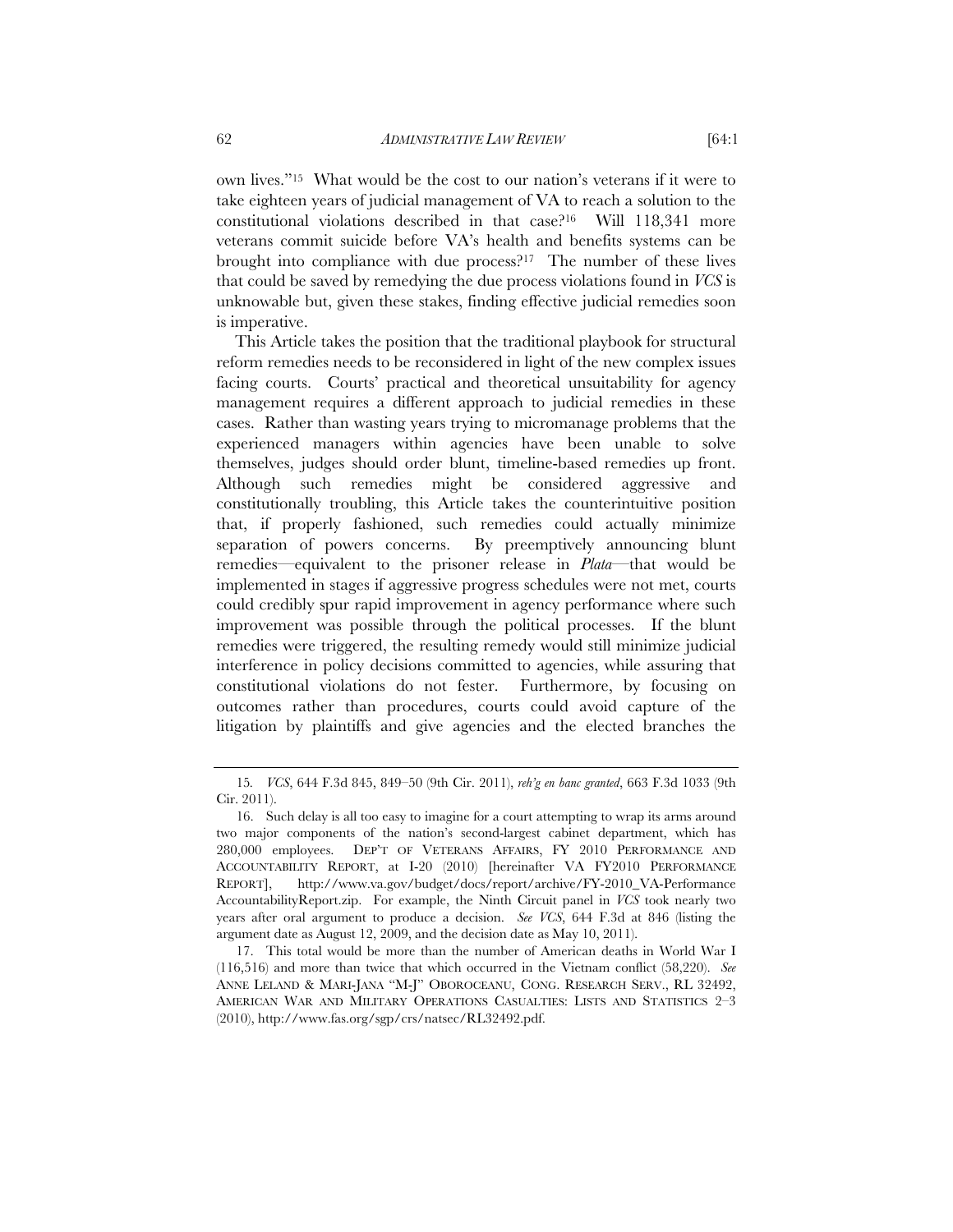own lives."[15] What would be the cost to our nation's veterans if it were to take eighteen years of judicial management of VA to reach a solution to the constitutional violations described in that case?[16] Will 118,341 more veterans commit suicide before VA's health and benefits systems can be brought into compliance with due process?[17] The number of these lives that could be saved by remedying the due process violations found in *VCS* is unknowable but, given these stakes, finding effective judicial remedies soon is imperative.

This Article takes the position that the traditional playbook for structural reform remedies needs to be reconsidered in light of the new complex issues facing courts. Courts' practical and theoretical unsuitability for agency management requires a different approach to judicial remedies in these cases. Rather than wasting years trying to micromanage problems that the experienced managers within agencies have been unable to solve themselves, judges should order blunt, timeline-based remedies up front. Although such remedies might be considered aggressive and constitutionally troubling, this Article takes the counterintuitive position that, if properly fashioned, such remedies could actually minimize separation of powers concerns. By preemptively announcing blunt remedies—equivalent to the prisoner release in *Plata*—that would be implemented in stages if aggressive progress schedules were not met, courts could credibly spur rapid improvement in agency performance where such improvement was possible through the political processes. If the blunt remedies were triggered, the resulting remedy would still minimize judicial interference in policy decisions committed to agencies, while assuring that constitutional violations do not fester. Furthermore, by focusing on outcomes rather than procedures, courts could avoid capture of the litigation by plaintiffs and give agencies and the elected branches the

---

15. *VCS*, 644 F.3d 845, 849–50 (9th Cir. 2011), *reh'g en banc granted*, 663 F.3d 1033 (9th Cir. 2011).

16. Such delay is all too easy to imagine for a court attempting to wrap its arms around two major components of the nation's second-largest cabinet department, which has 280,000 employees. DEP'T OF VETERANS AFFAIRS, FY 2010 PERFORMANCE AND ACCOUNTABILITY REPORT, at I-20 (2010) [hereinafter VA FY2010 PERFORMANCE REPORT], http://www.va.gov/budget/docs/report/archive/FY-2010_VA-PerformanceAccountabilityReport.zip. For example, the Ninth Circuit panel in *VCS* took nearly two years after oral argument to produce a decision. *See VCS*, 644 F.3d at 846 (listing the argument date as August 12, 2009, and the decision date as May 10, 2011).

17. This total would be more than the number of American deaths in World War I (116,516) and more than twice that which occurred in the Vietnam conflict (58,220). *See* ANNE LELAND & MARI-JANA "M-J" OBOROCEANU, CONG. RESEARCH SERV., RL 32492, AMERICAN WAR AND MILITARY OPERATIONS CASUALTIES: LISTS AND STATISTICS 2–3 (2010), http://www.fas.org/sgp/crs/natsec/RL32492.pdf.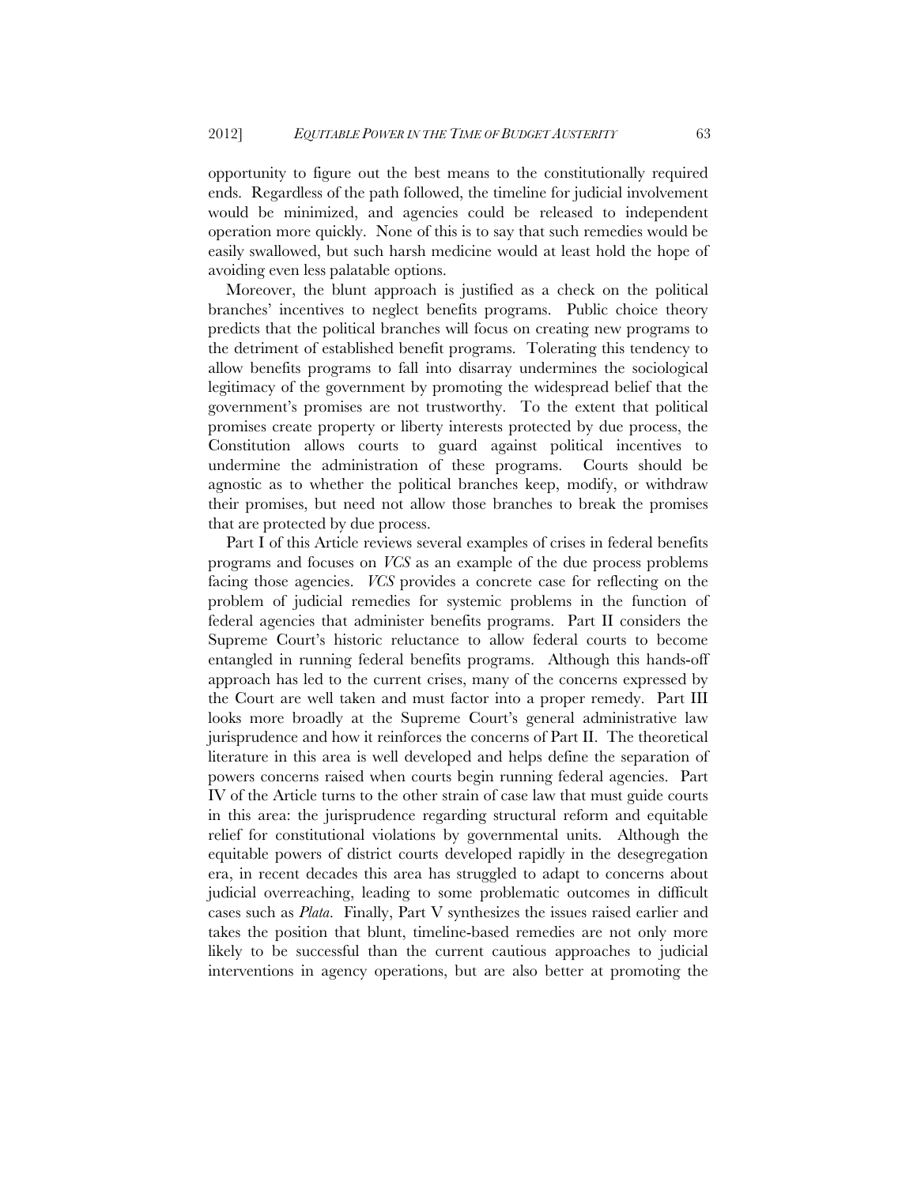opportunity to figure out the best means to the constitutionally required ends. Regardless of the path followed, the timeline for judicial involvement would be minimized, and agencies could be released to independent operation more quickly. None of this is to say that such remedies would be easily swallowed, but such harsh medicine would at least hold the hope of avoiding even less palatable options.

Moreover, the blunt approach is justified as a check on the political branches' incentives to neglect benefits programs. Public choice theory predicts that the political branches will focus on creating new programs to the detriment of established benefit programs. Tolerating this tendency to allow benefits programs to fall into disarray undermines the sociological legitimacy of the government by promoting the widespread belief that the government's promises are not trustworthy. To the extent that political promises create property or liberty interests protected by due process, the Constitution allows courts to guard against political incentives to undermine the administration of these programs. Courts should be agnostic as to whether the political branches keep, modify, or withdraw their promises, but need not allow those branches to break the promises that are protected by due process.

Part I of this Article reviews several examples of crises in federal benefits programs and focuses on *VCS* as an example of the due process problems facing those agencies. *VCS* provides a concrete case for reflecting on the problem of judicial remedies for systemic problems in the function of federal agencies that administer benefits programs. Part II considers the Supreme Court's historic reluctance to allow federal courts to become entangled in running federal benefits programs. Although this hands-off approach has led to the current crises, many of the concerns expressed by the Court are well taken and must factor into a proper remedy. Part III looks more broadly at the Supreme Court's general administrative law jurisprudence and how it reinforces the concerns of Part II. The theoretical literature in this area is well developed and helps define the separation of powers concerns raised when courts begin running federal agencies. Part IV of the Article turns to the other strain of case law that must guide courts in this area: the jurisprudence regarding structural reform and equitable relief for constitutional violations by governmental units. Although the equitable powers of district courts developed rapidly in the desegregation era, in recent decades this area has struggled to adapt to concerns about judicial overreaching, leading to some problematic outcomes in difficult cases such as *Plata*. Finally, Part V synthesizes the issues raised earlier and takes the position that blunt, timeline-based remedies are not only more likely to be successful than the current cautious approaches to judicial interventions in agency operations, but are also better at promoting the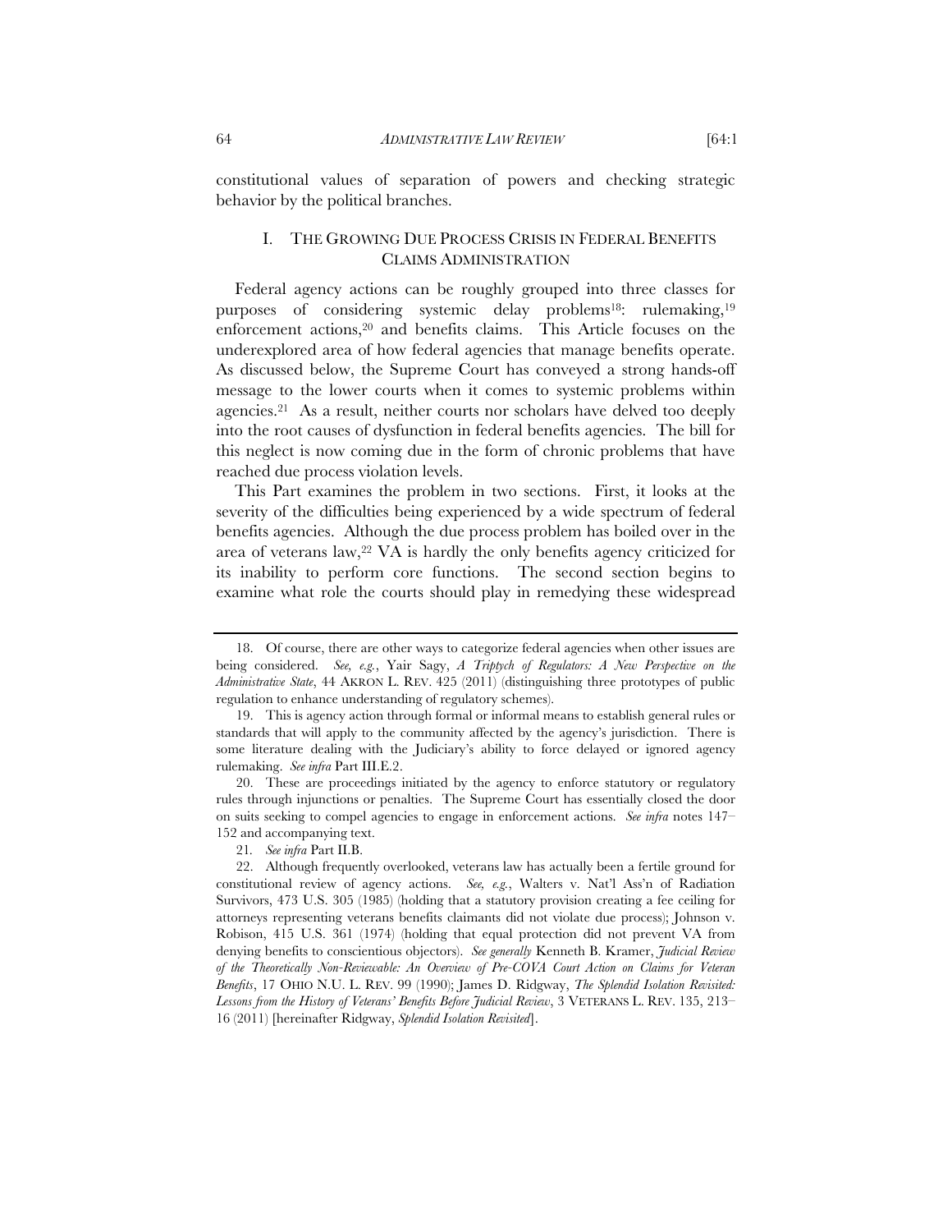constitutional values of separation of powers and checking strategic behavior by the political branches.

## I. THE GROWING DUE PROCESS CRISIS IN FEDERAL BENEFITS CLAIMS ADMINISTRATION

Federal agency actions can be roughly grouped into three classes for purposes of considering systemic delay problems[18]: rulemaking,[19] enforcement actions,[20] and benefits claims. This Article focuses on the underexplored area of how federal agencies that manage benefits operate. As discussed below, the Supreme Court has conveyed a strong hands-off message to the lower courts when it comes to systemic problems within agencies.[21] As a result, neither courts nor scholars have delved too deeply into the root causes of dysfunction in federal benefits agencies. The bill for this neglect is now coming due in the form of chronic problems that have reached due process violation levels.

This Part examines the problem in two sections. First, it looks at the severity of the difficulties being experienced by a wide spectrum of federal benefits agencies. Although the due process problem has boiled over in the area of veterans law,[22] VA is hardly the only benefits agency criticized for its inability to perform core functions. The second section begins to examine what role the courts should play in remedying these widespread

---

18. Of course, there are other ways to categorize federal agencies when other issues are being considered. *See, e.g.*, Yair Sagy, *A Triptych of Regulators: A New Perspective on the Administrative State*, 44 AKRON L. REV. 425 (2011) (distinguishing three prototypes of public regulation to enhance understanding of regulatory schemes).

19. This is agency action through formal or informal means to establish general rules or standards that will apply to the community affected by the agency's jurisdiction. There is some literature dealing with the Judiciary's ability to force delayed or ignored agency rulemaking. *See infra* Part III.E.2.

20. These are proceedings initiated by the agency to enforce statutory or regulatory rules through injunctions or penalties. The Supreme Court has essentially closed the door on suits seeking to compel agencies to engage in enforcement actions. *See infra* notes 147–152 and accompanying text.

21. *See infra* Part II.B.

22. Although frequently overlooked, veterans law has actually been a fertile ground for constitutional review of agency actions. *See, e.g.*, Walters v. Nat'l Ass'n of Radiation Survivors, 473 U.S. 305 (1985) (holding that a statutory provision creating a fee ceiling for attorneys representing veterans benefits claimants did not violate due process); Johnson v. Robison, 415 U.S. 361 (1974) (holding that equal protection did not prevent VA from denying benefits to conscientious objectors). *See generally* Kenneth B. Kramer, *Judicial Review of the Theoretically Non-Reviewable: An Overview of Pre-COVA Court Action on Claims for Veteran Benefits*, 17 OHIO N.U. L. REV. 99 (1990); James D. Ridgway, *The Splendid Isolation Revisited: Lessons from the History of Veterans' Benefits Before Judicial Review*, 3 VETERANS L. REV. 135, 213–16 (2011) [hereinafter Ridgway, *Splendid Isolation Revisited*].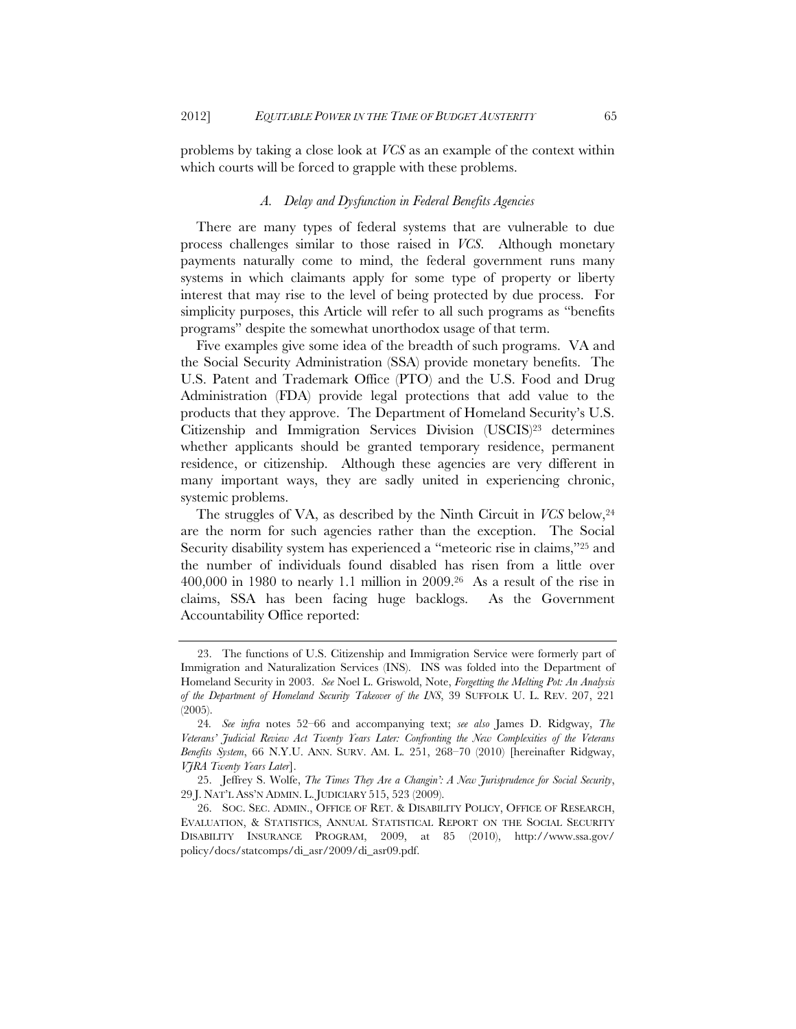problems by taking a close look at *VCS* as an example of the context within which courts will be forced to grapple with these problems.

### *A. Delay and Dysfunction in Federal Benefits Agencies*

There are many types of federal systems that are vulnerable to due process challenges similar to those raised in *VCS*. Although monetary payments naturally come to mind, the federal government runs many systems in which claimants apply for some type of property or liberty interest that may rise to the level of being protected by due process. For simplicity purposes, this Article will refer to all such programs as "benefits programs" despite the somewhat unorthodox usage of that term.

Five examples give some idea of the breadth of such programs. VA and the Social Security Administration (SSA) provide monetary benefits. The U.S. Patent and Trademark Office (PTO) and the U.S. Food and Drug Administration (FDA) provide legal protections that add value to the products that they approve. The Department of Homeland Security's U.S. Citizenship and Immigration Services Division (USCIS)[23] determines whether applicants should be granted temporary residence, permanent residence, or citizenship. Although these agencies are very different in many important ways, they are sadly united in experiencing chronic, systemic problems.

The struggles of VA, as described by the Ninth Circuit in *VCS* below,[24] are the norm for such agencies rather than the exception. The Social Security disability system has experienced a "meteoric rise in claims,"[25] and the number of individuals found disabled has risen from a little over 400,000 in 1980 to nearly 1.1 million in 2009.[26] As a result of the rise in claims, SSA has been facing huge backlogs. As the Government Accountability Office reported:

---

23. The functions of U.S. Citizenship and Immigration Service were formerly part of Immigration and Naturalization Services (INS). INS was folded into the Department of Homeland Security in 2003. *See* Noel L. Griswold, Note, *Forgetting the Melting Pot: An Analysis of the Department of Homeland Security Takeover of the INS*, 39 SUFFOLK U. L. REV. 207, 221 (2005).

24. *See infra* notes 52–66 and accompanying text; *see also* James D. Ridgway, *The Veterans' Judicial Review Act Twenty Years Later: Confronting the New Complexities of the Veterans Benefits System*, 66 N.Y.U. ANN. SURV. AM. L. 251, 268–70 (2010) [hereinafter Ridgway, *VJRA Twenty Years Later*].

25. Jeffrey S. Wolfe, *The Times They Are a Changin': A New Jurisprudence for Social Security*, 29 J. NAT'L ASS'N ADMIN. L. JUDICIARY 515, 523 (2009).

26. SOC. SEC. ADMIN., OFFICE OF RET. & DISABILITY POLICY, OFFICE OF RESEARCH, EVALUATION, & STATISTICS, ANNUAL STATISTICAL REPORT ON THE SOCIAL SECURITY DISABILITY INSURANCE PROGRAM, 2009, at 85 (2010), http://www.ssa.gov/policy/docs/statcomps/di_asr/2009/di_asr09.pdf.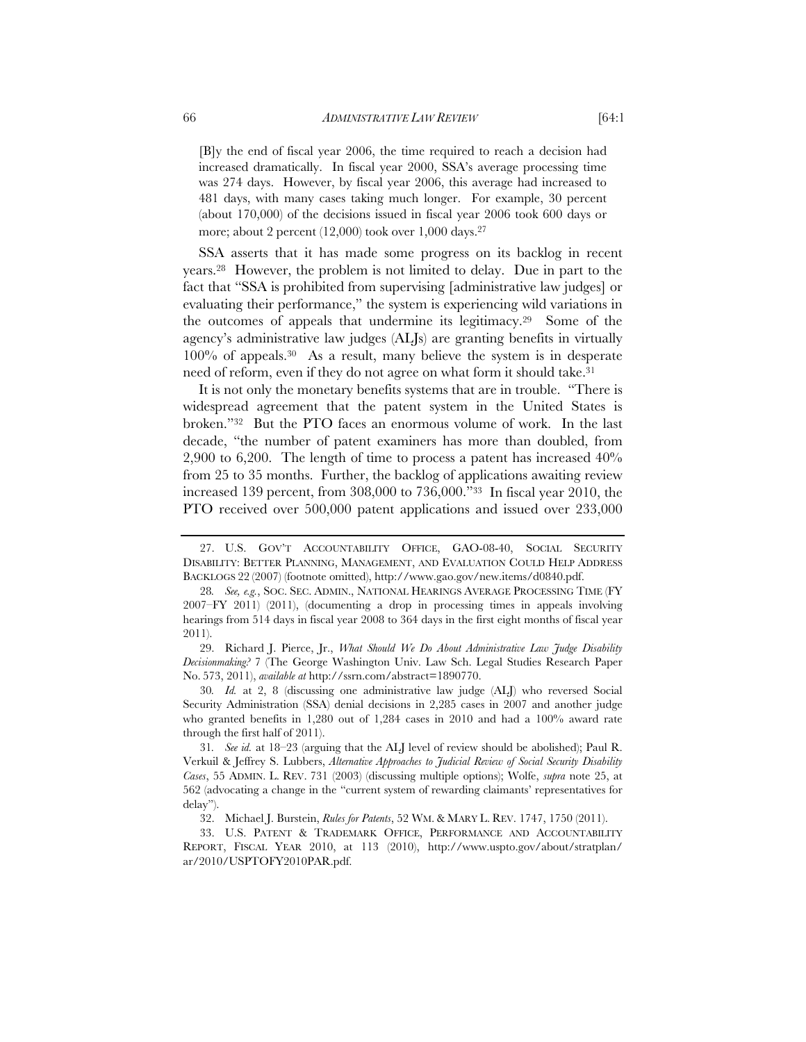> [B]y the end of fiscal year 2006, the time required to reach a decision had increased dramatically. In fiscal year 2000, SSA's average processing time was 274 days. However, by fiscal year 2006, this average had increased to 481 days, with many cases taking much longer. For example, 30 percent (about 170,000) of the decisions issued in fiscal year 2006 took 600 days or more; about 2 percent (12,000) took over 1,000 days.[27]

SSA asserts that it has made some progress on its backlog in recent years.[28] However, the problem is not limited to delay. Due in part to the fact that "SSA is prohibited from supervising [administrative law judges] or evaluating their performance," the system is experiencing wild variations in the outcomes of appeals that undermine its legitimacy.[29] Some of the agency's administrative law judges (ALJs) are granting benefits in virtually 100% of appeals.[30] As a result, many believe the system is in desperate need of reform, even if they do not agree on what form it should take.[31]

It is not only the monetary benefits systems that are in trouble. "There is widespread agreement that the patent system in the United States is broken."[32] But the PTO faces an enormous volume of work. In the last decade, "the number of patent examiners has more than doubled, from 2,900 to 6,200. The length of time to process a patent has increased 40% from 25 to 35 months. Further, the backlog of applications awaiting review increased 139 percent, from 308,000 to 736,000."[33] In fiscal year 2010, the PTO received over 500,000 patent applications and issued over 233,000

---

27. U.S. GOV'T ACCOUNTABILITY OFFICE, GAO-08-40, SOCIAL SECURITY DISABILITY: BETTER PLANNING, MANAGEMENT, AND EVALUATION COULD HELP ADDRESS BACKLOGS 22 (2007) (footnote omitted), http://www.gao.gov/new.items/d0840.pdf.

28. *See, e.g.*, SOC. SEC. ADMIN., NATIONAL HEARINGS AVERAGE PROCESSING TIME (FY 2007–FY 2011) (2011), (documenting a drop in processing times in appeals involving hearings from 514 days in fiscal year 2008 to 364 days in the first eight months of fiscal year 2011).

29. Richard J. Pierce, Jr., *What Should We Do About Administrative Law Judge Disability Decisionmaking?* 7 (The George Washington Univ. Law Sch. Legal Studies Research Paper No. 573, 2011), *available at* http://ssrn.com/abstract=1890770.

30. *Id.* at 2, 8 (discussing one administrative law judge (ALJ) who reversed Social Security Administration (SSA) denial decisions in 2,285 cases in 2007 and another judge who granted benefits in 1,280 out of 1,284 cases in 2010 and had a 100% award rate through the first half of 2011).

31. *See id.* at 18–23 (arguing that the ALJ level of review should be abolished); Paul R. Verkuil & Jeffrey S. Lubbers, *Alternative Approaches to Judicial Review of Social Security Disability Cases*, 55 ADMIN. L. REV. 731 (2003) (discussing multiple options); Wolfe, *supra* note 25, at 562 (advocating a change in the "current system of rewarding claimants' representatives for delay").

32. Michael J. Burstein, *Rules for Patents*, 52 WM. & MARY L. REV. 1747, 1750 (2011).

33. U.S. PATENT & TRADEMARK OFFICE, PERFORMANCE AND ACCOUNTABILITY REPORT, FISCAL YEAR 2010, at 113 (2010), http://www.uspto.gov/about/stratplan/ar/2010/USPTOFY2010PAR.pdf.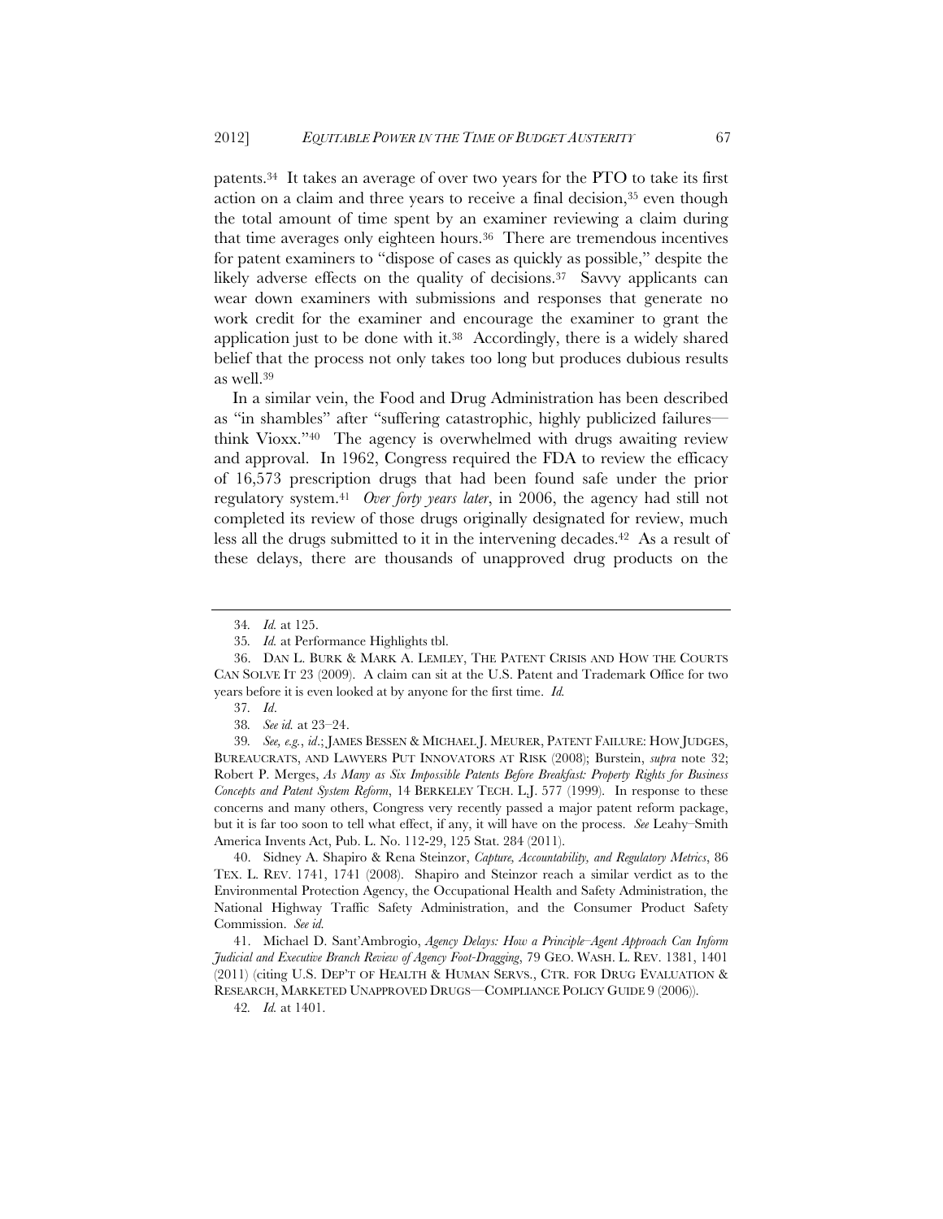patents.[34] It takes an average of over two years for the PTO to take its first action on a claim and three years to receive a final decision,[35] even though the total amount of time spent by an examiner reviewing a claim during that time averages only eighteen hours.[36] There are tremendous incentives for patent examiners to "dispose of cases as quickly as possible," despite the likely adverse effects on the quality of decisions.[37] Savvy applicants can wear down examiners with submissions and responses that generate no work credit for the examiner and encourage the examiner to grant the application just to be done with it.[38] Accordingly, there is a widely shared belief that the process not only takes too long but produces dubious results as well.[39]

In a similar vein, the Food and Drug Administration has been described as "in shambles" after "suffering catastrophic, highly publicized failures—think Vioxx."[40] The agency is overwhelmed with drugs awaiting review and approval. In 1962, Congress required the FDA to review the efficacy of 16,573 prescription drugs that had been found safe under the prior regulatory system.[41] *Over forty years later*, in 2006, the agency had still not completed its review of those drugs originally designated for review, much less all the drugs submitted to it in the intervening decades.[42] As a result of these delays, there are thousands of unapproved drug products on the

---

34. *Id.* at 125.

35. *Id.* at Performance Highlights tbl.

36. DAN L. BURK & MARK A. LEMLEY, THE PATENT CRISIS AND HOW THE COURTS CAN SOLVE IT 23 (2009). A claim can sit at the U.S. Patent and Trademark Office for two years before it is even looked at by anyone for the first time. *Id.*

37. *Id*.

38. *See id.* at 23–24.

39. *See, e.g.*, *id*.; JAMES BESSEN & MICHAEL J. MEURER, PATENT FAILURE: HOW JUDGES, BUREAUCRATS, AND LAWYERS PUT INNOVATORS AT RISK (2008); Burstein, *supra* note 32; Robert P. Merges, *As Many as Six Impossible Patents Before Breakfast: Property Rights for Business Concepts and Patent System Reform*, 14 BERKELEY TECH. L.J. 577 (1999). In response to these concerns and many others, Congress very recently passed a major patent reform package, but it is far too soon to tell what effect, if any, it will have on the process. *See* Leahy–Smith America Invents Act, Pub. L. No. 112-29, 125 Stat. 284 (2011).

40. Sidney A. Shapiro & Rena Steinzor, *Capture, Accountability, and Regulatory Metrics*, 86 TEX. L. REV. 1741, 1741 (2008). Shapiro and Steinzor reach a similar verdict as to the Environmental Protection Agency, the Occupational Health and Safety Administration, the National Highway Traffic Safety Administration, and the Consumer Product Safety Commission. *See id.*

41. Michael D. Sant'Ambrogio, *Agency Delays: How a Principle–Agent Approach Can Inform Judicial and Executive Branch Review of Agency Foot-Dragging*, 79 GEO. WASH. L. REV. 1381, 1401 (2011) (citing U.S. DEP'T OF HEALTH & HUMAN SERVS., CTR. FOR DRUG EVALUATION & RESEARCH, MARKETED UNAPPROVED DRUGS—COMPLIANCE POLICY GUIDE 9 (2006)).

42. *Id.* at 1401.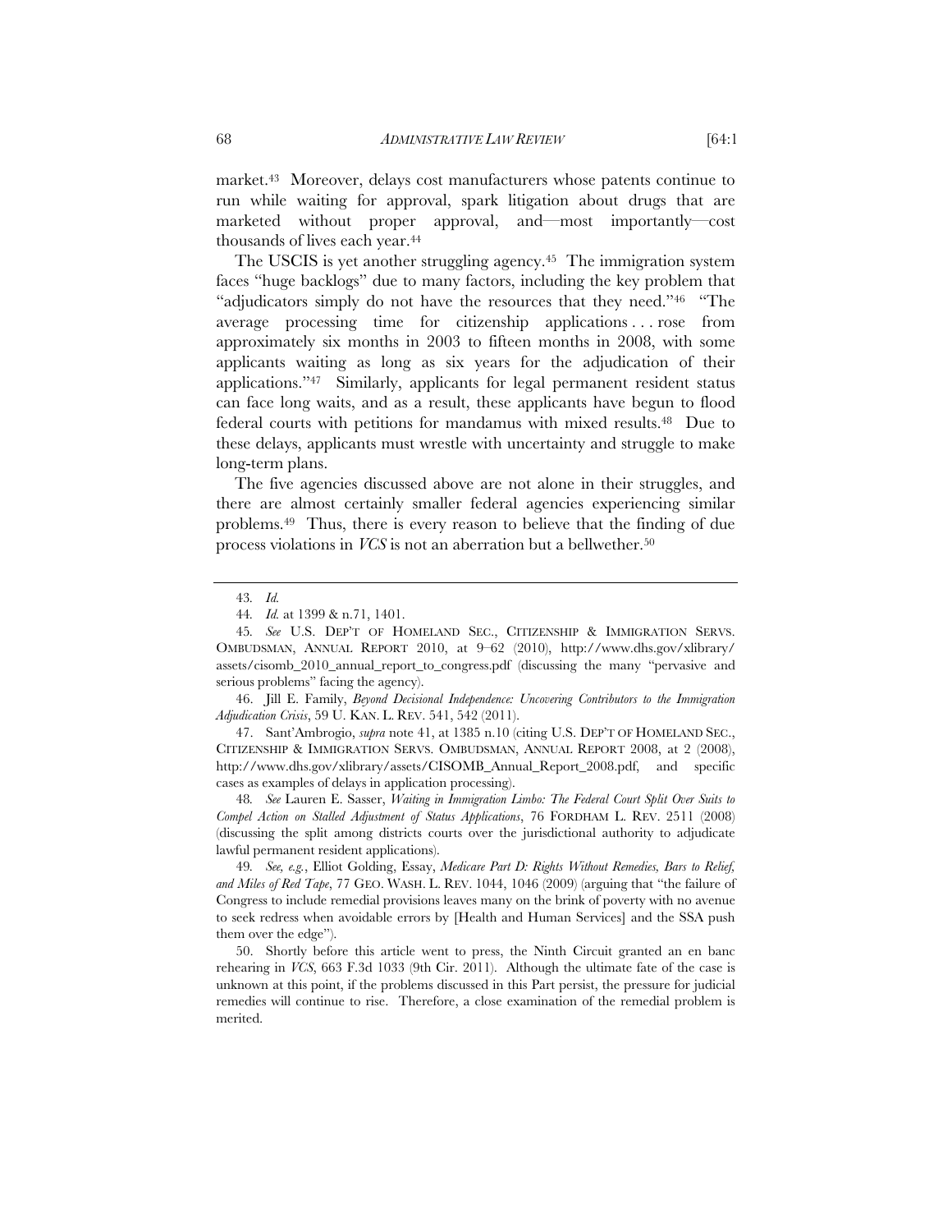market.[43] Moreover, delays cost manufacturers whose patents continue to run while waiting for approval, spark litigation about drugs that are marketed without proper approval, and—most importantly—cost thousands of lives each year.[44]

The USCIS is yet another struggling agency.[45] The immigration system faces "huge backlogs" due to many factors, including the key problem that "adjudicators simply do not have the resources that they need."[46] "The average processing time for citizenship applications . . . rose from approximately six months in 2003 to fifteen months in 2008, with some applicants waiting as long as six years for the adjudication of their applications."[47] Similarly, applicants for legal permanent resident status can face long waits, and as a result, these applicants have begun to flood federal courts with petitions for mandamus with mixed results.[48] Due to these delays, applicants must wrestle with uncertainty and struggle to make long-term plans.

The five agencies discussed above are not alone in their struggles, and there are almost certainly smaller federal agencies experiencing similar problems.[49] Thus, there is every reason to believe that the finding of due process violations in *VCS* is not an aberration but a bellwether.[50]

---

43. *Id.*

44. *Id.* at 1399 & n.71, 1401.

45. *See* U.S. DEP'T OF HOMELAND SEC., CITIZENSHIP & IMMIGRATION SERVS. OMBUDSMAN, ANNUAL REPORT 2010, at 9–62 (2010), http://www.dhs.gov/xlibrary/assets/cisomb_2010_annual_report_to_congress.pdf (discussing the many "pervasive and serious problems" facing the agency).

46. Jill E. Family, *Beyond Decisional Independence: Uncovering Contributors to the Immigration Adjudication Crisis*, 59 U. KAN. L. REV. 541, 542 (2011).

47. Sant'Ambrogio, *supra* note 41, at 1385 n.10 (citing U.S. DEP'T OF HOMELAND SEC., CITIZENSHIP & IMMIGRATION SERVS. OMBUDSMAN, ANNUAL REPORT 2008, at 2 (2008), http://www.dhs.gov/xlibrary/assets/CISOMB_Annual_Report_2008.pdf, and specific cases as examples of delays in application processing).

48. *See* Lauren E. Sasser, *Waiting in Immigration Limbo: The Federal Court Split Over Suits to Compel Action on Stalled Adjustment of Status Applications*, 76 FORDHAM L. REV. 2511 (2008) (discussing the split among districts courts over the jurisdictional authority to adjudicate lawful permanent resident applications).

49. *See, e.g.*, Elliot Golding, Essay, *Medicare Part D: Rights Without Remedies, Bars to Relief, and Miles of Red Tape*, 77 GEO. WASH. L. REV. 1044, 1046 (2009) (arguing that "the failure of Congress to include remedial provisions leaves many on the brink of poverty with no avenue to seek redress when avoidable errors by [Health and Human Services] and the SSA push them over the edge").

50. Shortly before this article went to press, the Ninth Circuit granted an en banc rehearing in *VCS*, 663 F.3d 1033 (9th Cir. 2011). Although the ultimate fate of the case is unknown at this point, if the problems discussed in this Part persist, the pressure for judicial remedies will continue to rise. Therefore, a close examination of the remedial problem is merited.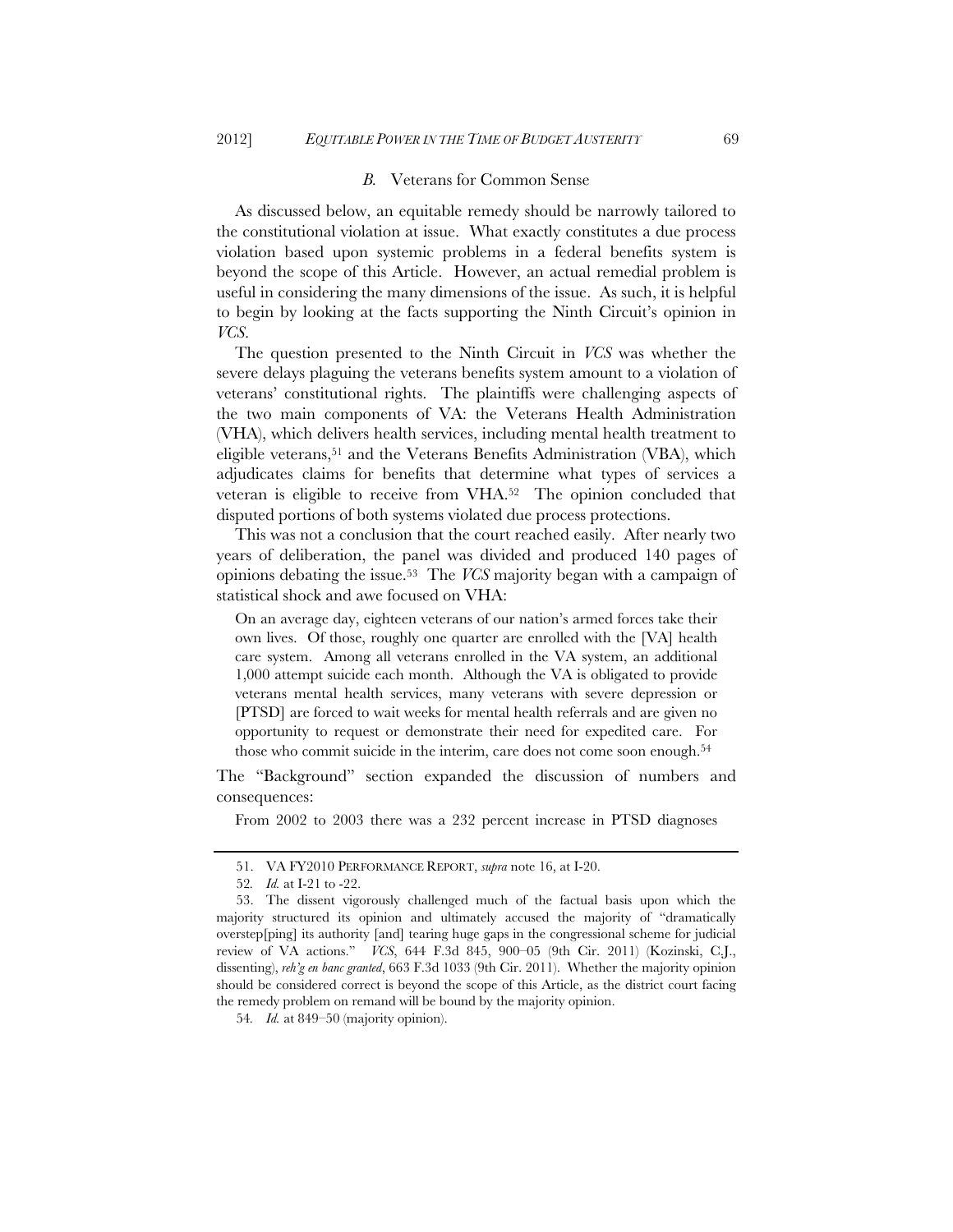### *B.* Veterans for Common Sense

As discussed below, an equitable remedy should be narrowly tailored to the constitutional violation at issue. What exactly constitutes a due process violation based upon systemic problems in a federal benefits system is beyond the scope of this Article. However, an actual remedial problem is useful in considering the many dimensions of the issue. As such, it is helpful to begin by looking at the facts supporting the Ninth Circuit's opinion in *VCS*.

The question presented to the Ninth Circuit in *VCS* was whether the severe delays plaguing the veterans benefits system amount to a violation of veterans' constitutional rights. The plaintiffs were challenging aspects of the two main components of VA: the Veterans Health Administration (VHA), which delivers health services, including mental health treatment to eligible veterans,[51] and the Veterans Benefits Administration (VBA), which adjudicates claims for benefits that determine what types of services a veteran is eligible to receive from VHA.[52] The opinion concluded that disputed portions of both systems violated due process protections.

This was not a conclusion that the court reached easily. After nearly two years of deliberation, the panel was divided and produced 140 pages of opinions debating the issue.[53] The *VCS* majority began with a campaign of statistical shock and awe focused on VHA:

> On an average day, eighteen veterans of our nation's armed forces take their own lives. Of those, roughly one quarter are enrolled with the [VA] health care system. Among all veterans enrolled in the VA system, an additional 1,000 attempt suicide each month. Although the VA is obligated to provide veterans mental health services, many veterans with severe depression or [PTSD] are forced to wait weeks for mental health referrals and are given no opportunity to request or demonstrate their need for expedited care. For those who commit suicide in the interim, care does not come soon enough.[54]

The "Background" section expanded the discussion of numbers and consequences:

> From 2002 to 2003 there was a 232 percent increase in PTSD diagnoses

---

51. VA FY2010 PERFORMANCE REPORT, *supra* note 16, at I-20.

52. *Id.* at I-21 to -22.

53. The dissent vigorously challenged much of the factual basis upon which the majority structured its opinion and ultimately accused the majority of "dramatically overstep[ping] its authority [and] tearing huge gaps in the congressional scheme for judicial review of VA actions." *VCS*, 644 F.3d 845, 900–05 (9th Cir. 2011) (Kozinski, C.J., dissenting), *reh'g en banc granted*, 663 F.3d 1033 (9th Cir. 2011). Whether the majority opinion should be considered correct is beyond the scope of this Article, as the district court facing the remedy problem on remand will be bound by the majority opinion.

54. *Id.* at 849–50 (majority opinion).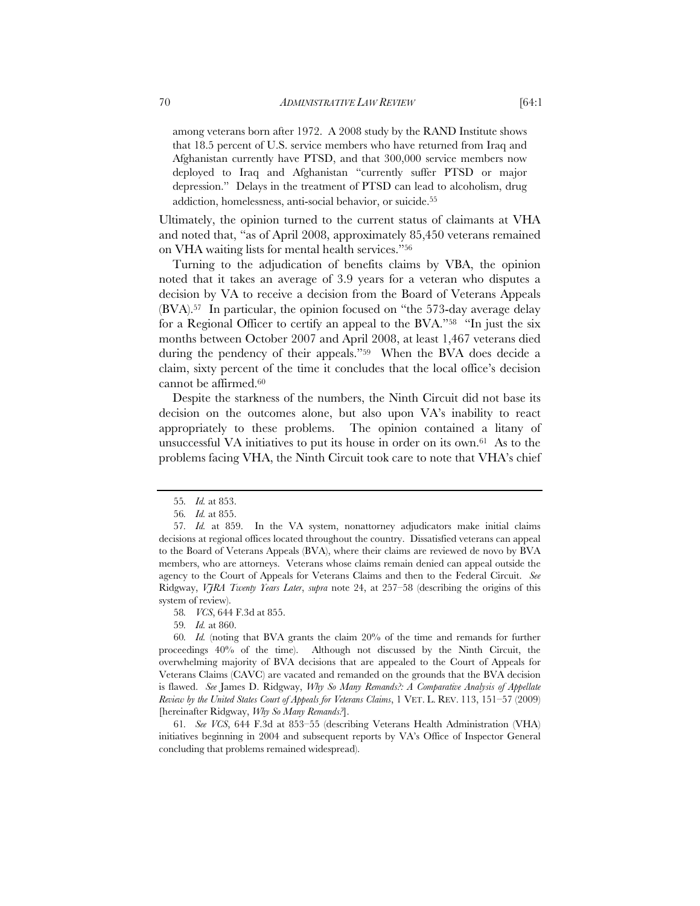among veterans born after 1972. A 2008 study by the RAND Institute shows that 18.5 percent of U.S. service members who have returned from Iraq and Afghanistan currently have PTSD, and that 300,000 service members now deployed to Iraq and Afghanistan "currently suffer PTSD or major depression." Delays in the treatment of PTSD can lead to alcoholism, drug addiction, homelessness, anti-social behavior, or suicide.[55]

Ultimately, the opinion turned to the current status of claimants at VHA and noted that, "as of April 2008, approximately 85,450 veterans remained on VHA waiting lists for mental health services."[56]

Turning to the adjudication of benefits claims by VBA, the opinion noted that it takes an average of 3.9 years for a veteran who disputes a decision by VA to receive a decision from the Board of Veterans Appeals (BVA).[57] In particular, the opinion focused on "the 573-day average delay for a Regional Officer to certify an appeal to the BVA."[58] "In just the six months between October 2007 and April 2008, at least 1,467 veterans died during the pendency of their appeals."[59] When the BVA does decide a claim, sixty percent of the time it concludes that the local office's decision cannot be affirmed.[60]

Despite the starkness of the numbers, the Ninth Circuit did not base its decision on the outcomes alone, but also upon VA's inability to react appropriately to these problems. The opinion contained a litany of unsuccessful VA initiatives to put its house in order on its own.[61] As to the problems facing VHA, the Ninth Circuit took care to note that VHA's chief

---

55. *Id.* at 853.

56. *Id.* at 855.

57. *Id.* at 859. In the VA system, nonattorney adjudicators make initial claims decisions at regional offices located throughout the country. Dissatisfied veterans can appeal to the Board of Veterans Appeals (BVA), where their claims are reviewed de novo by BVA members, who are attorneys. Veterans whose claims remain denied can appeal outside the agency to the Court of Appeals for Veterans Claims and then to the Federal Circuit. *See* Ridgway, *VJRA Twenty Years Later*, *supra* note 24, at 257–58 (describing the origins of this system of review).

58. *VCS*, 644 F.3d at 855.

59. *Id.* at 860.

60. *Id.* (noting that BVA grants the claim 20% of the time and remands for further proceedings 40% of the time). Although not discussed by the Ninth Circuit, the overwhelming majority of BVA decisions that are appealed to the Court of Appeals for Veterans Claims (CAVC) are vacated and remanded on the grounds that the BVA decision is flawed. *See* James D. Ridgway, *Why So Many Remands?: A Comparative Analysis of Appellate Review by the United States Court of Appeals for Veterans Claims*, 1 VET. L. REV. 113, 151–57 (2009) [hereinafter Ridgway, *Why So Many Remands?*].

61. *See VCS*, 644 F.3d at 853–55 (describing Veterans Health Administration (VHA) initiatives beginning in 2004 and subsequent reports by VA's Office of Inspector General concluding that problems remained widespread).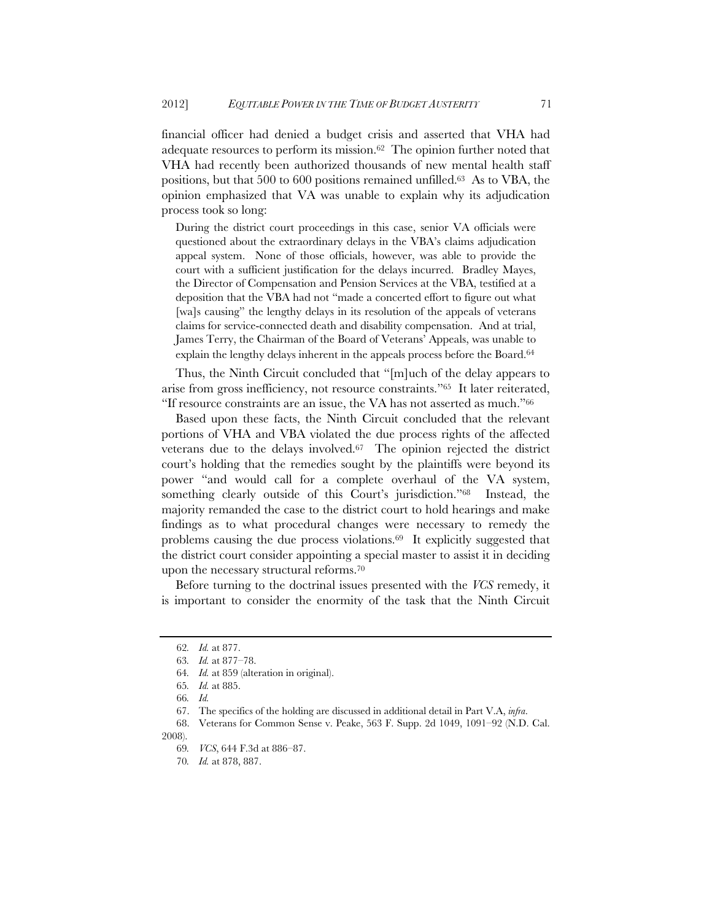financial officer had denied a budget crisis and asserted that VHA had adequate resources to perform its mission.[62] The opinion further noted that VHA had recently been authorized thousands of new mental health staff positions, but that 500 to 600 positions remained unfilled.[63] As to VBA, the opinion emphasized that VA was unable to explain why its adjudication process took so long:

> During the district court proceedings in this case, senior VA officials were questioned about the extraordinary delays in the VBA's claims adjudication appeal system. None of those officials, however, was able to provide the court with a sufficient justification for the delays incurred. Bradley Mayes, the Director of Compensation and Pension Services at the VBA, testified at a deposition that the VBA had not "made a concerted effort to figure out what [wa]s causing" the lengthy delays in its resolution of the appeals of veterans claims for service-connected death and disability compensation. And at trial, James Terry, the Chairman of the Board of Veterans' Appeals, was unable to explain the lengthy delays inherent in the appeals process before the Board.[64]

Thus, the Ninth Circuit concluded that "[m]uch of the delay appears to arise from gross inefficiency, not resource constraints."[65] It later reiterated, "If resource constraints are an issue, the VA has not asserted as much."[66]

Based upon these facts, the Ninth Circuit concluded that the relevant portions of VHA and VBA violated the due process rights of the affected veterans due to the delays involved.[67] The opinion rejected the district court's holding that the remedies sought by the plaintiffs were beyond its power "and would call for a complete overhaul of the VA system, something clearly outside of this Court's jurisdiction."[68] Instead, the majority remanded the case to the district court to hold hearings and make findings as to what procedural changes were necessary to remedy the problems causing the due process violations.[69] It explicitly suggested that the district court consider appointing a special master to assist it in deciding upon the necessary structural reforms.[70]

Before turning to the doctrinal issues presented with the *VCS* remedy, it is important to consider the enormity of the task that the Ninth Circuit

---

62. *Id.* at 877.

63. *Id.* at 877–78.

64. *Id.* at 859 (alteration in original).

65. *Id.* at 885.

66. *Id.*

67. The specifics of the holding are discussed in additional detail in Part V.A, *infra*.

68. Veterans for Common Sense v. Peake, 563 F. Supp. 2d 1049, 1091–92 (N.D. Cal. 2008).

69. *VCS*, 644 F.3d at 886–87.

70. *Id.* at 878, 887.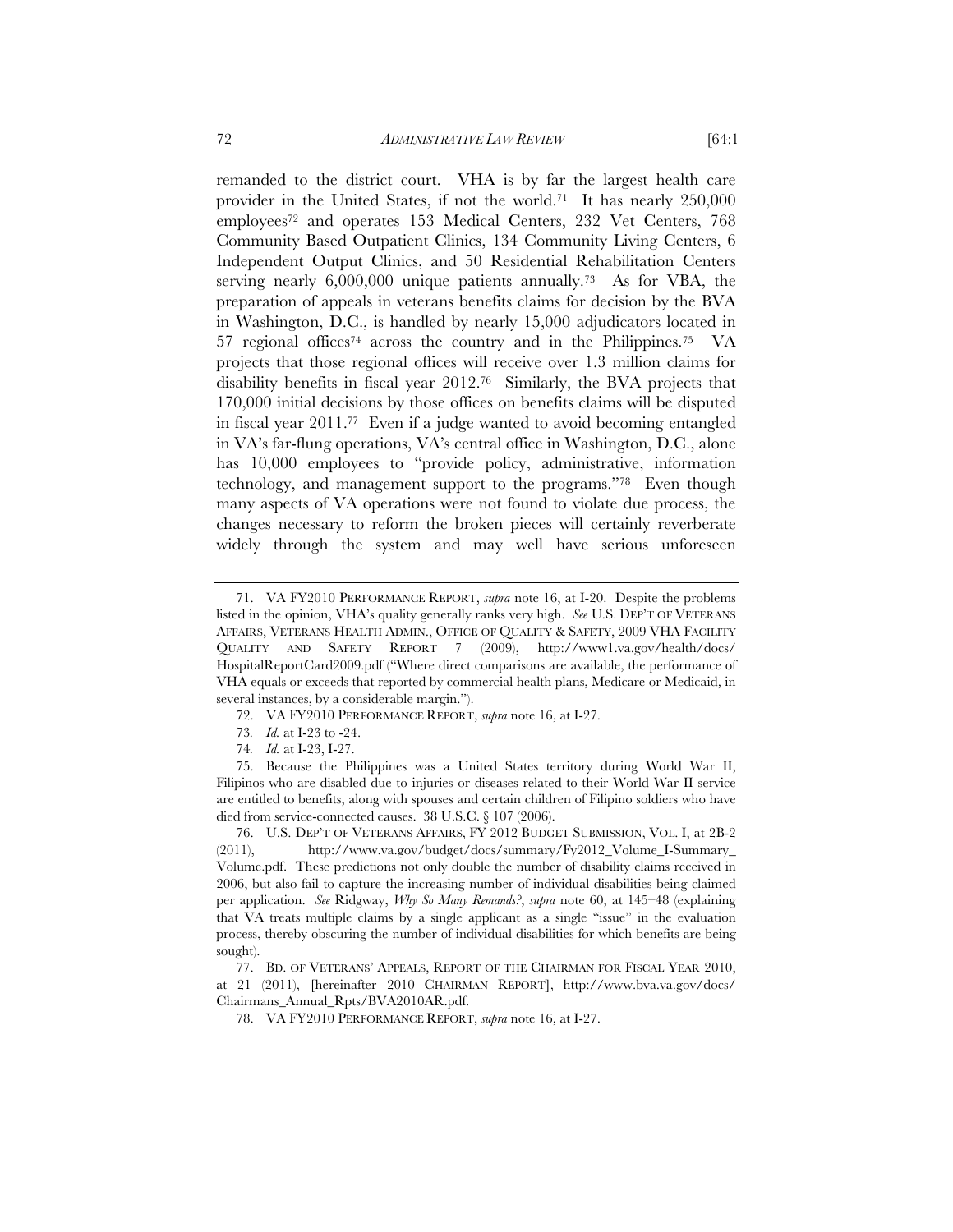remanded to the district court. VHA is by far the largest health care provider in the United States, if not the world.[71] It has nearly 250,000 employees[72] and operates 153 Medical Centers, 232 Vet Centers, 768 Community Based Outpatient Clinics, 134 Community Living Centers, 6 Independent Output Clinics, and 50 Residential Rehabilitation Centers serving nearly 6,000,000 unique patients annually.[73] As for VBA, the preparation of appeals in veterans benefits claims for decision by the BVA in Washington, D.C., is handled by nearly 15,000 adjudicators located in 57 regional offices[74] across the country and in the Philippines.[75] VA projects that those regional offices will receive over 1.3 million claims for disability benefits in fiscal year 2012.[76] Similarly, the BVA projects that 170,000 initial decisions by those offices on benefits claims will be disputed in fiscal year 2011.[77] Even if a judge wanted to avoid becoming entangled in VA's far-flung operations, VA's central office in Washington, D.C., alone has 10,000 employees to "provide policy, administrative, information technology, and management support to the programs."[78] Even though many aspects of VA operations were not found to violate due process, the changes necessary to reform the broken pieces will certainly reverberate widely through the system and may well have serious unforeseen

---

71. VA FY2010 PERFORMANCE REPORT, *supra* note 16, at I-20. Despite the problems listed in the opinion, VHA's quality generally ranks very high. *See* U.S. DEP'T OF VETERANS AFFAIRS, VETERANS HEALTH ADMIN., OFFICE OF QUALITY & SAFETY, 2009 VHA FACILITY QUALITY AND SAFETY REPORT 7 (2009), http://www1.va.gov/health/docs/HospitalReportCard2009.pdf ("Where direct comparisons are available, the performance of VHA equals or exceeds that reported by commercial health plans, Medicare or Medicaid, in several instances, by a considerable margin.").

72. VA FY2010 PERFORMANCE REPORT, *supra* note 16, at I-27.

73. *Id.* at I-23 to -24.

74. *Id.* at I-23, I-27.

75. Because the Philippines was a United States territory during World War II, Filipinos who are disabled due to injuries or diseases related to their World War II service are entitled to benefits, along with spouses and certain children of Filipino soldiers who have died from service-connected causes. 38 U.S.C. § 107 (2006).

76. U.S. DEP'T OF VETERANS AFFAIRS, FY 2012 BUDGET SUBMISSION, VOL. I, at 2B-2 (2011), http://www.va.gov/budget/docs/summary/Fy2012_Volume_I-Summary_Volume.pdf. These predictions not only double the number of disability claims received in 2006, but also fail to capture the increasing number of individual disabilities being claimed per application. *See* Ridgway, *Why So Many Remands?*, *supra* note 60, at 145–48 (explaining that VA treats multiple claims by a single applicant as a single "issue" in the evaluation process, thereby obscuring the number of individual disabilities for which benefits are being sought).

77. BD. OF VETERANS' APPEALS, REPORT OF THE CHAIRMAN FOR FISCAL YEAR 2010, at 21 (2011), [hereinafter 2010 CHAIRMAN REPORT], http://www.bva.va.gov/docs/Chairmans_Annual_Rpts/BVA2010AR.pdf.

78. VA FY2010 PERFORMANCE REPORT, *supra* note 16, at I-27.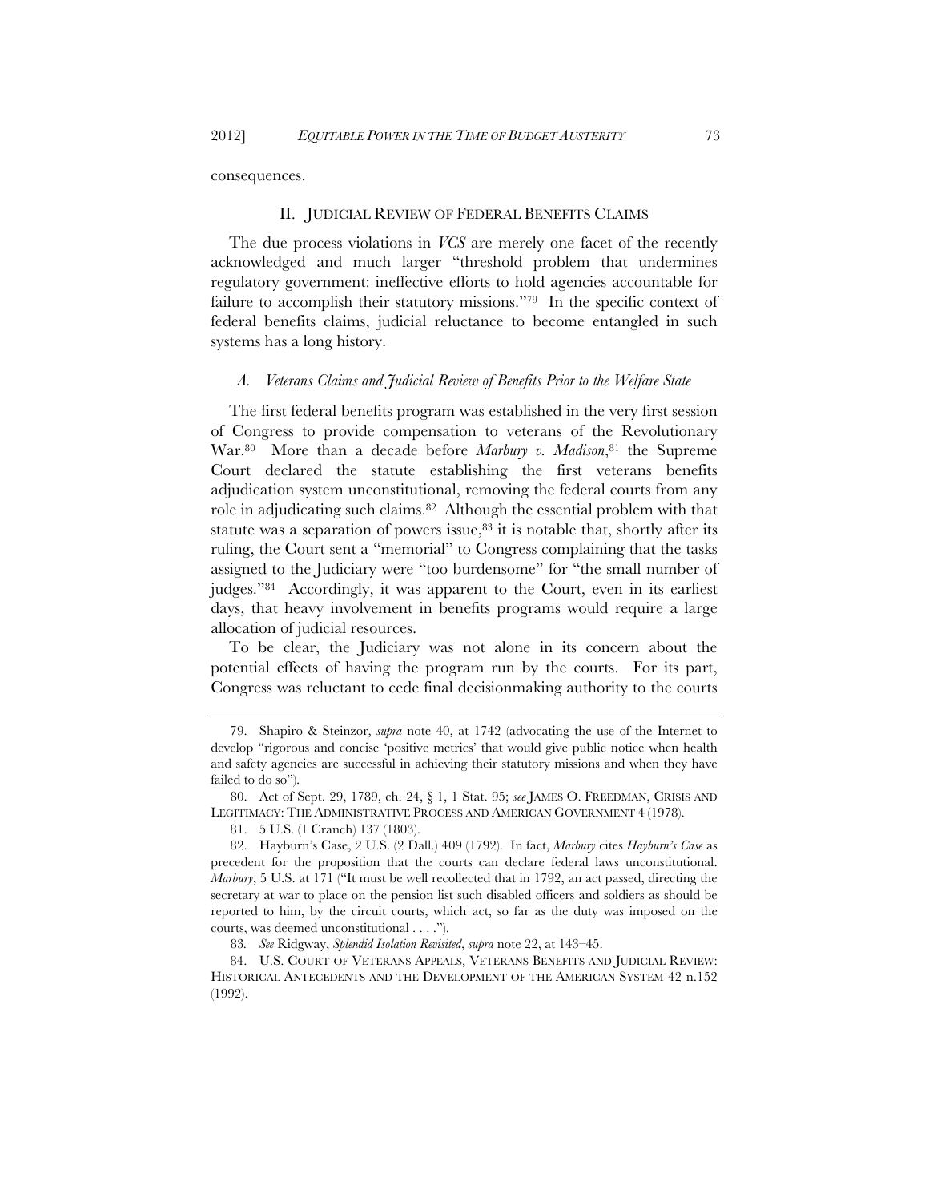consequences.

## II. JUDICIAL REVIEW OF FEDERAL BENEFITS CLAIMS

The due process violations in *VCS* are merely one facet of the recently acknowledged and much larger "threshold problem that undermines regulatory government: ineffective efforts to hold agencies accountable for failure to accomplish their statutory missions."[79] In the specific context of federal benefits claims, judicial reluctance to become entangled in such systems has a long history.

### A. *Veterans Claims and Judicial Review of Benefits Prior to the Welfare State*

The first federal benefits program was established in the very first session of Congress to provide compensation to veterans of the Revolutionary War.[80] More than a decade before *Marbury v. Madison*,[81] the Supreme Court declared the statute establishing the first veterans benefits adjudication system unconstitutional, removing the federal courts from any role in adjudicating such claims.[82] Although the essential problem with that statute was a separation of powers issue,[83] it is notable that, shortly after its ruling, the Court sent a "memorial" to Congress complaining that the tasks assigned to the Judiciary were "too burdensome" for "the small number of judges."[84] Accordingly, it was apparent to the Court, even in its earliest days, that heavy involvement in benefits programs would require a large allocation of judicial resources.

To be clear, the Judiciary was not alone in its concern about the potential effects of having the program run by the courts. For its part, Congress was reluctant to cede final decisionmaking authority to the courts

---

79. Shapiro & Steinzor, *supra* note 40, at 1742 (advocating the use of the Internet to develop "rigorous and concise 'positive metrics' that would give public notice when health and safety agencies are successful in achieving their statutory missions and when they have failed to do so").

80. Act of Sept. 29, 1789, ch. 24, § 1, 1 Stat. 95; *see* JAMES O. FREEDMAN, CRISIS AND LEGITIMACY: THE ADMINISTRATIVE PROCESS AND AMERICAN GOVERNMENT 4 (1978).

81. 5 U.S. (1 Cranch) 137 (1803).

82. Hayburn's Case, 2 U.S. (2 Dall.) 409 (1792). In fact, *Marbury* cites *Hayburn's Case* as precedent for the proposition that the courts can declare federal laws unconstitutional. *Marbury*, 5 U.S. at 171 ("It must be well recollected that in 1792, an act passed, directing the secretary at war to place on the pension list such disabled officers and soldiers as should be reported to him, by the circuit courts, which act, so far as the duty was imposed on the courts, was deemed unconstitutional . . . .").

83. *See* Ridgway, *Splendid Isolation Revisited*, *supra* note 22, at 143–45.

84. U.S. COURT OF VETERANS APPEALS, VETERANS BENEFITS AND JUDICIAL REVIEW: HISTORICAL ANTECEDENTS AND THE DEVELOPMENT OF THE AMERICAN SYSTEM 42 n.152 (1992).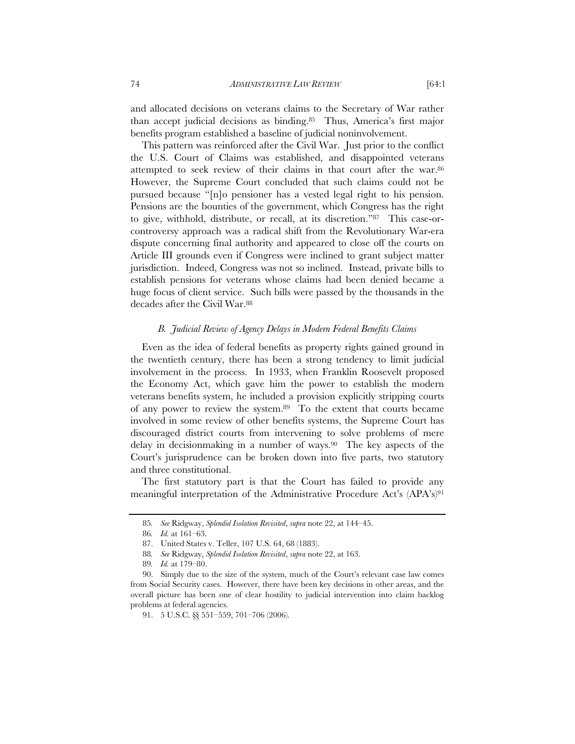and allocated decisions on veterans claims to the Secretary of War rather than accept judicial decisions as binding.[85] Thus, America's first major benefits program established a baseline of judicial noninvolvement.

This pattern was reinforced after the Civil War. Just prior to the conflict the U.S. Court of Claims was established, and disappointed veterans attempted to seek review of their claims in that court after the war.[86] However, the Supreme Court concluded that such claims could not be pursued because "[n]o pensioner has a vested legal right to his pension. Pensions are the bounties of the government, which Congress has the right to give, withhold, distribute, or recall, at its discretion."[87] This case-or-controversy approach was a radical shift from the Revolutionary War-era dispute concerning final authority and appeared to close off the courts on Article III grounds even if Congress were inclined to grant subject matter jurisdiction. Indeed, Congress was not so inclined. Instead, private bills to establish pensions for veterans whose claims had been denied became a huge focus of client service. Such bills were passed by the thousands in the decades after the Civil War.[88]

### *B. Judicial Review of Agency Delays in Modern Federal Benefits Claims*

Even as the idea of federal benefits as property rights gained ground in the twentieth century, there has been a strong tendency to limit judicial involvement in the process. In 1933, when Franklin Roosevelt proposed the Economy Act, which gave him the power to establish the modern veterans benefits system, he included a provision explicitly stripping courts of any power to review the system.[89] To the extent that courts became involved in some review of other benefits systems, the Supreme Court has discouraged district courts from intervening to solve problems of mere delay in decisionmaking in a number of ways.[90] The key aspects of the Court's jurisprudence can be broken down into five parts, two statutory and three constitutional.

The first statutory part is that the Court has failed to provide any meaningful interpretation of the Administrative Procedure Act's (APA's)[91]

---

85. *See* Ridgway, *Splendid Isolation Revisited*, *supra* note 22, at 144–45.

86. *Id.* at 161–63.

87. United States v. Teller, 107 U.S. 64, 68 (1883).

88. *See* Ridgway, *Splendid Isolation Revisited*, *supra* note 22, at 163.

89. *Id.* at 179–80.

90. Simply due to the size of the system, much of the Court's relevant case law comes from Social Security cases. However, there have been key decisions in other areas, and the overall picture has been one of clear hostility to judicial intervention into claim backlog problems at federal agencies.

91. 5 U.S.C. §§ 551–559, 701–706 (2006).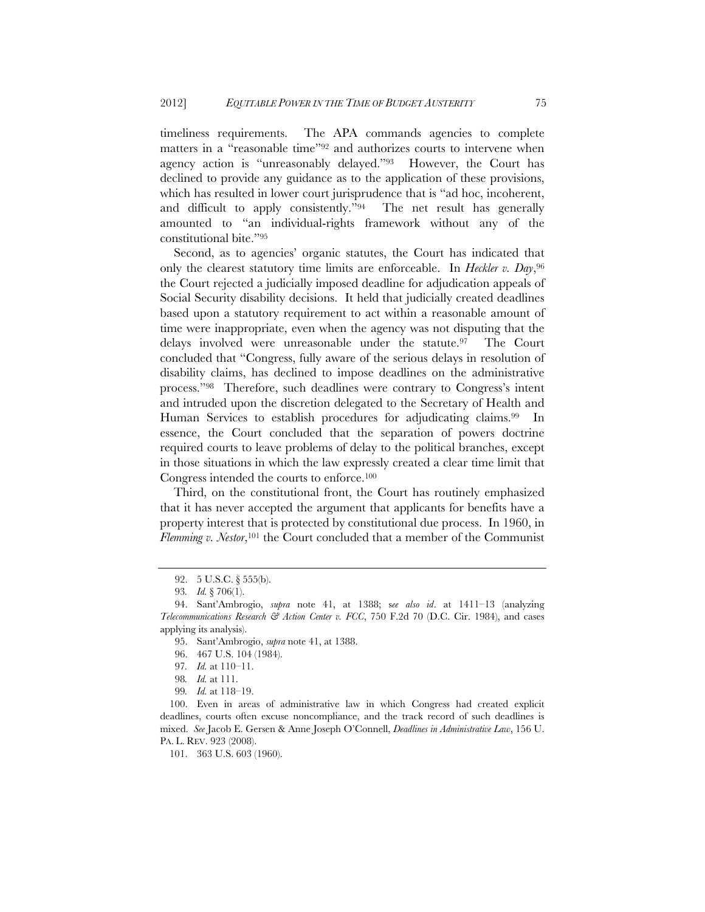timeliness requirements. The APA commands agencies to complete matters in a "reasonable time"[92] and authorizes courts to intervene when agency action is "unreasonably delayed."[93] However, the Court has declined to provide any guidance as to the application of these provisions, which has resulted in lower court jurisprudence that is "ad hoc, incoherent, and difficult to apply consistently."[94] The net result has generally amounted to "an individual-rights framework without any of the constitutional bite."[95]

Second, as to agencies' organic statutes, the Court has indicated that only the clearest statutory time limits are enforceable. In *Heckler v. Day*,[96] the Court rejected a judicially imposed deadline for adjudication appeals of Social Security disability decisions. It held that judicially created deadlines based upon a statutory requirement to act within a reasonable amount of time were inappropriate, even when the agency was not disputing that the delays involved were unreasonable under the statute.[97] The Court concluded that "Congress, fully aware of the serious delays in resolution of disability claims, has declined to impose deadlines on the administrative process."[98] Therefore, such deadlines were contrary to Congress's intent and intruded upon the discretion delegated to the Secretary of Health and Human Services to establish procedures for adjudicating claims.[99] In essence, the Court concluded that the separation of powers doctrine required courts to leave problems of delay to the political branches, except in those situations in which the law expressly created a clear time limit that Congress intended the courts to enforce.[100]

Third, on the constitutional front, the Court has routinely emphasized that it has never accepted the argument that applicants for benefits have a property interest that is protected by constitutional due process. In 1960, in *Flemming v. Nestor*,[101] the Court concluded that a member of the Communist

---

92. 5 U.S.C. § 555(b).

93. *Id.* § 706(1).

94. Sant'Ambrogio, *supra* note 41, at 1388; s*ee also id*. at 1411–13 (analyzing *Telecommunications Research & Action Center v. FCC*, 750 F.2d 70 (D.C. Cir. 1984), and cases applying its analysis).

95. Sant'Ambrogio, *supra* note 41, at 1388.

96. 467 U.S. 104 (1984).

97. *Id.* at 110–11.

98. *Id.* at 111.

99. *Id.* at 118–19.

100. Even in areas of administrative law in which Congress had created explicit deadlines, courts often excuse noncompliance, and the track record of such deadlines is mixed. *See* Jacob E. Gersen & Anne Joseph O'Connell, *Deadlines in Administrative Law*, 156 U. PA. L. REV. 923 (2008).

101. 363 U.S. 603 (1960).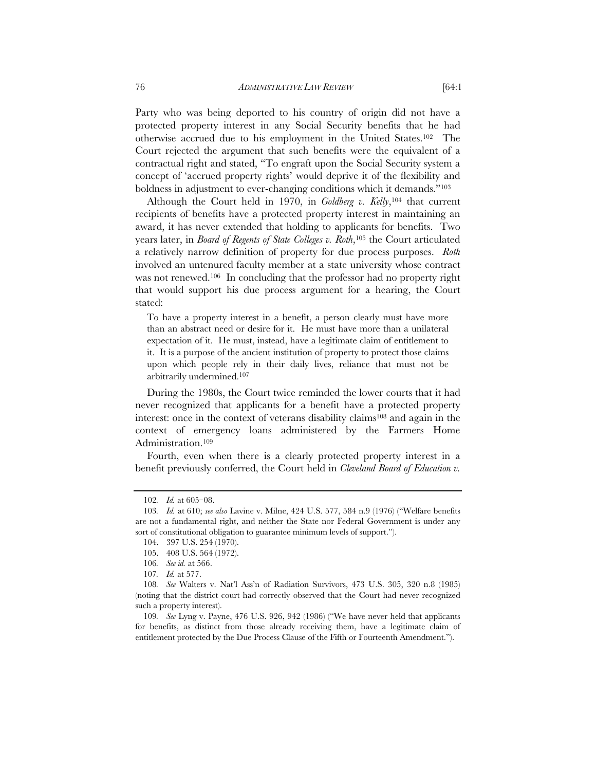Party who was being deported to his country of origin did not have a protected property interest in any Social Security benefits that he had otherwise accrued due to his employment in the United States.[102] The Court rejected the argument that such benefits were the equivalent of a contractual right and stated, "To engraft upon the Social Security system a concept of 'accrued property rights' would deprive it of the flexibility and boldness in adjustment to ever-changing conditions which it demands."[103]

Although the Court held in 1970, in *Goldberg v. Kelly*,[104] that current recipients of benefits have a protected property interest in maintaining an award, it has never extended that holding to applicants for benefits. Two years later, in *Board of Regents of State Colleges v. Roth*,[105] the Court articulated a relatively narrow definition of property for due process purposes. *Roth* involved an untenured faculty member at a state university whose contract was not renewed.[106] In concluding that the professor had no property right that would support his due process argument for a hearing, the Court stated:

> To have a property interest in a benefit, a person clearly must have more than an abstract need or desire for it. He must have more than a unilateral expectation of it. He must, instead, have a legitimate claim of entitlement to it. It is a purpose of the ancient institution of property to protect those claims upon which people rely in their daily lives, reliance that must not be arbitrarily undermined.[107]

During the 1980s, the Court twice reminded the lower courts that it had never recognized that applicants for a benefit have a protected property interest: once in the context of veterans disability claims[108] and again in the context of emergency loans administered by the Farmers Home Administration.[109]

Fourth, even when there is a clearly protected property interest in a benefit previously conferred, the Court held in *Cleveland Board of Education v.*

---

102. *Id.* at 605–08.

103. *Id.* at 610; *see also* Lavine v. Milne, 424 U.S. 577, 584 n.9 (1976) ("Welfare benefits are not a fundamental right, and neither the State nor Federal Government is under any sort of constitutional obligation to guarantee minimum levels of support.").

104. 397 U.S. 254 (1970).

105. 408 U.S. 564 (1972).

106. *See id.* at 566.

107. *Id.* at 577.

108. *See* Walters v. Nat'l Ass'n of Radiation Survivors, 473 U.S. 305, 320 n.8 (1985) (noting that the district court had correctly observed that the Court had never recognized such a property interest).

109. *See* Lyng v. Payne, 476 U.S. 926, 942 (1986) ("We have never held that applicants for benefits, as distinct from those already receiving them, have a legitimate claim of entitlement protected by the Due Process Clause of the Fifth or Fourteenth Amendment.").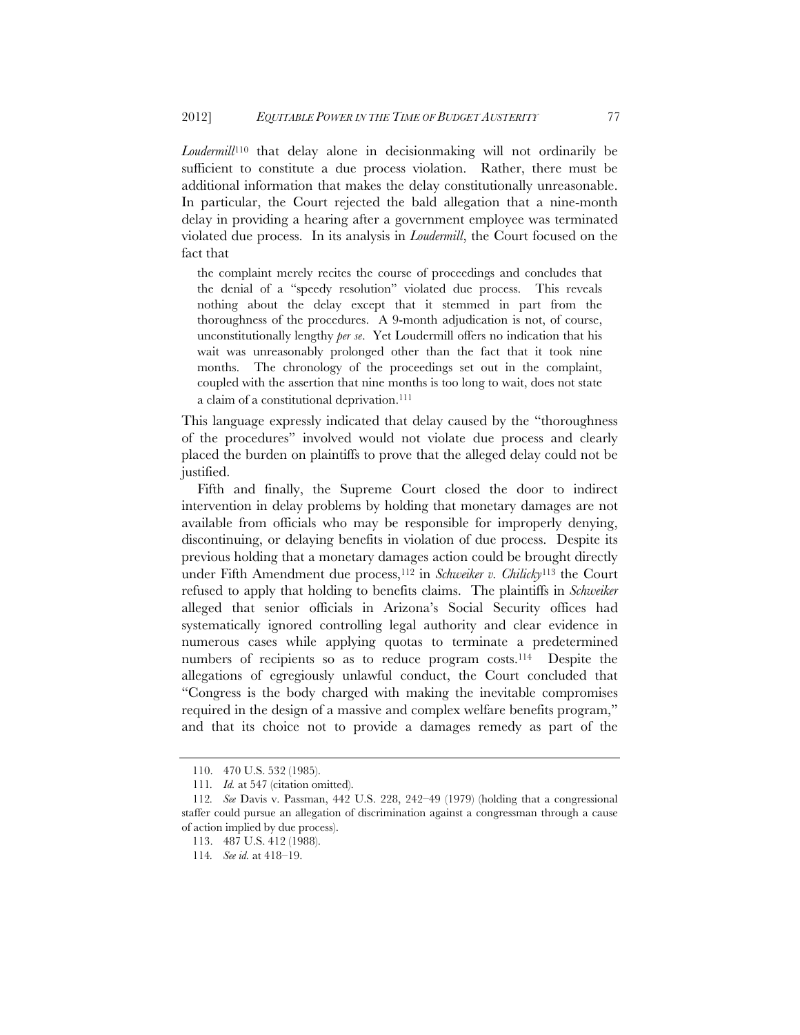*Loudermill*[110] that delay alone in decisionmaking will not ordinarily be sufficient to constitute a due process violation. Rather, there must be additional information that makes the delay constitutionally unreasonable. In particular, the Court rejected the bald allegation that a nine-month delay in providing a hearing after a government employee was terminated violated due process. In its analysis in *Loudermill*, the Court focused on the fact that

> the complaint merely recites the course of proceedings and concludes that the denial of a "speedy resolution" violated due process. This reveals nothing about the delay except that it stemmed in part from the thoroughness of the procedures. A 9-month adjudication is not, of course, unconstitutionally lengthy *per se*. Yet Loudermill offers no indication that his wait was unreasonably prolonged other than the fact that it took nine months. The chronology of the proceedings set out in the complaint, coupled with the assertion that nine months is too long to wait, does not state a claim of a constitutional deprivation.[111]

This language expressly indicated that delay caused by the "thoroughness of the procedures" involved would not violate due process and clearly placed the burden on plaintiffs to prove that the alleged delay could not be justified.

Fifth and finally, the Supreme Court closed the door to indirect intervention in delay problems by holding that monetary damages are not available from officials who may be responsible for improperly denying, discontinuing, or delaying benefits in violation of due process. Despite its previous holding that a monetary damages action could be brought directly under Fifth Amendment due process,[112] in *Schweiker v. Chilicky*[113] the Court refused to apply that holding to benefits claims. The plaintiffs in *Schweiker* alleged that senior officials in Arizona's Social Security offices had systematically ignored controlling legal authority and clear evidence in numerous cases while applying quotas to terminate a predetermined numbers of recipients so as to reduce program costs.[114] Despite the allegations of egregiously unlawful conduct, the Court concluded that "Congress is the body charged with making the inevitable compromises required in the design of a massive and complex welfare benefits program," and that its choice not to provide a damages remedy as part of the

---

110. 470 U.S. 532 (1985).

111. *Id.* at 547 (citation omitted).

112. *See* Davis v. Passman, 442 U.S. 228, 242–49 (1979) (holding that a congressional staffer could pursue an allegation of discrimination against a congressman through a cause of action implied by due process).

113. 487 U.S. 412 (1988).

114. *See id.* at 418–19.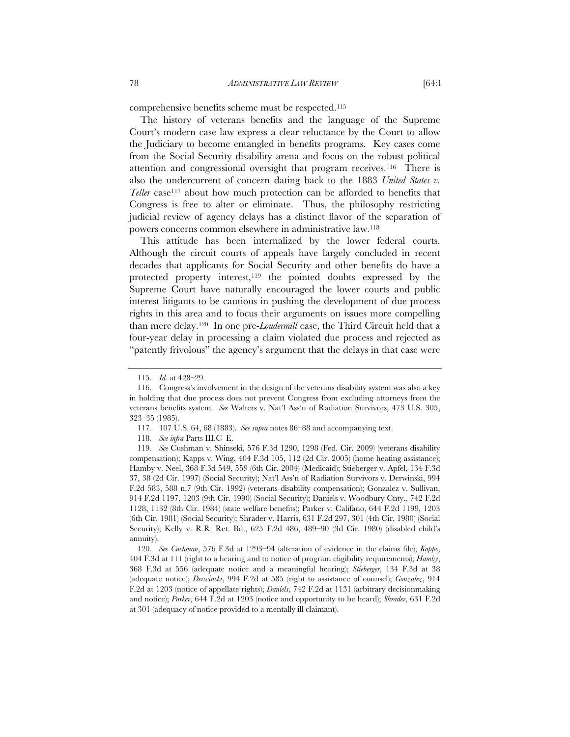comprehensive benefits scheme must be respected.[115]

The history of veterans benefits and the language of the Supreme Court's modern case law express a clear reluctance by the Court to allow the Judiciary to become entangled in benefits programs. Key cases come from the Social Security disability arena and focus on the robust political attention and congressional oversight that program receives.[116] There is also the undercurrent of concern dating back to the 1883 *United States v. Teller* case[117] about how much protection can be afforded to benefits that Congress is free to alter or eliminate. Thus, the philosophy restricting judicial review of agency delays has a distinct flavor of the separation of powers concerns common elsewhere in administrative law.[118]

This attitude has been internalized by the lower federal courts. Although the circuit courts of appeals have largely concluded in recent decades that applicants for Social Security and other benefits do have a protected property interest,[119] the pointed doubts expressed by the Supreme Court have naturally encouraged the lower courts and public interest litigants to be cautious in pushing the development of due process rights in this area and to focus their arguments on issues more compelling than mere delay.[120] In one pre-*Loudermill* case, the Third Circuit held that a four-year delay in processing a claim violated due process and rejected as "patently frivolous" the agency's argument that the delays in that case were

---

115. *Id.* at 428–29.

116. Congress's involvement in the design of the veterans disability system was also a key in holding that due process does not prevent Congress from excluding attorneys from the veterans benefits system. *See* Walters v. Nat'l Ass'n of Radiation Survivors, 473 U.S. 305, 323–35 (1985).

117. 107 U.S. 64, 68 (1883). *See supra* notes 86–88 and accompanying text.

118. *See infra* Parts III.C–E.

119. *See* Cushman v. Shinseki, 576 F.3d 1290, 1298 (Fed. Cir. 2009) (veterans disability compensation); Kapps v. Wing, 404 F.3d 105, 112 (2d Cir. 2005) (home heating assistance); Hamby v. Neel, 368 F.3d 549, 559 (6th Cir. 2004) (Medicaid); Stieberger v. Apfel, 134 F.3d 37, 38 (2d Cir. 1997) (Social Security); Nat'l Ass'n of Radiation Survivors v. Derwinski, 994 F.2d 583, 588 n.7 (9th Cir. 1992) (veterans disability compensation); Gonzalez v. Sullivan, 914 F.2d 1197, 1203 (9th Cir. 1990) (Social Security); Daniels v. Woodbury Cnty., 742 F.2d 1128, 1132 (8th Cir. 1984) (state welfare benefits); Parker v. Califano, 644 F.2d 1199, 1203 (6th Cir. 1981) (Social Security); Shrader v. Harris, 631 F.2d 297, 301 (4th Cir. 1980) (Social Security); Kelly v. R.R. Ret. Bd., 625 F.2d 486, 489–90 (3d Cir. 1980) (disabled child's annuity).

120. *See Cushman*, 576 F.3d at 1293–94 (alteration of evidence in the claims file); *Kapps*, 404 F.3d at 111 (right to a hearing and to notice of program eligibility requirements); *Hamby*, 368 F.3d at 556 (adequate notice and a meaningful hearing); *Stieberger*, 134 F.3d at 38 (adequate notice); *Derwinski*, 994 F.2d at 585 (right to assistance of counsel); *Gonzalez*, 914 F.2d at 1203 (notice of appellate rights); *Daniels*, 742 F.2d at 1131 (arbitrary decisionmaking and notice); *Parker*, 644 F.2d at 1203 (notice and opportunity to be heard); *Shrader*, 631 F.2d at 301 (adequacy of notice provided to a mentally ill claimant).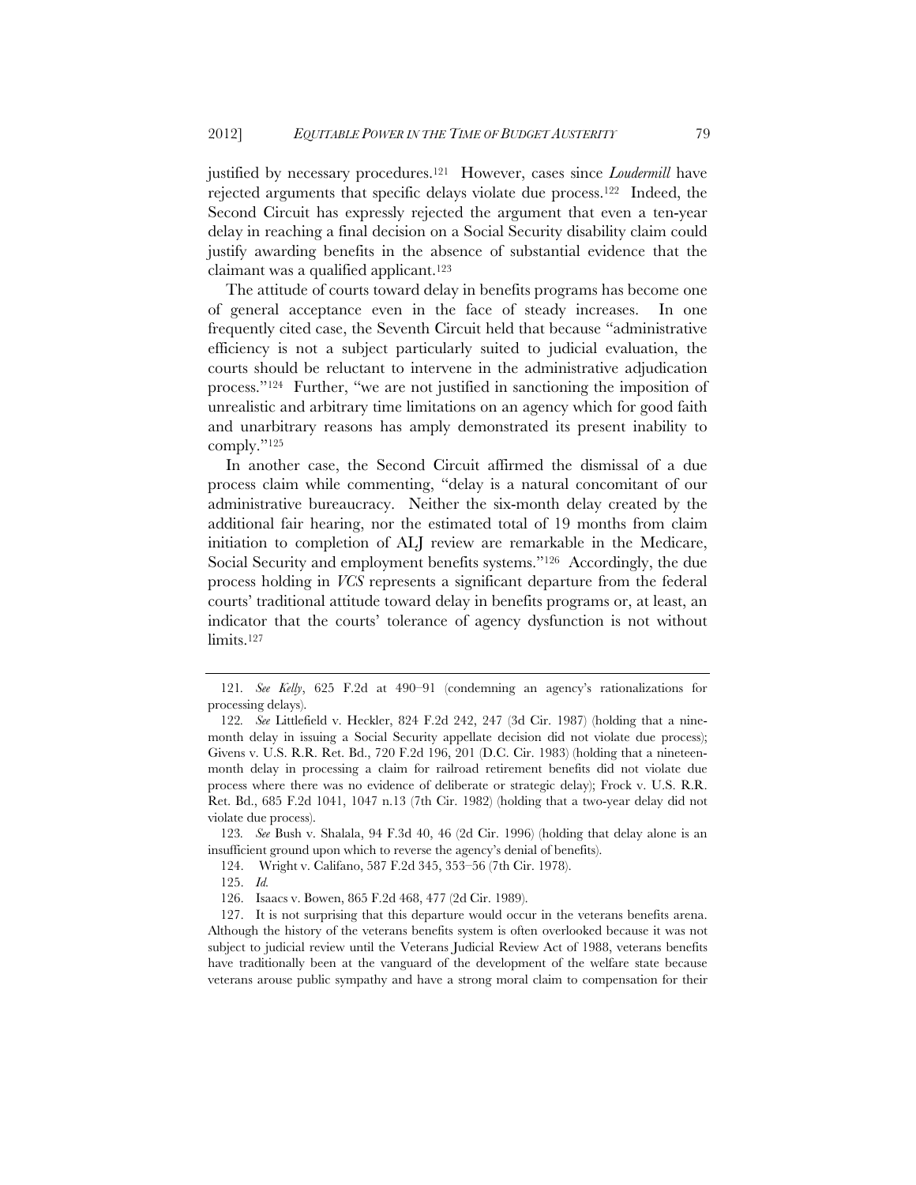justified by necessary procedures.[121] However, cases since *Loudermill* have rejected arguments that specific delays violate due process.[122] Indeed, the Second Circuit has expressly rejected the argument that even a ten-year delay in reaching a final decision on a Social Security disability claim could justify awarding benefits in the absence of substantial evidence that the claimant was a qualified applicant.[123]

The attitude of courts toward delay in benefits programs has become one of general acceptance even in the face of steady increases. In one frequently cited case, the Seventh Circuit held that because "administrative efficiency is not a subject particularly suited to judicial evaluation, the courts should be reluctant to intervene in the administrative adjudication process."[124] Further, "we are not justified in sanctioning the imposition of unrealistic and arbitrary time limitations on an agency which for good faith and unarbitrary reasons has amply demonstrated its present inability to comply."[125]

In another case, the Second Circuit affirmed the dismissal of a due process claim while commenting, "delay is a natural concomitant of our administrative bureaucracy. Neither the six-month delay created by the additional fair hearing, nor the estimated total of 19 months from claim initiation to completion of ALJ review are remarkable in the Medicare, Social Security and employment benefits systems."[126] Accordingly, the due process holding in *VCS* represents a significant departure from the federal courts' traditional attitude toward delay in benefits programs or, at least, an indicator that the courts' tolerance of agency dysfunction is not without limits.[127]

---

121. *See Kelly*, 625 F.2d at 490–91 (condemning an agency's rationalizations for processing delays).

122. *See* Littlefield v. Heckler, 824 F.2d 242, 247 (3d Cir. 1987) (holding that a nine-month delay in issuing a Social Security appellate decision did not violate due process); Givens v. U.S. R.R. Ret. Bd., 720 F.2d 196, 201 (D.C. Cir. 1983) (holding that a nineteen-month delay in processing a claim for railroad retirement benefits did not violate due process where there was no evidence of deliberate or strategic delay); Frock v. U.S. R.R. Ret. Bd., 685 F.2d 1041, 1047 n.13 (7th Cir. 1982) (holding that a two-year delay did not violate due process).

123. *See* Bush v. Shalala, 94 F.3d 40, 46 (2d Cir. 1996) (holding that delay alone is an insufficient ground upon which to reverse the agency's denial of benefits).

124. Wright v. Califano, 587 F.2d 345, 353–56 (7th Cir. 1978).

125. *Id.*

126. Isaacs v. Bowen, 865 F.2d 468, 477 (2d Cir. 1989).

127. It is not surprising that this departure would occur in the veterans benefits arena. Although the history of the veterans benefits system is often overlooked because it was not subject to judicial review until the Veterans Judicial Review Act of 1988, veterans benefits have traditionally been at the vanguard of the development of the welfare state because veterans arouse public sympathy and have a strong moral claim to compensation for their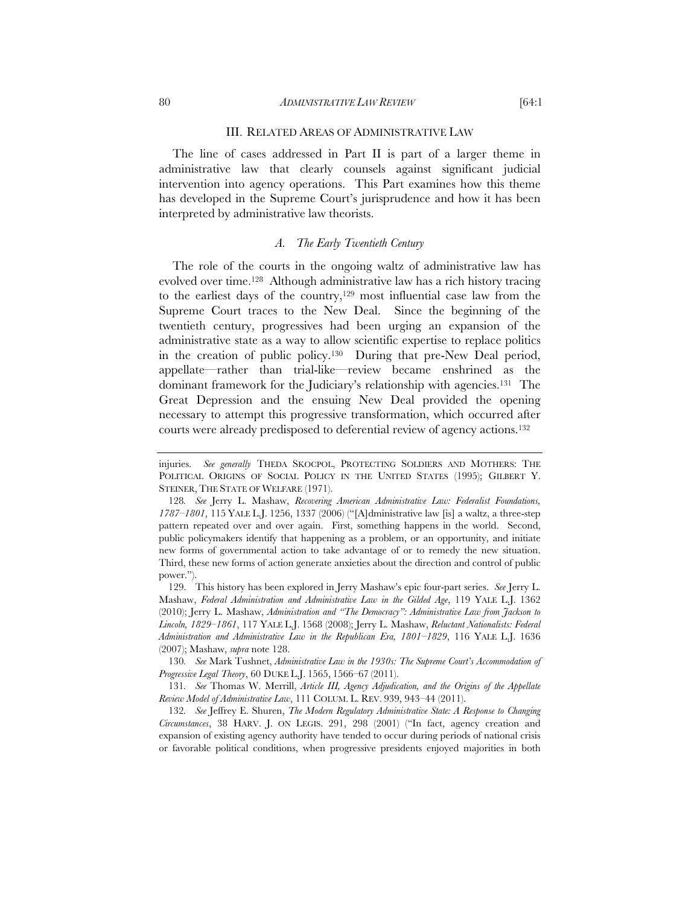## III. RELATED AREAS OF ADMINISTRATIVE LAW

The line of cases addressed in Part II is part of a larger theme in administrative law that clearly counsels against significant judicial intervention into agency operations. This Part examines how this theme has developed in the Supreme Court's jurisprudence and how it has been interpreted by administrative law theorists.

### *A. The Early Twentieth Century*

The role of the courts in the ongoing waltz of administrative law has evolved over time.[128] Although administrative law has a rich history tracing to the earliest days of the country,[129] most influential case law from the Supreme Court traces to the New Deal. Since the beginning of the twentieth century, progressives had been urging an expansion of the administrative state as a way to allow scientific expertise to replace politics in the creation of public policy.[130] During that pre-New Deal period, appellate—rather than trial-like—review became enshrined as the dominant framework for the Judiciary's relationship with agencies.[131] The Great Depression and the ensuing New Deal provided the opening necessary to attempt this progressive transformation, which occurred after courts were already predisposed to deferential review of agency actions.[132]

---

injuries. *See generally* THEDA SKOCPOL, PROTECTING SOLDIERS AND MOTHERS: THE POLITICAL ORIGINS OF SOCIAL POLICY IN THE UNITED STATES (1995); GILBERT Y. STEINER, THE STATE OF WELFARE (1971).

128. *See* Jerry L. Mashaw, *Recovering American Administrative Law: Federalist Foundations, 1787–1801*, 115 YALE L.J. 1256, 1337 (2006) ("[A]dministrative law [is] a waltz, a three-step pattern repeated over and over again. First, something happens in the world. Second, public policymakers identify that happening as a problem, or an opportunity, and initiate new forms of governmental action to take advantage of or to remedy the new situation. Third, these new forms of action generate anxieties about the direction and control of public power.").

129. This history has been explored in Jerry Mashaw's epic four-part series. *See* Jerry L. Mashaw, *Federal Administration and Administrative Law in the Gilded Age*, 119 YALE L.J. 1362 (2010); Jerry L. Mashaw, *Administration and "The Democracy": Administrative Law from Jackson to Lincoln, 1829–1861*, 117 YALE L.J. 1568 (2008); Jerry L. Mashaw, *Reluctant Nationalists: Federal Administration and Administrative Law in the Republican Era, 1801–1829*, 116 YALE L.J. 1636 (2007); Mashaw, *supra* note 128.

130. *See* Mark Tushnet, *Administrative Law in the 1930s: The Supreme Court's Accommodation of Progressive Legal Theory*, 60 DUKE L.J. 1565, 1566–67 (2011).

131. *See* Thomas W. Merrill, *Article III, Agency Adjudication, and the Origins of the Appellate Review Model of Administrative Law*, 111 COLUM. L. REV. 939, 943–44 (2011).

132. *See* Jeffrey E. Shuren, *The Modern Regulatory Administrative State: A Response to Changing Circumstances*, 38 HARV. J. ON LEGIS. 291, 298 (2001) ("In fact, agency creation and expansion of existing agency authority have tended to occur during periods of national crisis or favorable political conditions, when progressive presidents enjoyed majorities in both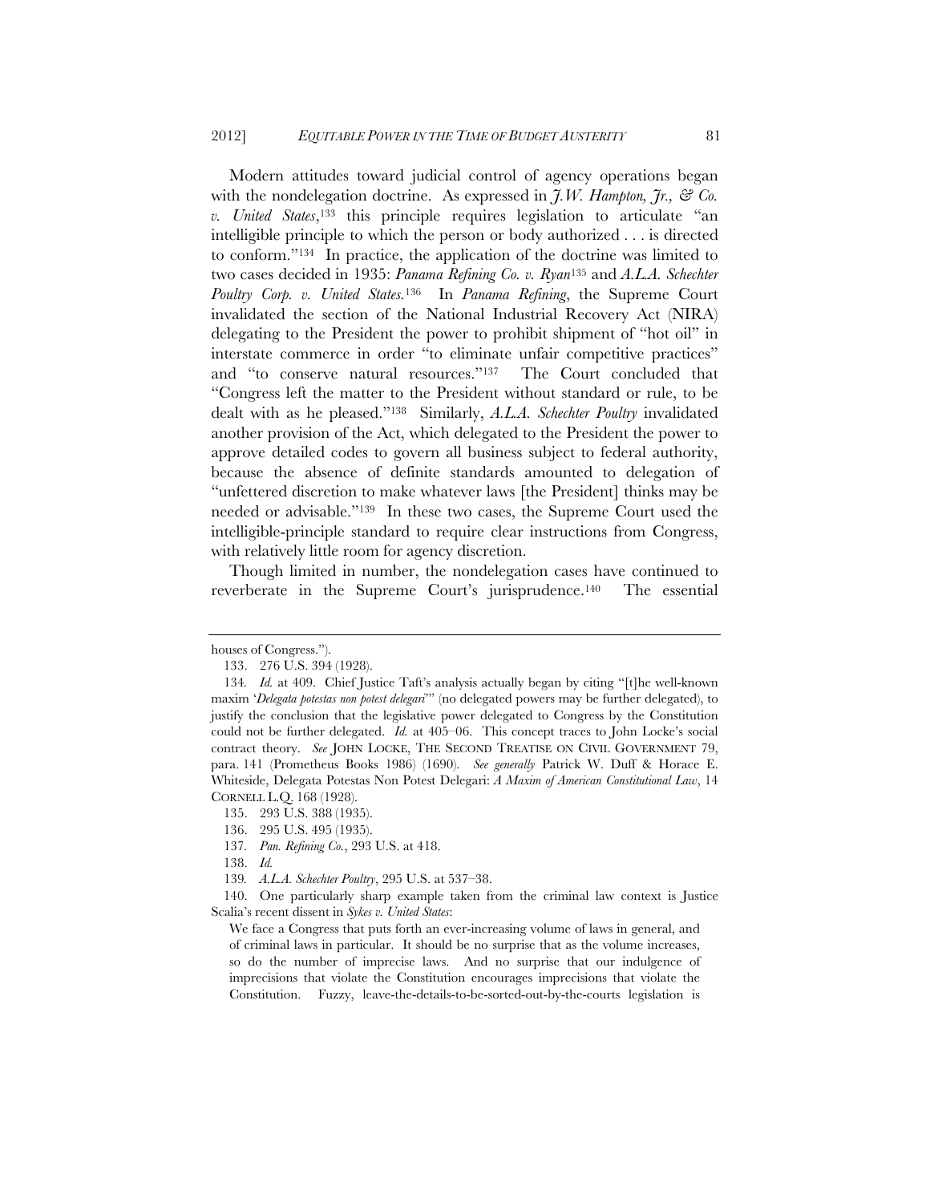Modern attitudes toward judicial control of agency operations began with the nondelegation doctrine. As expressed in *J.W. Hampton, Jr., & Co. v. United States*,[133] this principle requires legislation to articulate "an intelligible principle to which the person or body authorized . . . is directed to conform."[134] In practice, the application of the doctrine was limited to two cases decided in 1935: *Panama Refining Co. v. Ryan*[135] and *A.L.A. Schechter Poultry Corp. v. United States.*[136] In *Panama Refining*, the Supreme Court invalidated the section of the National Industrial Recovery Act (NIRA) delegating to the President the power to prohibit shipment of "hot oil" in interstate commerce in order "to eliminate unfair competitive practices" and "to conserve natural resources."[137] The Court concluded that "Congress left the matter to the President without standard or rule, to be dealt with as he pleased."[138] Similarly, *A.L.A. Schechter Poultry* invalidated another provision of the Act, which delegated to the President the power to approve detailed codes to govern all business subject to federal authority, because the absence of definite standards amounted to delegation of "unfettered discretion to make whatever laws [the President] thinks may be needed or advisable."[139] In these two cases, the Supreme Court used the intelligible-principle standard to require clear instructions from Congress, with relatively little room for agency discretion.

Though limited in number, the nondelegation cases have continued to reverberate in the Supreme Court's jurisprudence.[140] The essential

---

houses of Congress.").

133. 276 U.S. 394 (1928).

134. *Id.* at 409. Chief Justice Taft's analysis actually began by citing "[t]he well-known maxim '*Delegata potestas non potest delegari*'" (no delegated powers may be further delegated), to justify the conclusion that the legislative power delegated to Congress by the Constitution could not be further delegated. *Id.* at 405–06. This concept traces to John Locke's social contract theory. *See* JOHN LOCKE, THE SECOND TREATISE ON CIVIL GOVERNMENT 79, para. 141 (Prometheus Books 1986) (1690). *See generally* Patrick W. Duff & Horace E. Whiteside, Delegata Potestas Non Potest Delegari: *A Maxim of American Constitutional Law*, 14 CORNELL L.Q. 168 (1928).

135. 293 U.S. 388 (1935).

136. 295 U.S. 495 (1935).

137. *Pan. Refining Co.*, 293 U.S. at 418.

138. *Id.*

139. *A.L.A. Schechter Poultry*, 295 U.S. at 537–38.

140. One particularly sharp example taken from the criminal law context is Justice Scalia's recent dissent in *Sykes v. United States*:

> We face a Congress that puts forth an ever-increasing volume of laws in general, and of criminal laws in particular. It should be no surprise that as the volume increases, so do the number of imprecise laws. And no surprise that our indulgence of imprecisions that violate the Constitution encourages imprecisions that violate the Constitution. Fuzzy, leave-the-details-to-be-sorted-out-by-the-courts legislation is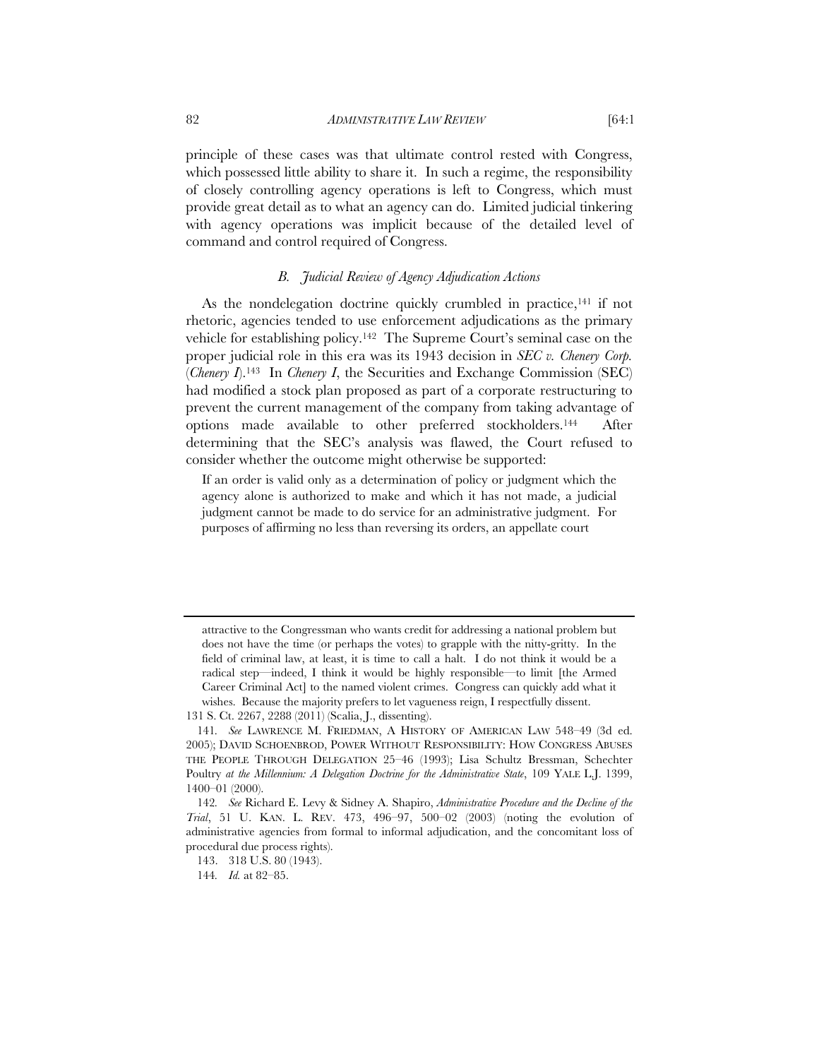principle of these cases was that ultimate control rested with Congress, which possessed little ability to share it. In such a regime, the responsibility of closely controlling agency operations is left to Congress, which must provide great detail as to what an agency can do. Limited judicial tinkering with agency operations was implicit because of the detailed level of command and control required of Congress.

### *B. Judicial Review of Agency Adjudication Actions*

As the nondelegation doctrine quickly crumbled in practice,[141] if not rhetoric, agencies tended to use enforcement adjudications as the primary vehicle for establishing policy.[142] The Supreme Court's seminal case on the proper judicial role in this era was its 1943 decision in *SEC v. Chenery Corp.* (*Chenery I*).[143] In *Chenery I*, the Securities and Exchange Commission (SEC) had modified a stock plan proposed as part of a corporate restructuring to prevent the current management of the company from taking advantage of options made available to other preferred stockholders.[144] After determining that the SEC's analysis was flawed, the Court refused to consider whether the outcome might otherwise be supported:

> If an order is valid only as a determination of policy or judgment which the agency alone is authorized to make and which it has not made, a judicial judgment cannot be made to do service for an administrative judgment. For purposes of affirming no less than reversing its orders, an appellate court

---

> attractive to the Congressman who wants credit for addressing a national problem but does not have the time (or perhaps the votes) to grapple with the nitty-gritty. In the field of criminal law, at least, it is time to call a halt. I do not think it would be a radical step—indeed, I think it would be highly responsible—to limit [the Armed Career Criminal Act] to the named violent crimes. Congress can quickly add what it wishes. Because the majority prefers to let vagueness reign, I respectfully dissent.

131 S. Ct. 2267, 2288 (2011) (Scalia, J., dissenting).

141. *See* LAWRENCE M. FRIEDMAN, A HISTORY OF AMERICAN LAW 548–49 (3d ed. 2005); DAVID SCHOENBROD, POWER WITHOUT RESPONSIBILITY: HOW CONGRESS ABUSES THE PEOPLE THROUGH DELEGATION 25–46 (1993); Lisa Schultz Bressman, Schechter Poultry *at the Millennium: A Delegation Doctrine for the Administrative State*, 109 YALE L.J. 1399, 1400–01 (2000).

142. *See* Richard E. Levy & Sidney A. Shapiro, *Administrative Procedure and the Decline of the Trial*, 51 U. KAN. L. REV. 473, 496–97, 500–02 (2003) (noting the evolution of administrative agencies from formal to informal adjudication, and the concomitant loss of procedural due process rights).

143. 318 U.S. 80 (1943).

144. *Id.* at 82–85.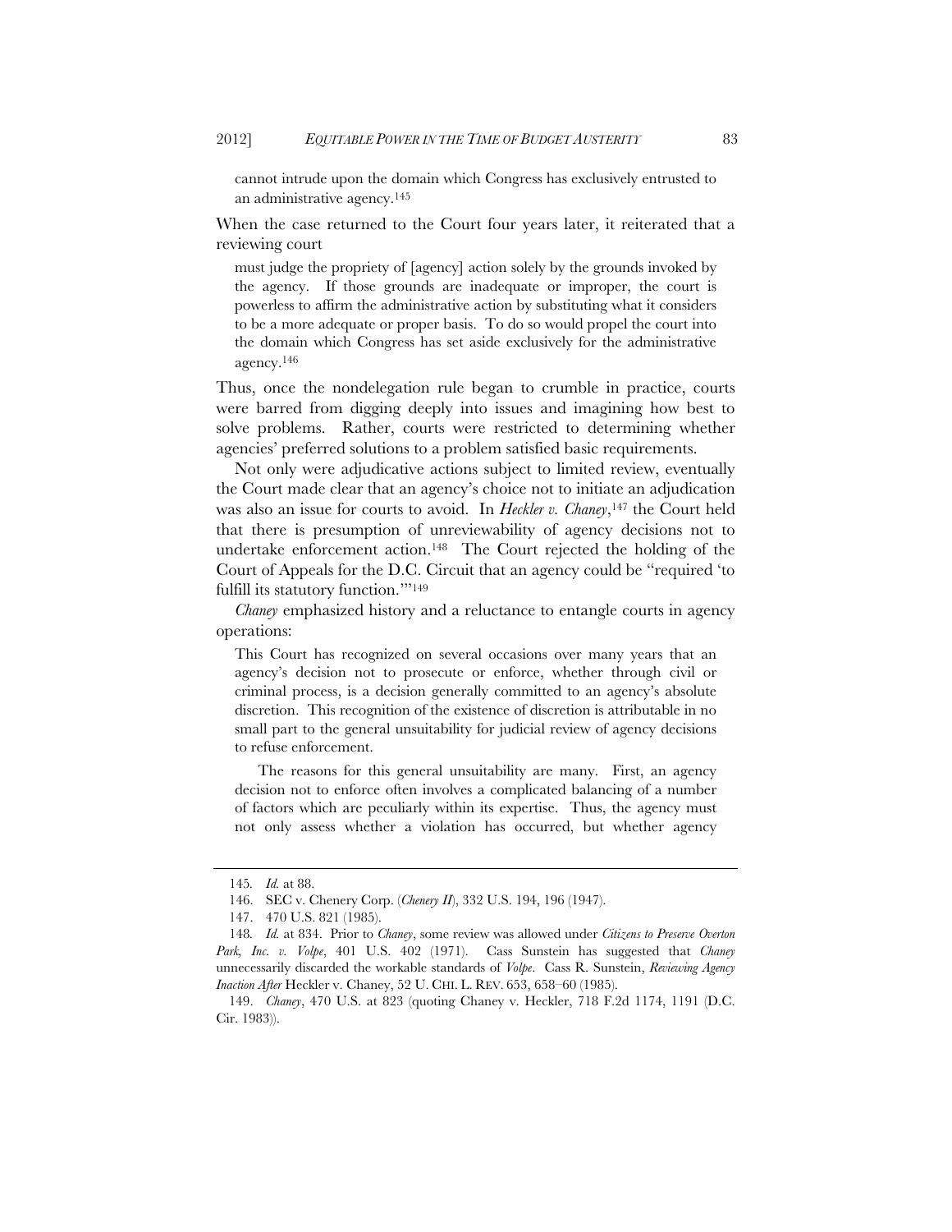> cannot intrude upon the domain which Congress has exclusively entrusted to an administrative agency.[145]

When the case returned to the Court four years later, it reiterated that a reviewing court

> must judge the propriety of [agency] action solely by the grounds invoked by the agency. If those grounds are inadequate or improper, the court is powerless to affirm the administrative action by substituting what it considers to be a more adequate or proper basis. To do so would propel the court into the domain which Congress has set aside exclusively for the administrative agency.[146]

Thus, once the nondelegation rule began to crumble in practice, courts were barred from digging deeply into issues and imagining how best to solve problems. Rather, courts were restricted to determining whether agencies' preferred solutions to a problem satisfied basic requirements.

Not only were adjudicative actions subject to limited review, eventually the Court made clear that an agency's choice not to initiate an adjudication was also an issue for courts to avoid. In *Heckler v. Chaney*,[147] the Court held that there is presumption of unreviewability of agency decisions not to undertake enforcement action.[148] The Court rejected the holding of the Court of Appeals for the D.C. Circuit that an agency could be "required 'to fulfill its statutory function.'"[149]

*Chaney* emphasized history and a reluctance to entangle courts in agency operations:

> This Court has recognized on several occasions over many years that an agency's decision not to prosecute or enforce, whether through civil or criminal process, is a decision generally committed to an agency's absolute discretion. This recognition of the existence of discretion is attributable in no small part to the general unsuitability for judicial review of agency decisions to refuse enforcement.
>
> The reasons for this general unsuitability are many. First, an agency decision not to enforce often involves a complicated balancing of a number of factors which are peculiarly within its expertise. Thus, the agency must not only assess whether a violation has occurred, but whether agency

---

145. *Id.* at 88.

146. SEC v. Chenery Corp. (*Chenery II*), 332 U.S. 194, 196 (1947).

147. 470 U.S. 821 (1985).

148. *Id.* at 834. Prior to *Chaney*, some review was allowed under *Citizens to Preserve Overton Park, Inc. v. Volpe*, 401 U.S. 402 (1971). Cass Sunstein has suggested that *Chaney* unnecessarily discarded the workable standards of *Volpe*. Cass R. Sunstein, *Reviewing Agency Inaction After* Heckler v. Chaney, 52 U. CHI. L. REV. 653, 658–60 (1985).

149. *Chaney*, 470 U.S. at 823 (quoting Chaney v. Heckler, 718 F.2d 1174, 1191 (D.C. Cir. 1983)).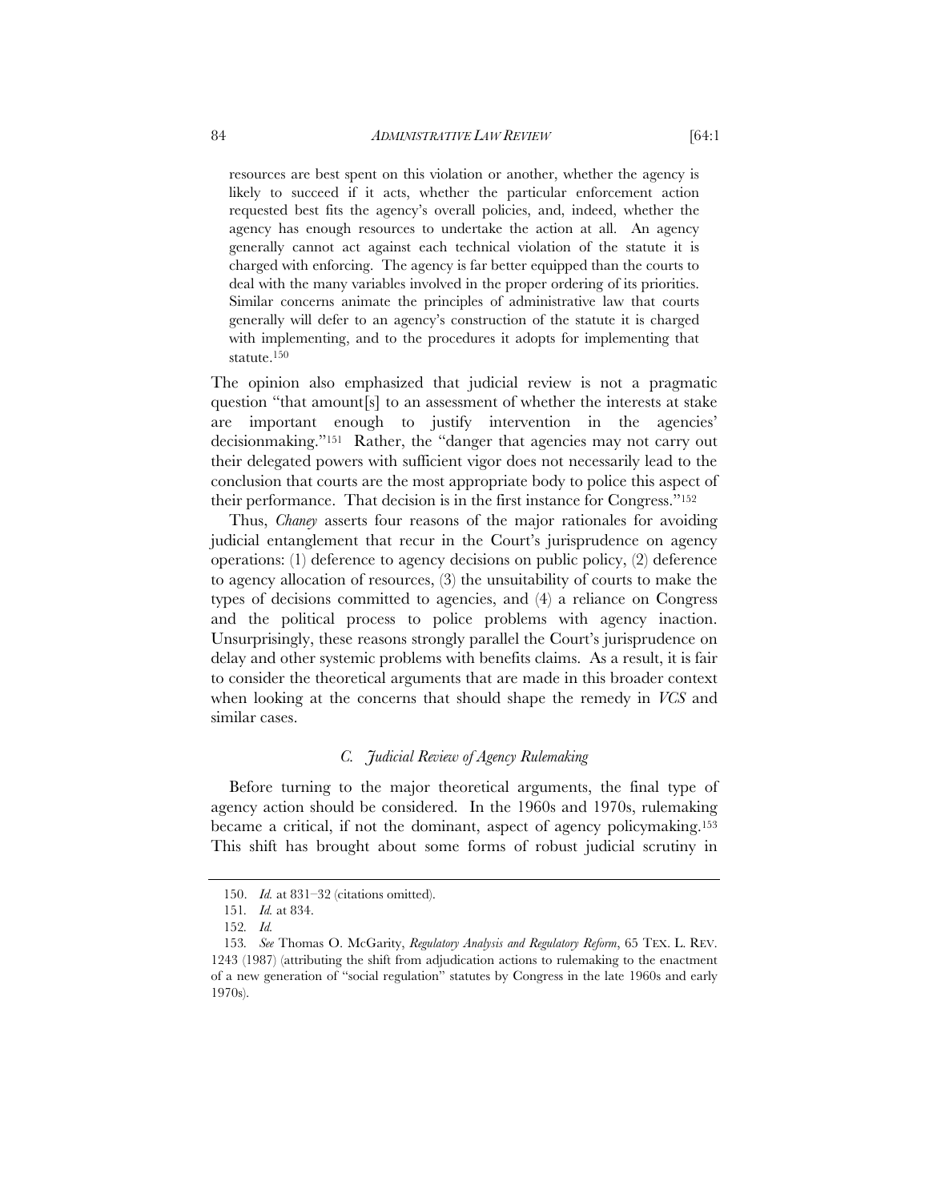> resources are best spent on this violation or another, whether the agency is likely to succeed if it acts, whether the particular enforcement action requested best fits the agency's overall policies, and, indeed, whether the agency has enough resources to undertake the action at all. An agency generally cannot act against each technical violation of the statute it is charged with enforcing. The agency is far better equipped than the courts to deal with the many variables involved in the proper ordering of its priorities. Similar concerns animate the principles of administrative law that courts generally will defer to an agency's construction of the statute it is charged with implementing, and to the procedures it adopts for implementing that statute.[150]

The opinion also emphasized that judicial review is not a pragmatic question "that amount[s] to an assessment of whether the interests at stake are important enough to justify intervention in the agencies' decisionmaking."[151] Rather, the "danger that agencies may not carry out their delegated powers with sufficient vigor does not necessarily lead to the conclusion that courts are the most appropriate body to police this aspect of their performance. That decision is in the first instance for Congress."[152]

Thus, *Chaney* asserts four reasons of the major rationales for avoiding judicial entanglement that recur in the Court's jurisprudence on agency operations: (1) deference to agency decisions on public policy, (2) deference to agency allocation of resources, (3) the unsuitability of courts to make the types of decisions committed to agencies, and (4) a reliance on Congress and the political process to police problems with agency inaction. Unsurprisingly, these reasons strongly parallel the Court's jurisprudence on delay and other systemic problems with benefits claims. As a result, it is fair to consider the theoretical arguments that are made in this broader context when looking at the concerns that should shape the remedy in *VCS* and similar cases.

### *C. Judicial Review of Agency Rulemaking*

Before turning to the major theoretical arguments, the final type of agency action should be considered. In the 1960s and 1970s, rulemaking became a critical, if not the dominant, aspect of agency policymaking.[153] This shift has brought about some forms of robust judicial scrutiny in

---

150. *Id.* at 831–32 (citations omitted).

151. *Id.* at 834.

152. *Id.*

153. *See* Thomas O. McGarity, *Regulatory Analysis and Regulatory Reform*, 65 TEX. L. REV. 1243 (1987) (attributing the shift from adjudication actions to rulemaking to the enactment of a new generation of "social regulation" statutes by Congress in the late 1960s and early 1970s).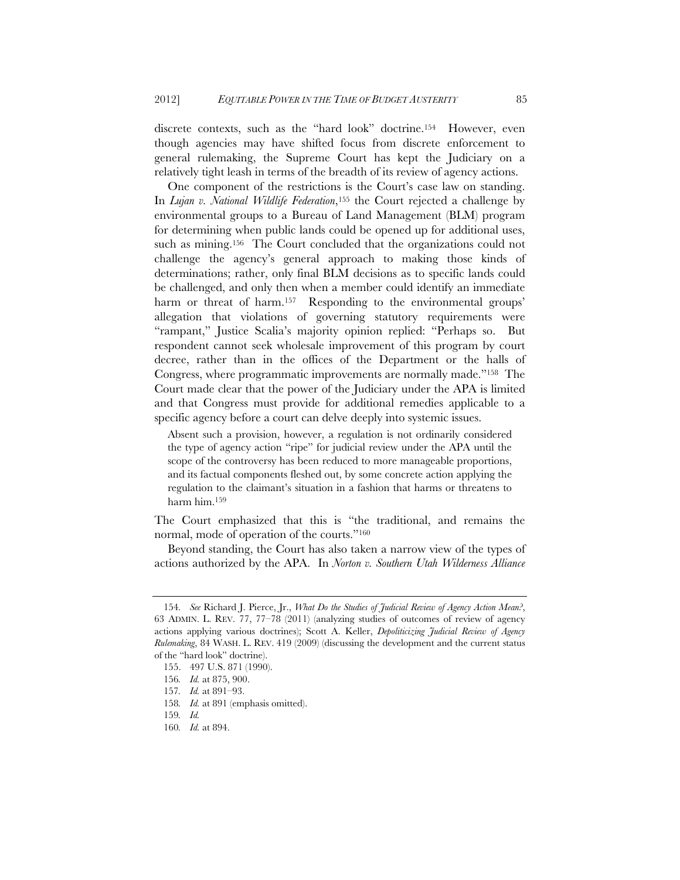discrete contexts, such as the "hard look" doctrine.[154] However, even though agencies may have shifted focus from discrete enforcement to general rulemaking, the Supreme Court has kept the Judiciary on a relatively tight leash in terms of the breadth of its review of agency actions.

One component of the restrictions is the Court's case law on standing. In *Lujan v. National Wildlife Federation*,[155] the Court rejected a challenge by environmental groups to a Bureau of Land Management (BLM) program for determining when public lands could be opened up for additional uses, such as mining.[156] The Court concluded that the organizations could not challenge the agency's general approach to making those kinds of determinations; rather, only final BLM decisions as to specific lands could be challenged, and only then when a member could identify an immediate harm or threat of harm.[157] Responding to the environmental groups' allegation that violations of governing statutory requirements were "rampant," Justice Scalia's majority opinion replied: "Perhaps so. But respondent cannot seek wholesale improvement of this program by court decree, rather than in the offices of the Department or the halls of Congress, where programmatic improvements are normally made."[158] The Court made clear that the power of the Judiciary under the APA is limited and that Congress must provide for additional remedies applicable to a specific agency before a court can delve deeply into systemic issues.

> Absent such a provision, however, a regulation is not ordinarily considered the type of agency action "ripe" for judicial review under the APA until the scope of the controversy has been reduced to more manageable proportions, and its factual components fleshed out, by some concrete action applying the regulation to the claimant's situation in a fashion that harms or threatens to harm him.[159]

The Court emphasized that this is "the traditional, and remains the normal, mode of operation of the courts."[160]

Beyond standing, the Court has also taken a narrow view of the types of actions authorized by the APA. In *Norton v. Southern Utah Wilderness Alliance*

---

154. *See* Richard J. Pierce, Jr., *What Do the Studies of Judicial Review of Agency Action Mean?*, 63 ADMIN. L. REV. 77, 77–78 (2011) (analyzing studies of outcomes of review of agency actions applying various doctrines); Scott A. Keller, *Depoliticizing Judicial Review of Agency Rulemaking*, 84 WASH. L. REV. 419 (2009) (discussing the development and the current status of the "hard look" doctrine).

155. 497 U.S. 871 (1990).

156. *Id.* at 875, 900.

157. *Id.* at 891–93.

158. *Id.* at 891 (emphasis omitted).

159. *Id.*

160. *Id.* at 894.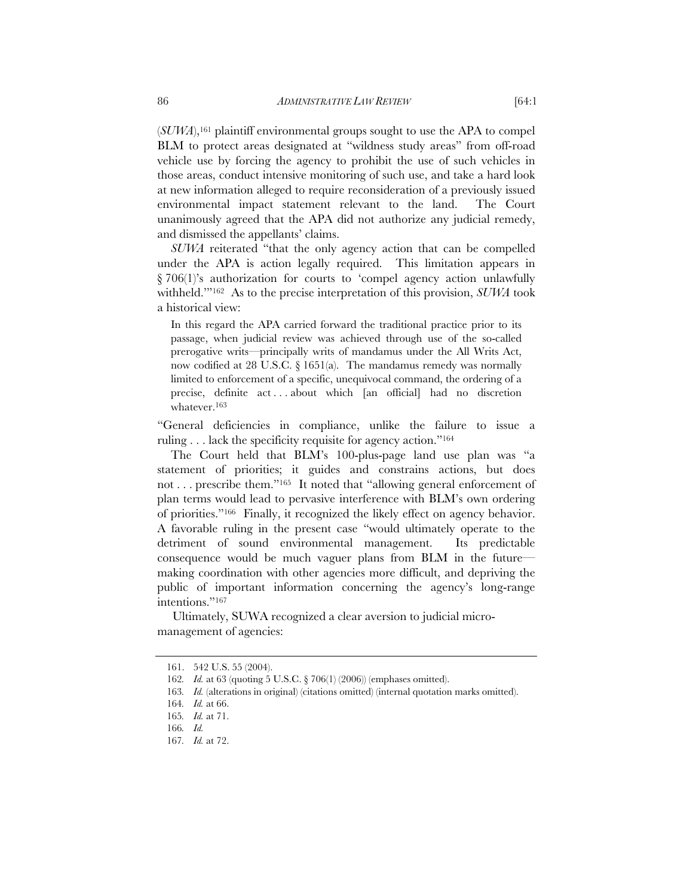(*SUWA*),[161] plaintiff environmental groups sought to use the APA to compel BLM to protect areas designated at "wildness study areas" from off-road vehicle use by forcing the agency to prohibit the use of such vehicles in those areas, conduct intensive monitoring of such use, and take a hard look at new information alleged to require reconsideration of a previously issued environmental impact statement relevant to the land. The Court unanimously agreed that the APA did not authorize any judicial remedy, and dismissed the appellants' claims.

*SUWA* reiterated "that the only agency action that can be compelled under the APA is action legally required. This limitation appears in § 706(1)'s authorization for courts to 'compel agency action unlawfully withheld.'"[162] As to the precise interpretation of this provision, *SUWA* took a historical view:

> In this regard the APA carried forward the traditional practice prior to its passage, when judicial review was achieved through use of the so-called prerogative writs—principally writs of mandamus under the All Writs Act, now codified at 28 U.S.C. § 1651(a). The mandamus remedy was normally limited to enforcement of a specific, unequivocal command, the ordering of a precise, definite act . . . about which [an official] had no discretion whatever.[163]

"General deficiencies in compliance, unlike the failure to issue a ruling . . . lack the specificity requisite for agency action."[164]

The Court held that BLM's 100-plus-page land use plan was "a statement of priorities; it guides and constrains actions, but does not . . . prescribe them."[165] It noted that "allowing general enforcement of plan terms would lead to pervasive interference with BLM's own ordering of priorities."[166] Finally, it recognized the likely effect on agency behavior. A favorable ruling in the present case "would ultimately operate to the detriment of sound environmental management. Its predictable consequence would be much vaguer plans from BLM in the future—making coordination with other agencies more difficult, and depriving the public of important information concerning the agency's long-range intentions."[167]

Ultimately, SUWA recognized a clear aversion to judicial micro-management of agencies:

---

161. 542 U.S. 55 (2004).

162. *Id.* at 63 (quoting 5 U.S.C. § 706(1) (2006)) (emphases omitted).

163. *Id.* (alterations in original) (citations omitted) (internal quotation marks omitted).

164. *Id.* at 66.

165. *Id.* at 71.

166. *Id.*

167. *Id.* at 72.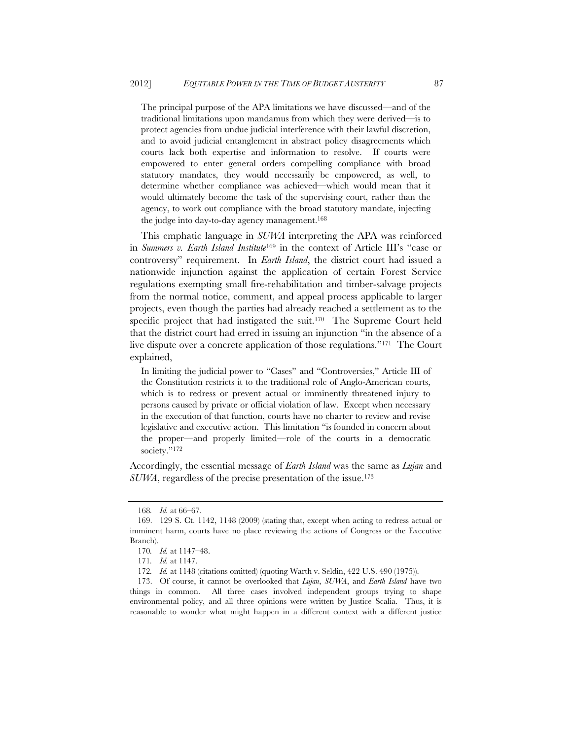> The principal purpose of the APA limitations we have discussed—and of the traditional limitations upon mandamus from which they were derived—is to protect agencies from undue judicial interference with their lawful discretion, and to avoid judicial entanglement in abstract policy disagreements which courts lack both expertise and information to resolve. If courts were empowered to enter general orders compelling compliance with broad statutory mandates, they would necessarily be empowered, as well, to determine whether compliance was achieved—which would mean that it would ultimately become the task of the supervising court, rather than the agency, to work out compliance with the broad statutory mandate, injecting the judge into day-to-day agency management.[168]

This emphatic language in *SUWA* interpreting the APA was reinforced in *Summers v. Earth Island Institute*[169] in the context of Article III's "case or controversy" requirement. In *Earth Island*, the district court had issued a nationwide injunction against the application of certain Forest Service regulations exempting small fire-rehabilitation and timber-salvage projects from the normal notice, comment, and appeal process applicable to larger projects, even though the parties had already reached a settlement as to the specific project that had instigated the suit.[170] The Supreme Court held that the district court had erred in issuing an injunction "in the absence of a live dispute over a concrete application of those regulations."[171] The Court explained,

> In limiting the judicial power to "Cases" and "Controversies," Article III of the Constitution restricts it to the traditional role of Anglo-American courts, which is to redress or prevent actual or imminently threatened injury to persons caused by private or official violation of law. Except when necessary in the execution of that function, courts have no charter to review and revise legislative and executive action. This limitation "is founded in concern about the proper—and properly limited—role of the courts in a democratic society."[172]

Accordingly, the essential message of *Earth Island* was the same as *Lujan* and *SUWA*, regardless of the precise presentation of the issue.[173]

---

168. *Id.* at 66–67.

169. 129 S. Ct. 1142, 1148 (2009) (stating that, except when acting to redress actual or imminent harm, courts have no place reviewing the actions of Congress or the Executive Branch).

170. *Id.* at 1147–48.

171. *Id.* at 1147.

172. *Id.* at 1148 (citations omitted) (quoting Warth v. Seldin, 422 U.S. 490 (1975)).

173. Of course, it cannot be overlooked that *Lujan*, *SUWA*, and *Earth Island* have two things in common. All three cases involved independent groups trying to shape environmental policy, and all three opinions were written by Justice Scalia. Thus, it is reasonable to wonder what might happen in a different context with a different justice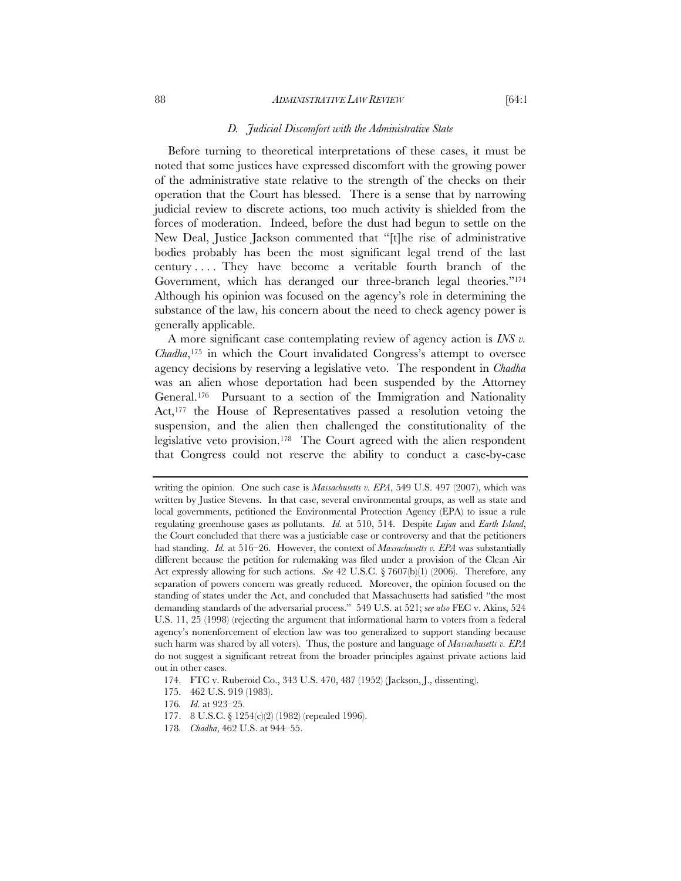### *D. Judicial Discomfort with the Administrative State*

Before turning to theoretical interpretations of these cases, it must be noted that some justices have expressed discomfort with the growing power of the administrative state relative to the strength of the checks on their operation that the Court has blessed. There is a sense that by narrowing judicial review to discrete actions, too much activity is shielded from the forces of moderation. Indeed, before the dust had begun to settle on the New Deal, Justice Jackson commented that "[t]he rise of administrative bodies probably has been the most significant legal trend of the last century . . . . They have become a veritable fourth branch of the Government, which has deranged our three-branch legal theories."[174] Although his opinion was focused on the agency's role in determining the substance of the law, his concern about the need to check agency power is generally applicable.

A more significant case contemplating review of agency action is *INS v. Chadha*,[175] in which the Court invalidated Congress's attempt to oversee agency decisions by reserving a legislative veto. The respondent in *Chadha* was an alien whose deportation had been suspended by the Attorney General.[176] Pursuant to a section of the Immigration and Nationality Act,[177] the House of Representatives passed a resolution vetoing the suspension, and the alien then challenged the constitutionality of the legislative veto provision.[178] The Court agreed with the alien respondent that Congress could not reserve the ability to conduct a case-by-case

---

writing the opinion. One such case is *Massachusetts v. EPA*, 549 U.S. 497 (2007), which was written by Justice Stevens. In that case, several environmental groups, as well as state and local governments, petitioned the Environmental Protection Agency (EPA) to issue a rule regulating greenhouse gases as pollutants. *Id.* at 510, 514. Despite *Lujan* and *Earth Island*, the Court concluded that there was a justiciable case or controversy and that the petitioners had standing. *Id.* at 516–26. However, the context of *Massachusetts v. EPA* was substantially different because the petition for rulemaking was filed under a provision of the Clean Air Act expressly allowing for such actions. *See* 42 U.S.C. § 7607(b)(1) (2006). Therefore, any separation of powers concern was greatly reduced. Moreover, the opinion focused on the standing of states under the Act, and concluded that Massachusetts had satisfied "the most demanding standards of the adversarial process." 549 U.S. at 521; s*ee also* FEC v. Akins, 524 U.S. 11, 25 (1998) (rejecting the argument that informational harm to voters from a federal agency's nonenforcement of election law was too generalized to support standing because such harm was shared by all voters). Thus, the posture and language of *Massachusetts v. EPA* do not suggest a significant retreat from the broader principles against private actions laid out in other cases.

174. FTC v. Ruberoid Co., 343 U.S. 470, 487 (1952) (Jackson, J., dissenting).

175. 462 U.S. 919 (1983).

176. *Id.* at 923–25.

177. 8 U.S.C. § 1254(c)(2) (1982) (repealed 1996).

178. *Chadha*, 462 U.S. at 944–55.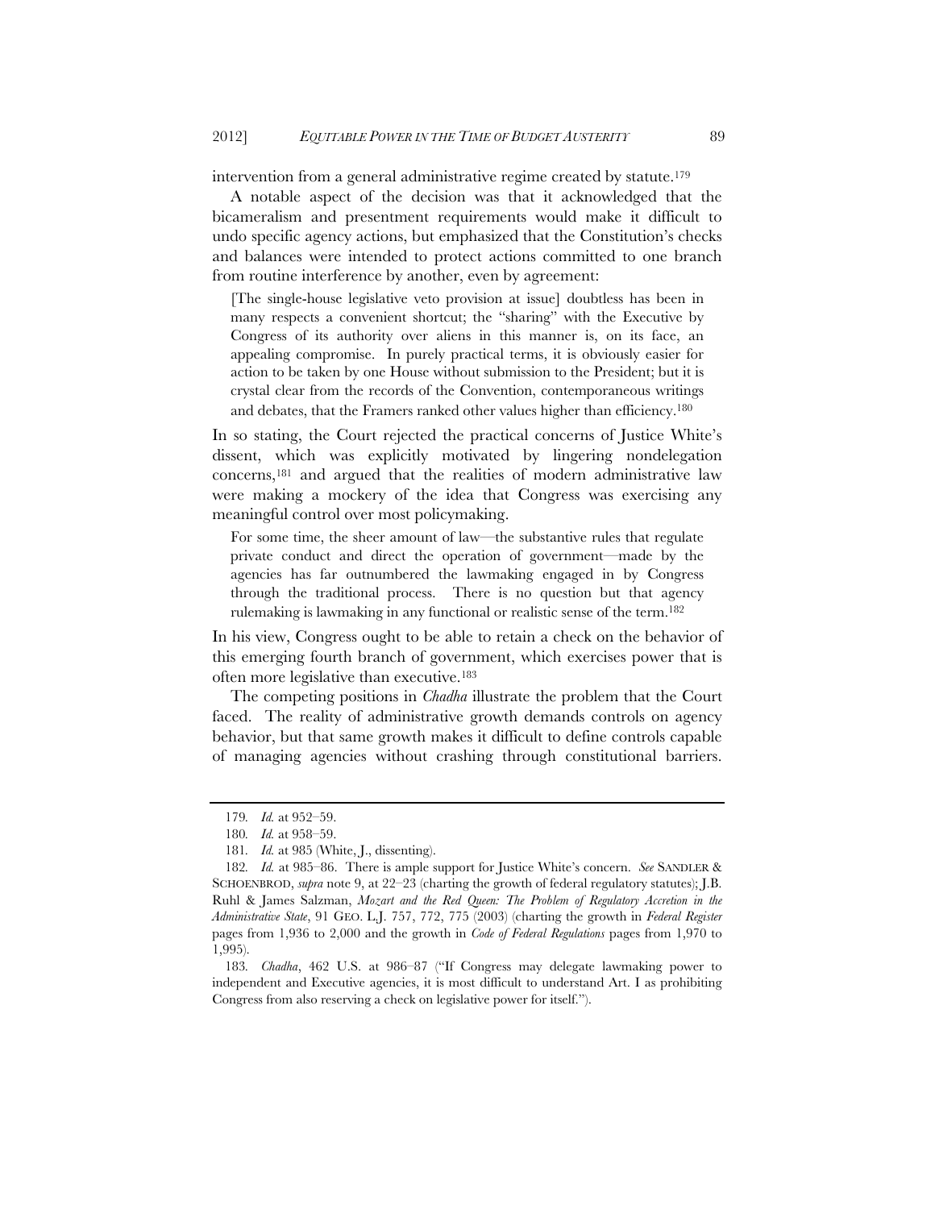intervention from a general administrative regime created by statute.[179]

A notable aspect of the decision was that it acknowledged that the bicameralism and presentment requirements would make it difficult to undo specific agency actions, but emphasized that the Constitution's checks and balances were intended to protect actions committed to one branch from routine interference by another, even by agreement:

> [The single-house legislative veto provision at issue] doubtless has been in many respects a convenient shortcut; the "sharing" with the Executive by Congress of its authority over aliens in this manner is, on its face, an appealing compromise. In purely practical terms, it is obviously easier for action to be taken by one House without submission to the President; but it is crystal clear from the records of the Convention, contemporaneous writings and debates, that the Framers ranked other values higher than efficiency.[180]

In so stating, the Court rejected the practical concerns of Justice White's dissent, which was explicitly motivated by lingering nondelegation concerns,[181] and argued that the realities of modern administrative law were making a mockery of the idea that Congress was exercising any meaningful control over most policymaking.

> For some time, the sheer amount of law—the substantive rules that regulate private conduct and direct the operation of government—made by the agencies has far outnumbered the lawmaking engaged in by Congress through the traditional process. There is no question but that agency rulemaking is lawmaking in any functional or realistic sense of the term.[182]

In his view, Congress ought to be able to retain a check on the behavior of this emerging fourth branch of government, which exercises power that is often more legislative than executive.[183]

The competing positions in *Chadha* illustrate the problem that the Court faced. The reality of administrative growth demands controls on agency behavior, but that same growth makes it difficult to define controls capable of managing agencies without crashing through constitutional barriers.

---

179. *Id.* at 952–59.

180. *Id.* at 958–59.

181. *Id.* at 985 (White, J., dissenting).

182. *Id.* at 985–86. There is ample support for Justice White's concern. *See* SANDLER & SCHOENBROD, *supra* note 9, at 22–23 (charting the growth of federal regulatory statutes); J.B. Ruhl & James Salzman, *Mozart and the Red Queen: The Problem of Regulatory Accretion in the Administrative State*, 91 GEO. L.J. 757, 772, 775 (2003) (charting the growth in *Federal Register* pages from 1,936 to 2,000 and the growth in *Code of Federal Regulations* pages from 1,970 to 1,995).

183. *Chadha*, 462 U.S. at 986–87 ("If Congress may delegate lawmaking power to independent and Executive agencies, it is most difficult to understand Art. I as prohibiting Congress from also reserving a check on legislative power for itself.").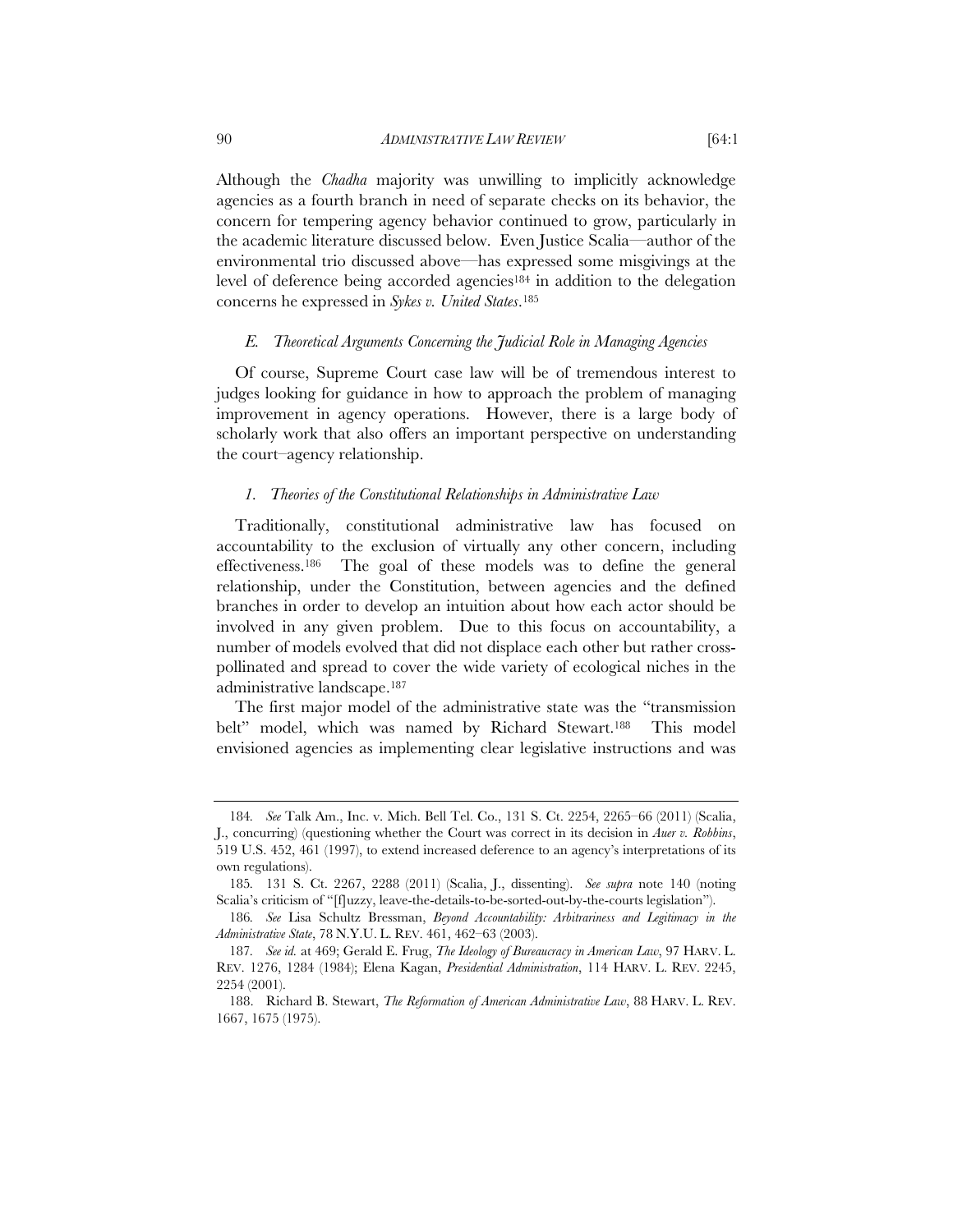Although the *Chadha* majority was unwilling to implicitly acknowledge agencies as a fourth branch in need of separate checks on its behavior, the concern for tempering agency behavior continued to grow, particularly in the academic literature discussed below. Even Justice Scalia—author of the environmental trio discussed above—has expressed some misgivings at the level of deference being accorded agencies[184] in addition to the delegation concerns he expressed in *Sykes v. United States*.[185]

### *E. Theoretical Arguments Concerning the Judicial Role in Managing Agencies*

Of course, Supreme Court case law will be of tremendous interest to judges looking for guidance in how to approach the problem of managing improvement in agency operations. However, there is a large body of scholarly work that also offers an important perspective on understanding the court–agency relationship.

#### *1. Theories of the Constitutional Relationships in Administrative Law*

Traditionally, constitutional administrative law has focused on accountability to the exclusion of virtually any other concern, including effectiveness.[186] The goal of these models was to define the general relationship, under the Constitution, between agencies and the defined branches in order to develop an intuition about how each actor should be involved in any given problem. Due to this focus on accountability, a number of models evolved that did not displace each other but rather cross-pollinated and spread to cover the wide variety of ecological niches in the administrative landscape.[187]

The first major model of the administrative state was the "transmission belt" model, which was named by Richard Stewart.[188] This model envisioned agencies as implementing clear legislative instructions and was

---

184. *See* Talk Am., Inc. v. Mich. Bell Tel. Co., 131 S. Ct. 2254, 2265–66 (2011) (Scalia, J., concurring) (questioning whether the Court was correct in its decision in *Auer v. Robbins*, 519 U.S. 452, 461 (1997), to extend increased deference to an agency's interpretations of its own regulations).

185. 131 S. Ct. 2267, 2288 (2011) (Scalia, J., dissenting). *See supra* note 140 (noting Scalia's criticism of "[f]uzzy, leave-the-details-to-be-sorted-out-by-the-courts legislation").

186. *See* Lisa Schultz Bressman, *Beyond Accountability: Arbitrariness and Legitimacy in the Administrative State*, 78 N.Y.U. L. REV. 461, 462–63 (2003).

187. *See id.* at 469; Gerald E. Frug, *The Ideology of Bureaucracy in American Law*, 97 HARV. L. REV. 1276, 1284 (1984); Elena Kagan, *Presidential Administration*, 114 HARV. L. REV. 2245, 2254 (2001).

188. Richard B. Stewart, *The Reformation of American Administrative Law*, 88 HARV. L. REV. 1667, 1675 (1975).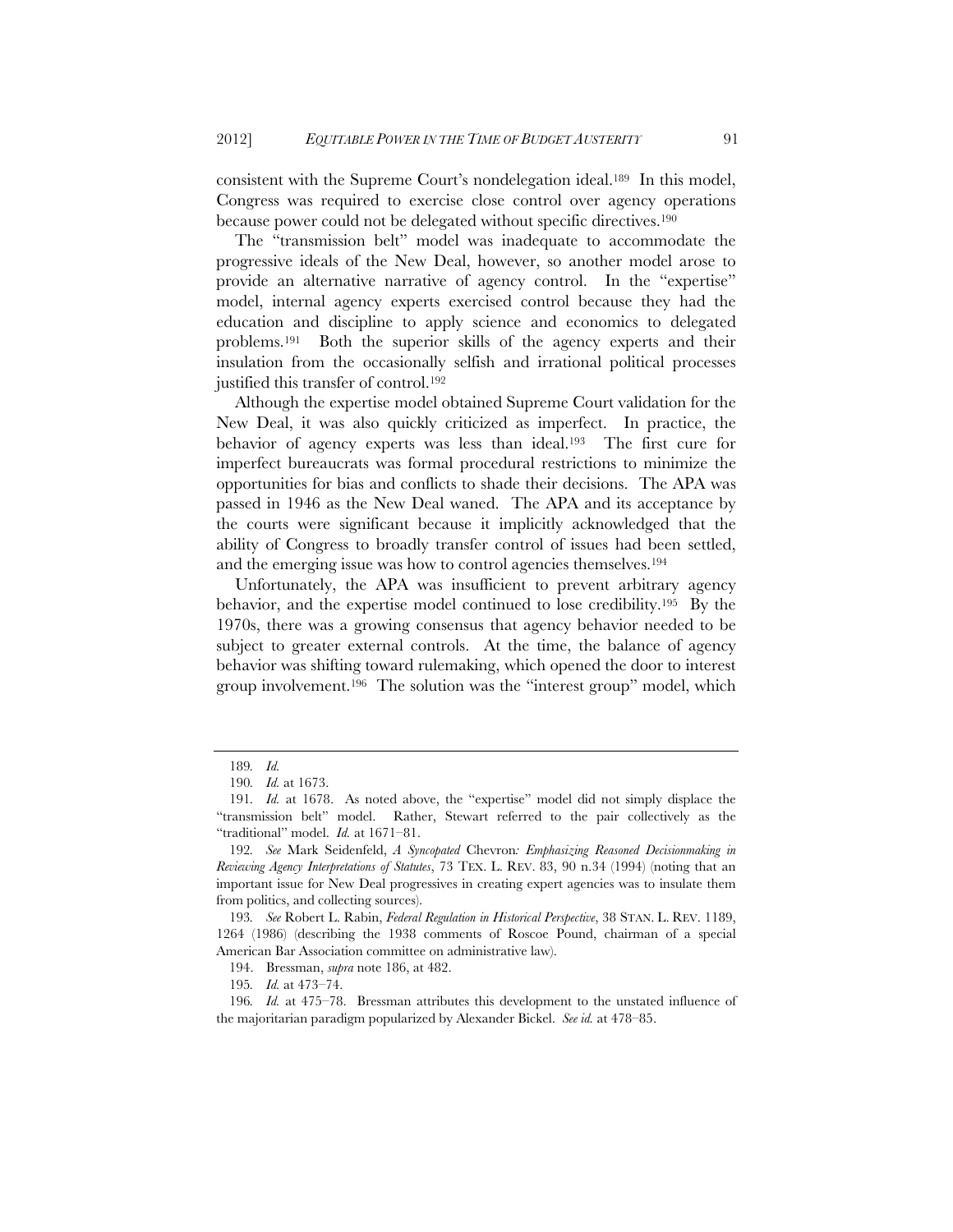consistent with the Supreme Court's nondelegation ideal.[189] In this model, Congress was required to exercise close control over agency operations because power could not be delegated without specific directives.[190]

The "transmission belt" model was inadequate to accommodate the progressive ideals of the New Deal, however, so another model arose to provide an alternative narrative of agency control. In the "expertise" model, internal agency experts exercised control because they had the education and discipline to apply science and economics to delegated problems.[191] Both the superior skills of the agency experts and their insulation from the occasionally selfish and irrational political processes justified this transfer of control.[192]

Although the expertise model obtained Supreme Court validation for the New Deal, it was also quickly criticized as imperfect. In practice, the behavior of agency experts was less than ideal.[193] The first cure for imperfect bureaucrats was formal procedural restrictions to minimize the opportunities for bias and conflicts to shade their decisions. The APA was passed in 1946 as the New Deal waned. The APA and its acceptance by the courts were significant because it implicitly acknowledged that the ability of Congress to broadly transfer control of issues had been settled, and the emerging issue was how to control agencies themselves.[194]

Unfortunately, the APA was insufficient to prevent arbitrary agency behavior, and the expertise model continued to lose credibility.[195] By the 1970s, there was a growing consensus that agency behavior needed to be subject to greater external controls. At the time, the balance of agency behavior was shifting toward rulemaking, which opened the door to interest group involvement.[196] The solution was the "interest group" model, which

---

189. *Id.*

190. *Id.* at 1673.

191. *Id.* at 1678. As noted above, the "expertise" model did not simply displace the "transmission belt" model. Rather, Stewart referred to the pair collectively as the "traditional" model. *Id.* at 1671–81.

192. *See* Mark Seidenfeld, *A Syncopated* Chevron*: Emphasizing Reasoned Decisionmaking in Reviewing Agency Interpretations of Statutes*, 73 TEX. L. REV. 83, 90 n.34 (1994) (noting that an important issue for New Deal progressives in creating expert agencies was to insulate them from politics, and collecting sources).

193. *See* Robert L. Rabin, *Federal Regulation in Historical Perspective*, 38 STAN. L. REV. 1189, 1264 (1986) (describing the 1938 comments of Roscoe Pound, chairman of a special American Bar Association committee on administrative law).

194. Bressman, *supra* note 186, at 482.

195. *Id.* at 473–74.

196. *Id.* at 475–78. Bressman attributes this development to the unstated influence of the majoritarian paradigm popularized by Alexander Bickel. *See id.* at 478–85.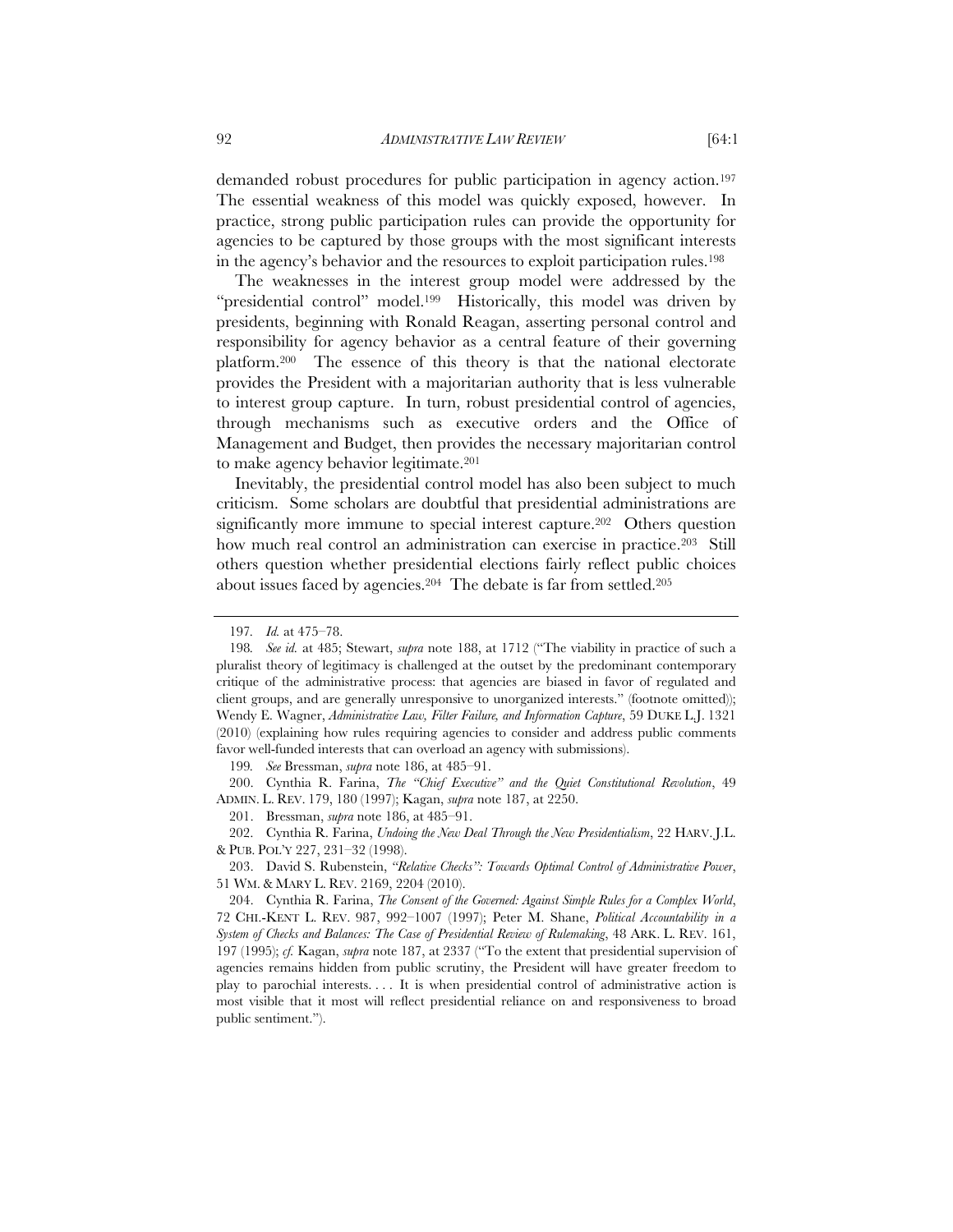demanded robust procedures for public participation in agency action.[197] The essential weakness of this model was quickly exposed, however. In practice, strong public participation rules can provide the opportunity for agencies to be captured by those groups with the most significant interests in the agency's behavior and the resources to exploit participation rules.[198]

The weaknesses in the interest group model were addressed by the "presidential control" model.[199] Historically, this model was driven by presidents, beginning with Ronald Reagan, asserting personal control and responsibility for agency behavior as a central feature of their governing platform.[200] The essence of this theory is that the national electorate provides the President with a majoritarian authority that is less vulnerable to interest group capture. In turn, robust presidential control of agencies, through mechanisms such as executive orders and the Office of Management and Budget, then provides the necessary majoritarian control to make agency behavior legitimate.[201]

Inevitably, the presidential control model has also been subject to much criticism. Some scholars are doubtful that presidential administrations are significantly more immune to special interest capture.[202] Others question how much real control an administration can exercise in practice.[203] Still others question whether presidential elections fairly reflect public choices about issues faced by agencies.[204] The debate is far from settled.[205]

---

197. *Id.* at 475–78.

198. *See id.* at 485; Stewart, *supra* note 188, at 1712 ("The viability in practice of such a pluralist theory of legitimacy is challenged at the outset by the predominant contemporary critique of the administrative process: that agencies are biased in favor of regulated and client groups, and are generally unresponsive to unorganized interests." (footnote omitted)); Wendy E. Wagner, *Administrative Law, Filter Failure, and Information Capture*, 59 DUKE L.J. 1321 (2010) (explaining how rules requiring agencies to consider and address public comments favor well-funded interests that can overload an agency with submissions).

199. *See* Bressman, *supra* note 186, at 485–91.

200. Cynthia R. Farina, *The "Chief Executive" and the Quiet Constitutional Revolution*, 49 ADMIN. L. REV. 179, 180 (1997); Kagan, *supra* note 187, at 2250.

201. Bressman, *supra* note 186, at 485–91.

202. Cynthia R. Farina, *Undoing the New Deal Through the New Presidentialism*, 22 HARV. J.L. & PUB. POL'Y 227, 231–32 (1998).

203. David S. Rubenstein, *"Relative Checks": Towards Optimal Control of Administrative Power*, 51 WM. & MARY L. REV. 2169, 2204 (2010).

204. Cynthia R. Farina, *The Consent of the Governed: Against Simple Rules for a Complex World*, 72 CHI.-KENT L. REV. 987, 992–1007 (1997); Peter M. Shane, *Political Accountability in a System of Checks and Balances: The Case of Presidential Review of Rulemaking*, 48 ARK. L. REV. 161, 197 (1995); *cf.* Kagan, *supra* note 187, at 2337 ("To the extent that presidential supervision of agencies remains hidden from public scrutiny, the President will have greater freedom to play to parochial interests. . . . It is when presidential control of administrative action is most visible that it most will reflect presidential reliance on and responsiveness to broad public sentiment.").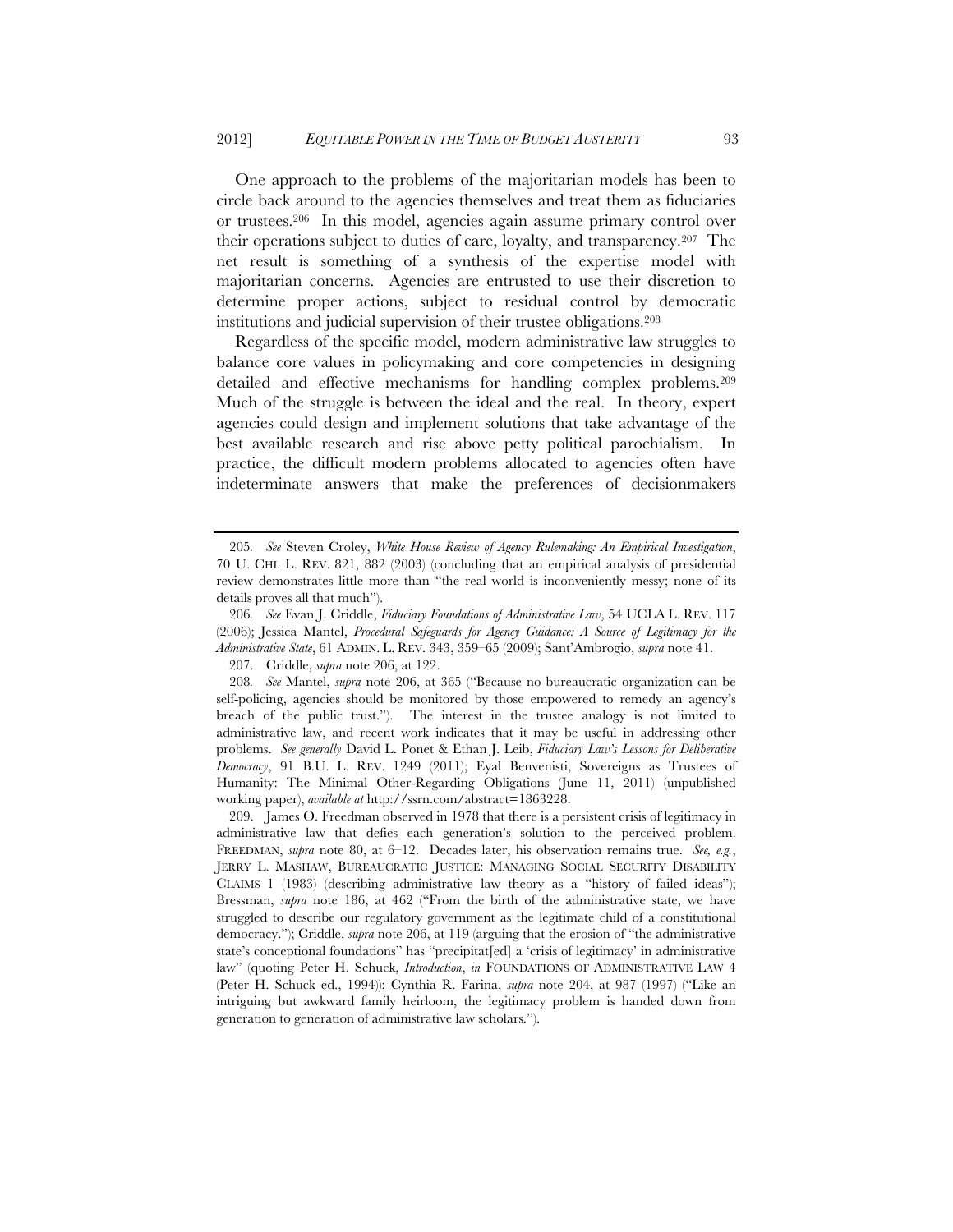One approach to the problems of the majoritarian models has been to circle back around to the agencies themselves and treat them as fiduciaries or trustees.[206] In this model, agencies again assume primary control over their operations subject to duties of care, loyalty, and transparency.[207] The net result is something of a synthesis of the expertise model with majoritarian concerns. Agencies are entrusted to use their discretion to determine proper actions, subject to residual control by democratic institutions and judicial supervision of their trustee obligations.[208]

Regardless of the specific model, modern administrative law struggles to balance core values in policymaking and core competencies in designing detailed and effective mechanisms for handling complex problems.[209] Much of the struggle is between the ideal and the real. In theory, expert agencies could design and implement solutions that take advantage of the best available research and rise above petty political parochialism. In practice, the difficult modern problems allocated to agencies often have indeterminate answers that make the preferences of decisionmakers

---

205. *See* Steven Croley, *White House Review of Agency Rulemaking: An Empirical Investigation*, 70 U. CHI. L. REV. 821, 882 (2003) (concluding that an empirical analysis of presidential review demonstrates little more than "the real world is inconveniently messy; none of its details proves all that much").

206. *See* Evan J. Criddle, *Fiduciary Foundations of Administrative Law*, 54 UCLA L. REV. 117 (2006); Jessica Mantel, *Procedural Safeguards for Agency Guidance: A Source of Legitimacy for the Administrative State*, 61 ADMIN. L. REV. 343, 359–65 (2009); Sant'Ambrogio, *supra* note 41.

207. Criddle, *supra* note 206, at 122.

208. *See* Mantel, *supra* note 206, at 365 ("Because no bureaucratic organization can be self-policing, agencies should be monitored by those empowered to remedy an agency's breach of the public trust."). The interest in the trustee analogy is not limited to administrative law, and recent work indicates that it may be useful in addressing other problems. *See generally* David L. Ponet & Ethan J. Leib, *Fiduciary Law's Lessons for Deliberative Democracy*, 91 B.U. L. REV. 1249 (2011); Eyal Benvenisti, Sovereigns as Trustees of Humanity: The Minimal Other-Regarding Obligations (June 11, 2011) (unpublished working paper), *available at* http://ssrn.com/abstract=1863228.

209. James O. Freedman observed in 1978 that there is a persistent crisis of legitimacy in administrative law that defies each generation's solution to the perceived problem. FREEDMAN, *supra* note 80, at 6–12. Decades later, his observation remains true. *See, e.g.*, JERRY L. MASHAW, BUREAUCRATIC JUSTICE: MANAGING SOCIAL SECURITY DISABILITY CLAIMS 1 (1983) (describing administrative law theory as a "history of failed ideas"); Bressman, *supra* note 186, at 462 ("From the birth of the administrative state, we have struggled to describe our regulatory government as the legitimate child of a constitutional democracy."); Criddle, *supra* note 206, at 119 (arguing that the erosion of "the administrative state's conceptional foundations" has "precipitat[ed] a 'crisis of legitimacy' in administrative law" (quoting Peter H. Schuck, *Introduction*, *in* FOUNDATIONS OF ADMINISTRATIVE LAW 4 (Peter H. Schuck ed., 1994)); Cynthia R. Farina, *supra* note 204, at 987 (1997) ("Like an intriguing but awkward family heirloom, the legitimacy problem is handed down from generation to generation of administrative law scholars.").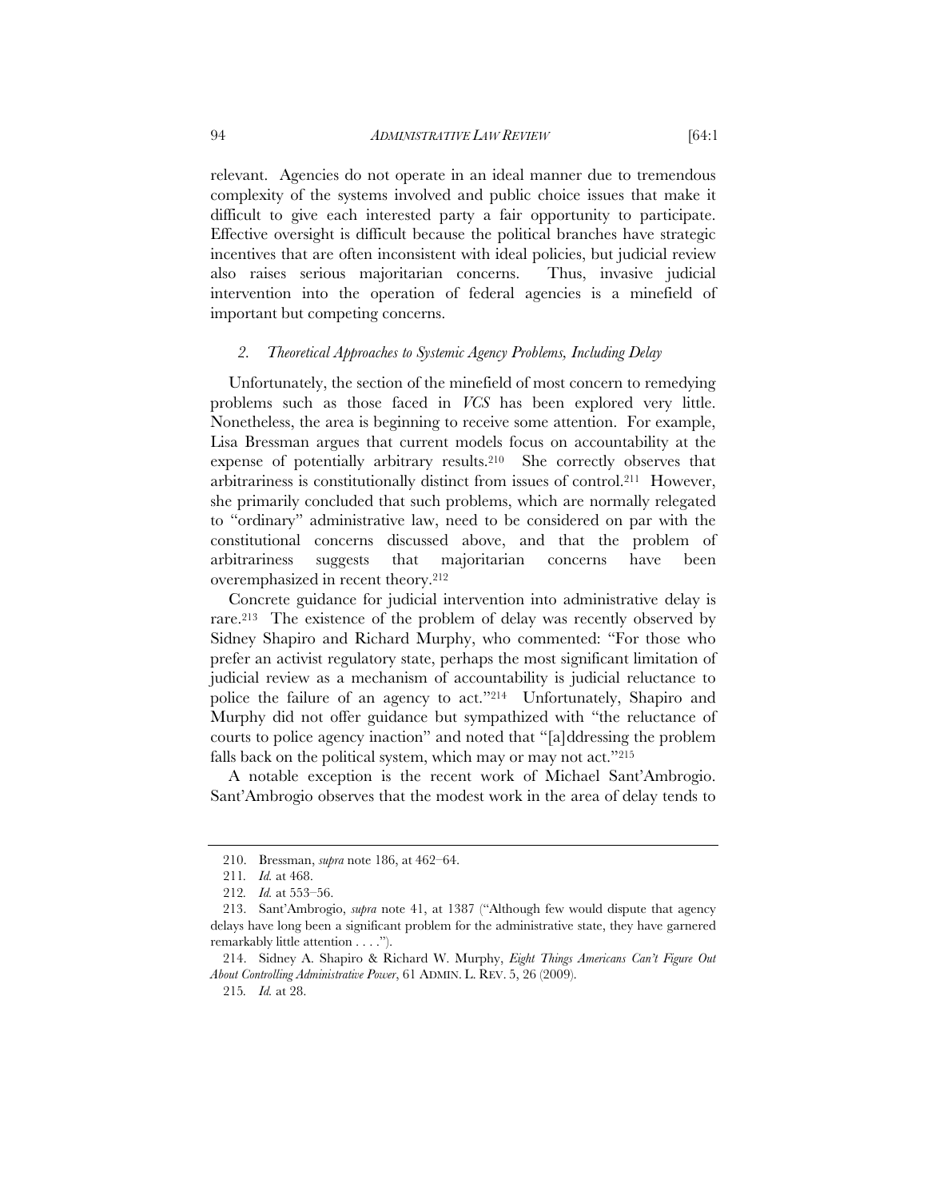relevant. Agencies do not operate in an ideal manner due to tremendous complexity of the systems involved and public choice issues that make it difficult to give each interested party a fair opportunity to participate. Effective oversight is difficult because the political branches have strategic incentives that are often inconsistent with ideal policies, but judicial review also raises serious majoritarian concerns. Thus, invasive judicial intervention into the operation of federal agencies is a minefield of important but competing concerns.

### *2. Theoretical Approaches to Systemic Agency Problems, Including Delay*

Unfortunately, the section of the minefield of most concern to remedying problems such as those faced in *VCS* has been explored very little. Nonetheless, the area is beginning to receive some attention. For example, Lisa Bressman argues that current models focus on accountability at the expense of potentially arbitrary results.[210] She correctly observes that arbitrariness is constitutionally distinct from issues of control.[211] However, she primarily concluded that such problems, which are normally relegated to "ordinary" administrative law, need to be considered on par with the constitutional concerns discussed above, and that the problem of arbitrariness suggests that majoritarian concerns have been overemphasized in recent theory.[212]

Concrete guidance for judicial intervention into administrative delay is rare.[213] The existence of the problem of delay was recently observed by Sidney Shapiro and Richard Murphy, who commented: "For those who prefer an activist regulatory state, perhaps the most significant limitation of judicial review as a mechanism of accountability is judicial reluctance to police the failure of an agency to act."[214] Unfortunately, Shapiro and Murphy did not offer guidance but sympathized with "the reluctance of courts to police agency inaction" and noted that "[a]ddressing the problem falls back on the political system, which may or may not act."[215]

A notable exception is the recent work of Michael Sant'Ambrogio. Sant'Ambrogio observes that the modest work in the area of delay tends to

---

210. Bressman, *supra* note 186, at 462–64.

211. *Id.* at 468.

212. *Id.* at 553–56.

213. Sant'Ambrogio, *supra* note 41, at 1387 ("Although few would dispute that agency delays have long been a significant problem for the administrative state, they have garnered remarkably little attention . . . .").

214. Sidney A. Shapiro & Richard W. Murphy, *Eight Things Americans Can't Figure Out About Controlling Administrative Power*, 61 ADMIN. L. REV. 5, 26 (2009).

215. *Id.* at 28.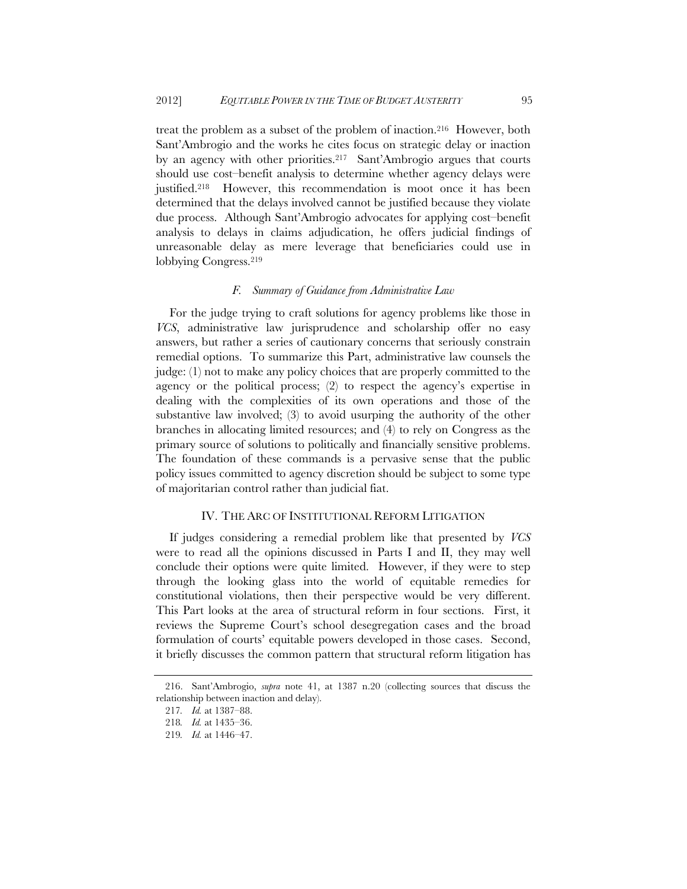treat the problem as a subset of the problem of inaction.[216] However, both Sant'Ambrogio and the works he cites focus on strategic delay or inaction by an agency with other priorities.[217] Sant'Ambrogio argues that courts should use cost–benefit analysis to determine whether agency delays were justified.[218] However, this recommendation is moot once it has been determined that the delays involved cannot be justified because they violate due process. Although Sant'Ambrogio advocates for applying cost–benefit analysis to delays in claims adjudication, he offers judicial findings of unreasonable delay as mere leverage that beneficiaries could use in lobbying Congress.[219]

### *F. Summary of Guidance from Administrative Law*

For the judge trying to craft solutions for agency problems like those in *VCS*, administrative law jurisprudence and scholarship offer no easy answers, but rather a series of cautionary concerns that seriously constrain remedial options. To summarize this Part, administrative law counsels the judge: (1) not to make any policy choices that are properly committed to the agency or the political process; (2) to respect the agency's expertise in dealing with the complexities of its own operations and those of the substantive law involved; (3) to avoid usurping the authority of the other branches in allocating limited resources; and (4) to rely on Congress as the primary source of solutions to politically and financially sensitive problems. The foundation of these commands is a pervasive sense that the public policy issues committed to agency discretion should be subject to some type of majoritarian control rather than judicial fiat.

## IV. THE ARC OF INSTITUTIONAL REFORM LITIGATION

If judges considering a remedial problem like that presented by *VCS* were to read all the opinions discussed in Parts I and II, they may well conclude their options were quite limited. However, if they were to step through the looking glass into the world of equitable remedies for constitutional violations, then their perspective would be very different. This Part looks at the area of structural reform in four sections. First, it reviews the Supreme Court's school desegregation cases and the broad formulation of courts' equitable powers developed in those cases. Second, it briefly discusses the common pattern that structural reform litigation has

---

216. Sant'Ambrogio, *supra* note 41, at 1387 n.20 (collecting sources that discuss the relationship between inaction and delay).

217. *Id.* at 1387–88.

218. *Id.* at 1435–36.

219. *Id.* at 1446–47.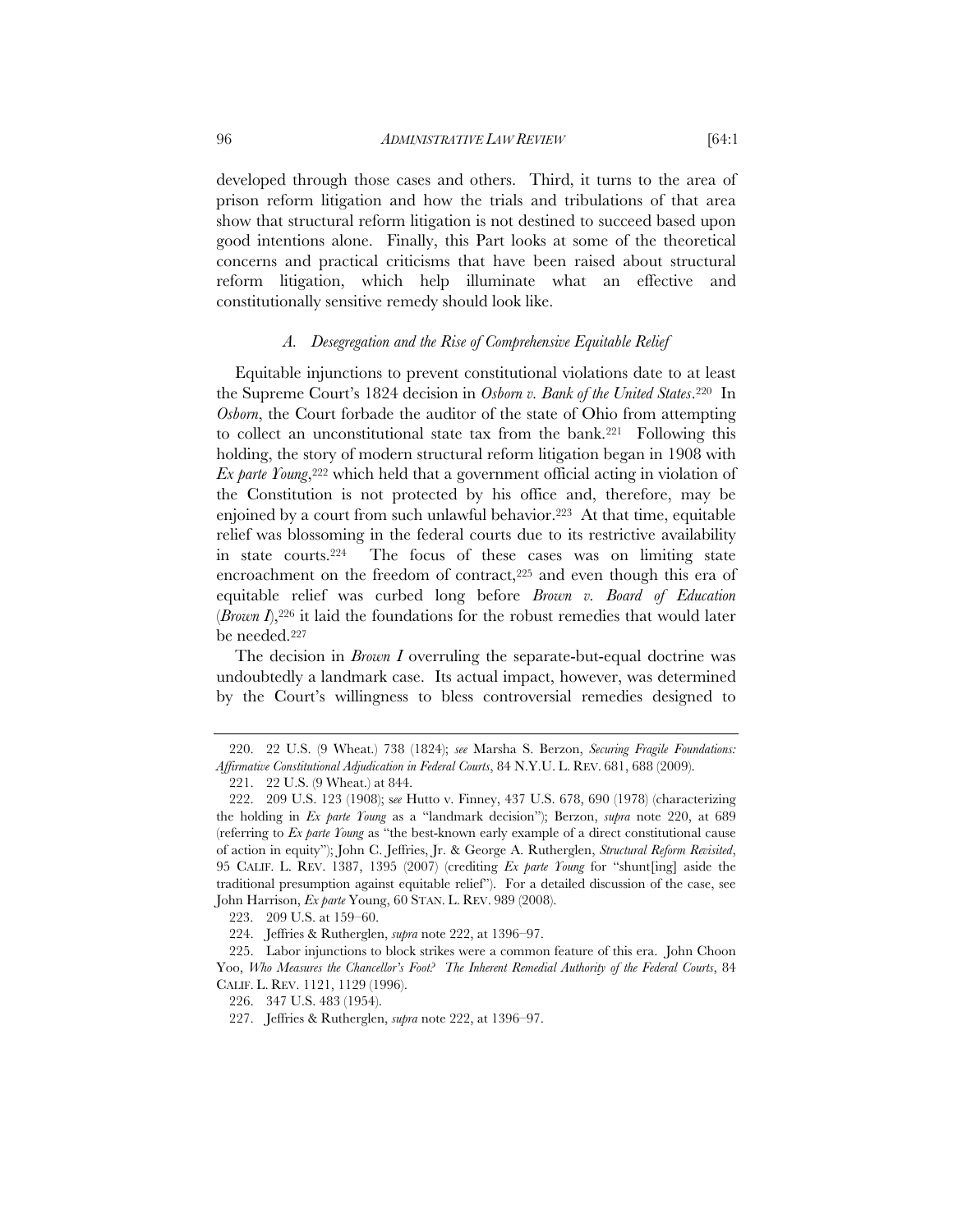developed through those cases and others. Third, it turns to the area of prison reform litigation and how the trials and tribulations of that area show that structural reform litigation is not destined to succeed based upon good intentions alone. Finally, this Part looks at some of the theoretical concerns and practical criticisms that have been raised about structural reform litigation, which help illuminate what an effective and constitutionally sensitive remedy should look like.

### *A. Desegregation and the Rise of Comprehensive Equitable Relief*

Equitable injunctions to prevent constitutional violations date to at least the Supreme Court's 1824 decision in *Osborn v. Bank of the United States*.[220] In *Osborn*, the Court forbade the auditor of the state of Ohio from attempting to collect an unconstitutional state tax from the bank.[221] Following this holding, the story of modern structural reform litigation began in 1908 with *Ex parte Young*,[222] which held that a government official acting in violation of the Constitution is not protected by his office and, therefore, may be enjoined by a court from such unlawful behavior.[223] At that time, equitable relief was blossoming in the federal courts due to its restrictive availability in state courts.[224] The focus of these cases was on limiting state encroachment on the freedom of contract,[225] and even though this era of equitable relief was curbed long before *Brown v. Board of Education* (*Brown I*),[226] it laid the foundations for the robust remedies that would later be needed.[227]

The decision in *Brown I* overruling the separate-but-equal doctrine was undoubtedly a landmark case. Its actual impact, however, was determined by the Court's willingness to bless controversial remedies designed to

---

220. 22 U.S. (9 Wheat.) 738 (1824); *see* Marsha S. Berzon, *Securing Fragile Foundations: Affirmative Constitutional Adjudication in Federal Courts*, 84 N.Y.U. L. REV. 681, 688 (2009).

221. 22 U.S. (9 Wheat.) at 844.

222. 209 U.S. 123 (1908); *see* Hutto v. Finney, 437 U.S. 678, 690 (1978) (characterizing the holding in *Ex parte Young* as a "landmark decision"); Berzon, *supra* note 220, at 689 (referring to *Ex parte Young* as "the best-known early example of a direct constitutional cause of action in equity"); John C. Jeffries, Jr. & George A. Rutherglen, *Structural Reform Revisited*, 95 CALIF. L. REV. 1387, 1395 (2007) (crediting *Ex parte Young* for "shunt[ing] aside the traditional presumption against equitable relief"). For a detailed discussion of the case, see John Harrison, *Ex parte* Young, 60 STAN. L. REV. 989 (2008).

223. 209 U.S. at 159–60.

224. Jeffries & Rutherglen, *supra* note 222, at 1396–97.

225. Labor injunctions to block strikes were a common feature of this era. John Choon Yoo, *Who Measures the Chancellor's Foot? The Inherent Remedial Authority of the Federal Courts*, 84 CALIF. L. REV. 1121, 1129 (1996).

226. 347 U.S. 483 (1954).

227. Jeffries & Rutherglen, *supra* note 222, at 1396–97.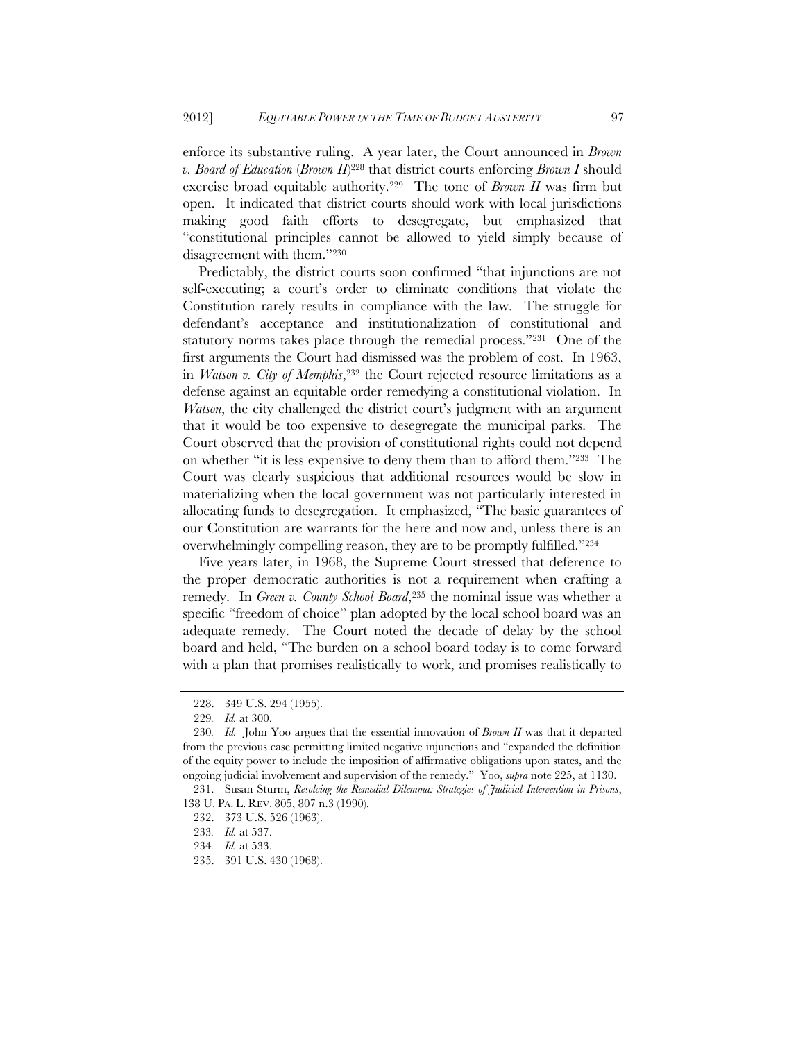enforce its substantive ruling. A year later, the Court announced in *Brown v. Board of Education* (*Brown II*)[228] that district courts enforcing *Brown I* should exercise broad equitable authority.[229] The tone of *Brown II* was firm but open. It indicated that district courts should work with local jurisdictions making good faith efforts to desegregate, but emphasized that "constitutional principles cannot be allowed to yield simply because of disagreement with them."[230]

Predictably, the district courts soon confirmed "that injunctions are not self-executing; a court's order to eliminate conditions that violate the Constitution rarely results in compliance with the law. The struggle for defendant's acceptance and institutionalization of constitutional and statutory norms takes place through the remedial process."[231] One of the first arguments the Court had dismissed was the problem of cost. In 1963, in *Watson v. City of Memphis*,[232] the Court rejected resource limitations as a defense against an equitable order remedying a constitutional violation. In *Watson*, the city challenged the district court's judgment with an argument that it would be too expensive to desegregate the municipal parks. The Court observed that the provision of constitutional rights could not depend on whether "it is less expensive to deny them than to afford them."[233] The Court was clearly suspicious that additional resources would be slow in materializing when the local government was not particularly interested in allocating funds to desegregation. It emphasized, "The basic guarantees of our Constitution are warrants for the here and now and, unless there is an overwhelmingly compelling reason, they are to be promptly fulfilled."[234]

Five years later, in 1968, the Supreme Court stressed that deference to the proper democratic authorities is not a requirement when crafting a remedy. In *Green v. County School Board*,[235] the nominal issue was whether a specific "freedom of choice" plan adopted by the local school board was an adequate remedy. The Court noted the decade of delay by the school board and held, "The burden on a school board today is to come forward with a plan that promises realistically to work, and promises realistically to

---

228. 349 U.S. 294 (1955).

229. *Id.* at 300.

230. *Id.* John Yoo argues that the essential innovation of *Brown II* was that it departed from the previous case permitting limited negative injunctions and "expanded the definition of the equity power to include the imposition of affirmative obligations upon states, and the ongoing judicial involvement and supervision of the remedy." Yoo, *supra* note 225, at 1130.

231. Susan Sturm, *Resolving the Remedial Dilemma: Strategies of Judicial Intervention in Prisons*, 138 U. PA. L. REV. 805, 807 n.3 (1990).

232. 373 U.S. 526 (1963).

233. *Id.* at 537.

234. *Id.* at 533.

235. 391 U.S. 430 (1968).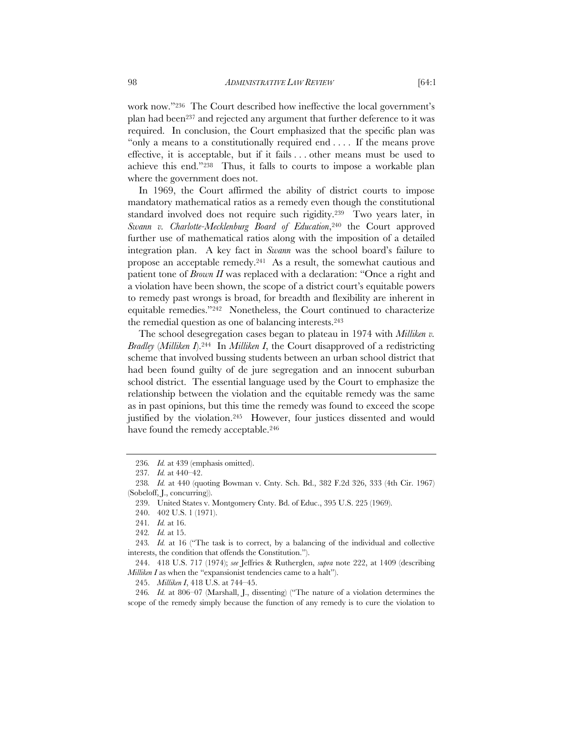work now."[236] The Court described how ineffective the local government's plan had been[237] and rejected any argument that further deference to it was required. In conclusion, the Court emphasized that the specific plan was "only a means to a constitutionally required end . . . . If the means prove effective, it is acceptable, but if it fails . . . other means must be used to achieve this end."[238] Thus, it falls to courts to impose a workable plan where the government does not.

In 1969, the Court affirmed the ability of district courts to impose mandatory mathematical ratios as a remedy even though the constitutional standard involved does not require such rigidity.[239] Two years later, in *Swann v. Charlotte-Mecklenburg Board of Education*,[240] the Court approved further use of mathematical ratios along with the imposition of a detailed integration plan. A key fact in *Swann* was the school board's failure to propose an acceptable remedy.[241] As a result, the somewhat cautious and patient tone of *Brown II* was replaced with a declaration: "Once a right and a violation have been shown, the scope of a district court's equitable powers to remedy past wrongs is broad, for breadth and flexibility are inherent in equitable remedies."[242] Nonetheless, the Court continued to characterize the remedial question as one of balancing interests.[243]

The school desegregation cases began to plateau in 1974 with *Milliken v. Bradley* (*Milliken I*).[244] In *Milliken I*, the Court disapproved of a redistricting scheme that involved bussing students between an urban school district that had been found guilty of de jure segregation and an innocent suburban school district. The essential language used by the Court to emphasize the relationship between the violation and the equitable remedy was the same as in past opinions, but this time the remedy was found to exceed the scope justified by the violation.[245] However, four justices dissented and would have found the remedy acceptable.[246]

---

236. *Id.* at 439 (emphasis omitted).

237. *Id.* at 440–42.

238. *Id.* at 440 (quoting Bowman v. Cnty. Sch. Bd., 382 F.2d 326, 333 (4th Cir. 1967) (Sobeloff, J., concurring)).

239. United States v. Montgomery Cnty. Bd. of Educ., 395 U.S. 225 (1969).

240. 402 U.S. 1 (1971).

241. *Id.* at 16.

242. *Id.* at 15.

243. *Id.* at 16 ("The task is to correct, by a balancing of the individual and collective interests, the condition that offends the Constitution.").

244. 418 U.S. 717 (1974); *see* Jeffries & Rutherglen, *supra* note 222, at 1409 (describing *Milliken I* as when the "expansionist tendencies came to a halt").

245. *Milliken I*, 418 U.S. at 744–45.

246. *Id.* at 806–07 (Marshall, J., dissenting) ("The nature of a violation determines the scope of the remedy simply because the function of any remedy is to cure the violation to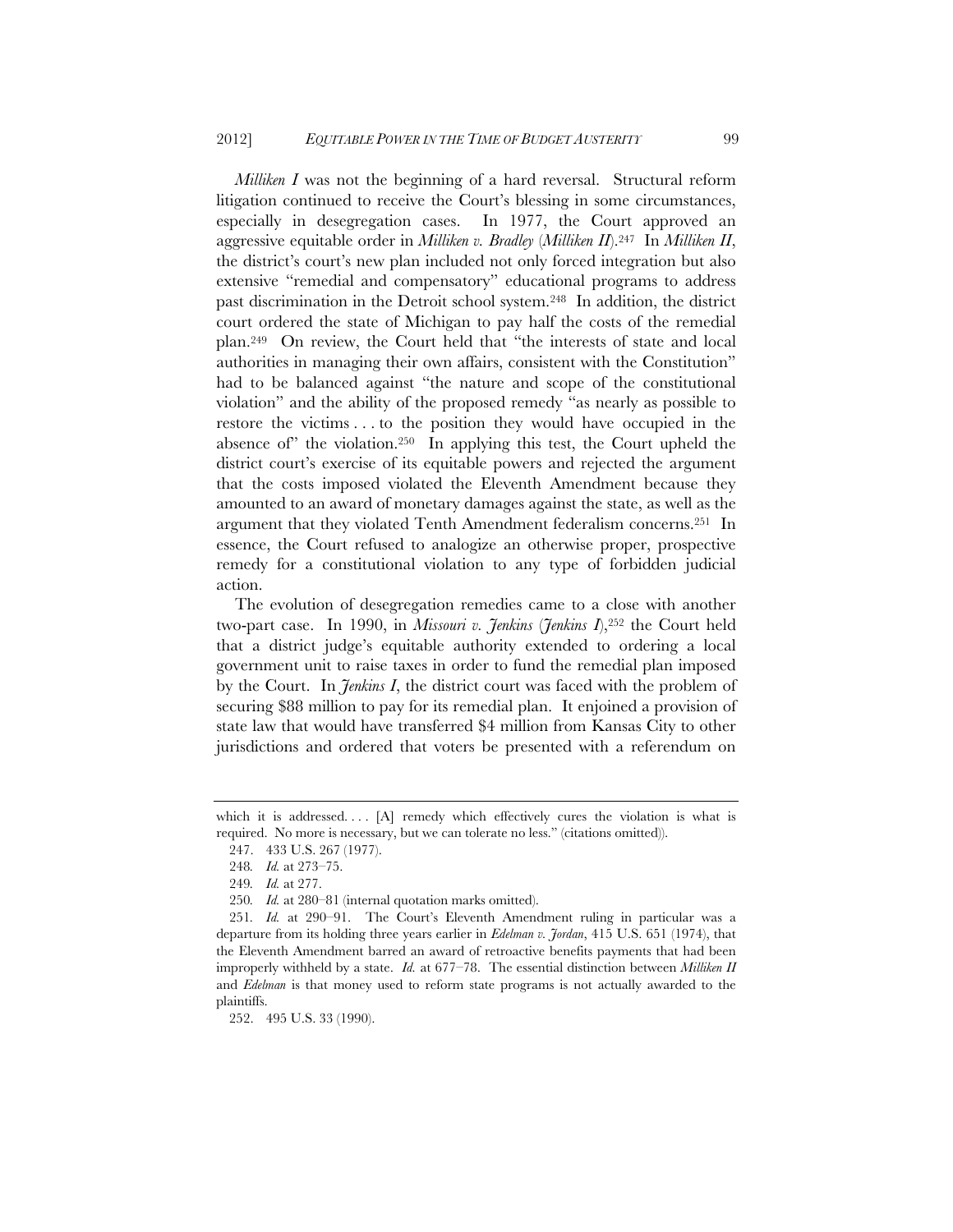*Milliken I* was not the beginning of a hard reversal. Structural reform litigation continued to receive the Court's blessing in some circumstances, especially in desegregation cases. In 1977, the Court approved an aggressive equitable order in *Milliken v. Bradley* (*Milliken II*).[247] In *Milliken II*, the district's court's new plan included not only forced integration but also extensive "remedial and compensatory" educational programs to address past discrimination in the Detroit school system.[248] In addition, the district court ordered the state of Michigan to pay half the costs of the remedial plan.[249] On review, the Court held that "the interests of state and local authorities in managing their own affairs, consistent with the Constitution" had to be balanced against "the nature and scope of the constitutional violation" and the ability of the proposed remedy "as nearly as possible to restore the victims . . . to the position they would have occupied in the absence of" the violation.[250] In applying this test, the Court upheld the district court's exercise of its equitable powers and rejected the argument that the costs imposed violated the Eleventh Amendment because they amounted to an award of monetary damages against the state, as well as the argument that they violated Tenth Amendment federalism concerns.[251] In essence, the Court refused to analogize an otherwise proper, prospective remedy for a constitutional violation to any type of forbidden judicial action.

The evolution of desegregation remedies came to a close with another two-part case. In 1990, in *Missouri v. Jenkins* (*Jenkins I*),[252] the Court held that a district judge's equitable authority extended to ordering a local government unit to raise taxes in order to fund the remedial plan imposed by the Court. In *Jenkins I*, the district court was faced with the problem of securing $88 million to pay for its remedial plan. It enjoined a provision of state law that would have transferred $4 million from Kansas City to other jurisdictions and ordered that voters be presented with a referendum on

---

which it is addressed. . . . [A] remedy which effectively cures the violation is what is required. No more is necessary, but we can tolerate no less." (citations omitted)).

247. 433 U.S. 267 (1977).

248. *Id.* at 273–75.

249. *Id.* at 277.

250. *Id.* at 280–81 (internal quotation marks omitted).

251. *Id.* at 290–91. The Court's Eleventh Amendment ruling in particular was a departure from its holding three years earlier in *Edelman v. Jordan*, 415 U.S. 651 (1974), that the Eleventh Amendment barred an award of retroactive benefits payments that had been improperly withheld by a state. *Id.* at 677–78. The essential distinction between *Milliken II* and *Edelman* is that money used to reform state programs is not actually awarded to the plaintiffs.

252. 495 U.S. 33 (1990).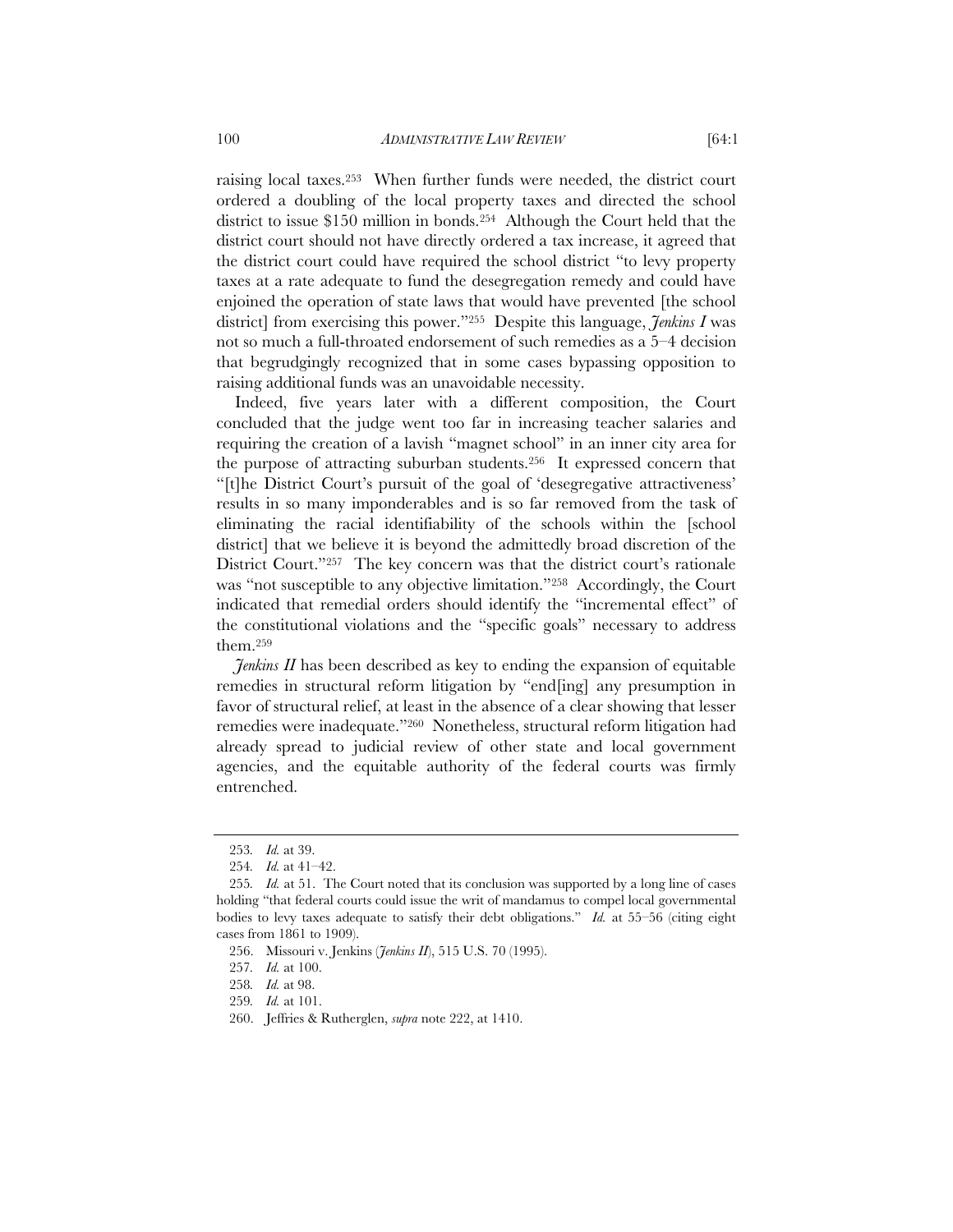raising local taxes.[253] When further funds were needed, the district court ordered a doubling of the local property taxes and directed the school district to issue $150 million in bonds.[254] Although the Court held that the district court should not have directly ordered a tax increase, it agreed that the district court could have required the school district "to levy property taxes at a rate adequate to fund the desegregation remedy and could have enjoined the operation of state laws that would have prevented [the school district] from exercising this power."[255] Despite this language, *Jenkins I* was not so much a full-throated endorsement of such remedies as a 5–4 decision that begrudgingly recognized that in some cases bypassing opposition to raising additional funds was an unavoidable necessity.

Indeed, five years later with a different composition, the Court concluded that the judge went too far in increasing teacher salaries and requiring the creation of a lavish "magnet school" in an inner city area for the purpose of attracting suburban students.[256] It expressed concern that "[t]he District Court's pursuit of the goal of 'desegregative attractiveness' results in so many imponderables and is so far removed from the task of eliminating the racial identifiability of the schools within the [school district] that we believe it is beyond the admittedly broad discretion of the District Court."[257] The key concern was that the district court's rationale was "not susceptible to any objective limitation."[258] Accordingly, the Court indicated that remedial orders should identify the "incremental effect" of the constitutional violations and the "specific goals" necessary to address them.[259]

*Jenkins II* has been described as key to ending the expansion of equitable remedies in structural reform litigation by "end[ing] any presumption in favor of structural relief, at least in the absence of a clear showing that lesser remedies were inadequate."[260] Nonetheless, structural reform litigation had already spread to judicial review of other state and local government agencies, and the equitable authority of the federal courts was firmly entrenched.

---

253. *Id.* at 39.

254. *Id.* at 41–42.

255. *Id.* at 51. The Court noted that its conclusion was supported by a long line of cases holding "that federal courts could issue the writ of mandamus to compel local governmental bodies to levy taxes adequate to satisfy their debt obligations." *Id.* at 55–56 (citing eight cases from 1861 to 1909).

256. Missouri v. Jenkins (*Jenkins II*), 515 U.S. 70 (1995).

257. *Id.* at 100.

258. *Id.* at 98.

259. *Id.* at 101.

260. Jeffries & Rutherglen, *supra* note 222, at 1410.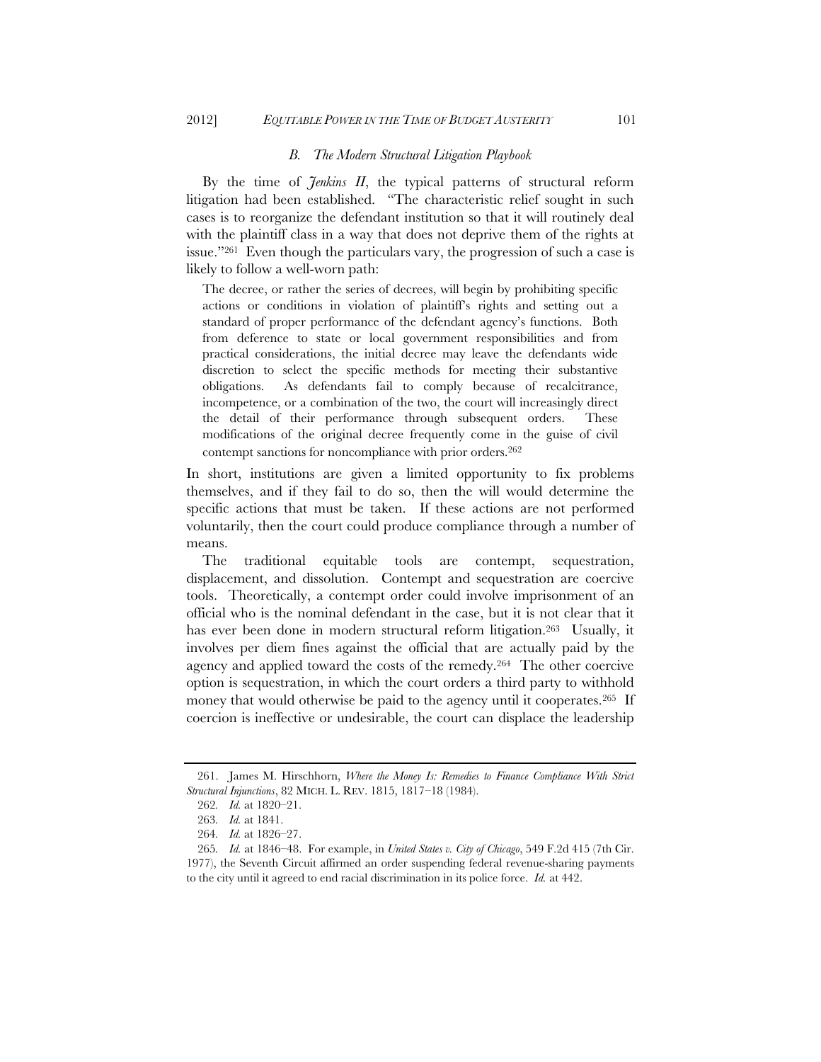### *B. The Modern Structural Litigation Playbook*

By the time of *Jenkins II*, the typical patterns of structural reform litigation had been established. "The characteristic relief sought in such cases is to reorganize the defendant institution so that it will routinely deal with the plaintiff class in a way that does not deprive them of the rights at issue."[261] Even though the particulars vary, the progression of such a case is likely to follow a well-worn path:

> The decree, or rather the series of decrees, will begin by prohibiting specific actions or conditions in violation of plaintiff's rights and setting out a standard of proper performance of the defendant agency's functions. Both from deference to state or local government responsibilities and from practical considerations, the initial decree may leave the defendants wide discretion to select the specific methods for meeting their substantive obligations. As defendants fail to comply because of recalcitrance, incompetence, or a combination of the two, the court will increasingly direct the detail of their performance through subsequent orders. These modifications of the original decree frequently come in the guise of civil contempt sanctions for noncompliance with prior orders.[262]

In short, institutions are given a limited opportunity to fix problems themselves, and if they fail to do so, then the will would determine the specific actions that must be taken. If these actions are not performed voluntarily, then the court could produce compliance through a number of means.

The traditional equitable tools are contempt, sequestration, displacement, and dissolution. Contempt and sequestration are coercive tools. Theoretically, a contempt order could involve imprisonment of an official who is the nominal defendant in the case, but it is not clear that it has ever been done in modern structural reform litigation.[263] Usually, it involves per diem fines against the official that are actually paid by the agency and applied toward the costs of the remedy.[264] The other coercive option is sequestration, in which the court orders a third party to withhold money that would otherwise be paid to the agency until it cooperates.[265] If coercion is ineffective or undesirable, the court can displace the leadership

---

261. James M. Hirschhorn, *Where the Money Is: Remedies to Finance Compliance With Strict Structural Injunctions*, 82 MICH. L. REV. 1815, 1817–18 (1984).

262. *Id.* at 1820–21.

263. *Id.* at 1841.

264. *Id.* at 1826–27.

265. *Id.* at 1846–48. For example, in *United States v. City of Chicago*, 549 F.2d 415 (7th Cir. 1977), the Seventh Circuit affirmed an order suspending federal revenue-sharing payments to the city until it agreed to end racial discrimination in its police force. *Id.* at 442.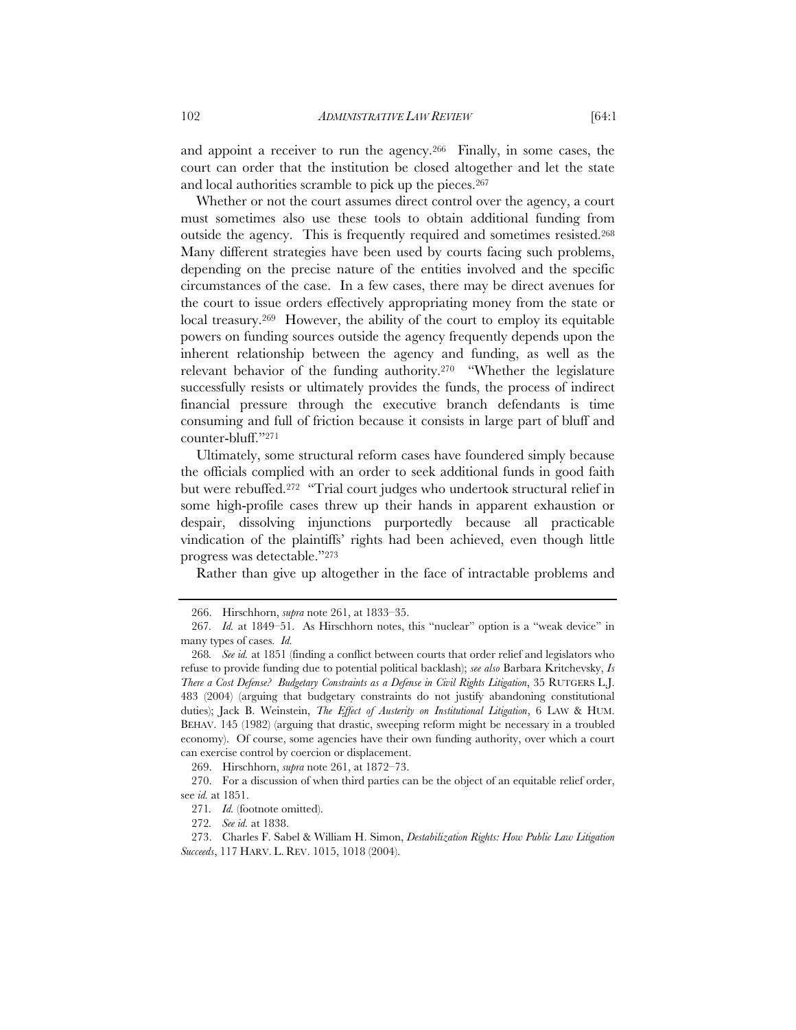and appoint a receiver to run the agency.[266] Finally, in some cases, the court can order that the institution be closed altogether and let the state and local authorities scramble to pick up the pieces.[267]

Whether or not the court assumes direct control over the agency, a court must sometimes also use these tools to obtain additional funding from outside the agency. This is frequently required and sometimes resisted.[268] Many different strategies have been used by courts facing such problems, depending on the precise nature of the entities involved and the specific circumstances of the case. In a few cases, there may be direct avenues for the court to issue orders effectively appropriating money from the state or local treasury.[269] However, the ability of the court to employ its equitable powers on funding sources outside the agency frequently depends upon the inherent relationship between the agency and funding, as well as the relevant behavior of the funding authority.[270] "Whether the legislature successfully resists or ultimately provides the funds, the process of indirect financial pressure through the executive branch defendants is time consuming and full of friction because it consists in large part of bluff and counter-bluff."[271]

Ultimately, some structural reform cases have foundered simply because the officials complied with an order to seek additional funds in good faith but were rebuffed.[272] "Trial court judges who undertook structural relief in some high-profile cases threw up their hands in apparent exhaustion or despair, dissolving injunctions purportedly because all practicable vindication of the plaintiffs' rights had been achieved, even though little progress was detectable."[273]

Rather than give up altogether in the face of intractable problems and

---

266. Hirschhorn, *supra* note 261, at 1833–35.

267. *Id.* at 1849–51. As Hirschhorn notes, this "nuclear" option is a "weak device" in many types of cases. *Id.*

268. *See id.* at 1851 (finding a conflict between courts that order relief and legislators who refuse to provide funding due to potential political backlash); *see also* Barbara Kritchevsky, *Is There a Cost Defense? Budgetary Constraints as a Defense in Civil Rights Litigation*, 35 RUTGERS L.J. 483 (2004) (arguing that budgetary constraints do not justify abandoning constitutional duties); Jack B. Weinstein, *The Effect of Austerity on Institutional Litigation*, 6 LAW & HUM. BEHAV. 145 (1982) (arguing that drastic, sweeping reform might be necessary in a troubled economy). Of course, some agencies have their own funding authority, over which a court can exercise control by coercion or displacement.

269. Hirschhorn, *supra* note 261, at 1872–73.

270. For a discussion of when third parties can be the object of an equitable relief order, see *id.* at 1851.

271. *Id.* (footnote omitted).

272. *See id.* at 1838.

273. Charles F. Sabel & William H. Simon, *Destabilization Rights: How Public Law Litigation Succeeds*, 117 HARV. L. REV. 1015, 1018 (2004).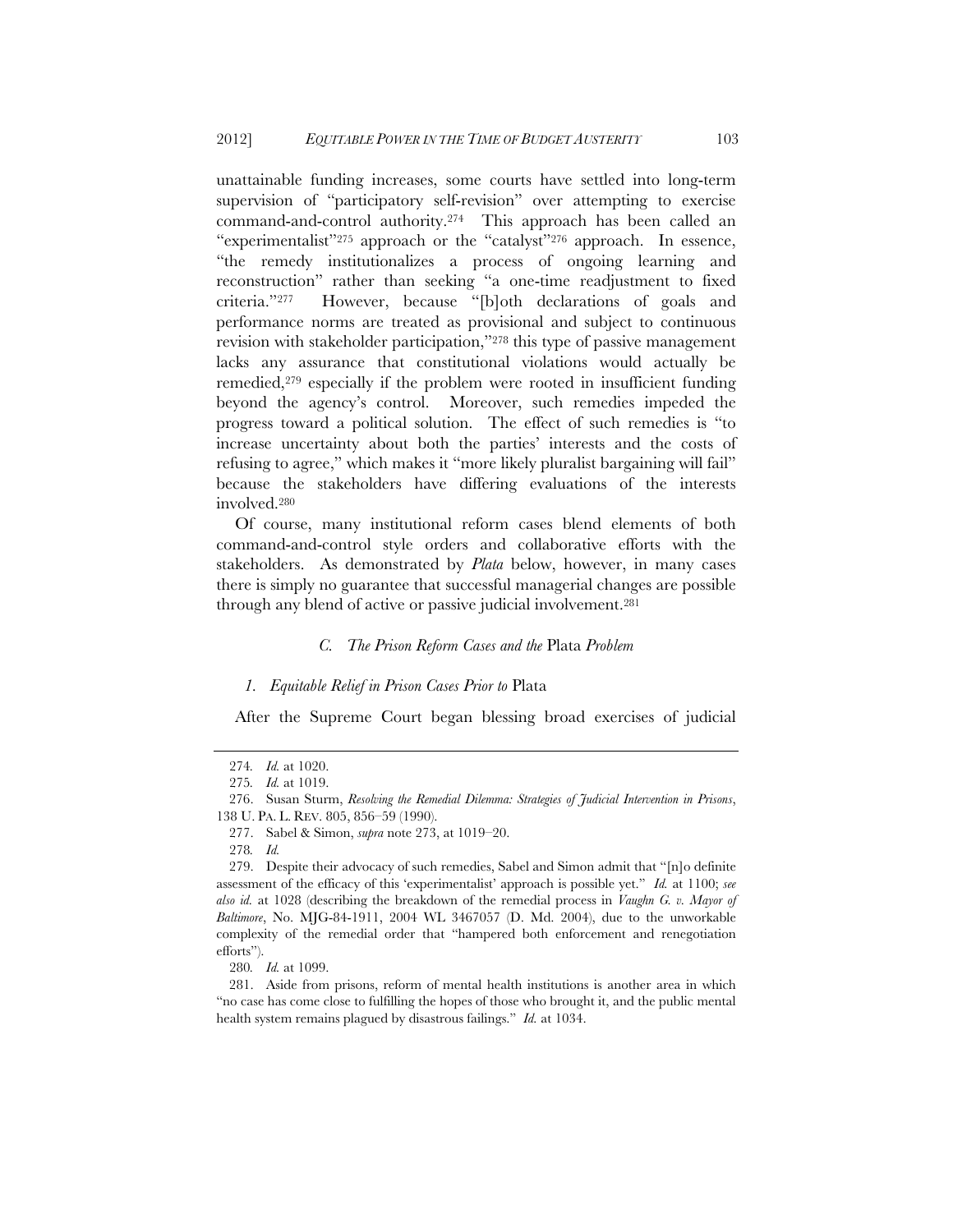unattainable funding increases, some courts have settled into long-term supervision of "participatory self-revision" over attempting to exercise command-and-control authority.[274] This approach has been called an "experimentalist"[275] approach or the "catalyst"[276] approach. In essence, "the remedy institutionalizes a process of ongoing learning and reconstruction" rather than seeking "a one-time readjustment to fixed criteria."[277] However, because "[b]oth declarations of goals and performance norms are treated as provisional and subject to continuous revision with stakeholder participation,"[278] this type of passive management lacks any assurance that constitutional violations would actually be remedied,[279] especially if the problem were rooted in insufficient funding beyond the agency's control. Moreover, such remedies impeded the progress toward a political solution. The effect of such remedies is "to increase uncertainty about both the parties' interests and the costs of refusing to agree," which makes it "more likely pluralist bargaining will fail" because the stakeholders have differing evaluations of the interests involved.[280]

Of course, many institutional reform cases blend elements of both command-and-control style orders and collaborative efforts with the stakeholders. As demonstrated by *Plata* below, however, in many cases there is simply no guarantee that successful managerial changes are possible through any blend of active or passive judicial involvement.[281]

### *C. The Prison Reform Cases and the* Plata *Problem*

#### *1. Equitable Relief in Prison Cases Prior to* Plata

After the Supreme Court began blessing broad exercises of judicial

---

274. *Id.* at 1020.

275. *Id.* at 1019.

276. Susan Sturm, *Resolving the Remedial Dilemma: Strategies of Judicial Intervention in Prisons*, 138 U. PA. L. REV. 805, 856–59 (1990).

277. Sabel & Simon, *supra* note 273, at 1019–20.

278. *Id.*

279. Despite their advocacy of such remedies, Sabel and Simon admit that "[n]o definite assessment of the efficacy of this 'experimentalist' approach is possible yet." *Id.* at 1100; *see also id.* at 1028 (describing the breakdown of the remedial process in *Vaughn G. v. Mayor of Baltimore*, No. MJG-84-1911, 2004 WL 3467057 (D. Md. 2004), due to the unworkable complexity of the remedial order that "hampered both enforcement and renegotiation efforts").

280. *Id.* at 1099.

281. Aside from prisons, reform of mental health institutions is another area in which "no case has come close to fulfilling the hopes of those who brought it, and the public mental health system remains plagued by disastrous failings." *Id.* at 1034.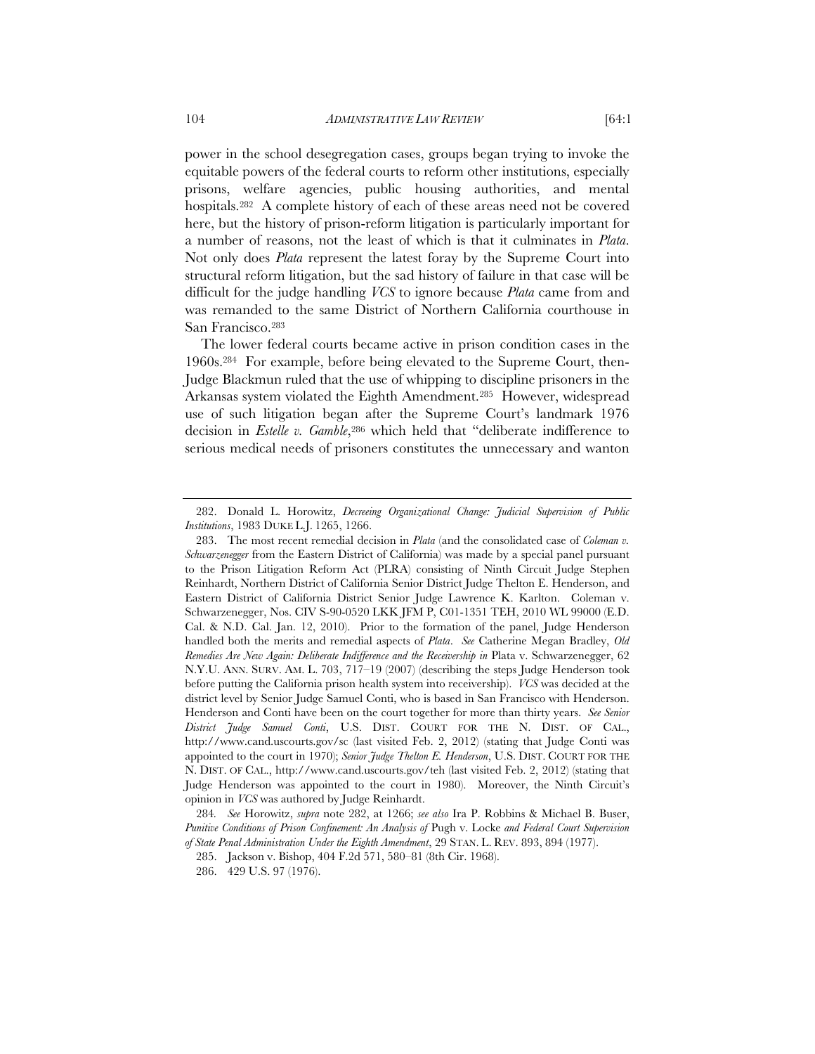power in the school desegregation cases, groups began trying to invoke the equitable powers of the federal courts to reform other institutions, especially prisons, welfare agencies, public housing authorities, and mental hospitals.[282] A complete history of each of these areas need not be covered here, but the history of prison-reform litigation is particularly important for a number of reasons, not the least of which is that it culminates in *Plata*. Not only does *Plata* represent the latest foray by the Supreme Court into structural reform litigation, but the sad history of failure in that case will be difficult for the judge handling *VCS* to ignore because *Plata* came from and was remanded to the same District of Northern California courthouse in San Francisco.[283]

The lower federal courts became active in prison condition cases in the 1960s.[284] For example, before being elevated to the Supreme Court, then-Judge Blackmun ruled that the use of whipping to discipline prisoners in the Arkansas system violated the Eighth Amendment.[285] However, widespread use of such litigation began after the Supreme Court's landmark 1976 decision in *Estelle v. Gamble*,[286] which held that "deliberate indifference to serious medical needs of prisoners constitutes the unnecessary and wanton

---

282. Donald L. Horowitz, *Decreeing Organizational Change: Judicial Supervision of Public Institutions*, 1983 DUKE L.J. 1265, 1266.

283. The most recent remedial decision in *Plata* (and the consolidated case of *Coleman v. Schwarzenegger* from the Eastern District of California) was made by a special panel pursuant to the Prison Litigation Reform Act (PLRA) consisting of Ninth Circuit Judge Stephen Reinhardt, Northern District of California Senior District Judge Thelton E. Henderson, and Eastern District of California District Senior Judge Lawrence K. Karlton. Coleman v. Schwarzenegger, Nos. CIV S-90-0520 LKK JFM P, C01-1351 TEH, 2010 WL 99000 (E.D. Cal. & N.D. Cal. Jan. 12, 2010). Prior to the formation of the panel, Judge Henderson handled both the merits and remedial aspects of *Plata*. *See* Catherine Megan Bradley, *Old Remedies Are New Again: Deliberate Indifference and the Receivership in* Plata v. Schwarzenegger, 62 N.Y.U. ANN. SURV. AM. L. 703, 717–19 (2007) (describing the steps Judge Henderson took before putting the California prison health system into receivership). *VCS* was decided at the district level by Senior Judge Samuel Conti, who is based in San Francisco with Henderson. Henderson and Conti have been on the court together for more than thirty years. *See Senior District Judge Samuel Conti*, U.S. DIST. COURT FOR THE N. DIST. OF CAL., http://www.cand.uscourts.gov/sc (last visited Feb. 2, 2012) (stating that Judge Conti was appointed to the court in 1970); *Senior Judge Thelton E. Henderson*, U.S. DIST. COURT FOR THE N. DIST. OF CAL., http://www.cand.uscourts.gov/teh (last visited Feb. 2, 2012) (stating that Judge Henderson was appointed to the court in 1980). Moreover, the Ninth Circuit's opinion in *VCS* was authored by Judge Reinhardt.

284. *See* Horowitz, *supra* note 282, at 1266; *see also* Ira P. Robbins & Michael B. Buser, *Punitive Conditions of Prison Confinement: An Analysis of* Pugh v. Locke *and Federal Court Supervision of State Penal Administration Under the Eighth Amendment*, 29 STAN. L. REV. 893, 894 (1977).

285. Jackson v. Bishop, 404 F.2d 571, 580–81 (8th Cir. 1968).

286. 429 U.S. 97 (1976).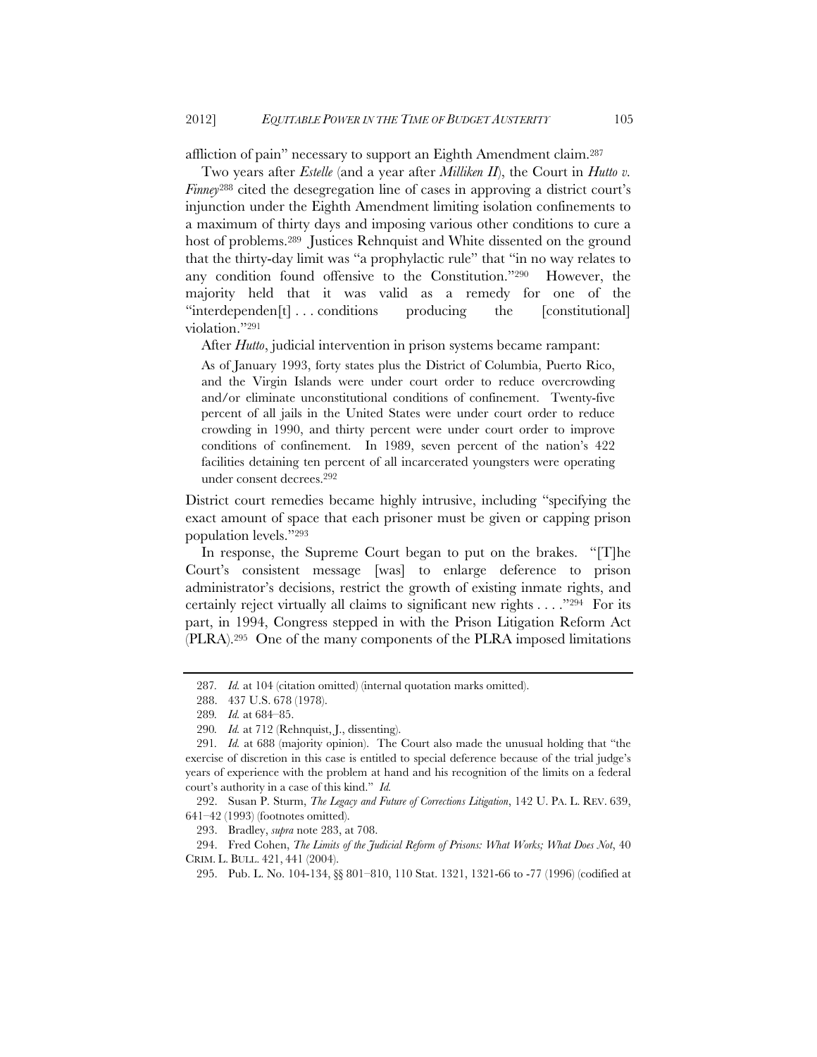affliction of pain" necessary to support an Eighth Amendment claim.[287]

Two years after *Estelle* (and a year after *Milliken II*), the Court in *Hutto v. Finney*[288] cited the desegregation line of cases in approving a district court's injunction under the Eighth Amendment limiting isolation confinements to a maximum of thirty days and imposing various other conditions to cure a host of problems.[289] Justices Rehnquist and White dissented on the ground that the thirty-day limit was "a prophylactic rule" that "in no way relates to any condition found offensive to the Constitution."[290] However, the majority held that it was valid as a remedy for one of the "interdependen[t] . . . conditions producing the [constitutional] violation."[291]

After *Hutto*, judicial intervention in prison systems became rampant:

> As of January 1993, forty states plus the District of Columbia, Puerto Rico, and the Virgin Islands were under court order to reduce overcrowding and/or eliminate unconstitutional conditions of confinement. Twenty-five percent of all jails in the United States were under court order to reduce crowding in 1990, and thirty percent were under court order to improve conditions of confinement. In 1989, seven percent of the nation's 422 facilities detaining ten percent of all incarcerated youngsters were operating under consent decrees.[292]

District court remedies became highly intrusive, including "specifying the exact amount of space that each prisoner must be given or capping prison population levels."[293]

In response, the Supreme Court began to put on the brakes. "[T]he Court's consistent message [was] to enlarge deference to prison administrator's decisions, restrict the growth of existing inmate rights, and certainly reject virtually all claims to significant new rights . . . ."[294] For its part, in 1994, Congress stepped in with the Prison Litigation Reform Act (PLRA).[295] One of the many components of the PLRA imposed limitations

---

287. *Id.* at 104 (citation omitted) (internal quotation marks omitted).

288. 437 U.S. 678 (1978).

289. *Id.* at 684–85.

290. *Id.* at 712 (Rehnquist, J., dissenting).

291. *Id.* at 688 (majority opinion). The Court also made the unusual holding that "the exercise of discretion in this case is entitled to special deference because of the trial judge's years of experience with the problem at hand and his recognition of the limits on a federal court's authority in a case of this kind." *Id.*

292. Susan P. Sturm, *The Legacy and Future of Corrections Litigation*, 142 U. PA. L. REV. 639, 641–42 (1993) (footnotes omitted).

293. Bradley, *supra* note 283, at 708.

294. Fred Cohen, *The Limits of the Judicial Reform of Prisons: What Works; What Does Not*, 40 CRIM. L. BULL. 421, 441 (2004).

295. Pub. L. No. 104-134, §§ 801–810, 110 Stat. 1321, 1321-66 to -77 (1996) (codified at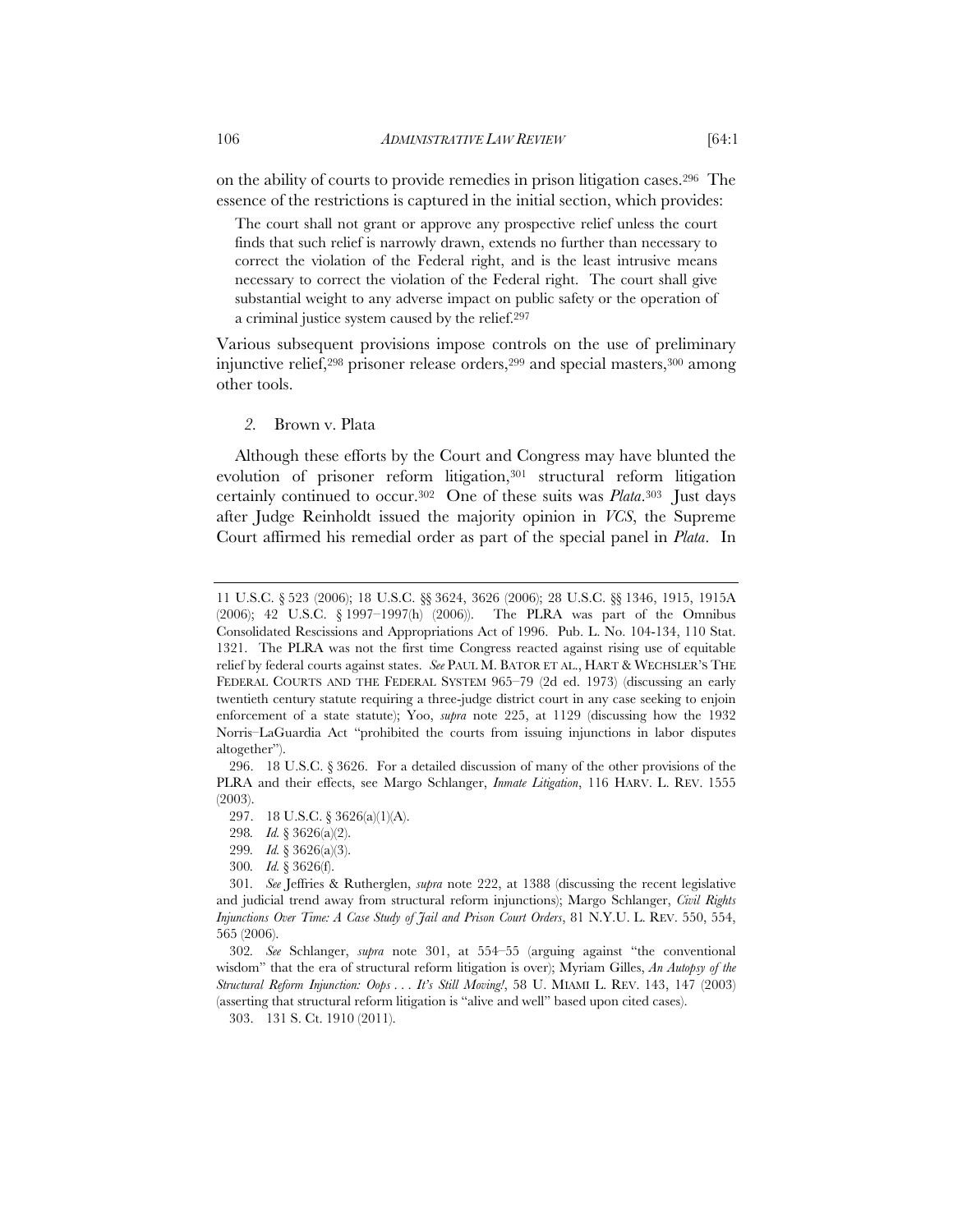on the ability of courts to provide remedies in prison litigation cases.[296] The essence of the restrictions is captured in the initial section, which provides:

> The court shall not grant or approve any prospective relief unless the court finds that such relief is narrowly drawn, extends no further than necessary to correct the violation of the Federal right, and is the least intrusive means necessary to correct the violation of the Federal right. The court shall give substantial weight to any adverse impact on public safety or the operation of a criminal justice system caused by the relief.[297]

Various subsequent provisions impose controls on the use of preliminary injunctive relief,[298] prisoner release orders,[299] and special masters,[300] among other tools.

### *2.* Brown v. Plata

Although these efforts by the Court and Congress may have blunted the evolution of prisoner reform litigation,[301] structural reform litigation certainly continued to occur.[302] One of these suits was *Plata*.[303] Just days after Judge Reinholdt issued the majority opinion in *VCS*, the Supreme Court affirmed his remedial order as part of the special panel in *Plata*. In

---

11 U.S.C. § 523 (2006); 18 U.S.C. §§ 3624, 3626 (2006); 28 U.S.C. §§ 1346, 1915, 1915A (2006); 42 U.S.C. § 1997–1997(h) (2006)). The PLRA was part of the Omnibus Consolidated Rescissions and Appropriations Act of 1996. Pub. L. No. 104-134, 110 Stat. 1321. The PLRA was not the first time Congress reacted against rising use of equitable relief by federal courts against states. *See* PAUL M. BATOR ET AL., HART & WECHSLER'S THE FEDERAL COURTS AND THE FEDERAL SYSTEM 965–79 (2d ed. 1973) (discussing an early twentieth century statute requiring a three-judge district court in any case seeking to enjoin enforcement of a state statute); Yoo, *supra* note 225, at 1129 (discussing how the 1932 Norris–LaGuardia Act "prohibited the courts from issuing injunctions in labor disputes altogether").

296. 18 U.S.C. § 3626. For a detailed discussion of many of the other provisions of the PLRA and their effects, see Margo Schlanger, *Inmate Litigation*, 116 HARV. L. REV. 1555 (2003).

297. 18 U.S.C. § 3626(a)(1)(A).

298. *Id.* § 3626(a)(2).

299. *Id.* § 3626(a)(3).

300. *Id.* § 3626(f).

301. *See* Jeffries & Rutherglen, *supra* note 222, at 1388 (discussing the recent legislative and judicial trend away from structural reform injunctions); Margo Schlanger, *Civil Rights Injunctions Over Time: A Case Study of Jail and Prison Court Orders*, 81 N.Y.U. L. REV. 550, 554, 565 (2006).

302. *See* Schlanger, *supra* note 301, at 554–55 (arguing against "the conventional wisdom" that the era of structural reform litigation is over); Myriam Gilles, *An Autopsy of the Structural Reform Injunction: Oops . . . It's Still Moving!*, 58 U. MIAMI L. REV. 143, 147 (2003) (asserting that structural reform litigation is "alive and well" based upon cited cases).

303. 131 S. Ct. 1910 (2011).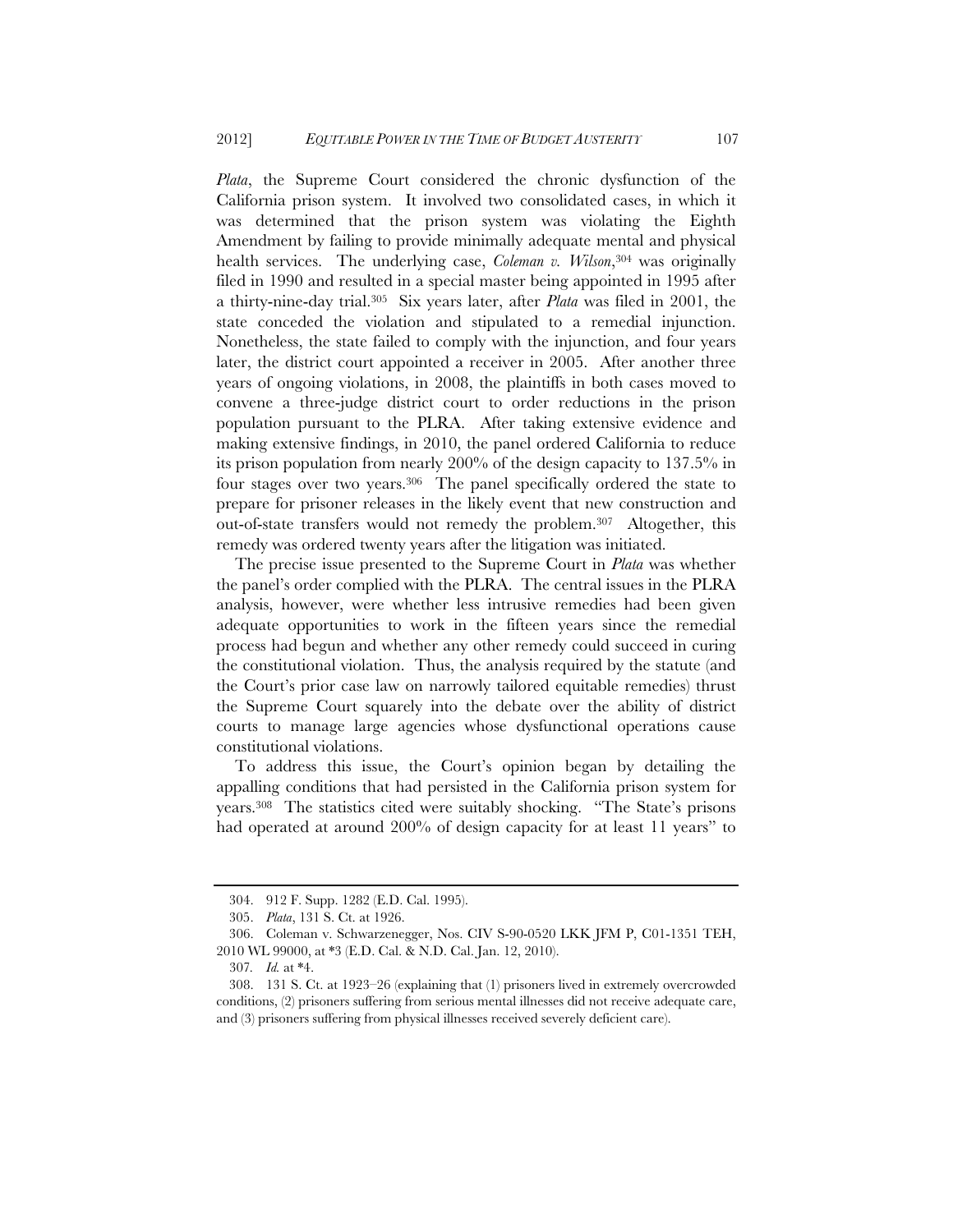*Plata*, the Supreme Court considered the chronic dysfunction of the California prison system. It involved two consolidated cases, in which it was determined that the prison system was violating the Eighth Amendment by failing to provide minimally adequate mental and physical health services. The underlying case, *Coleman v. Wilson*,[304] was originally filed in 1990 and resulted in a special master being appointed in 1995 after a thirty-nine-day trial.[305] Six years later, after *Plata* was filed in 2001, the state conceded the violation and stipulated to a remedial injunction. Nonetheless, the state failed to comply with the injunction, and four years later, the district court appointed a receiver in 2005. After another three years of ongoing violations, in 2008, the plaintiffs in both cases moved to convene a three-judge district court to order reductions in the prison population pursuant to the PLRA. After taking extensive evidence and making extensive findings, in 2010, the panel ordered California to reduce its prison population from nearly 200% of the design capacity to 137.5% in four stages over two years.[306] The panel specifically ordered the state to prepare for prisoner releases in the likely event that new construction and out-of-state transfers would not remedy the problem.[307] Altogether, this remedy was ordered twenty years after the litigation was initiated.

The precise issue presented to the Supreme Court in *Plata* was whether the panel's order complied with the PLRA. The central issues in the PLRA analysis, however, were whether less intrusive remedies had been given adequate opportunities to work in the fifteen years since the remedial process had begun and whether any other remedy could succeed in curing the constitutional violation. Thus, the analysis required by the statute (and the Court's prior case law on narrowly tailored equitable remedies) thrust the Supreme Court squarely into the debate over the ability of district courts to manage large agencies whose dysfunctional operations cause constitutional violations.

To address this issue, the Court's opinion began by detailing the appalling conditions that had persisted in the California prison system for years.[308] The statistics cited were suitably shocking. "The State's prisons had operated at around 200% of design capacity for at least 11 years" to

---

304. 912 F. Supp. 1282 (E.D. Cal. 1995).

305. *Plata*, 131 S. Ct. at 1926.

306. Coleman v. Schwarzenegger, Nos. CIV S-90-0520 LKK JFM P, C01-1351 TEH, 2010 WL 99000, at *3 (E.D. Cal. & N.D. Cal. Jan. 12, 2010).

307. *Id.* at *4.

308. 131 S. Ct. at 1923–26 (explaining that (1) prisoners lived in extremely overcrowded conditions, (2) prisoners suffering from serious mental illnesses did not receive adequate care, and (3) prisoners suffering from physical illnesses received severely deficient care).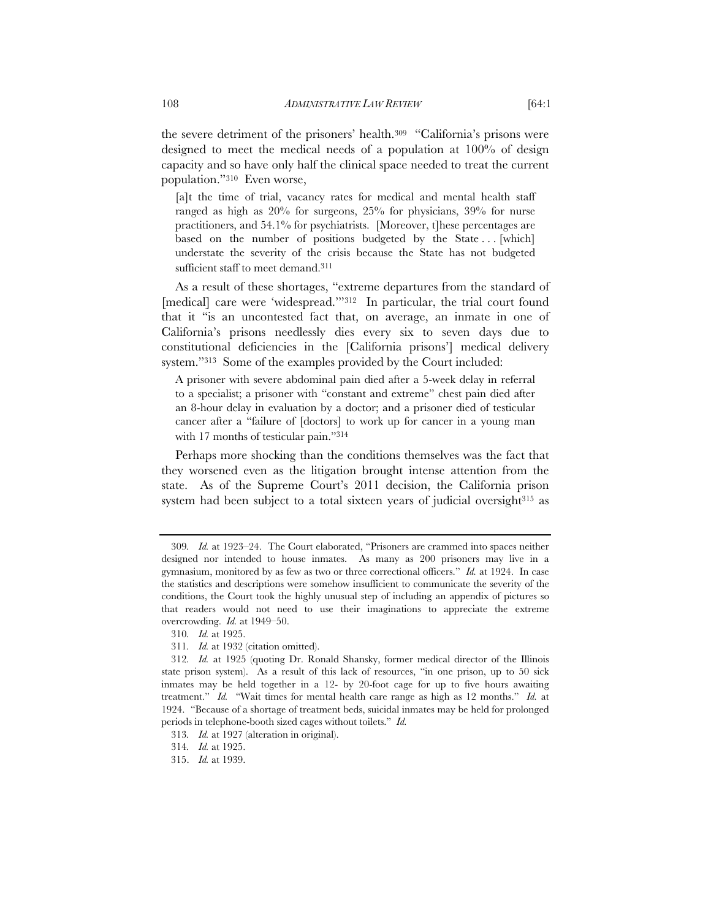the severe detriment of the prisoners' health.[309] "California's prisons were designed to meet the medical needs of a population at 100% of design capacity and so have only half the clinical space needed to treat the current population."[310] Even worse,

> [a]t the time of trial, vacancy rates for medical and mental health staff ranged as high as 20% for surgeons, 25% for physicians, 39% for nurse practitioners, and 54.1% for psychiatrists. [Moreover, t]hese percentages are based on the number of positions budgeted by the State . . . [which] understate the severity of the crisis because the State has not budgeted sufficient staff to meet demand.[311]

As a result of these shortages, "extreme departures from the standard of [medical] care were 'widespread.'"[312] In particular, the trial court found that it "is an uncontested fact that, on average, an inmate in one of California's prisons needlessly dies every six to seven days due to constitutional deficiencies in the [California prisons'] medical delivery system."[313] Some of the examples provided by the Court included:

> A prisoner with severe abdominal pain died after a 5-week delay in referral to a specialist; a prisoner with "constant and extreme" chest pain died after an 8-hour delay in evaluation by a doctor; and a prisoner died of testicular cancer after a "failure of [doctors] to work up for cancer in a young man with 17 months of testicular pain."[314]

Perhaps more shocking than the conditions themselves was the fact that they worsened even as the litigation brought intense attention from the state. As of the Supreme Court's 2011 decision, the California prison system had been subject to a total sixteen years of judicial oversight[315] as

---

309. *Id.* at 1923–24. The Court elaborated, "Prisoners are crammed into spaces neither designed nor intended to house inmates. As many as 200 prisoners may live in a gymnasium, monitored by as few as two or three correctional officers." *Id.* at 1924. In case the statistics and descriptions were somehow insufficient to communicate the severity of the conditions, the Court took the highly unusual step of including an appendix of pictures so that readers would not need to use their imaginations to appreciate the extreme overcrowding. *Id.* at 1949–50.

310. *Id.* at 1925.

311. *Id.* at 1932 (citation omitted).

312. *Id.* at 1925 (quoting Dr. Ronald Shansky, former medical director of the Illinois state prison system). As a result of this lack of resources, "in one prison, up to 50 sick inmates may be held together in a 12- by 20-foot cage for up to five hours awaiting treatment." *Id.* "Wait times for mental health care range as high as 12 months." *Id.* at 1924. "Because of a shortage of treatment beds, suicidal inmates may be held for prolonged periods in telephone-booth sized cages without toilets." *Id.*

313. *Id.* at 1927 (alteration in original).

314. *Id.* at 1925.

315. *Id.* at 1939.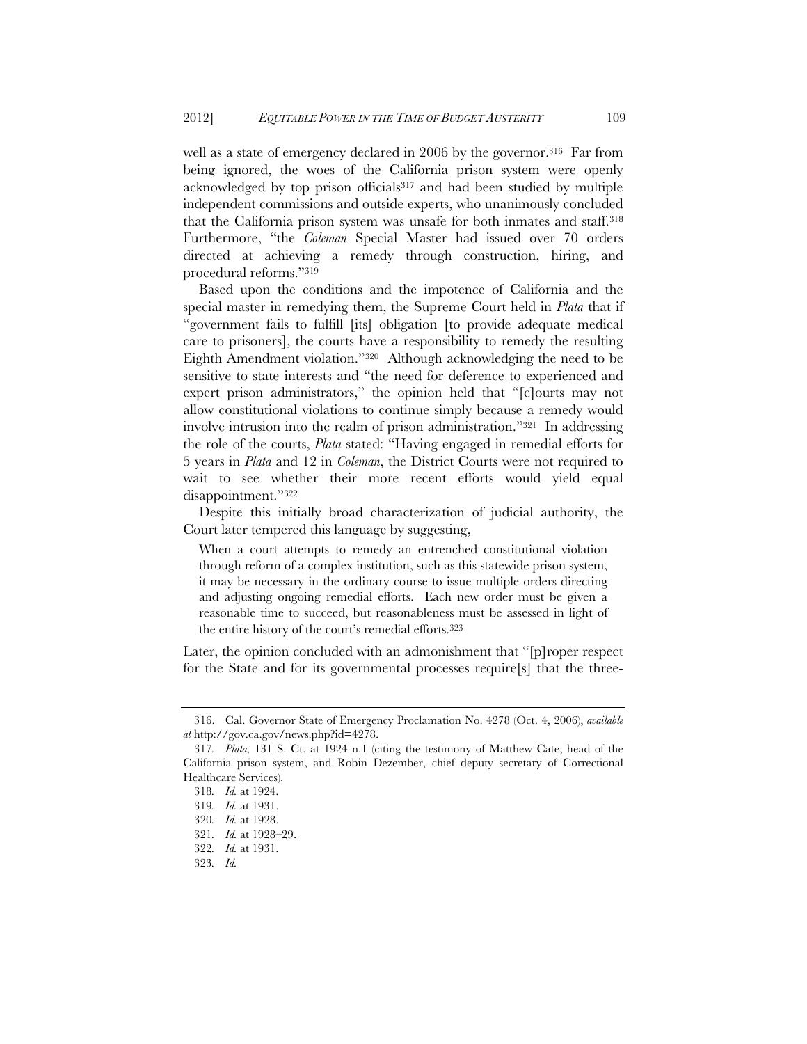well as a state of emergency declared in 2006 by the governor.[316] Far from being ignored, the woes of the California prison system were openly acknowledged by top prison officials[317] and had been studied by multiple independent commissions and outside experts, who unanimously concluded that the California prison system was unsafe for both inmates and staff.[318] Furthermore, "the *Coleman* Special Master had issued over 70 orders directed at achieving a remedy through construction, hiring, and procedural reforms."[319]

Based upon the conditions and the impotence of California and the special master in remedying them, the Supreme Court held in *Plata* that if "government fails to fulfill [its] obligation [to provide adequate medical care to prisoners], the courts have a responsibility to remedy the resulting Eighth Amendment violation."[320] Although acknowledging the need to be sensitive to state interests and "the need for deference to experienced and expert prison administrators," the opinion held that "[c]ourts may not allow constitutional violations to continue simply because a remedy would involve intrusion into the realm of prison administration."[321] In addressing the role of the courts, *Plata* stated: "Having engaged in remedial efforts for 5 years in *Plata* and 12 in *Coleman*, the District Courts were not required to wait to see whether their more recent efforts would yield equal disappointment."[322]

Despite this initially broad characterization of judicial authority, the Court later tempered this language by suggesting,

> When a court attempts to remedy an entrenched constitutional violation through reform of a complex institution, such as this statewide prison system, it may be necessary in the ordinary course to issue multiple orders directing and adjusting ongoing remedial efforts. Each new order must be given a reasonable time to succeed, but reasonableness must be assessed in light of the entire history of the court's remedial efforts.[323]

Later, the opinion concluded with an admonishment that "[p]roper respect for the State and for its governmental processes require[s] that the three-

---

316. Cal. Governor State of Emergency Proclamation No. 4278 (Oct. 4, 2006), *available at* http://gov.ca.gov/news.php?id=4278.

317. *Plata*, 131 S. Ct. at 1924 n.1 (citing the testimony of Matthew Cate, head of the California prison system, and Robin Dezember, chief deputy secretary of Correctional Healthcare Services).

318. *Id.* at 1924.

319. *Id.* at 1931.

320. *Id.* at 1928.

321. *Id.* at 1928–29.

322. *Id.* at 1931.

323. *Id.*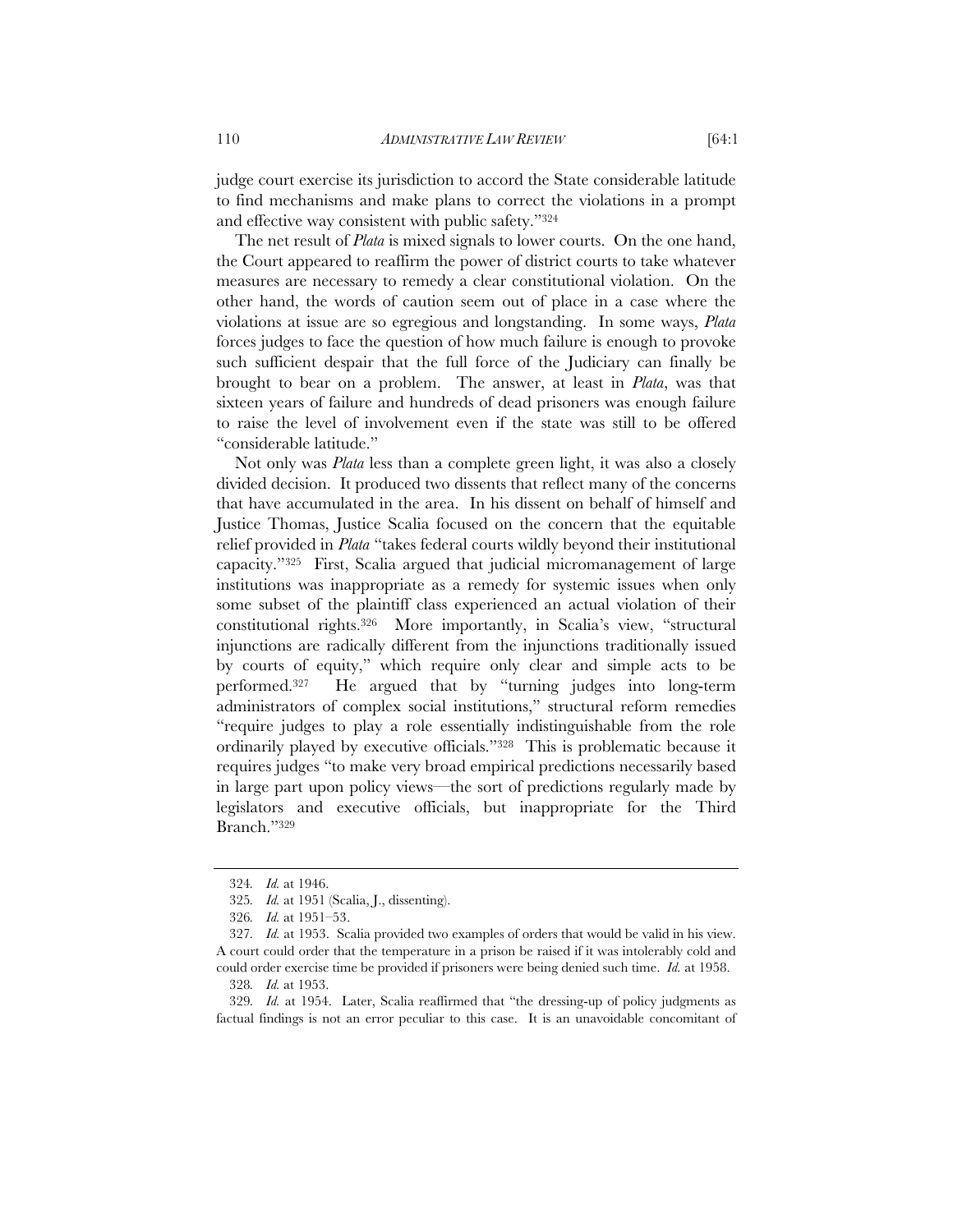judge court exercise its jurisdiction to accord the State considerable latitude to find mechanisms and make plans to correct the violations in a prompt and effective way consistent with public safety."[324]

The net result of *Plata* is mixed signals to lower courts. On the one hand, the Court appeared to reaffirm the power of district courts to take whatever measures are necessary to remedy a clear constitutional violation. On the other hand, the words of caution seem out of place in a case where the violations at issue are so egregious and longstanding. In some ways, *Plata* forces judges to face the question of how much failure is enough to provoke such sufficient despair that the full force of the Judiciary can finally be brought to bear on a problem. The answer, at least in *Plata*, was that sixteen years of failure and hundreds of dead prisoners was enough failure to raise the level of involvement even if the state was still to be offered "considerable latitude."

Not only was *Plata* less than a complete green light, it was also a closely divided decision. It produced two dissents that reflect many of the concerns that have accumulated in the area. In his dissent on behalf of himself and Justice Thomas, Justice Scalia focused on the concern that the equitable relief provided in *Plata* "takes federal courts wildly beyond their institutional capacity."[325] First, Scalia argued that judicial micromanagement of large institutions was inappropriate as a remedy for systemic issues when only some subset of the plaintiff class experienced an actual violation of their constitutional rights.[326] More importantly, in Scalia's view, "structural injunctions are radically different from the injunctions traditionally issued by courts of equity," which require only clear and simple acts to be performed.[327] He argued that by "turning judges into long-term administrators of complex social institutions," structural reform remedies "require judges to play a role essentially indistinguishable from the role ordinarily played by executive officials."[328] This is problematic because it requires judges "to make very broad empirical predictions necessarily based in large part upon policy views—the sort of predictions regularly made by legislators and executive officials, but inappropriate for the Third Branch."[329]

---

324. *Id.* at 1946.

325. *Id.* at 1951 (Scalia, J., dissenting).

326. *Id.* at 1951–53.

327. *Id.* at 1953. Scalia provided two examples of orders that would be valid in his view. A court could order that the temperature in a prison be raised if it was intolerably cold and could order exercise time be provided if prisoners were being denied such time. *Id.* at 1958.

328. *Id.* at 1953.

329. *Id.* at 1954. Later, Scalia reaffirmed that "the dressing-up of policy judgments as factual findings is not an error peculiar to this case. It is an unavoidable concomitant of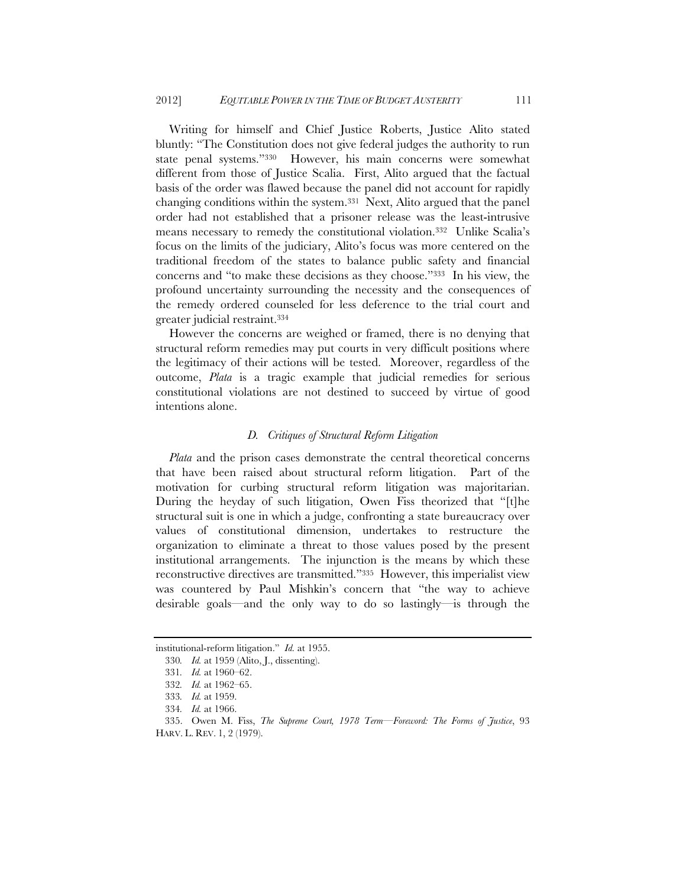Writing for himself and Chief Justice Roberts, Justice Alito stated bluntly: "The Constitution does not give federal judges the authority to run state penal systems."[330] However, his main concerns were somewhat different from those of Justice Scalia. First, Alito argued that the factual basis of the order was flawed because the panel did not account for rapidly changing conditions within the system.[331] Next, Alito argued that the panel order had not established that a prisoner release was the least-intrusive means necessary to remedy the constitutional violation.[332] Unlike Scalia's focus on the limits of the judiciary, Alito's focus was more centered on the traditional freedom of the states to balance public safety and financial concerns and "to make these decisions as they choose."[333] In his view, the profound uncertainty surrounding the necessity and the consequences of the remedy ordered counseled for less deference to the trial court and greater judicial restraint.[334]

However the concerns are weighed or framed, there is no denying that structural reform remedies may put courts in very difficult positions where the legitimacy of their actions will be tested. Moreover, regardless of the outcome, *Plata* is a tragic example that judicial remedies for serious constitutional violations are not destined to succeed by virtue of good intentions alone.

### *D. Critiques of Structural Reform Litigation*

*Plata* and the prison cases demonstrate the central theoretical concerns that have been raised about structural reform litigation. Part of the motivation for curbing structural reform litigation was majoritarian. During the heyday of such litigation, Owen Fiss theorized that "[t]he structural suit is one in which a judge, confronting a state bureaucracy over values of constitutional dimension, undertakes to restructure the organization to eliminate a threat to those values posed by the present institutional arrangements. The injunction is the means by which these reconstructive directives are transmitted."[335] However, this imperialist view was countered by Paul Mishkin's concern that "the way to achieve desirable goals—and the only way to do so lastingly—is through the

---

institutional-reform litigation." *Id.* at 1955.

330. *Id.* at 1959 (Alito, J., dissenting).

331. *Id.* at 1960–62.

332. *Id.* at 1962–65.

333. *Id.* at 1959.

334. *Id.* at 1966.

335. Owen M. Fiss, *The Supreme Court, 1978 Term—Foreword: The Forms of Justice*, 93 HARV. L. REV. 1, 2 (1979).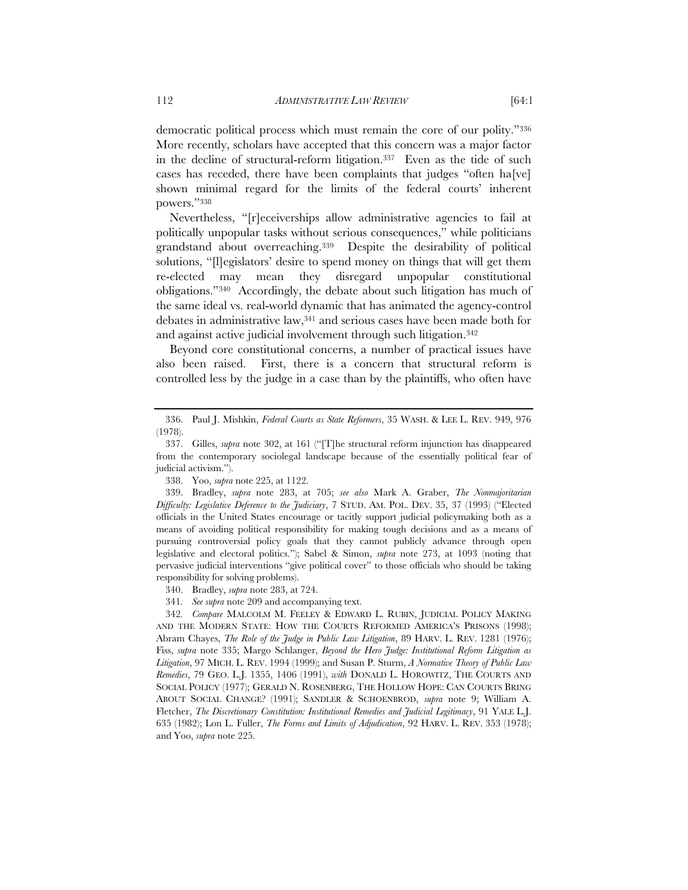democratic political process which must remain the core of our polity."[336] More recently, scholars have accepted that this concern was a major factor in the decline of structural-reform litigation.[337] Even as the tide of such cases has receded, there have been complaints that judges "often ha[ve] shown minimal regard for the limits of the federal courts' inherent powers."[338]

Nevertheless, "[r]eceiverships allow administrative agencies to fail at politically unpopular tasks without serious consequences," while politicians grandstand about overreaching.[339] Despite the desirability of political solutions, "[l]egislators' desire to spend money on things that will get them re-elected may mean they disregard unpopular constitutional obligations."[340] Accordingly, the debate about such litigation has much of the same ideal vs. real-world dynamic that has animated the agency-control debates in administrative law,[341] and serious cases have been made both for and against active judicial involvement through such litigation.[342]

Beyond core constitutional concerns, a number of practical issues have also been raised. First, there is a concern that structural reform is controlled less by the judge in a case than by the plaintiffs, who often have

---

336. Paul J. Mishkin, *Federal Courts as State Reformers*, 35 WASH. & LEE L. REV. 949, 976 (1978).

337. Gilles, *supra* note 302, at 161 ("[T]he structural reform injunction has disappeared from the contemporary sociolegal landscape because of the essentially political fear of judicial activism.").

338. Yoo, *supra* note 225, at 1122.

339. Bradley, *supra* note 283, at 705; *see also* Mark A. Graber, *The Nonmajoritarian Difficulty: Legislative Deference to the Judiciary*, 7 STUD. AM. POL. DEV. 35, 37 (1993) ("Elected officials in the United States encourage or tacitly support judicial policymaking both as a means of avoiding political responsibility for making tough decisions and as a means of pursuing controversial policy goals that they cannot publicly advance through open legislative and electoral politics."); Sabel & Simon, *supra* note 273, at 1093 (noting that pervasive judicial interventions "give political cover" to those officials who should be taking responsibility for solving problems).

340. Bradley, *supra* note 283, at 724.

341. *See supra* note 209 and accompanying text.

342. *Compare* MALCOLM M. FEELEY & EDWARD L. RUBIN, JUDICIAL POLICY MAKING AND THE MODERN STATE: HOW THE COURTS REFORMED AMERICA'S PRISONS (1998); Abram Chayes, *The Role of the Judge in Public Law Litigation*, 89 HARV. L. REV. 1281 (1976); Fiss, *supra* note 335; Margo Schlanger, *Beyond the Hero Judge: Institutional Reform Litigation as Litigation*, 97 MICH. L. REV. 1994 (1999); and Susan P. Sturm, *A Normative Theory of Public Law Remedies*, 79 GEO. L.J. 1355, 1406 (1991), *with* DONALD L. HOROWITZ, THE COURTS AND SOCIAL POLICY (1977); GERALD N. ROSENBERG, THE HOLLOW HOPE: CAN COURTS BRING ABOUT SOCIAL CHANGE? (1991); SANDLER & SCHOENBROD, *supra* note 9; William A. Fletcher, *The Discretionary Constitution: Institutional Remedies and Judicial Legitimacy*, 91 YALE L.J. 635 (1982); Lon L. Fuller, *The Forms and Limits of Adjudication*, 92 HARV. L. REV. 353 (1978); and Yoo, *supra* note 225.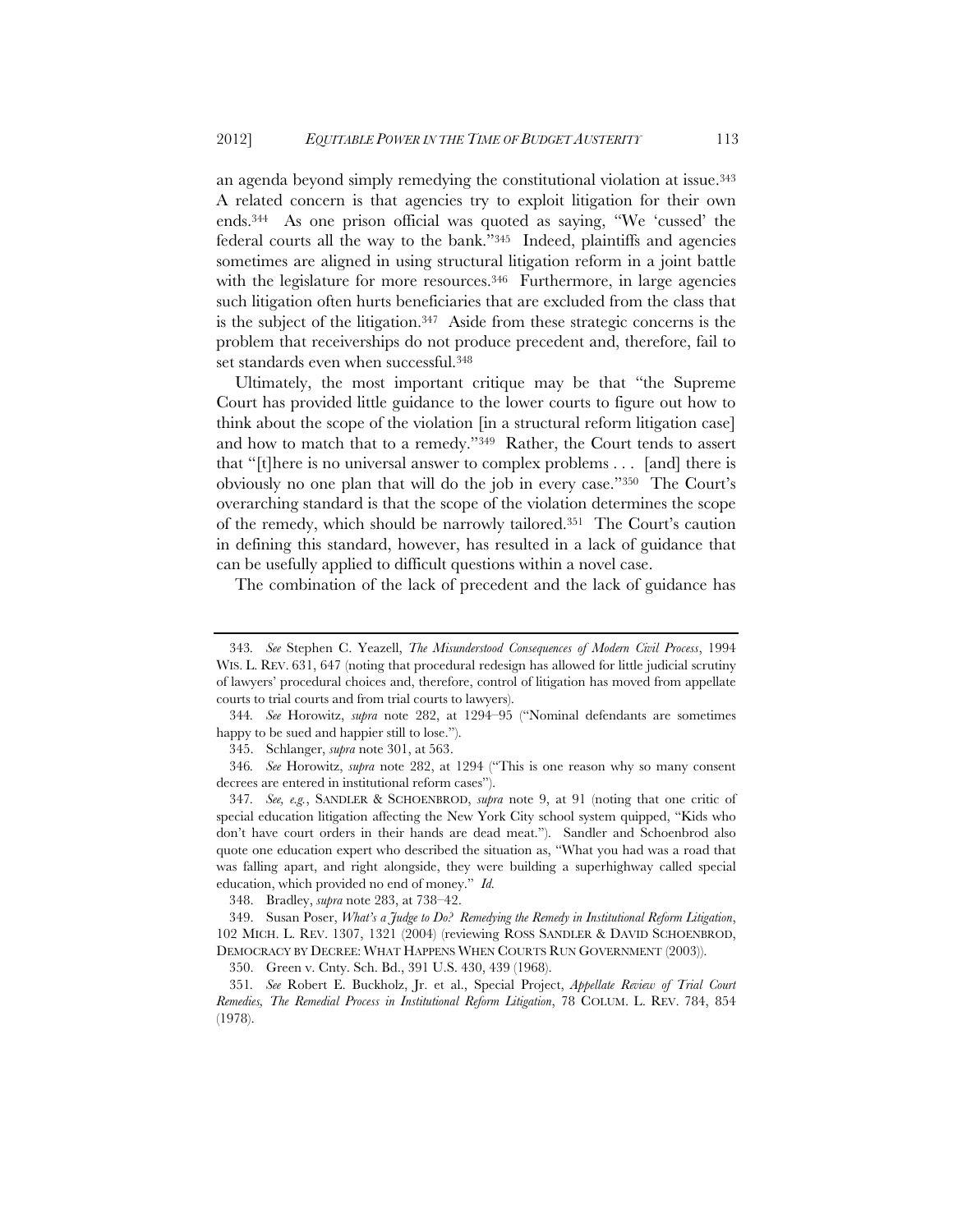an agenda beyond simply remedying the constitutional violation at issue.[343] A related concern is that agencies try to exploit litigation for their own ends.[344] As one prison official was quoted as saying, "We 'cussed' the federal courts all the way to the bank."[345] Indeed, plaintiffs and agencies sometimes are aligned in using structural litigation reform in a joint battle with the legislature for more resources.[346] Furthermore, in large agencies such litigation often hurts beneficiaries that are excluded from the class that is the subject of the litigation.[347] Aside from these strategic concerns is the problem that receiverships do not produce precedent and, therefore, fail to set standards even when successful.[348]

Ultimately, the most important critique may be that "the Supreme Court has provided little guidance to the lower courts to figure out how to think about the scope of the violation [in a structural reform litigation case] and how to match that to a remedy."[349] Rather, the Court tends to assert that "[t]here is no universal answer to complex problems . . . [and] there is obviously no one plan that will do the job in every case."[350] The Court's overarching standard is that the scope of the violation determines the scope of the remedy, which should be narrowly tailored.[351] The Court's caution in defining this standard, however, has resulted in a lack of guidance that can be usefully applied to difficult questions within a novel case.

The combination of the lack of precedent and the lack of guidance has

---

343. *See* Stephen C. Yeazell, *The Misunderstood Consequences of Modern Civil Process*, 1994 WIS. L. REV. 631, 647 (noting that procedural redesign has allowed for little judicial scrutiny of lawyers' procedural choices and, therefore, control of litigation has moved from appellate courts to trial courts and from trial courts to lawyers).

344. *See* Horowitz, *supra* note 282, at 1294–95 ("Nominal defendants are sometimes happy to be sued and happier still to lose.").

345. Schlanger, *supra* note 301, at 563.

346. *See* Horowitz, *supra* note 282, at 1294 ("This is one reason why so many consent decrees are entered in institutional reform cases").

347. *See, e.g.*, SANDLER & SCHOENBROD, *supra* note 9, at 91 (noting that one critic of special education litigation affecting the New York City school system quipped, "Kids who don't have court orders in their hands are dead meat."). Sandler and Schoenbrod also quote one education expert who described the situation as, "What you had was a road that was falling apart, and right alongside, they were building a superhighway called special education, which provided no end of money." *Id.*

348. Bradley, *supra* note 283, at 738–42.

349. Susan Poser, *What's a Judge to Do? Remedying the Remedy in Institutional Reform Litigation*, 102 MICH. L. REV. 1307, 1321 (2004) (reviewing ROSS SANDLER & DAVID SCHOENBROD, DEMOCRACY BY DECREE: WHAT HAPPENS WHEN COURTS RUN GOVERNMENT (2003)).

350. Green v. Cnty. Sch. Bd., 391 U.S. 430, 439 (1968).

351. *See* Robert E. Buckholz, Jr. et al., Special Project, *Appellate Review of Trial Court Remedies*, *The Remedial Process in Institutional Reform Litigation*, 78 COLUM. L. REV. 784, 854 (1978).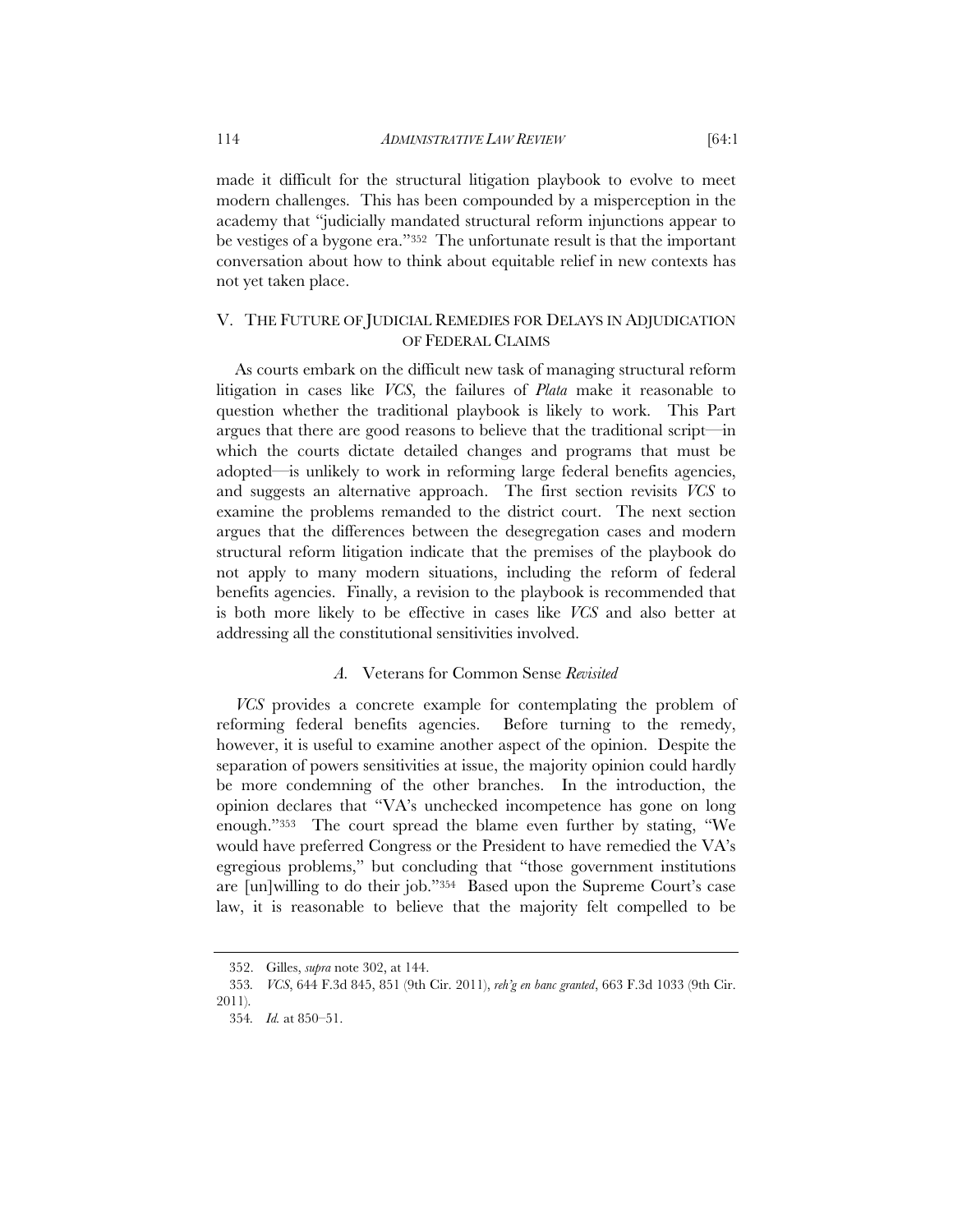made it difficult for the structural litigation playbook to evolve to meet modern challenges. This has been compounded by a misperception in the academy that "judicially mandated structural reform injunctions appear to be vestiges of a bygone era."[352] The unfortunate result is that the important conversation about how to think about equitable relief in new contexts has not yet taken place.

## V. THE FUTURE OF JUDICIAL REMEDIES FOR DELAYS IN ADJUDICATION OF FEDERAL CLAIMS

As courts embark on the difficult new task of managing structural reform litigation in cases like *VCS*, the failures of *Plata* make it reasonable to question whether the traditional playbook is likely to work. This Part argues that there are good reasons to believe that the traditional script—in which the courts dictate detailed changes and programs that must be adopted—is unlikely to work in reforming large federal benefits agencies, and suggests an alternative approach. The first section revisits *VCS* to examine the problems remanded to the district court. The next section argues that the differences between the desegregation cases and modern structural reform litigation indicate that the premises of the playbook do not apply to many modern situations, including the reform of federal benefits agencies. Finally, a revision to the playbook is recommended that is both more likely to be effective in cases like *VCS* and also better at addressing all the constitutional sensitivities involved.

### *A.* Veterans for Common Sense *Revisited*

*VCS* provides a concrete example for contemplating the problem of reforming federal benefits agencies. Before turning to the remedy, however, it is useful to examine another aspect of the opinion. Despite the separation of powers sensitivities at issue, the majority opinion could hardly be more condemning of the other branches. In the introduction, the opinion declares that "VA's unchecked incompetence has gone on long enough."[353] The court spread the blame even further by stating, "We would have preferred Congress or the President to have remedied the VA's egregious problems," but concluding that "those government institutions are [un]willing to do their job."[354] Based upon the Supreme Court's case law, it is reasonable to believe that the majority felt compelled to be

---

352. Gilles, *supra* note 302, at 144.

353. *VCS*, 644 F.3d 845, 851 (9th Cir. 2011), *reh'g en banc granted*, 663 F.3d 1033 (9th Cir. 2011).

354. *Id.* at 850–51.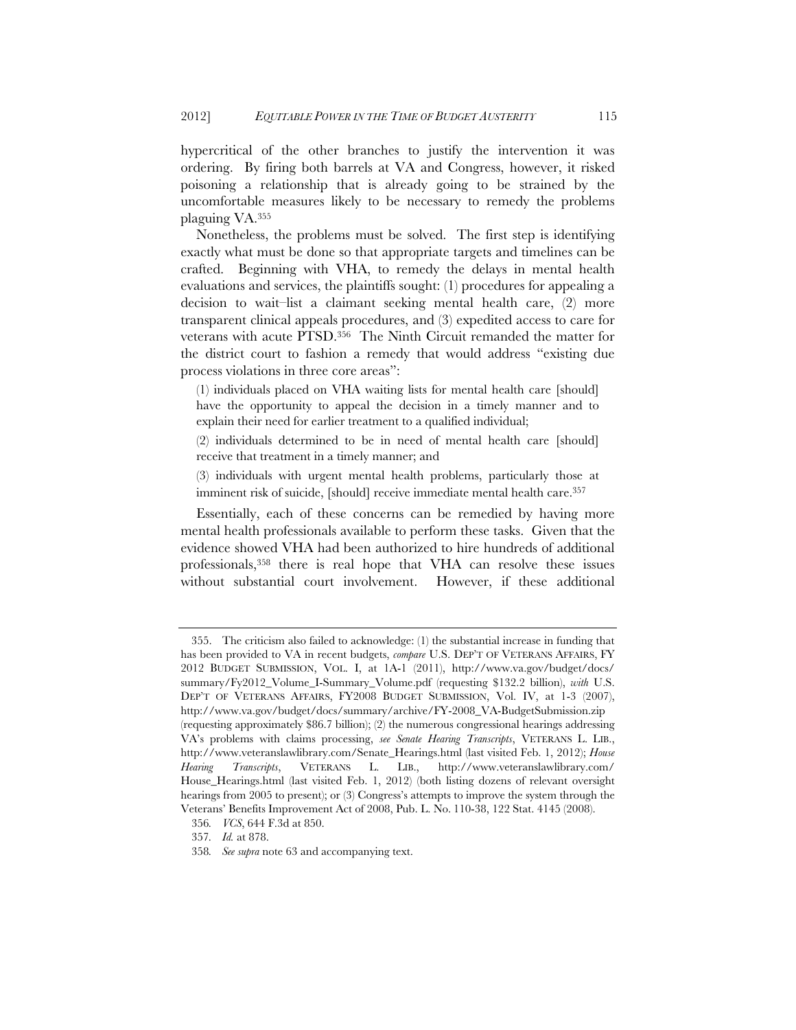hypercritical of the other branches to justify the intervention it was ordering. By firing both barrels at VA and Congress, however, it risked poisoning a relationship that is already going to be strained by the uncomfortable measures likely to be necessary to remedy the problems plaguing VA.[355]

Nonetheless, the problems must be solved. The first step is identifying exactly what must be done so that appropriate targets and timelines can be crafted. Beginning with VHA, to remedy the delays in mental health evaluations and services, the plaintiffs sought: (1) procedures for appealing a decision to wait–list a claimant seeking mental health care, (2) more transparent clinical appeals procedures, and (3) expedited access to care for veterans with acute PTSD.[356] The Ninth Circuit remanded the matter for the district court to fashion a remedy that would address "existing due process violations in three core areas":

> (1) individuals placed on VHA waiting lists for mental health care [should] have the opportunity to appeal the decision in a timely manner and to explain their need for earlier treatment to a qualified individual;
>
> (2) individuals determined to be in need of mental health care [should] receive that treatment in a timely manner; and
>
> (3) individuals with urgent mental health problems, particularly those at imminent risk of suicide, [should] receive immediate mental health care.[357]

Essentially, each of these concerns can be remedied by having more mental health professionals available to perform these tasks. Given that the evidence showed VHA had been authorized to hire hundreds of additional professionals,[358] there is real hope that VHA can resolve these issues without substantial court involvement. However, if these additional

---

355. The criticism also failed to acknowledge: (1) the substantial increase in funding that has been provided to VA in recent budgets, *compare* U.S. DEP'T OF VETERANS AFFAIRS, FY 2012 BUDGET SUBMISSION, VOL. I, at 1A-1 (2011), http://www.va.gov/budget/docs/summary/Fy2012_Volume_I-Summary_Volume.pdf (requesting $132.2 billion), *with* U.S. DEP'T OF VETERANS AFFAIRS, FY2008 BUDGET SUBMISSION, Vol. IV, at 1-3 (2007), http://www.va.gov/budget/docs/summary/archive/FY-2008_VA-BudgetSubmission.zip (requesting approximately $86.7 billion); (2) the numerous congressional hearings addressing VA's problems with claims processing, *see Senate Hearing Transcripts*, VETERANS L. LIB., http://www.veteranslawlibrary.com/Senate_Hearings.html (last visited Feb. 1, 2012); *House Hearing Transcripts*, VETERANS L. LIB., http://www.veteranslawlibrary.com/House_Hearings.html (last visited Feb. 1, 2012) (both listing dozens of relevant oversight hearings from 2005 to present); or (3) Congress's attempts to improve the system through the Veterans' Benefits Improvement Act of 2008, Pub. L. No. 110-38, 122 Stat. 4145 (2008).

356. *VCS*, 644 F.3d at 850.

357. *Id.* at 878.

358. *See supra* note 63 and accompanying text.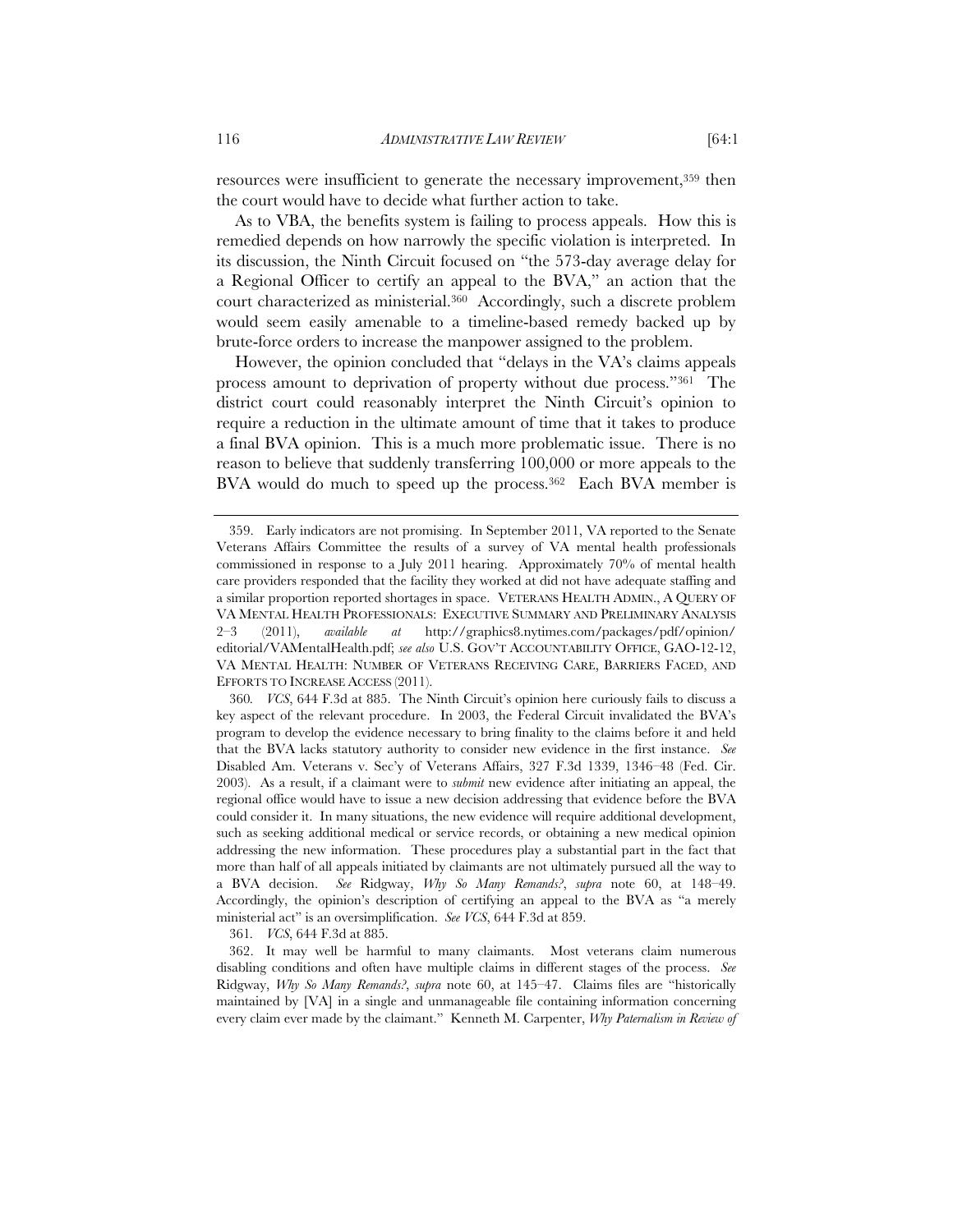resources were insufficient to generate the necessary improvement,[359] then the court would have to decide what further action to take.

As to VBA, the benefits system is failing to process appeals. How this is remedied depends on how narrowly the specific violation is interpreted. In its discussion, the Ninth Circuit focused on "the 573-day average delay for a Regional Officer to certify an appeal to the BVA," an action that the court characterized as ministerial.[360] Accordingly, such a discrete problem would seem easily amenable to a timeline-based remedy backed up by brute-force orders to increase the manpower assigned to the problem.

However, the opinion concluded that "delays in the VA's claims appeals process amount to deprivation of property without due process."[361] The district court could reasonably interpret the Ninth Circuit's opinion to require a reduction in the ultimate amount of time that it takes to produce a final BVA opinion. This is a much more problematic issue. There is no reason to believe that suddenly transferring 100,000 or more appeals to the BVA would do much to speed up the process.[362] Each BVA member is

---

359. Early indicators are not promising. In September 2011, VA reported to the Senate Veterans Affairs Committee the results of a survey of VA mental health professionals commissioned in response to a July 2011 hearing. Approximately 70% of mental health care providers responded that the facility they worked at did not have adequate staffing and a similar proportion reported shortages in space. VETERANS HEALTH ADMIN., A QUERY OF VA MENTAL HEALTH PROFESSIONALS: EXECUTIVE SUMMARY AND PRELIMINARY ANALYSIS 2–3 (2011), *available at* http://graphics8.nytimes.com/packages/pdf/opinion/editorial/VAMentalHealth.pdf; *see also* U.S. GOV'T ACCOUNTABILITY OFFICE, GAO-12-12, VA MENTAL HEALTH: NUMBER OF VETERANS RECEIVING CARE, BARRIERS FACED, AND EFFORTS TO INCREASE ACCESS (2011).

360. *VCS*, 644 F.3d at 885. The Ninth Circuit's opinion here curiously fails to discuss a key aspect of the relevant procedure. In 2003, the Federal Circuit invalidated the BVA's program to develop the evidence necessary to bring finality to the claims before it and held that the BVA lacks statutory authority to consider new evidence in the first instance. *See* Disabled Am. Veterans v. Sec'y of Veterans Affairs, 327 F.3d 1339, 1346–48 (Fed. Cir. 2003). As a result, if a claimant were to *submit* new evidence after initiating an appeal, the regional office would have to issue a new decision addressing that evidence before the BVA could consider it. In many situations, the new evidence will require additional development, such as seeking additional medical or service records, or obtaining a new medical opinion addressing the new information. These procedures play a substantial part in the fact that more than half of all appeals initiated by claimants are not ultimately pursued all the way to a BVA decision. *See* Ridgway, *Why So Many Remands?*, *supra* note 60, at 148–49. Accordingly, the opinion's description of certifying an appeal to the BVA as "a merely ministerial act" is an oversimplification. *See VCS*, 644 F.3d at 859.

361. *VCS*, 644 F.3d at 885.

362. It may well be harmful to many claimants. Most veterans claim numerous disabling conditions and often have multiple claims in different stages of the process. *See* Ridgway, *Why So Many Remands?*, *supra* note 60, at 145–47. Claims files are "historically maintained by [VA] in a single and unmanageable file containing information concerning every claim ever made by the claimant." Kenneth M. Carpenter, *Why Paternalism in Review of*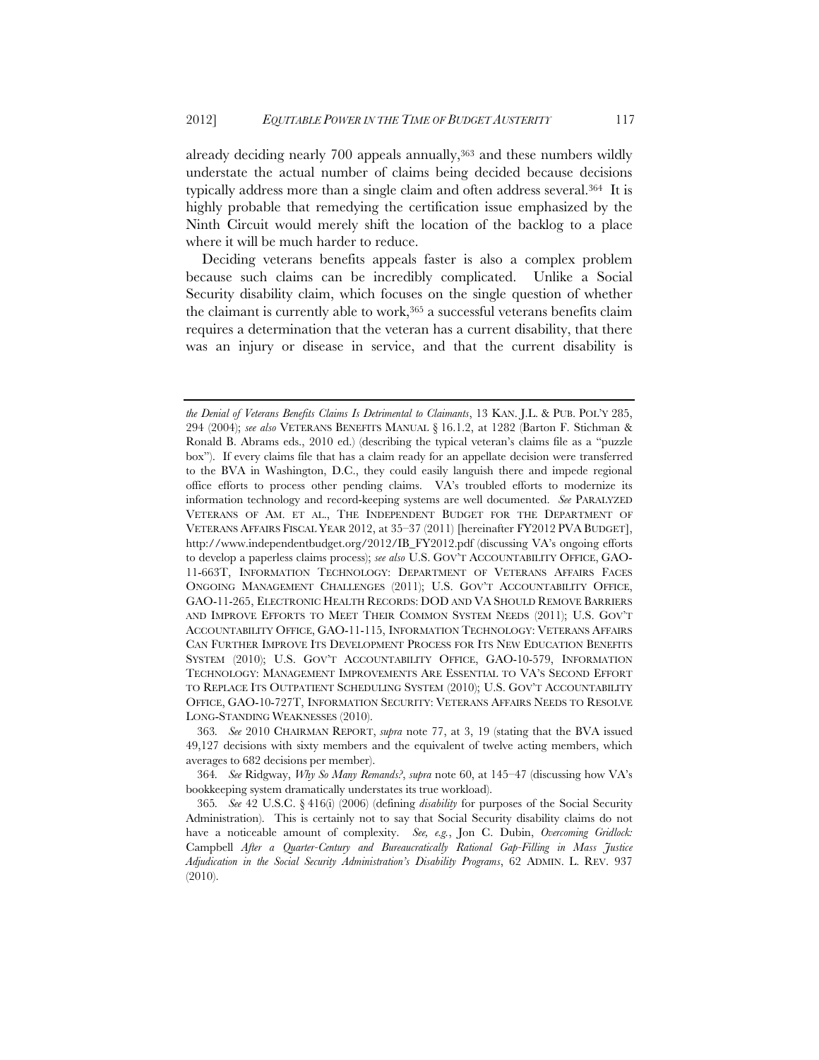already deciding nearly 700 appeals annually,[363] and these numbers wildly understate the actual number of claims being decided because decisions typically address more than a single claim and often address several.[364] It is highly probable that remedying the certification issue emphasized by the Ninth Circuit would merely shift the location of the backlog to a place where it will be much harder to reduce.

Deciding veterans benefits appeals faster is also a complex problem because such claims can be incredibly complicated. Unlike a Social Security disability claim, which focuses on the single question of whether the claimant is currently able to work,[365] a successful veterans benefits claim requires a determination that the veteran has a current disability, that there was an injury or disease in service, and that the current disability is

---

*the Denial of Veterans Benefits Claims Is Detrimental to Claimants*, 13 KAN. J.L. & PUB. POL'Y 285, 294 (2004); *see also* VETERANS BENEFITS MANUAL § 16.1.2, at 1282 (Barton F. Stichman & Ronald B. Abrams eds., 2010 ed.) (describing the typical veteran's claims file as a "puzzle box"). If every claims file that has a claim ready for an appellate decision were transferred to the BVA in Washington, D.C., they could easily languish there and impede regional office efforts to process other pending claims. VA's troubled efforts to modernize its information technology and record-keeping systems are well documented. *See* PARALYZED VETERANS OF AM. ET AL., THE INDEPENDENT BUDGET FOR THE DEPARTMENT OF VETERANS AFFAIRS FISCAL YEAR 2012, at 35–37 (2011) [hereinafter FY2012 PVA BUDGET], http://www.independentbudget.org/2012/IB_FY2012.pdf (discussing VA's ongoing efforts to develop a paperless claims process); *see also* U.S. GOV'T ACCOUNTABILITY OFFICE, GAO-11-663T, INFORMATION TECHNOLOGY: DEPARTMENT OF VETERANS AFFAIRS FACES ONGOING MANAGEMENT CHALLENGES (2011); U.S. GOV'T ACCOUNTABILITY OFFICE, GAO-11-265, ELECTRONIC HEALTH RECORDS: DOD AND VA SHOULD REMOVE BARRIERS AND IMPROVE EFFORTS TO MEET THEIR COMMON SYSTEM NEEDS (2011); U.S. GOV'T ACCOUNTABILITY OFFICE, GAO-11-115, INFORMATION TECHNOLOGY: VETERANS AFFAIRS CAN FURTHER IMPROVE ITS DEVELOPMENT PROCESS FOR ITS NEW EDUCATION BENEFITS SYSTEM (2010); U.S. GOV'T ACCOUNTABILITY OFFICE, GAO-10-579, INFORMATION TECHNOLOGY: MANAGEMENT IMPROVEMENTS ARE ESSENTIAL TO VA'S SECOND EFFORT TO REPLACE ITS OUTPATIENT SCHEDULING SYSTEM (2010); U.S. GOV'T ACCOUNTABILITY OFFICE, GAO-10-727T, INFORMATION SECURITY: VETERANS AFFAIRS NEEDS TO RESOLVE LONG-STANDING WEAKNESSES (2010).

363. *See* 2010 CHAIRMAN REPORT, *supra* note 77, at 3, 19 (stating that the BVA issued 49,127 decisions with sixty members and the equivalent of twelve acting members, which averages to 682 decisions per member).

364. *See* Ridgway, *Why So Many Remands?*, *supra* note 60, at 145–47 (discussing how VA's bookkeeping system dramatically understates its true workload).

365. *See* 42 U.S.C. § 416(i) (2006) (defining *disability* for purposes of the Social Security Administration). This is certainly not to say that Social Security disability claims do not have a noticeable amount of complexity. *See, e.g.*, Jon C. Dubin, *Overcoming Gridlock:* Campbell *After a Quarter-Century and Bureaucratically Rational Gap-Filling in Mass Justice Adjudication in the Social Security Administration's Disability Programs*, 62 ADMIN. L. REV. 937 (2010).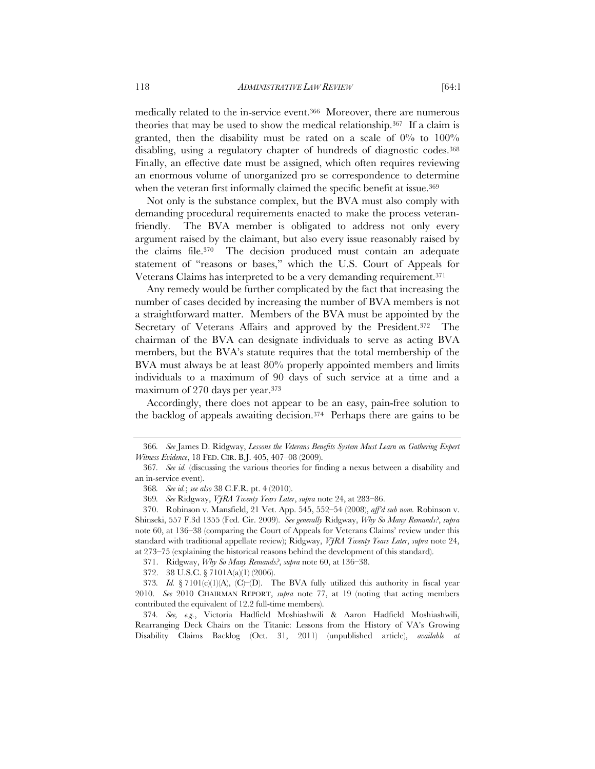medically related to the in-service event.[366] Moreover, there are numerous theories that may be used to show the medical relationship.[367] If a claim is granted, then the disability must be rated on a scale of 0% to 100% disabling, using a regulatory chapter of hundreds of diagnostic codes.[368] Finally, an effective date must be assigned, which often requires reviewing an enormous volume of unorganized pro se correspondence to determine when the veteran first informally claimed the specific benefit at issue.[369]

Not only is the substance complex, but the BVA must also comply with demanding procedural requirements enacted to make the process veteran-friendly. The BVA member is obligated to address not only every argument raised by the claimant, but also every issue reasonably raised by the claims file.[370] The decision produced must contain an adequate statement of "reasons or bases," which the U.S. Court of Appeals for Veterans Claims has interpreted to be a very demanding requirement.[371]

Any remedy would be further complicated by the fact that increasing the number of cases decided by increasing the number of BVA members is not a straightforward matter. Members of the BVA must be appointed by the Secretary of Veterans Affairs and approved by the President.[372] The chairman of the BVA can designate individuals to serve as acting BVA members, but the BVA's statute requires that the total membership of the BVA must always be at least 80% properly appointed members and limits individuals to a maximum of 90 days of such service at a time and a maximum of 270 days per year.[373]

Accordingly, there does not appear to be an easy, pain-free solution to the backlog of appeals awaiting decision.[374] Perhaps there are gains to be

---

366. *See* James D. Ridgway, *Lessons the Veterans Benefits System Must Learn on Gathering Expert Witness Evidence*, 18 FED. CIR. B.J. 405, 407–08 (2009).

367. *See id.* (discussing the various theories for finding a nexus between a disability and an in-service event).

368. *See id.*; *see also* 38 C.F.R. pt. 4 (2010).

369. *See* Ridgway, *VJRA Twenty Years Later*, *supra* note 24, at 283–86.

370. Robinson v. Mansfield, 21 Vet. App. 545, 552–54 (2008), *aff'd sub nom.* Robinson v. Shinseki, 557 F.3d 1355 (Fed. Cir. 2009). *See generally* Ridgway, *Why So Many Remands?*, *supra* note 60, at 136–38 (comparing the Court of Appeals for Veterans Claims' review under this standard with traditional appellate review); Ridgway, *VJRA Twenty Years Later*, *supra* note 24, at 273–75 (explaining the historical reasons behind the development of this standard).

371. Ridgway, *Why So Many Remands?*, *supra* note 60, at 136–38.

372. 38 U.S.C. § 7101A(a)(1) (2006).

373. *Id.* § 7101(c)(1)(A), (C)–(D). The BVA fully utilized this authority in fiscal year 2010. *See* 2010 CHAIRMAN REPORT, *supra* note 77, at 19 (noting that acting members contributed the equivalent of 12.2 full-time members).

374. *See, e.g.*, Victoria Hadfield Moshiashwili & Aaron Hadfield Moshiashwili, Rearranging Deck Chairs on the Titanic: Lessons from the History of VA's Growing Disability Claims Backlog (Oct. 31, 2011) (unpublished article), *available at*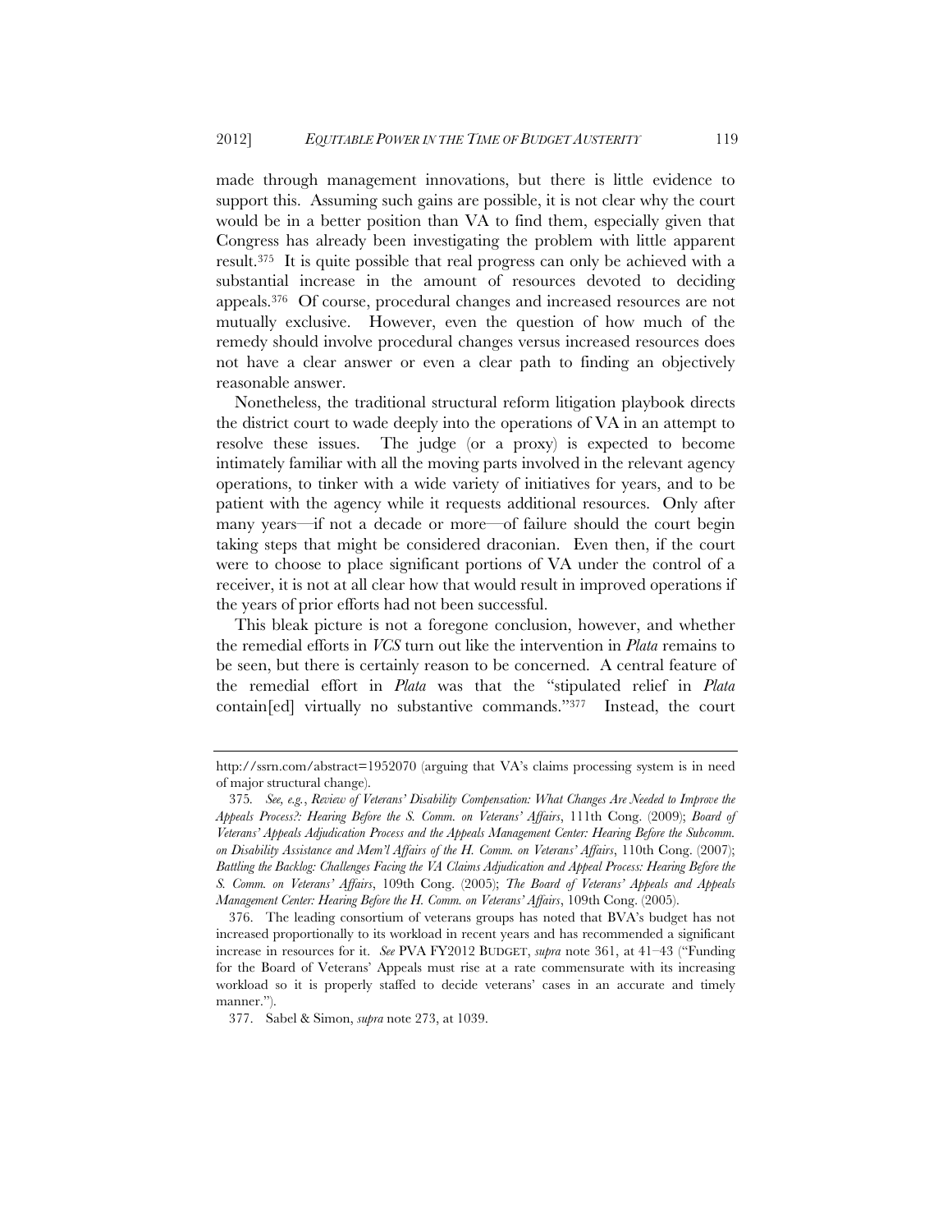made through management innovations, but there is little evidence to support this. Assuming such gains are possible, it is not clear why the court would be in a better position than VA to find them, especially given that Congress has already been investigating the problem with little apparent result.[375] It is quite possible that real progress can only be achieved with a substantial increase in the amount of resources devoted to deciding appeals.[376] Of course, procedural changes and increased resources are not mutually exclusive. However, even the question of how much of the remedy should involve procedural changes versus increased resources does not have a clear answer or even a clear path to finding an objectively reasonable answer.

Nonetheless, the traditional structural reform litigation playbook directs the district court to wade deeply into the operations of VA in an attempt to resolve these issues. The judge (or a proxy) is expected to become intimately familiar with all the moving parts involved in the relevant agency operations, to tinker with a wide variety of initiatives for years, and to be patient with the agency while it requests additional resources. Only after many years—if not a decade or more—of failure should the court begin taking steps that might be considered draconian. Even then, if the court were to choose to place significant portions of VA under the control of a receiver, it is not at all clear how that would result in improved operations if the years of prior efforts had not been successful.

This bleak picture is not a foregone conclusion, however, and whether the remedial efforts in *VCS* turn out like the intervention in *Plata* remains to be seen, but there is certainly reason to be concerned. A central feature of the remedial effort in *Plata* was that the "stipulated relief in *Plata* contain[ed] virtually no substantive commands."[377] Instead, the court

---

http://ssrn.com/abstract=1952070 (arguing that VA's claims processing system is in need of major structural change).

375. *See, e.g.*, *Review of Veterans' Disability Compensation: What Changes Are Needed to Improve the Appeals Process?: Hearing Before the S. Comm. on Veterans' Affairs*, 111th Cong. (2009); *Board of Veterans' Appeals Adjudication Process and the Appeals Management Center: Hearing Before the Subcomm. on Disability Assistance and Mem'l Affairs of the H. Comm. on Veterans' Affairs*, 110th Cong. (2007); *Battling the Backlog: Challenges Facing the VA Claims Adjudication and Appeal Process: Hearing Before the S. Comm. on Veterans' Affairs*, 109th Cong. (2005); *The Board of Veterans' Appeals and Appeals Management Center: Hearing Before the H. Comm. on Veterans' Affairs*, 109th Cong. (2005).

376. The leading consortium of veterans groups has noted that BVA's budget has not increased proportionally to its workload in recent years and has recommended a significant increase in resources for it. *See* PVA FY2012 BUDGET, *supra* note 361, at 41–43 ("Funding for the Board of Veterans' Appeals must rise at a rate commensurate with its increasing workload so it is properly staffed to decide veterans' cases in an accurate and timely manner.").

377. Sabel & Simon, *supra* note 273, at 1039.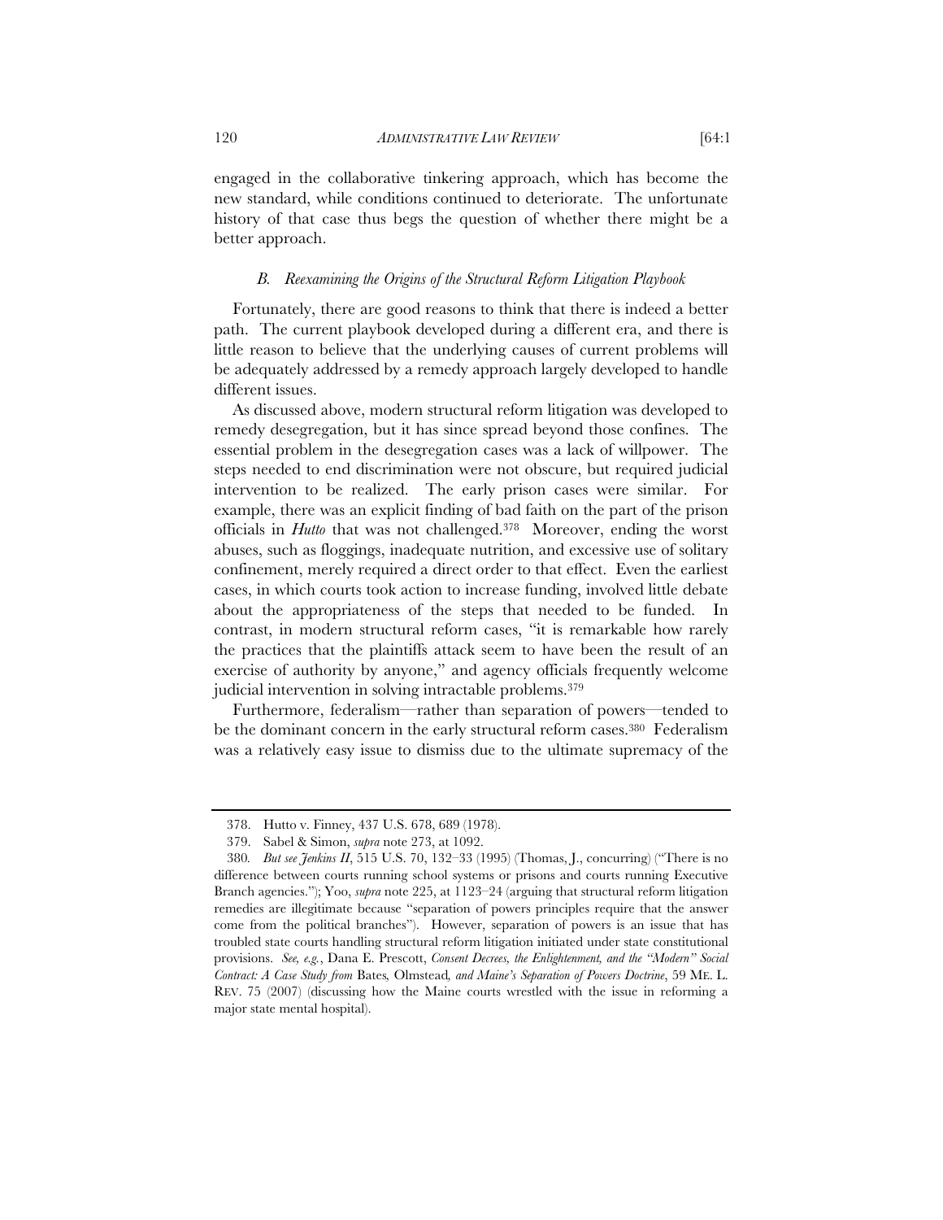engaged in the collaborative tinkering approach, which has become the new standard, while conditions continued to deteriorate. The unfortunate history of that case thus begs the question of whether there might be a better approach.

### *B. Reexamining the Origins of the Structural Reform Litigation Playbook*

Fortunately, there are good reasons to think that there is indeed a better path. The current playbook developed during a different era, and there is little reason to believe that the underlying causes of current problems will be adequately addressed by a remedy approach largely developed to handle different issues.

As discussed above, modern structural reform litigation was developed to remedy desegregation, but it has since spread beyond those confines. The essential problem in the desegregation cases was a lack of willpower. The steps needed to end discrimination were not obscure, but required judicial intervention to be realized. The early prison cases were similar. For example, there was an explicit finding of bad faith on the part of the prison officials in *Hutto* that was not challenged.[378] Moreover, ending the worst abuses, such as floggings, inadequate nutrition, and excessive use of solitary confinement, merely required a direct order to that effect. Even the earliest cases, in which courts took action to increase funding, involved little debate about the appropriateness of the steps that needed to be funded. In contrast, in modern structural reform cases, "it is remarkable how rarely the practices that the plaintiffs attack seem to have been the result of an exercise of authority by anyone," and agency officials frequently welcome judicial intervention in solving intractable problems.[379]

Furthermore, federalism—rather than separation of powers—tended to be the dominant concern in the early structural reform cases.[380] Federalism was a relatively easy issue to dismiss due to the ultimate supremacy of the

---

378. Hutto v. Finney, 437 U.S. 678, 689 (1978).

379. Sabel & Simon, *supra* note 273, at 1092.

380. *But see Jenkins II*, 515 U.S. 70, 132–33 (1995) (Thomas, J., concurring) ("There is no difference between courts running school systems or prisons and courts running Executive Branch agencies."); Yoo, *supra* note 225, at 1123–24 (arguing that structural reform litigation remedies are illegitimate because "separation of powers principles require that the answer come from the political branches"). However, separation of powers is an issue that has troubled state courts handling structural reform litigation initiated under state constitutional provisions. *See, e.g.*, Dana E. Prescott, *Consent Decrees, the Enlightenment, and the "Modern" Social Contract: A Case Study from* Bates*,* Olmstead*, and Maine's Separation of Powers Doctrine*, 59 ME. L. REV. 75 (2007) (discussing how the Maine courts wrestled with the issue in reforming a major state mental hospital).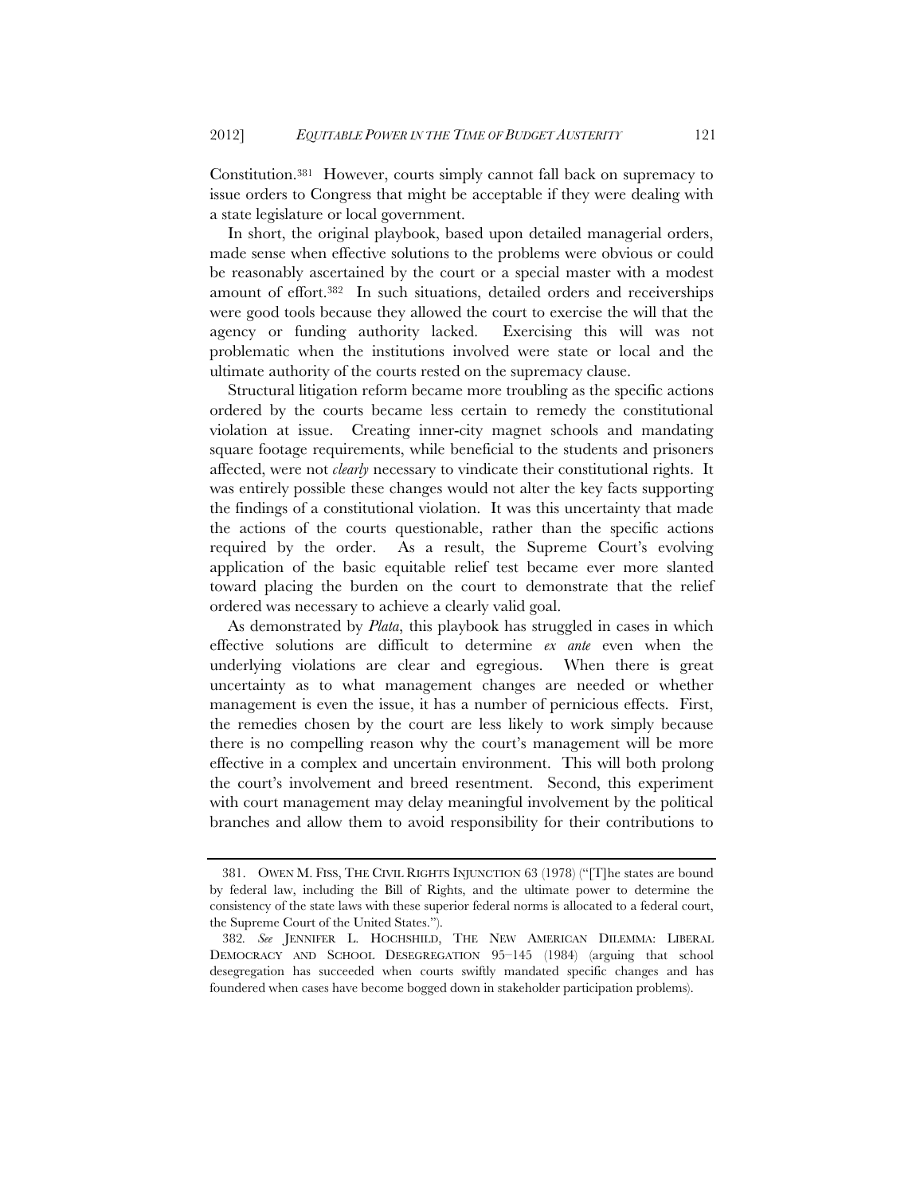Constitution.[381] However, courts simply cannot fall back on supremacy to issue orders to Congress that might be acceptable if they were dealing with a state legislature or local government.

In short, the original playbook, based upon detailed managerial orders, made sense when effective solutions to the problems were obvious or could be reasonably ascertained by the court or a special master with a modest amount of effort.[382] In such situations, detailed orders and receiverships were good tools because they allowed the court to exercise the will that the agency or funding authority lacked. Exercising this will was not problematic when the institutions involved were state or local and the ultimate authority of the courts rested on the supremacy clause.

Structural litigation reform became more troubling as the specific actions ordered by the courts became less certain to remedy the constitutional violation at issue. Creating inner-city magnet schools and mandating square footage requirements, while beneficial to the students and prisoners affected, were not *clearly* necessary to vindicate their constitutional rights. It was entirely possible these changes would not alter the key facts supporting the findings of a constitutional violation. It was this uncertainty that made the actions of the courts questionable, rather than the specific actions required by the order. As a result, the Supreme Court's evolving application of the basic equitable relief test became ever more slanted toward placing the burden on the court to demonstrate that the relief ordered was necessary to achieve a clearly valid goal.

As demonstrated by *Plata*, this playbook has struggled in cases in which effective solutions are difficult to determine *ex ante* even when the underlying violations are clear and egregious. When there is great uncertainty as to what management changes are needed or whether management is even the issue, it has a number of pernicious effects. First, the remedies chosen by the court are less likely to work simply because there is no compelling reason why the court's management will be more effective in a complex and uncertain environment. This will both prolong the court's involvement and breed resentment. Second, this experiment with court management may delay meaningful involvement by the political branches and allow them to avoid responsibility for their contributions to

---

381. OWEN M. FISS, THE CIVIL RIGHTS INJUNCTION 63 (1978) ("[T]he states are bound by federal law, including the Bill of Rights, and the ultimate power to determine the consistency of the state laws with these superior federal norms is allocated to a federal court, the Supreme Court of the United States.").

382. *See* JENNIFER L. HOCHSHILD, THE NEW AMERICAN DILEMMA: LIBERAL DEMOCRACY AND SCHOOL DESEGREGATION 95–145 (1984) (arguing that school desegregation has succeeded when courts swiftly mandated specific changes and has foundered when cases have become bogged down in stakeholder participation problems).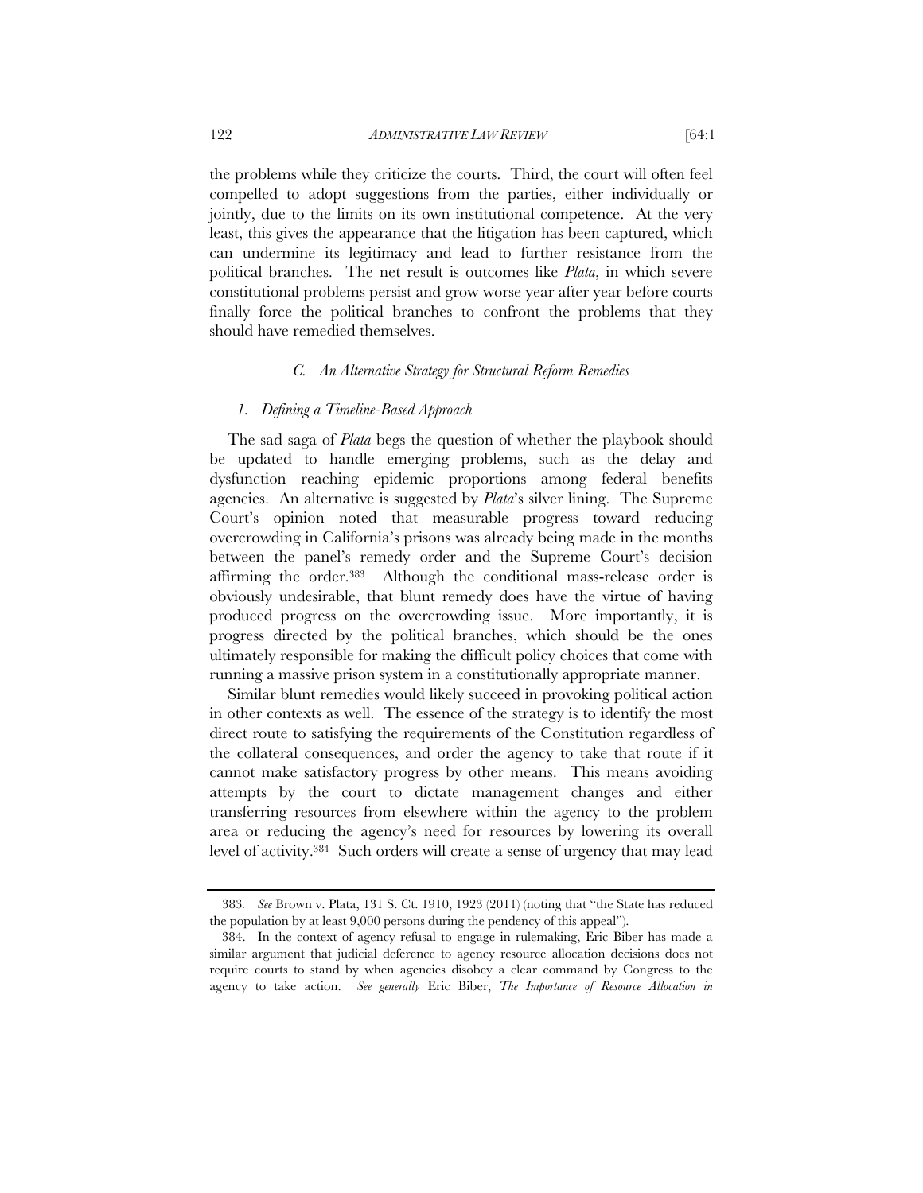the problems while they criticize the courts. Third, the court will often feel compelled to adopt suggestions from the parties, either individually or jointly, due to the limits on its own institutional competence. At the very least, this gives the appearance that the litigation has been captured, which can undermine its legitimacy and lead to further resistance from the political branches. The net result is outcomes like *Plata*, in which severe constitutional problems persist and grow worse year after year before courts finally force the political branches to confront the problems that they should have remedied themselves.

### *C. An Alternative Strategy for Structural Reform Remedies*

#### *1. Defining a Timeline-Based Approach*

The sad saga of *Plata* begs the question of whether the playbook should be updated to handle emerging problems, such as the delay and dysfunction reaching epidemic proportions among federal benefits agencies. An alternative is suggested by *Plata*'s silver lining. The Supreme Court's opinion noted that measurable progress toward reducing overcrowding in California's prisons was already being made in the months between the panel's remedy order and the Supreme Court's decision affirming the order.[383] Although the conditional mass-release order is obviously undesirable, that blunt remedy does have the virtue of having produced progress on the overcrowding issue. More importantly, it is progress directed by the political branches, which should be the ones ultimately responsible for making the difficult policy choices that come with running a massive prison system in a constitutionally appropriate manner.

Similar blunt remedies would likely succeed in provoking political action in other contexts as well. The essence of the strategy is to identify the most direct route to satisfying the requirements of the Constitution regardless of the collateral consequences, and order the agency to take that route if it cannot make satisfactory progress by other means. This means avoiding attempts by the court to dictate management changes and either transferring resources from elsewhere within the agency to the problem area or reducing the agency's need for resources by lowering its overall level of activity.[384] Such orders will create a sense of urgency that may lead

---

383. *See* Brown v. Plata, 131 S. Ct. 1910, 1923 (2011) (noting that "the State has reduced the population by at least 9,000 persons during the pendency of this appeal").

384. In the context of agency refusal to engage in rulemaking, Eric Biber has made a similar argument that judicial deference to agency resource allocation decisions does not require courts to stand by when agencies disobey a clear command by Congress to the agency to take action. *See generally* Eric Biber, *The Importance of Resource Allocation in*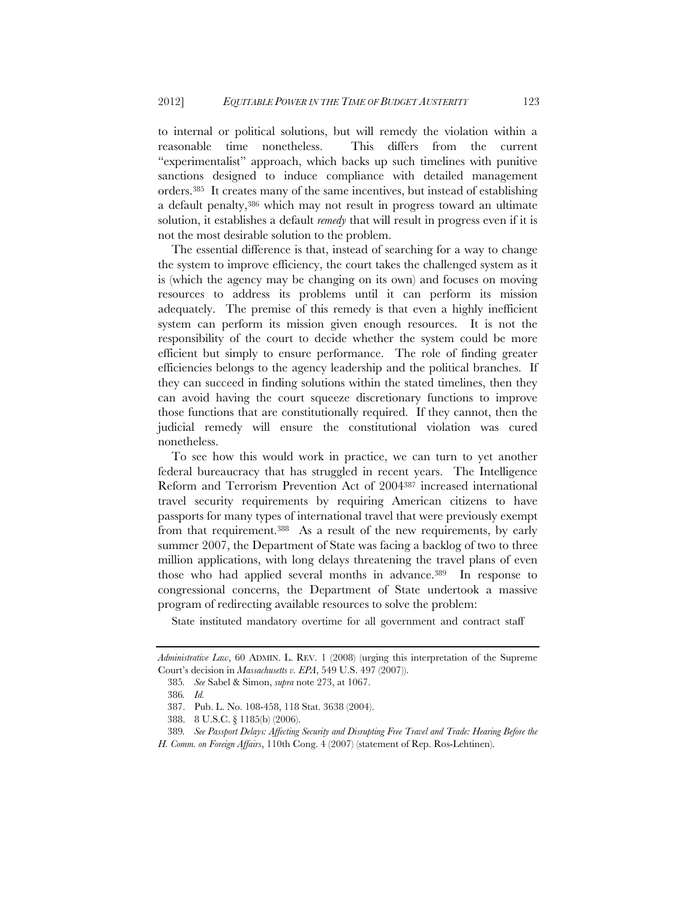to internal or political solutions, but will remedy the violation within a reasonable time nonetheless. This differs from the current "experimentalist" approach, which backs up such timelines with punitive sanctions designed to induce compliance with detailed management orders.[385] It creates many of the same incentives, but instead of establishing a default penalty,[386] which may not result in progress toward an ultimate solution, it establishes a default *remedy* that will result in progress even if it is not the most desirable solution to the problem.

The essential difference is that, instead of searching for a way to change the system to improve efficiency, the court takes the challenged system as it is (which the agency may be changing on its own) and focuses on moving resources to address its problems until it can perform its mission adequately. The premise of this remedy is that even a highly inefficient system can perform its mission given enough resources. It is not the responsibility of the court to decide whether the system could be more efficient but simply to ensure performance. The role of finding greater efficiencies belongs to the agency leadership and the political branches. If they can succeed in finding solutions within the stated timelines, then they can avoid having the court squeeze discretionary functions to improve those functions that are constitutionally required. If they cannot, then the judicial remedy will ensure the constitutional violation was cured nonetheless.

To see how this would work in practice, we can turn to yet another federal bureaucracy that has struggled in recent years. The Intelligence Reform and Terrorism Prevention Act of 2004[387] increased international travel security requirements by requiring American citizens to have passports for many types of international travel that were previously exempt from that requirement.[388] As a result of the new requirements, by early summer 2007, the Department of State was facing a backlog of two to three million applications, with long delays threatening the travel plans of even those who had applied several months in advance.[389] In response to congressional concerns, the Department of State undertook a massive program of redirecting available resources to solve the problem:

> State instituted mandatory overtime for all government and contract staff

---

*Administrative Law*, 60 ADMIN. L. REV. 1 (2008) (urging this interpretation of the Supreme Court's decision in *Massachusetts v. EPA*, 549 U.S. 497 (2007)).

385. *See* Sabel & Simon, *supra* note 273, at 1067.

386. *Id.*

387. Pub. L. No. 108-458, 118 Stat. 3638 (2004).

388. 8 U.S.C. § 1185(b) (2006).

389. *See Passport Delays: Affecting Security and Disrupting Free Travel and Trade: Hearing Before the H. Comm. on Foreign Affairs*, 110th Cong. 4 (2007) (statement of Rep. Ros-Lehtinen).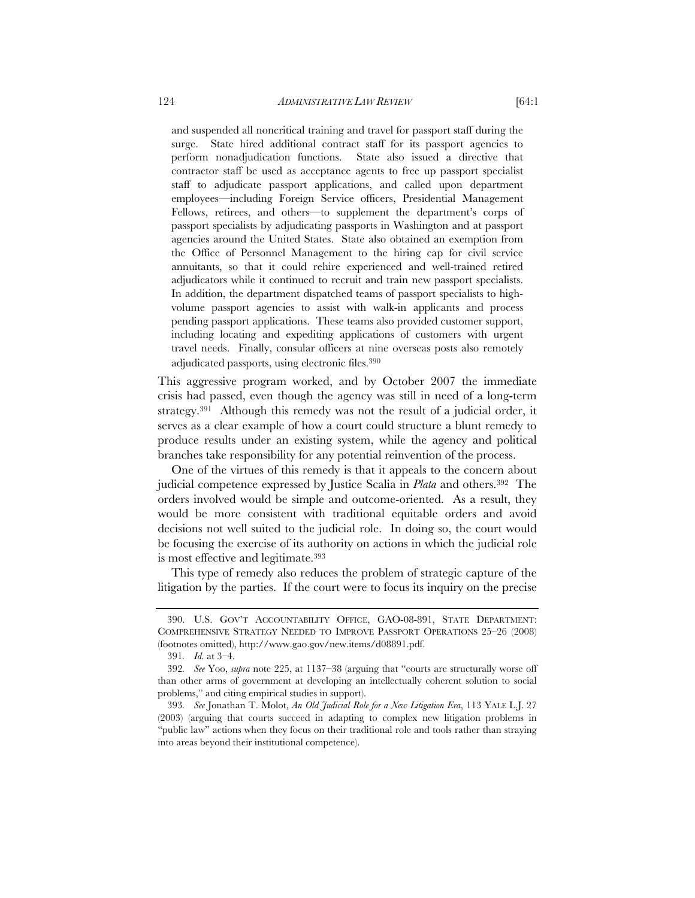> and suspended all noncritical training and travel for passport staff during the surge. State hired additional contract staff for its passport agencies to perform nonadjudication functions. State also issued a directive that contractor staff be used as acceptance agents to free up passport specialist staff to adjudicate passport applications, and called upon department employees—including Foreign Service officers, Presidential Management Fellows, retirees, and others—to supplement the department's corps of passport specialists by adjudicating passports in Washington and at passport agencies around the United States. State also obtained an exemption from the Office of Personnel Management to the hiring cap for civil service annuitants, so that it could rehire experienced and well-trained retired adjudicators while it continued to recruit and train new passport specialists. In addition, the department dispatched teams of passport specialists to high-volume passport agencies to assist with walk-in applicants and process pending passport applications. These teams also provided customer support, including locating and expediting applications of customers with urgent travel needs. Finally, consular officers at nine overseas posts also remotely adjudicated passports, using electronic files.[390]

This aggressive program worked, and by October 2007 the immediate crisis had passed, even though the agency was still in need of a long-term strategy.[391] Although this remedy was not the result of a judicial order, it serves as a clear example of how a court could structure a blunt remedy to produce results under an existing system, while the agency and political branches take responsibility for any potential reinvention of the process.

One of the virtues of this remedy is that it appeals to the concern about judicial competence expressed by Justice Scalia in *Plata* and others.[392] The orders involved would be simple and outcome-oriented. As a result, they would be more consistent with traditional equitable orders and avoid decisions not well suited to the judicial role. In doing so, the court would be focusing the exercise of its authority on actions in which the judicial role is most effective and legitimate.[393]

This type of remedy also reduces the problem of strategic capture of the litigation by the parties. If the court were to focus its inquiry on the precise

---

390. U.S. GOV'T ACCOUNTABILITY OFFICE, GAO-08-891, STATE DEPARTMENT: COMPREHENSIVE STRATEGY NEEDED TO IMPROVE PASSPORT OPERATIONS 25–26 (2008) (footnotes omitted), http://www.gao.gov/new.items/d08891.pdf.

391. *Id.* at 3–4.

392. *See* Yoo, *supra* note 225, at 1137–38 (arguing that "courts are structurally worse off than other arms of government at developing an intellectually coherent solution to social problems," and citing empirical studies in support).

393. *See* Jonathan T. Molot, *An Old Judicial Role for a New Litigation Era*, 113 YALE L.J. 27 (2003) (arguing that courts succeed in adapting to complex new litigation problems in "public law" actions when they focus on their traditional role and tools rather than straying into areas beyond their institutional competence).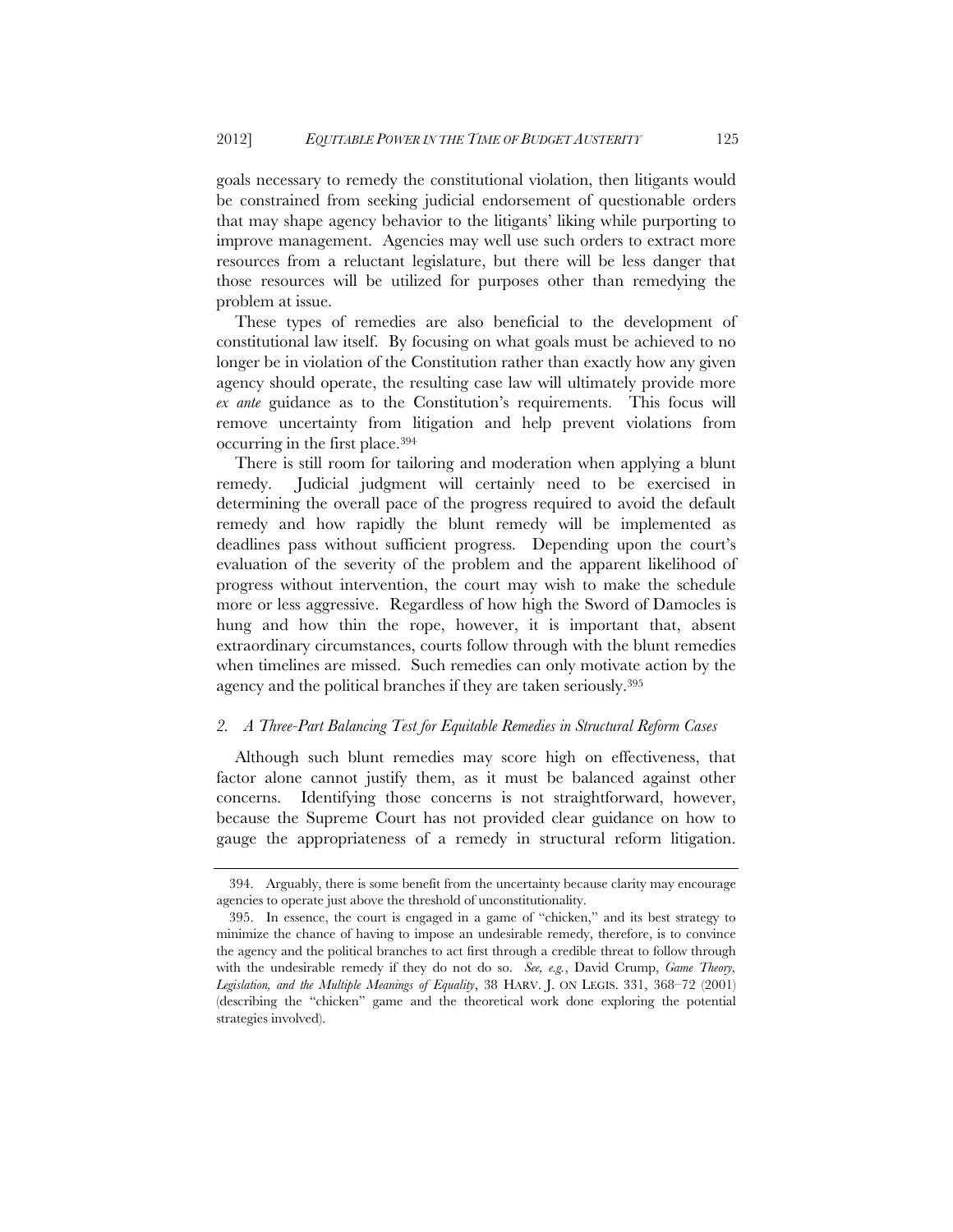goals necessary to remedy the constitutional violation, then litigants would be constrained from seeking judicial endorsement of questionable orders that may shape agency behavior to the litigants' liking while purporting to improve management. Agencies may well use such orders to extract more resources from a reluctant legislature, but there will be less danger that those resources will be utilized for purposes other than remedying the problem at issue.

These types of remedies are also beneficial to the development of constitutional law itself. By focusing on what goals must be achieved to no longer be in violation of the Constitution rather than exactly how any given agency should operate, the resulting case law will ultimately provide more *ex ante* guidance as to the Constitution's requirements. This focus will remove uncertainty from litigation and help prevent violations from occurring in the first place.[394]

There is still room for tailoring and moderation when applying a blunt remedy. Judicial judgment will certainly need to be exercised in determining the overall pace of the progress required to avoid the default remedy and how rapidly the blunt remedy will be implemented as deadlines pass without sufficient progress. Depending upon the court's evaluation of the severity of the problem and the apparent likelihood of progress without intervention, the court may wish to make the schedule more or less aggressive. Regardless of how high the Sword of Damocles is hung and how thin the rope, however, it is important that, absent extraordinary circumstances, courts follow through with the blunt remedies when timelines are missed. Such remedies can only motivate action by the agency and the political branches if they are taken seriously.[395]

### *2. A Three-Part Balancing Test for Equitable Remedies in Structural Reform Cases*

Although such blunt remedies may score high on effectiveness, that factor alone cannot justify them, as it must be balanced against other concerns. Identifying those concerns is not straightforward, however, because the Supreme Court has not provided clear guidance on how to gauge the appropriateness of a remedy in structural reform litigation.

---

394. Arguably, there is some benefit from the uncertainty because clarity may encourage agencies to operate just above the threshold of unconstitutionality.

395. In essence, the court is engaged in a game of "chicken," and its best strategy to minimize the chance of having to impose an undesirable remedy, therefore, is to convince the agency and the political branches to act first through a credible threat to follow through with the undesirable remedy if they do not do so. *See, e.g.*, David Crump, *Game Theory, Legislation, and the Multiple Meanings of Equality*, 38 HARV. J. ON LEGIS. 331, 368–72 (2001) (describing the "chicken" game and the theoretical work done exploring the potential strategies involved).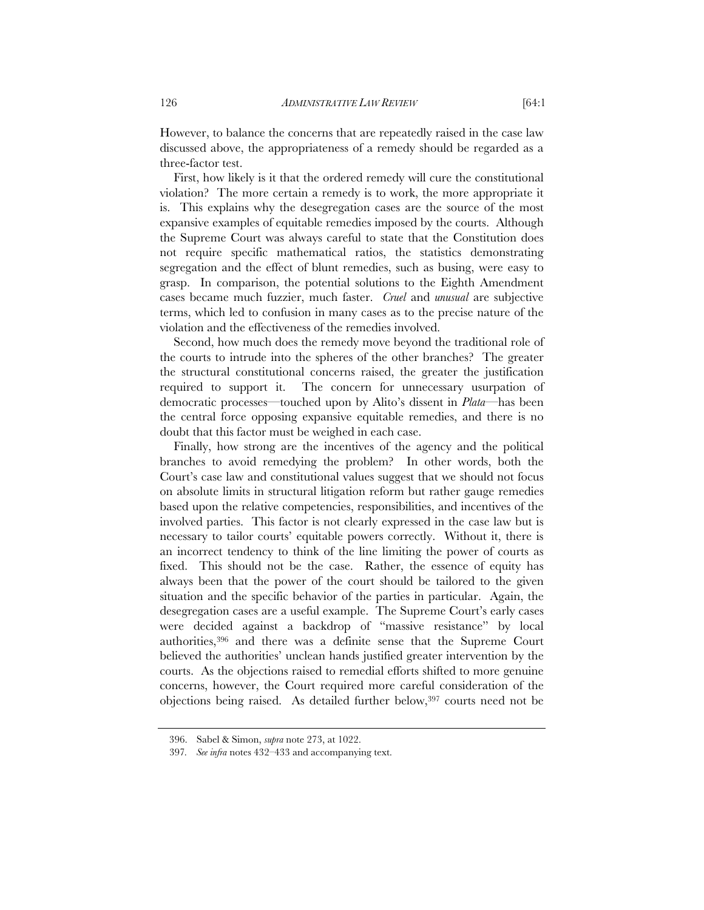However, to balance the concerns that are repeatedly raised in the case law discussed above, the appropriateness of a remedy should be regarded as a three-factor test.

First, how likely is it that the ordered remedy will cure the constitutional violation? The more certain a remedy is to work, the more appropriate it is. This explains why the desegregation cases are the source of the most expansive examples of equitable remedies imposed by the courts. Although the Supreme Court was always careful to state that the Constitution does not require specific mathematical ratios, the statistics demonstrating segregation and the effect of blunt remedies, such as busing, were easy to grasp. In comparison, the potential solutions to the Eighth Amendment cases became much fuzzier, much faster. *Cruel* and *unusual* are subjective terms, which led to confusion in many cases as to the precise nature of the violation and the effectiveness of the remedies involved.

Second, how much does the remedy move beyond the traditional role of the courts to intrude into the spheres of the other branches? The greater the structural constitutional concerns raised, the greater the justification required to support it. The concern for unnecessary usurpation of democratic processes—touched upon by Alito's dissent in *Plata*—has been the central force opposing expansive equitable remedies, and there is no doubt that this factor must be weighed in each case.

Finally, how strong are the incentives of the agency and the political branches to avoid remedying the problem? In other words, both the Court's case law and constitutional values suggest that we should not focus on absolute limits in structural litigation reform but rather gauge remedies based upon the relative competencies, responsibilities, and incentives of the involved parties. This factor is not clearly expressed in the case law but is necessary to tailor courts' equitable powers correctly. Without it, there is an incorrect tendency to think of the line limiting the power of courts as fixed. This should not be the case. Rather, the essence of equity has always been that the power of the court should be tailored to the given situation and the specific behavior of the parties in particular. Again, the desegregation cases are a useful example. The Supreme Court's early cases were decided against a backdrop of "massive resistance" by local authorities,[396] and there was a definite sense that the Supreme Court believed the authorities' unclean hands justified greater intervention by the courts. As the objections raised to remedial efforts shifted to more genuine concerns, however, the Court required more careful consideration of the objections being raised. As detailed further below,[397] courts need not be

396. Sabel & Simon, *supra* note 273, at 1022.

397. *See infra* notes 432–433 and accompanying text.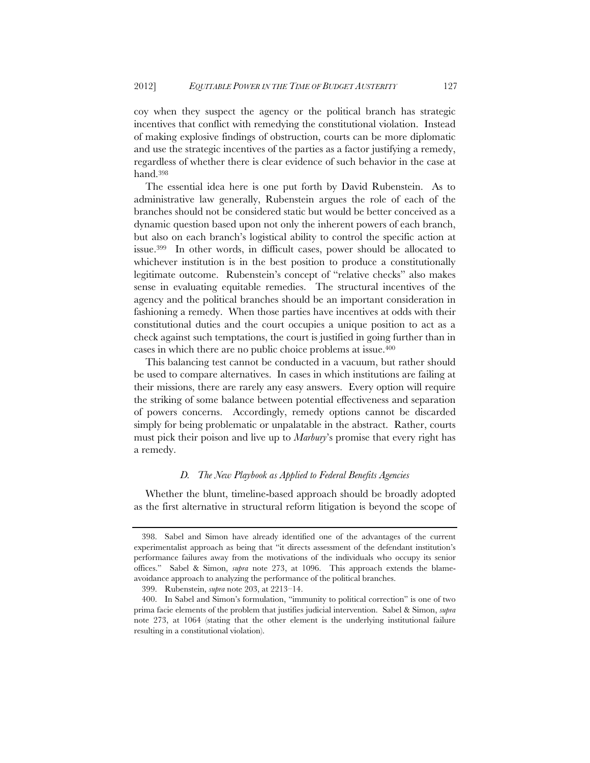coy when they suspect the agency or the political branch has strategic incentives that conflict with remedying the constitutional violation. Instead of making explosive findings of obstruction, courts can be more diplomatic and use the strategic incentives of the parties as a factor justifying a remedy, regardless of whether there is clear evidence of such behavior in the case at hand.[398]

The essential idea here is one put forth by David Rubenstein. As to administrative law generally, Rubenstein argues the role of each of the branches should not be considered static but would be better conceived as a dynamic question based upon not only the inherent powers of each branch, but also on each branch's logistical ability to control the specific action at issue.[399] In other words, in difficult cases, power should be allocated to whichever institution is in the best position to produce a constitutionally legitimate outcome. Rubenstein's concept of "relative checks" also makes sense in evaluating equitable remedies. The structural incentives of the agency and the political branches should be an important consideration in fashioning a remedy. When those parties have incentives at odds with their constitutional duties and the court occupies a unique position to act as a check against such temptations, the court is justified in going further than in cases in which there are no public choice problems at issue.[400]

This balancing test cannot be conducted in a vacuum, but rather should be used to compare alternatives. In cases in which institutions are failing at their missions, there are rarely any easy answers. Every option will require the striking of some balance between potential effectiveness and separation of powers concerns. Accordingly, remedy options cannot be discarded simply for being problematic or unpalatable in the abstract. Rather, courts must pick their poison and live up to *Marbury*'s promise that every right has a remedy.

### *D. The New Playbook as Applied to Federal Benefits Agencies*

Whether the blunt, timeline-based approach should be broadly adopted as the first alternative in structural reform litigation is beyond the scope of

---

398. Sabel and Simon have already identified one of the advantages of the current experimentalist approach as being that "it directs assessment of the defendant institution's performance failures away from the motivations of the individuals who occupy its senior offices." Sabel & Simon, *supra* note 273, at 1096. This approach extends the blame-avoidance approach to analyzing the performance of the political branches.

399. Rubenstein, *supra* note 203, at 2213–14.

400. In Sabel and Simon's formulation, "immunity to political correction" is one of two prima facie elements of the problem that justifies judicial intervention. Sabel & Simon, *supra* note 273, at 1064 (stating that the other element is the underlying institutional failure resulting in a constitutional violation).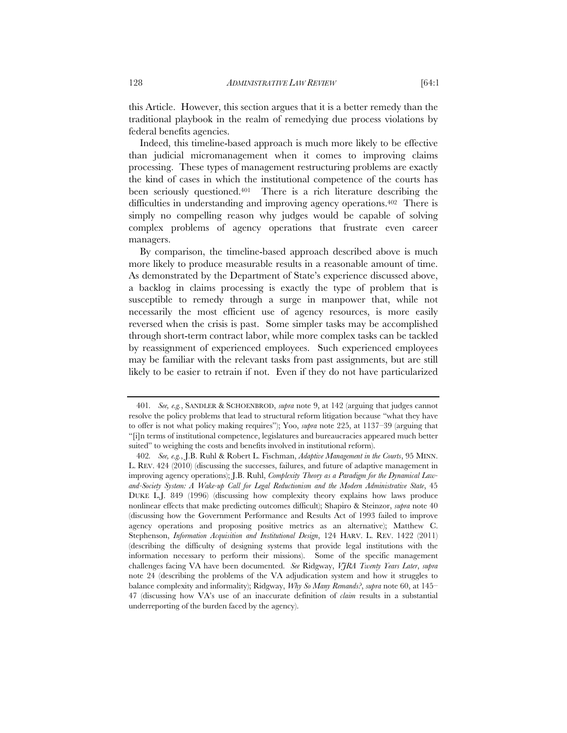this Article. However, this section argues that it is a better remedy than the traditional playbook in the realm of remedying due process violations by federal benefits agencies.

Indeed, this timeline-based approach is much more likely to be effective than judicial micromanagement when it comes to improving claims processing. These types of management restructuring problems are exactly the kind of cases in which the institutional competence of the courts has been seriously questioned.[401] There is a rich literature describing the difficulties in understanding and improving agency operations.[402] There is simply no compelling reason why judges would be capable of solving complex problems of agency operations that frustrate even career managers.

By comparison, the timeline-based approach described above is much more likely to produce measurable results in a reasonable amount of time. As demonstrated by the Department of State's experience discussed above, a backlog in claims processing is exactly the type of problem that is susceptible to remedy through a surge in manpower that, while not necessarily the most efficient use of agency resources, is more easily reversed when the crisis is past. Some simpler tasks may be accomplished through short-term contract labor, while more complex tasks can be tackled by reassignment of experienced employees. Such experienced employees may be familiar with the relevant tasks from past assignments, but are still likely to be easier to retrain if not. Even if they do not have particularized

---

401. *See, e.g.*, SANDLER & SCHOENBROD, *supra* note 9, at 142 (arguing that judges cannot resolve the policy problems that lead to structural reform litigation because "what they have to offer is not what policy making requires"); Yoo, *supra* note 225, at 1137–39 (arguing that "[i]n terms of institutional competence, legislatures and bureaucracies appeared much better suited" to weighing the costs and benefits involved in institutional reform).

402. *See, e.g.*, J.B. Ruhl & Robert L. Fischman, *Adaptive Management in the Courts*, 95 MINN. L. REV. 424 (2010) (discussing the successes, failures, and future of adaptive management in improving agency operations); J.B. Ruhl, *Complexity Theory as a Paradigm for the Dynamical Law-and-Society System: A Wake-up Call for Legal Reductionism and the Modern Administrative State*, 45 DUKE L.J. 849 (1996) (discussing how complexity theory explains how laws produce nonlinear effects that make predicting outcomes difficult); Shapiro & Steinzor, *supra* note 40 (discussing how the Government Performance and Results Act of 1993 failed to improve agency operations and proposing positive metrics as an alternative); Matthew C. Stephenson, *Information Acquisition and Institutional Design*, 124 HARV. L. REV. 1422 (2011) (describing the difficulty of designing systems that provide legal institutions with the information necessary to perform their missions). Some of the specific management challenges facing VA have been documented. *See* Ridgway, *VJRA Twenty Years Later*, *supra* note 24 (describing the problems of the VA adjudication system and how it struggles to balance complexity and informality); Ridgway, *Why So Many Remands?*, *supra* note 60, at 145–47 (discussing how VA's use of an inaccurate definition of *claim* results in a substantial underreporting of the burden faced by the agency).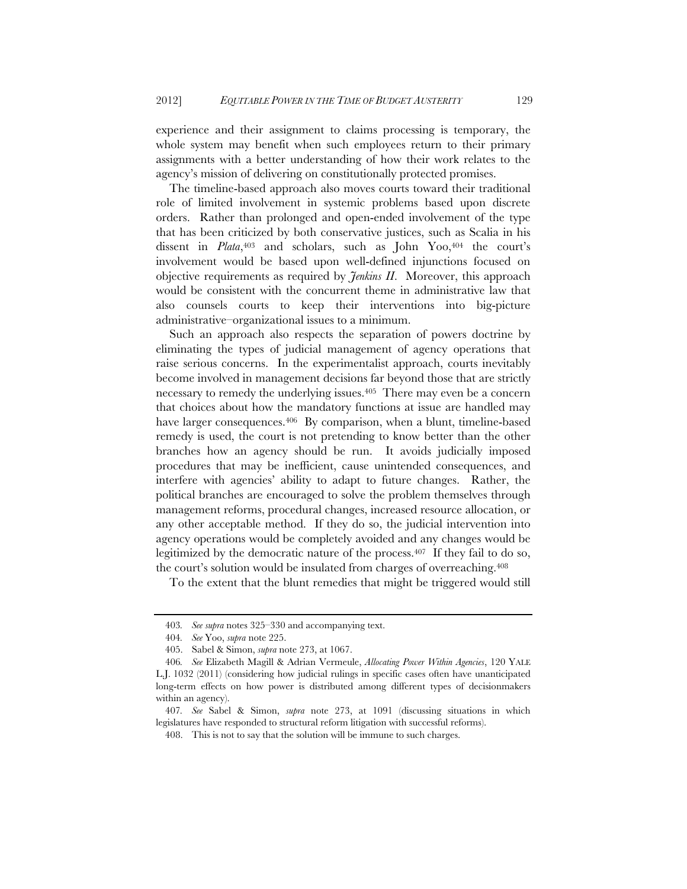experience and their assignment to claims processing is temporary, the whole system may benefit when such employees return to their primary assignments with a better understanding of how their work relates to the agency's mission of delivering on constitutionally protected promises.

The timeline-based approach also moves courts toward their traditional role of limited involvement in systemic problems based upon discrete orders. Rather than prolonged and open-ended involvement of the type that has been criticized by both conservative justices, such as Scalia in his dissent in *Plata*,[403] and scholars, such as John Yoo,[404] the court's involvement would be based upon well-defined injunctions focused on objective requirements as required by *Jenkins II*. Moreover, this approach would be consistent with the concurrent theme in administrative law that also counsels courts to keep their interventions into big-picture administrative–organizational issues to a minimum.

Such an approach also respects the separation of powers doctrine by eliminating the types of judicial management of agency operations that raise serious concerns. In the experimentalist approach, courts inevitably become involved in management decisions far beyond those that are strictly necessary to remedy the underlying issues.[405] There may even be a concern that choices about how the mandatory functions at issue are handled may have larger consequences.[406] By comparison, when a blunt, timeline-based remedy is used, the court is not pretending to know better than the other branches how an agency should be run. It avoids judicially imposed procedures that may be inefficient, cause unintended consequences, and interfere with agencies' ability to adapt to future changes. Rather, the political branches are encouraged to solve the problem themselves through management reforms, procedural changes, increased resource allocation, or any other acceptable method. If they do so, the judicial intervention into agency operations would be completely avoided and any changes would be legitimized by the democratic nature of the process.[407] If they fail to do so, the court's solution would be insulated from charges of overreaching.[408]

To the extent that the blunt remedies that might be triggered would still

---

403. *See supra* notes 325–330 and accompanying text.

404. *See* Yoo, *supra* note 225.

405. Sabel & Simon, *supra* note 273, at 1067.

406. *See* Elizabeth Magill & Adrian Vermeule, *Allocating Power Within Agencies*, 120 YALE L.J. 1032 (2011) (considering how judicial rulings in specific cases often have unanticipated long-term effects on how power is distributed among different types of decisionmakers within an agency).

407. *See* Sabel & Simon, *supra* note 273, at 1091 (discussing situations in which legislatures have responded to structural reform litigation with successful reforms).

408. This is not to say that the solution will be immune to such charges.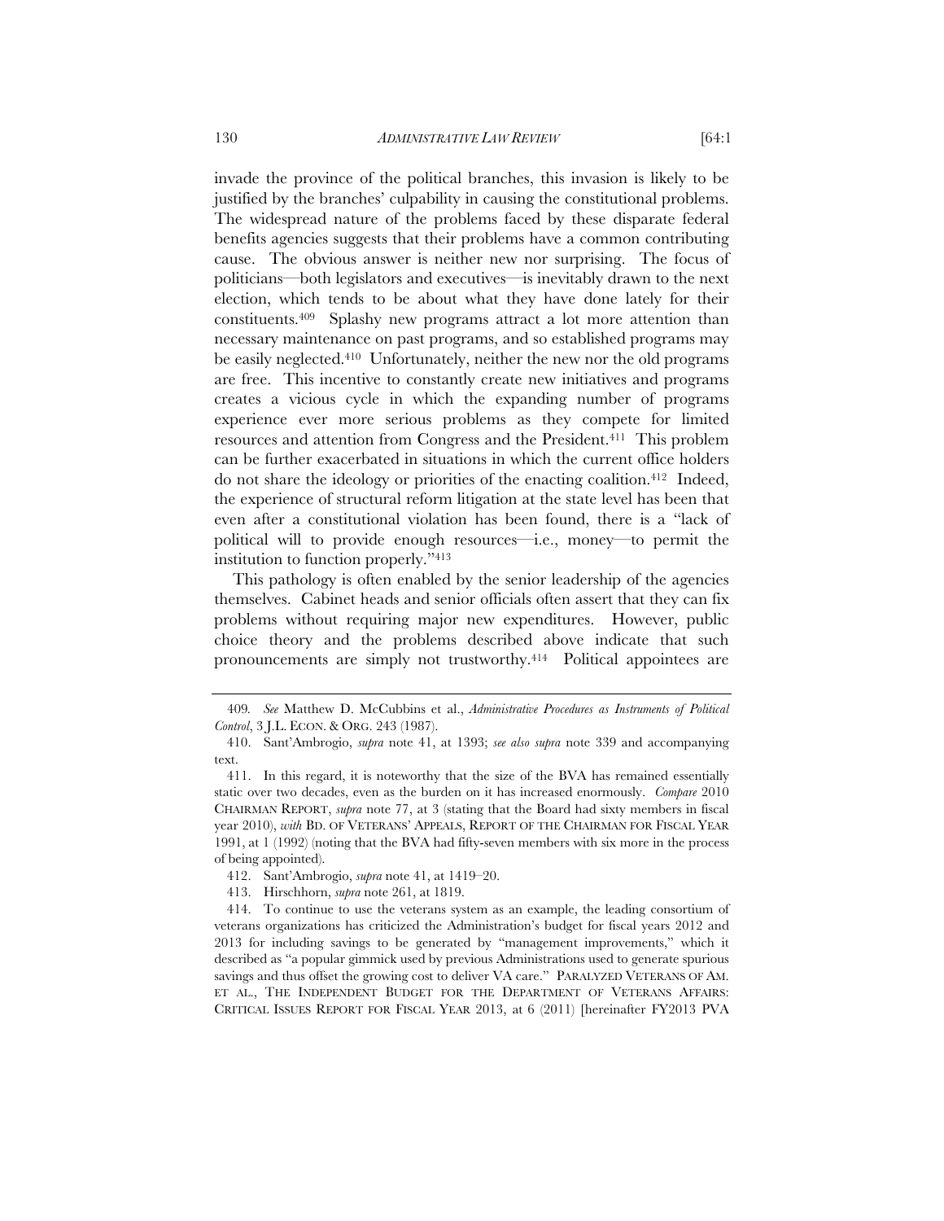invade the province of the political branches, this invasion is likely to be justified by the branches' culpability in causing the constitutional problems. The widespread nature of the problems faced by these disparate federal benefits agencies suggests that their problems have a common contributing cause. The obvious answer is neither new nor surprising. The focus of politicians—both legislators and executives—is inevitably drawn to the next election, which tends to be about what they have done lately for their constituents.[409] Splashy new programs attract a lot more attention than necessary maintenance on past programs, and so established programs may be easily neglected.[410] Unfortunately, neither the new nor the old programs are free. This incentive to constantly create new initiatives and programs creates a vicious cycle in which the expanding number of programs experience ever more serious problems as they compete for limited resources and attention from Congress and the President.[411] This problem can be further exacerbated in situations in which the current office holders do not share the ideology or priorities of the enacting coalition.[412] Indeed, the experience of structural reform litigation at the state level has been that even after a constitutional violation has been found, there is a "lack of political will to provide enough resources—i.e., money—to permit the institution to function properly."[413]

This pathology is often enabled by the senior leadership of the agencies themselves. Cabinet heads and senior officials often assert that they can fix problems without requiring major new expenditures. However, public choice theory and the problems described above indicate that such pronouncements are simply not trustworthy.[414] Political appointees are

---

409. *See* Matthew D. McCubbins et al., *Administrative Procedures as Instruments of Political Control*, 3 J.L. ECON. & ORG. 243 (1987).

410. Sant'Ambrogio, *supra* note 41, at 1393; *see also supra* note 339 and accompanying text.

411. In this regard, it is noteworthy that the size of the BVA has remained essentially static over two decades, even as the burden on it has increased enormously. *Compare* 2010 CHAIRMAN REPORT, *supra* note 77, at 3 (stating that the Board had sixty members in fiscal year 2010), *with* BD. OF VETERANS' APPEALS, REPORT OF THE CHAIRMAN FOR FISCAL YEAR 1991, at 1 (1992) (noting that the BVA had fifty-seven members with six more in the process of being appointed).

412. Sant'Ambrogio, *supra* note 41, at 1419–20.

413. Hirschhorn, *supra* note 261, at 1819.

414. To continue to use the veterans system as an example, the leading consortium of veterans organizations has criticized the Administration's budget for fiscal years 2012 and 2013 for including savings to be generated by "management improvements," which it described as "a popular gimmick used by previous Administrations used to generate spurious savings and thus offset the growing cost to deliver VA care." PARALYZED VETERANS OF AM. ET AL., THE INDEPENDENT BUDGET FOR THE DEPARTMENT OF VETERANS AFFAIRS: CRITICAL ISSUES REPORT FOR FISCAL YEAR 2013, at 6 (2011) [hereinafter FY2013 PVA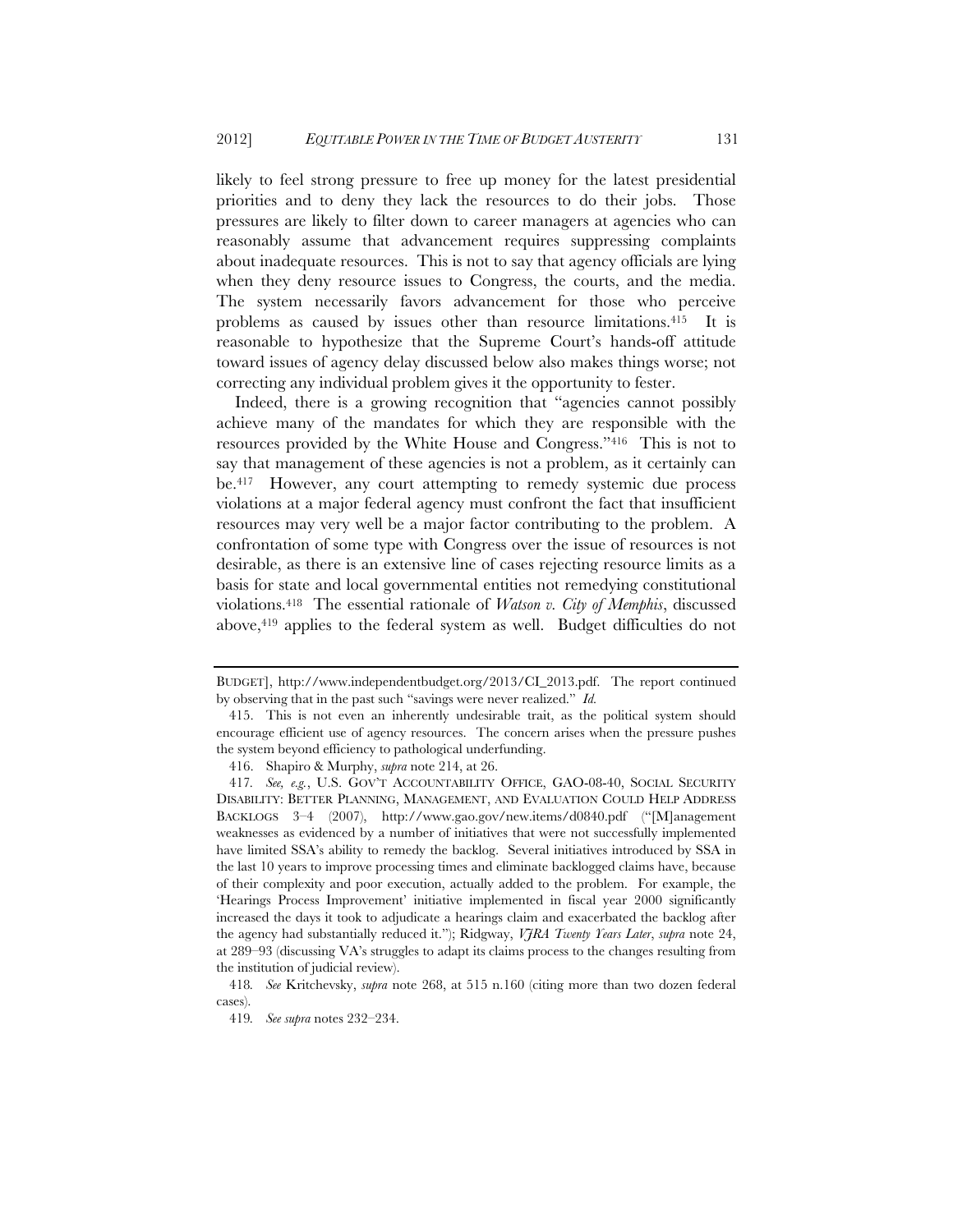likely to feel strong pressure to free up money for the latest presidential priorities and to deny they lack the resources to do their jobs. Those pressures are likely to filter down to career managers at agencies who can reasonably assume that advancement requires suppressing complaints about inadequate resources. This is not to say that agency officials are lying when they deny resource issues to Congress, the courts, and the media. The system necessarily favors advancement for those who perceive problems as caused by issues other than resource limitations.[415] It is reasonable to hypothesize that the Supreme Court's hands-off attitude toward issues of agency delay discussed below also makes things worse; not correcting any individual problem gives it the opportunity to fester.

Indeed, there is a growing recognition that "agencies cannot possibly achieve many of the mandates for which they are responsible with the resources provided by the White House and Congress."[416] This is not to say that management of these agencies is not a problem, as it certainly can be.[417] However, any court attempting to remedy systemic due process violations at a major federal agency must confront the fact that insufficient resources may very well be a major factor contributing to the problem. A confrontation of some type with Congress over the issue of resources is not desirable, as there is an extensive line of cases rejecting resource limits as a basis for state and local governmental entities not remedying constitutional violations.[418] The essential rationale of *Watson v. City of Memphis*, discussed above,[419] applies to the federal system as well. Budget difficulties do not

---

BUDGET], http://www.independentbudget.org/2013/CI_2013.pdf. The report continued by observing that in the past such "savings were never realized." *Id.*

415. This is not even an inherently undesirable trait, as the political system should encourage efficient use of agency resources. The concern arises when the pressure pushes the system beyond efficiency to pathological underfunding.

416. Shapiro & Murphy, *supra* note 214, at 26.

417. *See, e.g.*, U.S. GOV'T ACCOUNTABILITY OFFICE, GAO-08-40, SOCIAL SECURITY DISABILITY: BETTER PLANNING, MANAGEMENT, AND EVALUATION COULD HELP ADDRESS BACKLOGS 3–4 (2007), http://www.gao.gov/new.items/d0840.pdf ("[M]anagement weaknesses as evidenced by a number of initiatives that were not successfully implemented have limited SSA's ability to remedy the backlog. Several initiatives introduced by SSA in the last 10 years to improve processing times and eliminate backlogged claims have, because of their complexity and poor execution, actually added to the problem. For example, the 'Hearings Process Improvement' initiative implemented in fiscal year 2000 significantly increased the days it took to adjudicate a hearings claim and exacerbated the backlog after the agency had substantially reduced it."); Ridgway, *VJRA Twenty Years Later*, *supra* note 24, at 289–93 (discussing VA's struggles to adapt its claims process to the changes resulting from the institution of judicial review).

418. *See* Kritchevsky, *supra* note 268, at 515 n.160 (citing more than two dozen federal cases).

419. *See supra* notes 232–234.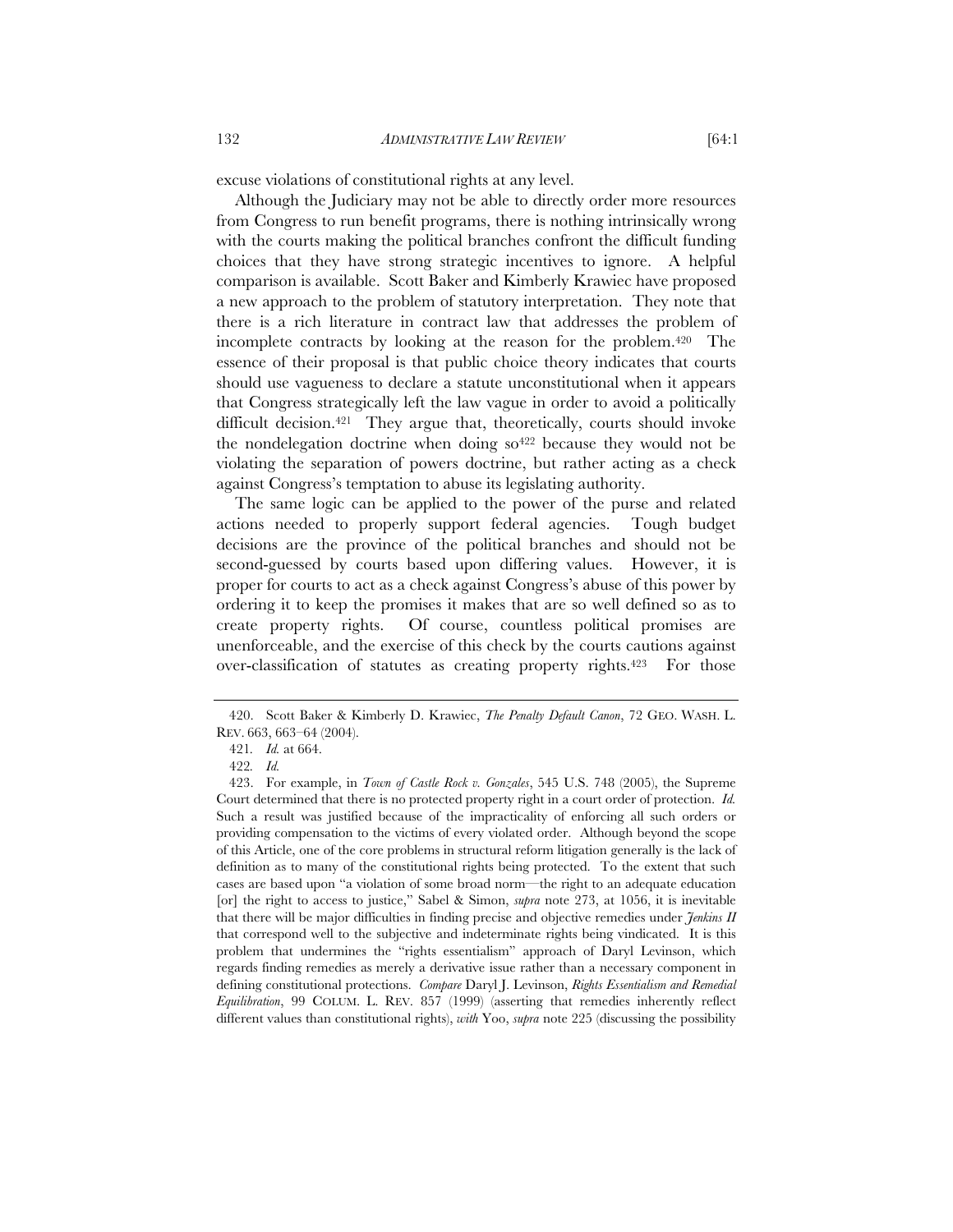excuse violations of constitutional rights at any level.

Although the Judiciary may not be able to directly order more resources from Congress to run benefit programs, there is nothing intrinsically wrong with the courts making the political branches confront the difficult funding choices that they have strong strategic incentives to ignore. A helpful comparison is available. Scott Baker and Kimberly Krawiec have proposed a new approach to the problem of statutory interpretation. They note that there is a rich literature in contract law that addresses the problem of incomplete contracts by looking at the reason for the problem.[420] The essence of their proposal is that public choice theory indicates that courts should use vagueness to declare a statute unconstitutional when it appears that Congress strategically left the law vague in order to avoid a politically difficult decision.[421] They argue that, theoretically, courts should invoke the nondelegation doctrine when doing so[422] because they would not be violating the separation of powers doctrine, but rather acting as a check against Congress's temptation to abuse its legislating authority.

The same logic can be applied to the power of the purse and related actions needed to properly support federal agencies. Tough budget decisions are the province of the political branches and should not be second-guessed by courts based upon differing values. However, it is proper for courts to act as a check against Congress's abuse of this power by ordering it to keep the promises it makes that are so well defined so as to create property rights. Of course, countless political promises are unenforceable, and the exercise of this check by the courts cautions against over-classification of statutes as creating property rights.[423] For those

---

420. Scott Baker & Kimberly D. Krawiec, *The Penalty Default Canon*, 72 GEO. WASH. L. REV. 663, 663–64 (2004).

421. *Id.* at 664.

422. *Id.*

423. For example, in *Town of Castle Rock v. Gonzales*, 545 U.S. 748 (2005), the Supreme Court determined that there is no protected property right in a court order of protection. *Id.* Such a result was justified because of the impracticality of enforcing all such orders or providing compensation to the victims of every violated order. Although beyond the scope of this Article, one of the core problems in structural reform litigation generally is the lack of definition as to many of the constitutional rights being protected. To the extent that such cases are based upon "a violation of some broad norm—the right to an adequate education [or] the right to access to justice," Sabel & Simon, *supra* note 273, at 1056, it is inevitable that there will be major difficulties in finding precise and objective remedies under *Jenkins II* that correspond well to the subjective and indeterminate rights being vindicated. It is this problem that undermines the "rights essentialism" approach of Daryl Levinson, which regards finding remedies as merely a derivative issue rather than a necessary component in defining constitutional protections. *Compare* Daryl J. Levinson, *Rights Essentialism and Remedial Equilibration*, 99 COLUM. L. REV. 857 (1999) (asserting that remedies inherently reflect different values than constitutional rights), *with* Yoo, *supra* note 225 (discussing the possibility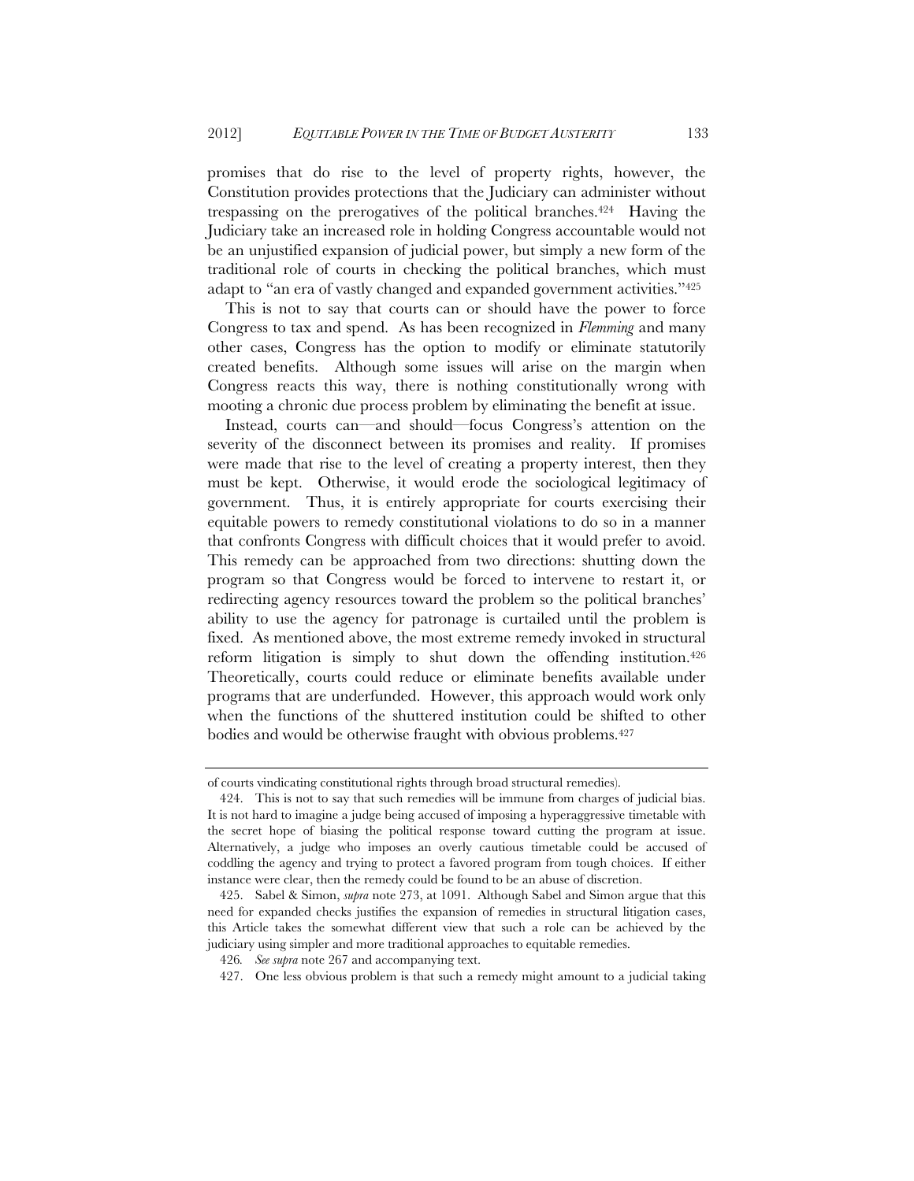promises that do rise to the level of property rights, however, the Constitution provides protections that the Judiciary can administer without trespassing on the prerogatives of the political branches.[424] Having the Judiciary take an increased role in holding Congress accountable would not be an unjustified expansion of judicial power, but simply a new form of the traditional role of courts in checking the political branches, which must adapt to "an era of vastly changed and expanded government activities."[425]

This is not to say that courts can or should have the power to force Congress to tax and spend. As has been recognized in *Flemming* and many other cases, Congress has the option to modify or eliminate statutorily created benefits. Although some issues will arise on the margin when Congress reacts this way, there is nothing constitutionally wrong with mooting a chronic due process problem by eliminating the benefit at issue.

Instead, courts can—and should—focus Congress's attention on the severity of the disconnect between its promises and reality. If promises were made that rise to the level of creating a property interest, then they must be kept. Otherwise, it would erode the sociological legitimacy of government. Thus, it is entirely appropriate for courts exercising their equitable powers to remedy constitutional violations to do so in a manner that confronts Congress with difficult choices that it would prefer to avoid. This remedy can be approached from two directions: shutting down the program so that Congress would be forced to intervene to restart it, or redirecting agency resources toward the problem so the political branches' ability to use the agency for patronage is curtailed until the problem is fixed. As mentioned above, the most extreme remedy invoked in structural reform litigation is simply to shut down the offending institution.[426] Theoretically, courts could reduce or eliminate benefits available under programs that are underfunded. However, this approach would work only when the functions of the shuttered institution could be shifted to other bodies and would be otherwise fraught with obvious problems.[427]

---

of courts vindicating constitutional rights through broad structural remedies).

424. This is not to say that such remedies will be immune from charges of judicial bias. It is not hard to imagine a judge being accused of imposing a hyperaggressive timetable with the secret hope of biasing the political response toward cutting the program at issue. Alternatively, a judge who imposes an overly cautious timetable could be accused of coddling the agency and trying to protect a favored program from tough choices. If either instance were clear, then the remedy could be found to be an abuse of discretion.

425. Sabel & Simon, *supra* note 273, at 1091. Although Sabel and Simon argue that this need for expanded checks justifies the expansion of remedies in structural litigation cases, this Article takes the somewhat different view that such a role can be achieved by the judiciary using simpler and more traditional approaches to equitable remedies.

426. *See supra* note 267 and accompanying text.

427. One less obvious problem is that such a remedy might amount to a judicial taking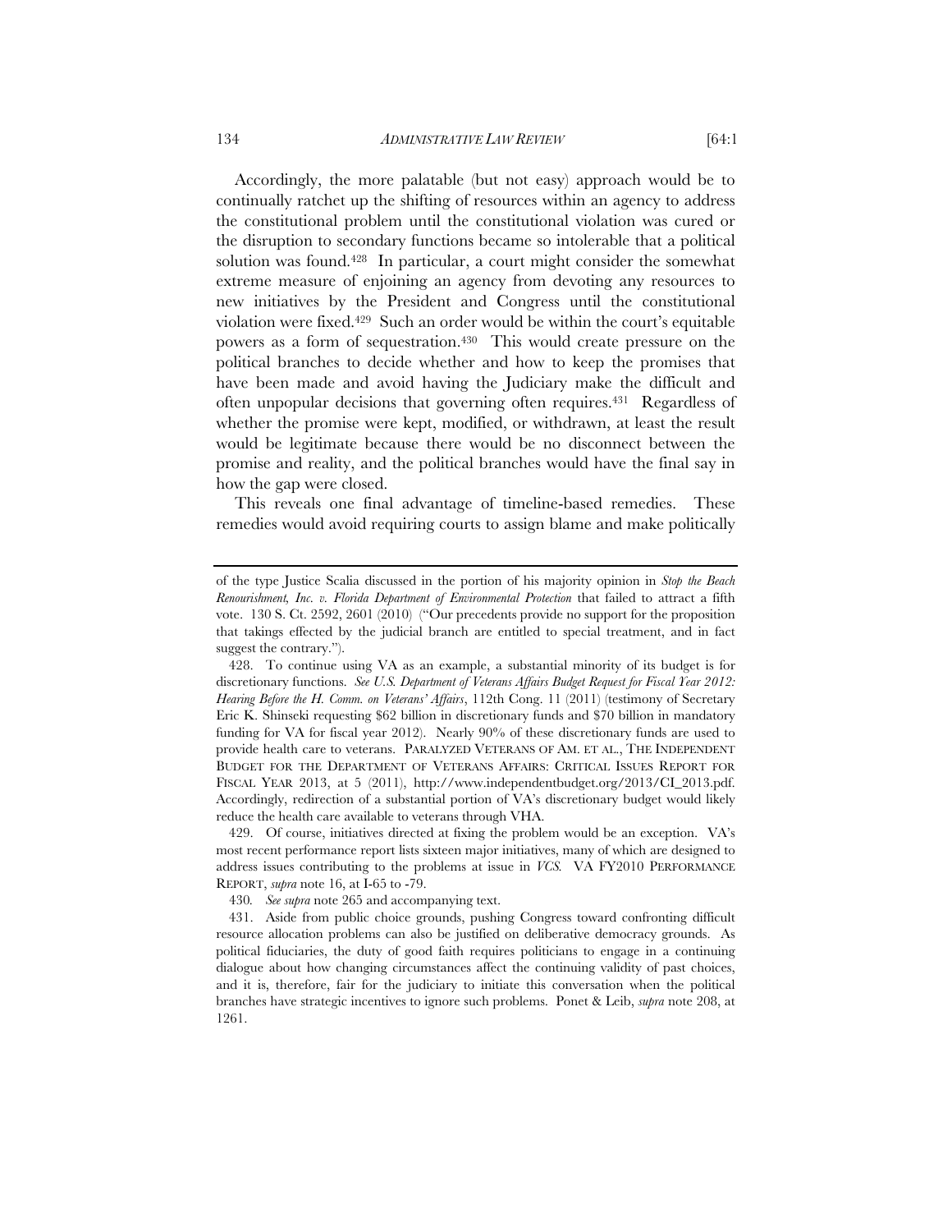Accordingly, the more palatable (but not easy) approach would be to continually ratchet up the shifting of resources within an agency to address the constitutional problem until the constitutional violation was cured or the disruption to secondary functions became so intolerable that a political solution was found.[428] In particular, a court might consider the somewhat extreme measure of enjoining an agency from devoting any resources to new initiatives by the President and Congress until the constitutional violation were fixed.[429] Such an order would be within the court's equitable powers as a form of sequestration.[430] This would create pressure on the political branches to decide whether and how to keep the promises that have been made and avoid having the Judiciary make the difficult and often unpopular decisions that governing often requires.[431] Regardless of whether the promise were kept, modified, or withdrawn, at least the result would be legitimate because there would be no disconnect between the promise and reality, and the political branches would have the final say in how the gap were closed.

This reveals one final advantage of timeline-based remedies. These remedies would avoid requiring courts to assign blame and make politically

---

of the type Justice Scalia discussed in the portion of his majority opinion in *Stop the Beach Renourishment, Inc. v. Florida Department of Environmental Protection* that failed to attract a fifth vote. 130 S. Ct. 2592, 2601 (2010) ("Our precedents provide no support for the proposition that takings effected by the judicial branch are entitled to special treatment, and in fact suggest the contrary.").

428. To continue using VA as an example, a substantial minority of its budget is for discretionary functions. *See U.S. Department of Veterans Affairs Budget Request for Fiscal Year 2012: Hearing Before the H. Comm. on Veterans' Affairs*, 112th Cong. 11 (2011) (testimony of Secretary Eric K. Shinseki requesting $62 billion in discretionary funds and $70 billion in mandatory funding for VA for fiscal year 2012). Nearly 90% of these discretionary funds are used to provide health care to veterans. PARALYZED VETERANS OF AM. ET AL., THE INDEPENDENT BUDGET FOR THE DEPARTMENT OF VETERANS AFFAIRS: CRITICAL ISSUES REPORT FOR FISCAL YEAR 2013, at 5 (2011), http://www.independentbudget.org/2013/CI_2013.pdf. Accordingly, redirection of a substantial portion of VA's discretionary budget would likely reduce the health care available to veterans through VHA.

429. Of course, initiatives directed at fixing the problem would be an exception. VA's most recent performance report lists sixteen major initiatives, many of which are designed to address issues contributing to the problems at issue in *VCS*. VA FY2010 PERFORMANCE REPORT, *supra* note 16, at I-65 to -79.

430. *See supra* note 265 and accompanying text.

431. Aside from public choice grounds, pushing Congress toward confronting difficult resource allocation problems can also be justified on deliberative democracy grounds. As political fiduciaries, the duty of good faith requires politicians to engage in a continuing dialogue about how changing circumstances affect the continuing validity of past choices, and it is, therefore, fair for the judiciary to initiate this conversation when the political branches have strategic incentives to ignore such problems. Ponet & Leib, *supra* note 208, at 1261.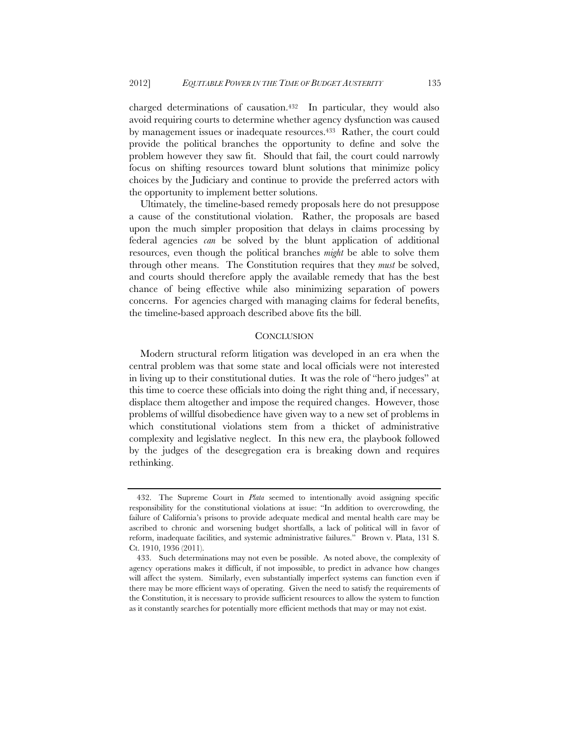charged determinations of causation.[432] In particular, they would also avoid requiring courts to determine whether agency dysfunction was caused by management issues or inadequate resources.[433] Rather, the court could provide the political branches the opportunity to define and solve the problem however they saw fit. Should that fail, the court could narrowly focus on shifting resources toward blunt solutions that minimize policy choices by the Judiciary and continue to provide the preferred actors with the opportunity to implement better solutions.

Ultimately, the timeline-based remedy proposals here do not presuppose a cause of the constitutional violation. Rather, the proposals are based upon the much simpler proposition that delays in claims processing by federal agencies *can* be solved by the blunt application of additional resources, even though the political branches *might* be able to solve them through other means. The Constitution requires that they *must* be solved, and courts should therefore apply the available remedy that has the best chance of being effective while also minimizing separation of powers concerns. For agencies charged with managing claims for federal benefits, the timeline-based approach described above fits the bill.

## CONCLUSION

Modern structural reform litigation was developed in an era when the central problem was that some state and local officials were not interested in living up to their constitutional duties. It was the role of "hero judges" at this time to coerce these officials into doing the right thing and, if necessary, displace them altogether and impose the required changes. However, those problems of willful disobedience have given way to a new set of problems in which constitutional violations stem from a thicket of administrative complexity and legislative neglect. In this new era, the playbook followed by the judges of the desegregation era is breaking down and requires rethinking.

---

432. The Supreme Court in *Plata* seemed to intentionally avoid assigning specific responsibility for the constitutional violations at issue: "In addition to overcrowding, the failure of California's prisons to provide adequate medical and mental health care may be ascribed to chronic and worsening budget shortfalls, a lack of political will in favor of reform, inadequate facilities, and systemic administrative failures." Brown v. Plata, 131 S. Ct. 1910, 1936 (2011).

433. Such determinations may not even be possible. As noted above, the complexity of agency operations makes it difficult, if not impossible, to predict in advance how changes will affect the system. Similarly, even substantially imperfect systems can function even if there may be more efficient ways of operating. Given the need to satisfy the requirements of the Constitution, it is necessary to provide sufficient resources to allow the system to function as it constantly searches for potentially more efficient methods that may or may not exist.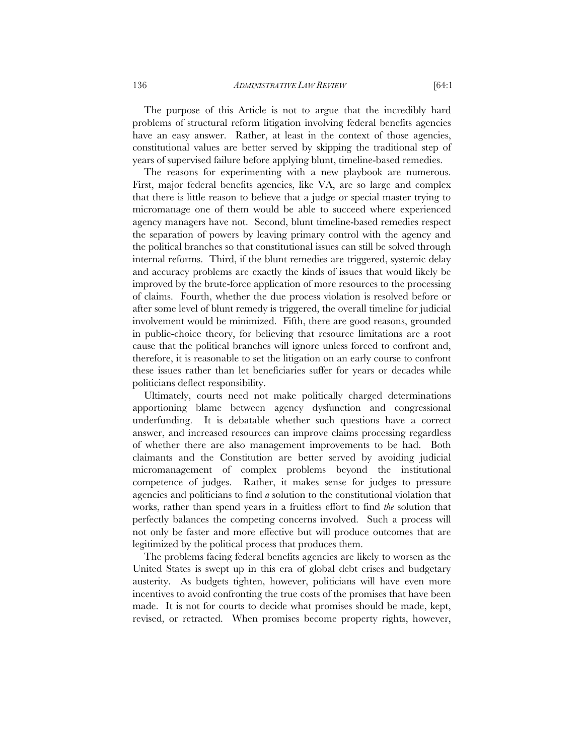The purpose of this Article is not to argue that the incredibly hard problems of structural reform litigation involving federal benefits agencies have an easy answer. Rather, at least in the context of those agencies, constitutional values are better served by skipping the traditional step of years of supervised failure before applying blunt, timeline-based remedies.

The reasons for experimenting with a new playbook are numerous. First, major federal benefits agencies, like VA, are so large and complex that there is little reason to believe that a judge or special master trying to micromanage one of them would be able to succeed where experienced agency managers have not. Second, blunt timeline-based remedies respect the separation of powers by leaving primary control with the agency and the political branches so that constitutional issues can still be solved through internal reforms. Third, if the blunt remedies are triggered, systemic delay and accuracy problems are exactly the kinds of issues that would likely be improved by the brute-force application of more resources to the processing of claims. Fourth, whether the due process violation is resolved before or after some level of blunt remedy is triggered, the overall timeline for judicial involvement would be minimized. Fifth, there are good reasons, grounded in public-choice theory, for believing that resource limitations are a root cause that the political branches will ignore unless forced to confront and, therefore, it is reasonable to set the litigation on an early course to confront these issues rather than let beneficiaries suffer for years or decades while politicians deflect responsibility.

Ultimately, courts need not make politically charged determinations apportioning blame between agency dysfunction and congressional underfunding. It is debatable whether such questions have a correct answer, and increased resources can improve claims processing regardless of whether there are also management improvements to be had. Both claimants and the Constitution are better served by avoiding judicial micromanagement of complex problems beyond the institutional competence of judges. Rather, it makes sense for judges to pressure agencies and politicians to find *a* solution to the constitutional violation that works, rather than spend years in a fruitless effort to find *the* solution that perfectly balances the competing concerns involved. Such a process will not only be faster and more effective but will produce outcomes that are legitimized by the political process that produces them.

The problems facing federal benefits agencies are likely to worsen as the United States is swept up in this era of global debt crises and budgetary austerity. As budgets tighten, however, politicians will have even more incentives to avoid confronting the true costs of the promises that have been made. It is not for courts to decide what promises should be made, kept, revised, or retracted. When promises become property rights, however,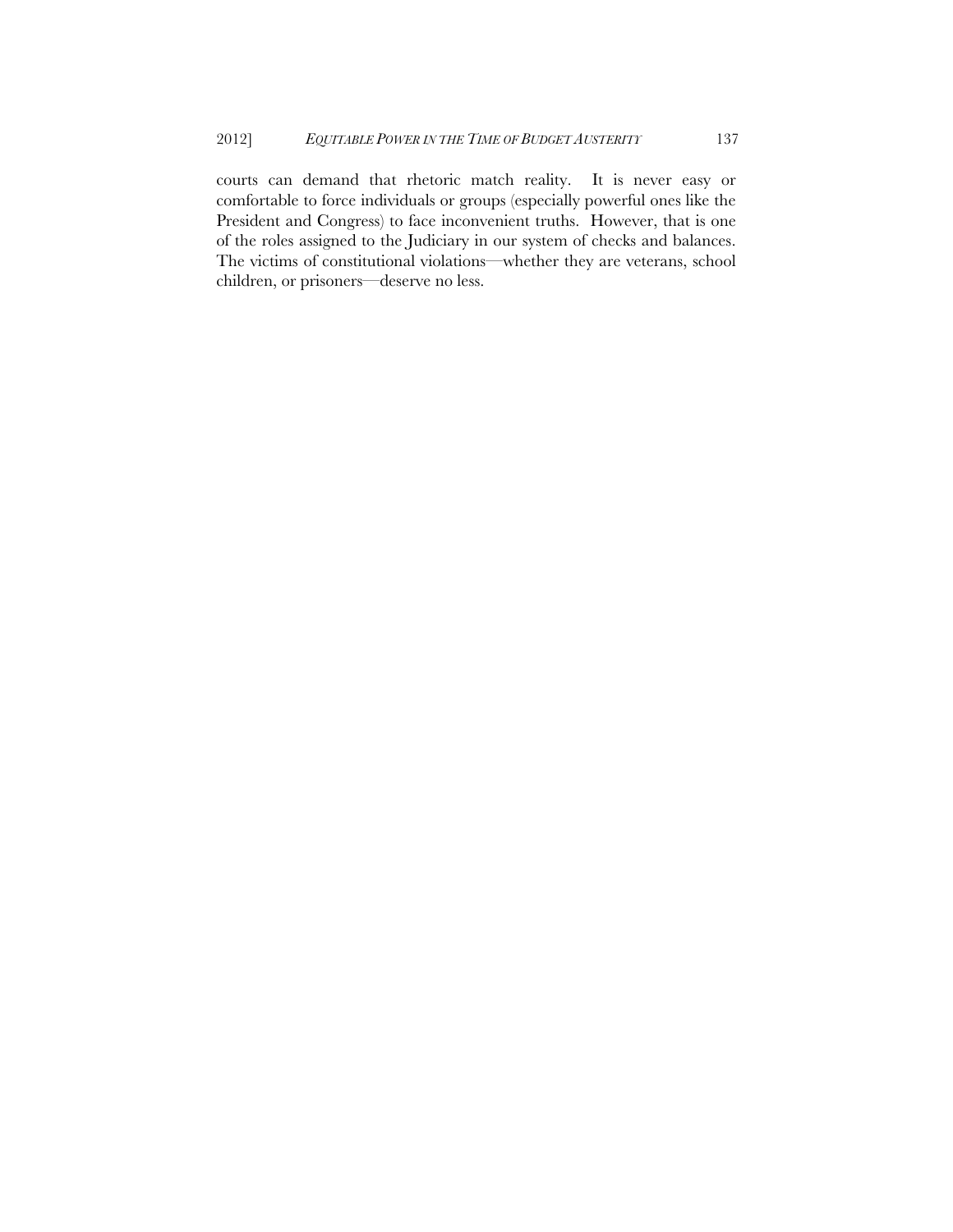courts can demand that rhetoric match reality. It is never easy or comfortable to force individuals or groups (especially powerful ones like the President and Congress) to face inconvenient truths. However, that is one of the roles assigned to the Judiciary in our system of checks and balances. The victims of constitutional violations—whether they are veterans, school children, or prisoners—deserve no less.